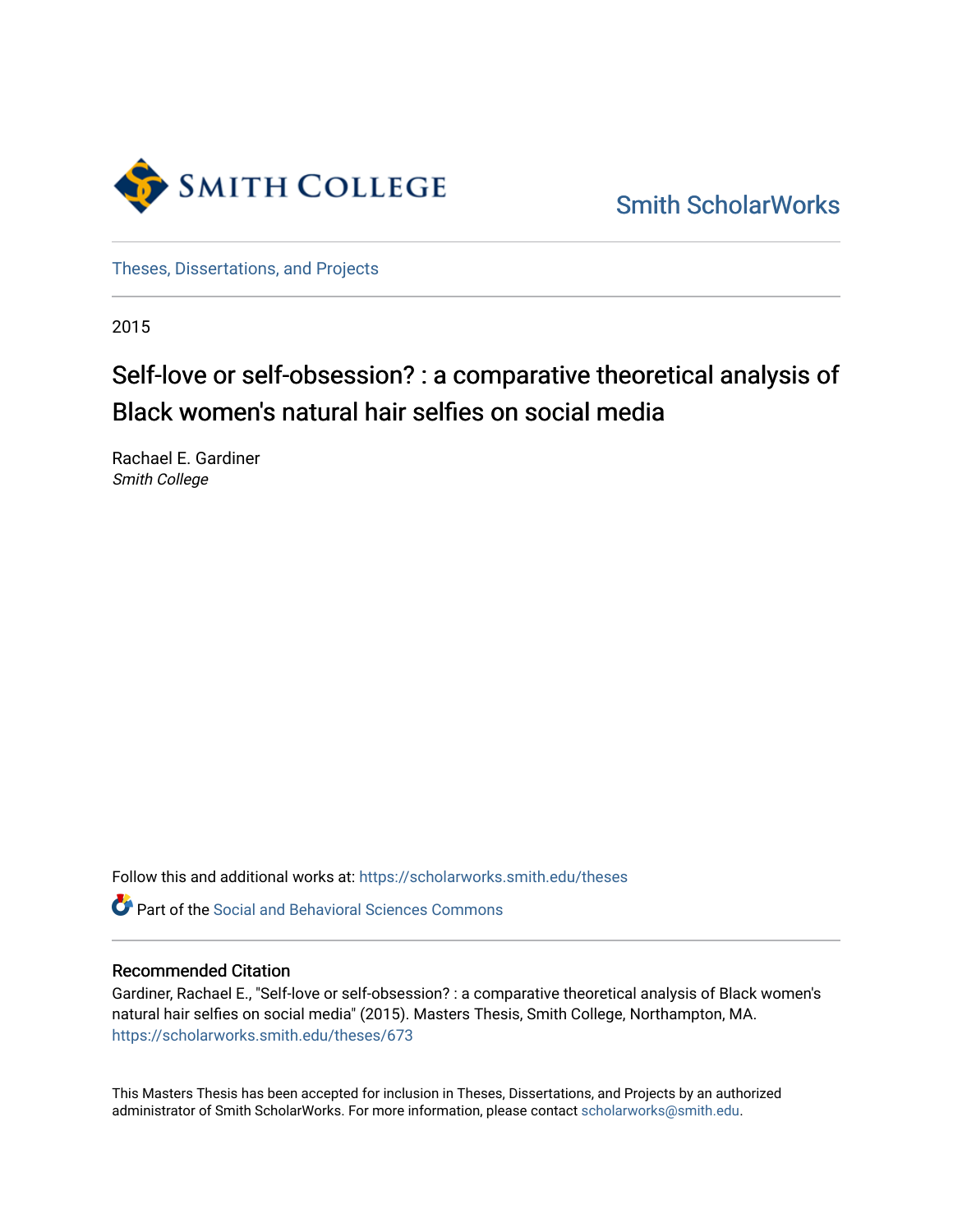SMITH COLLEGE

Smith ScholarWorks

Theses, Dissertations, and Projects

2015

# Self-love or self-obsession? : a comparative theoretical analysis of Black women's natural hair selfies on social media

Rachael E. Gardiner
*Smith College*

Follow this and additional works at: https://scholarworks.smith.edu/theses

Part of the Social and Behavioral Sciences Commons

## Recommended Citation

Gardiner, Rachael E., "Self-love or self-obsession? : a comparative theoretical analysis of Black women's natural hair selfies on social media" (2015). Masters Thesis, Smith College, Northampton, MA. https://scholarworks.smith.edu/theses/673

This Masters Thesis has been accepted for inclusion in Theses, Dissertations, and Projects by an authorized administrator of Smith ScholarWorks. For more information, please contact scholarworks@smith.edu.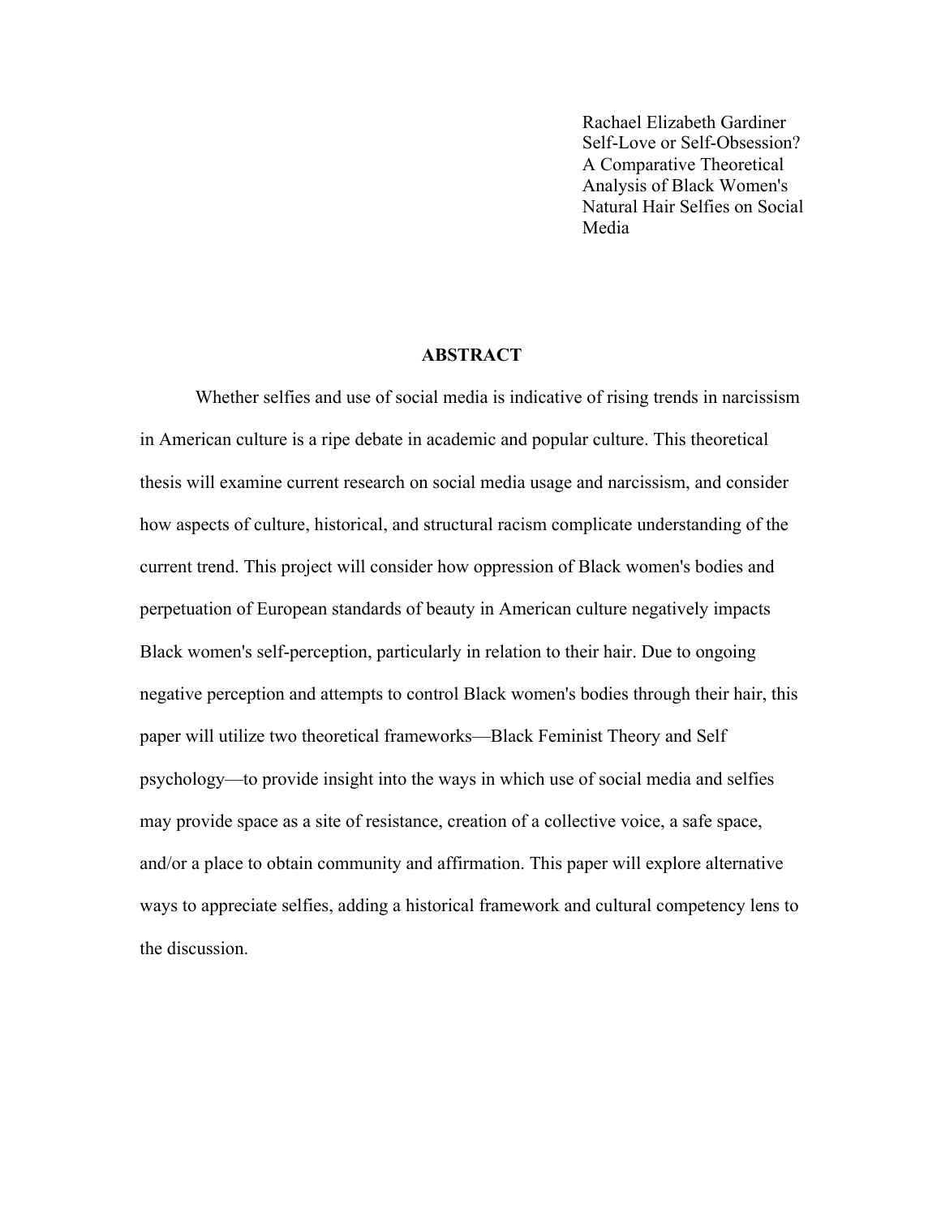Rachael Elizabeth Gardiner
Self-Love or Self-Obsession? A Comparative Theoretical Analysis of Black Women's Natural Hair Selfies on Social Media

## ABSTRACT

Whether selfies and use of social media is indicative of rising trends in narcissism in American culture is a ripe debate in academic and popular culture. This theoretical thesis will examine current research on social media usage and narcissism, and consider how aspects of culture, historical, and structural racism complicate understanding of the current trend. This project will consider how oppression of Black women's bodies and perpetuation of European standards of beauty in American culture negatively impacts Black women's self-perception, particularly in relation to their hair. Due to ongoing negative perception and attempts to control Black women's bodies through their hair, this paper will utilize two theoretical frameworks—Black Feminist Theory and Self psychology—to provide insight into the ways in which use of social media and selfies may provide space as a site of resistance, creation of a collective voice, a safe space, and/or a place to obtain community and affirmation. This paper will explore alternative ways to appreciate selfies, adding a historical framework and cultural competency lens to the discussion.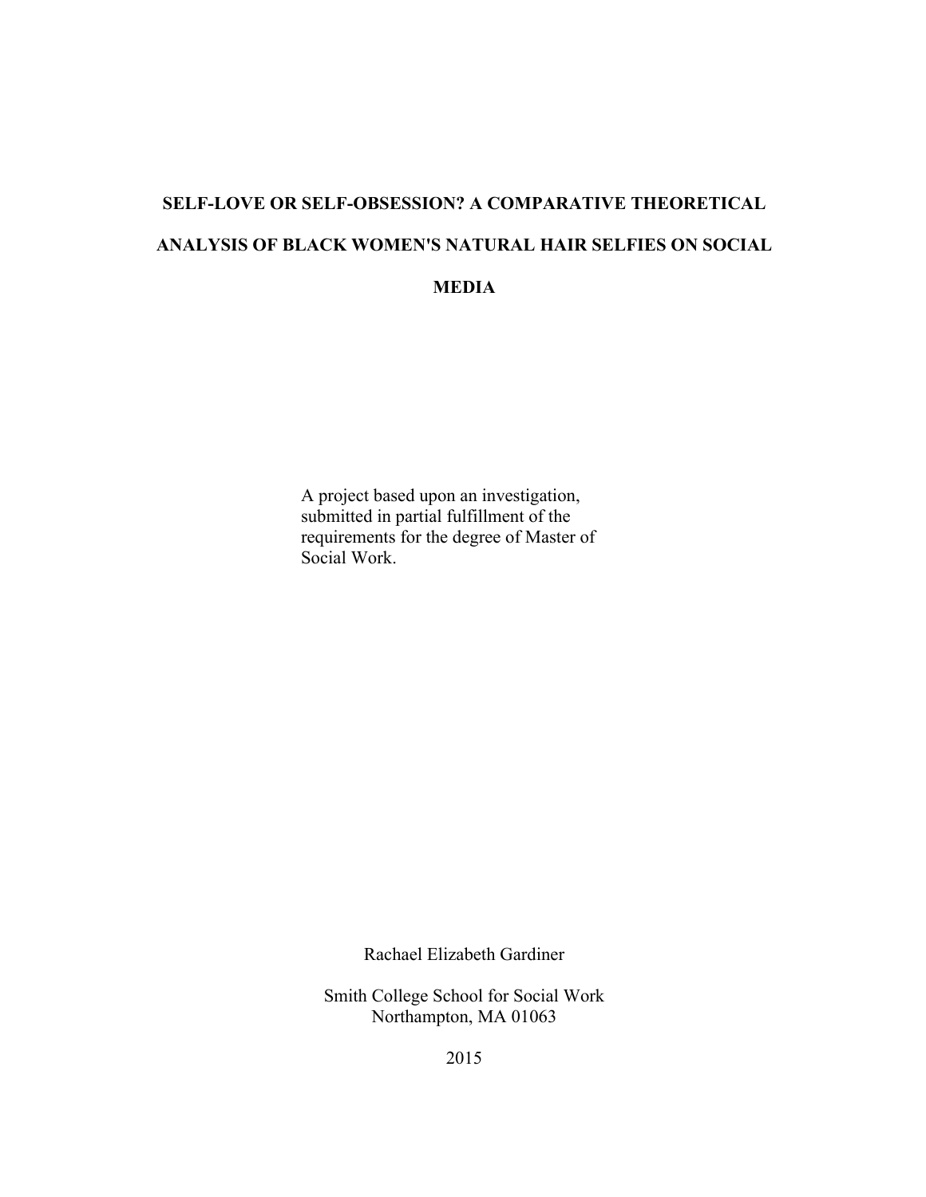# SELF-LOVE OR SELF-OBSESSION? A COMPARATIVE THEORETICAL ANALYSIS OF BLACK WOMEN'S NATURAL HAIR SELFIES ON SOCIAL MEDIA

A project based upon an investigation, submitted in partial fulfillment of the requirements for the degree of Master of Social Work.

Rachael Elizabeth Gardiner

Smith College School for Social Work
Northampton, MA 01063

2015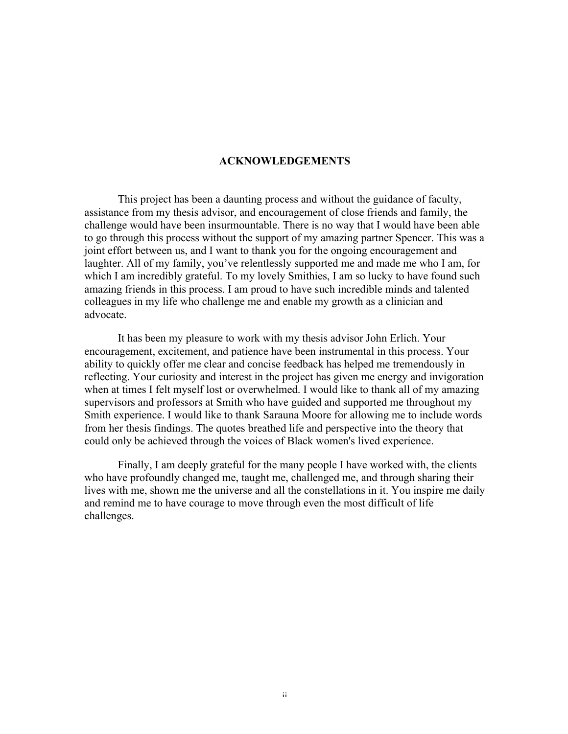# ACKNOWLEDGEMENTS

This project has been a daunting process and without the guidance of faculty, assistance from my thesis advisor, and encouragement of close friends and family, the challenge would have been insurmountable. There is no way that I would have been able to go through this process without the support of my amazing partner Spencer. This was a joint effort between us, and I want to thank you for the ongoing encouragement and laughter. All of my family, you've relentlessly supported me and made me who I am, for which I am incredibly grateful. To my lovely Smithies, I am so lucky to have found such amazing friends in this process. I am proud to have such incredible minds and talented colleagues in my life who challenge me and enable my growth as a clinician and advocate.

It has been my pleasure to work with my thesis advisor John Erlich. Your encouragement, excitement, and patience have been instrumental in this process. Your ability to quickly offer me clear and concise feedback has helped me tremendously in reflecting. Your curiosity and interest in the project has given me energy and invigoration when at times I felt myself lost or overwhelmed. I would like to thank all of my amazing supervisors and professors at Smith who have guided and supported me throughout my Smith experience. I would like to thank Sarauna Moore for allowing me to include words from her thesis findings. The quotes breathed life and perspective into the theory that could only be achieved through the voices of Black women's lived experience.

Finally, I am deeply grateful for the many people I have worked with, the clients who have profoundly changed me, taught me, challenged me, and through sharing their lives with me, shown me the universe and all the constellations in it. You inspire me daily and remind me to have courage to move through even the most difficult of life challenges.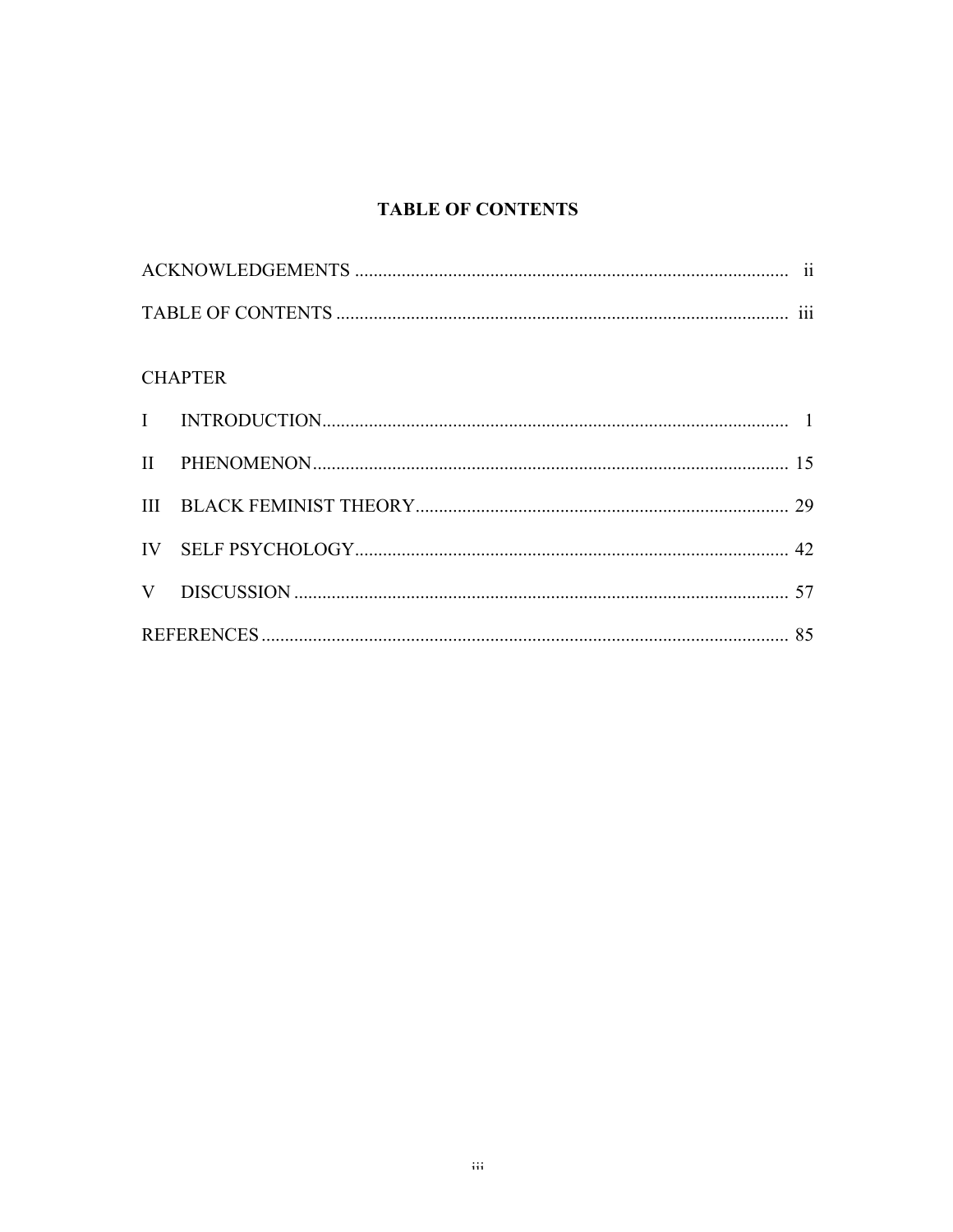# TABLE OF CONTENTS

ACKNOWLEDGEMENTS ........................................................................................... ii

TABLE OF CONTENTS ....................................................................................... iii

CHAPTER

I INTRODUCTION.................................................................................................. 1

II PHENOMENON.................................................................................................... 15

III BLACK FEMINIST THEORY.............................................................................. 29

IV SELF PSYCHOLOGY.......................................................................................... 42

V DISCUSSION ........................................................................................................ 57

REFERENCES ............................................................................................................. 85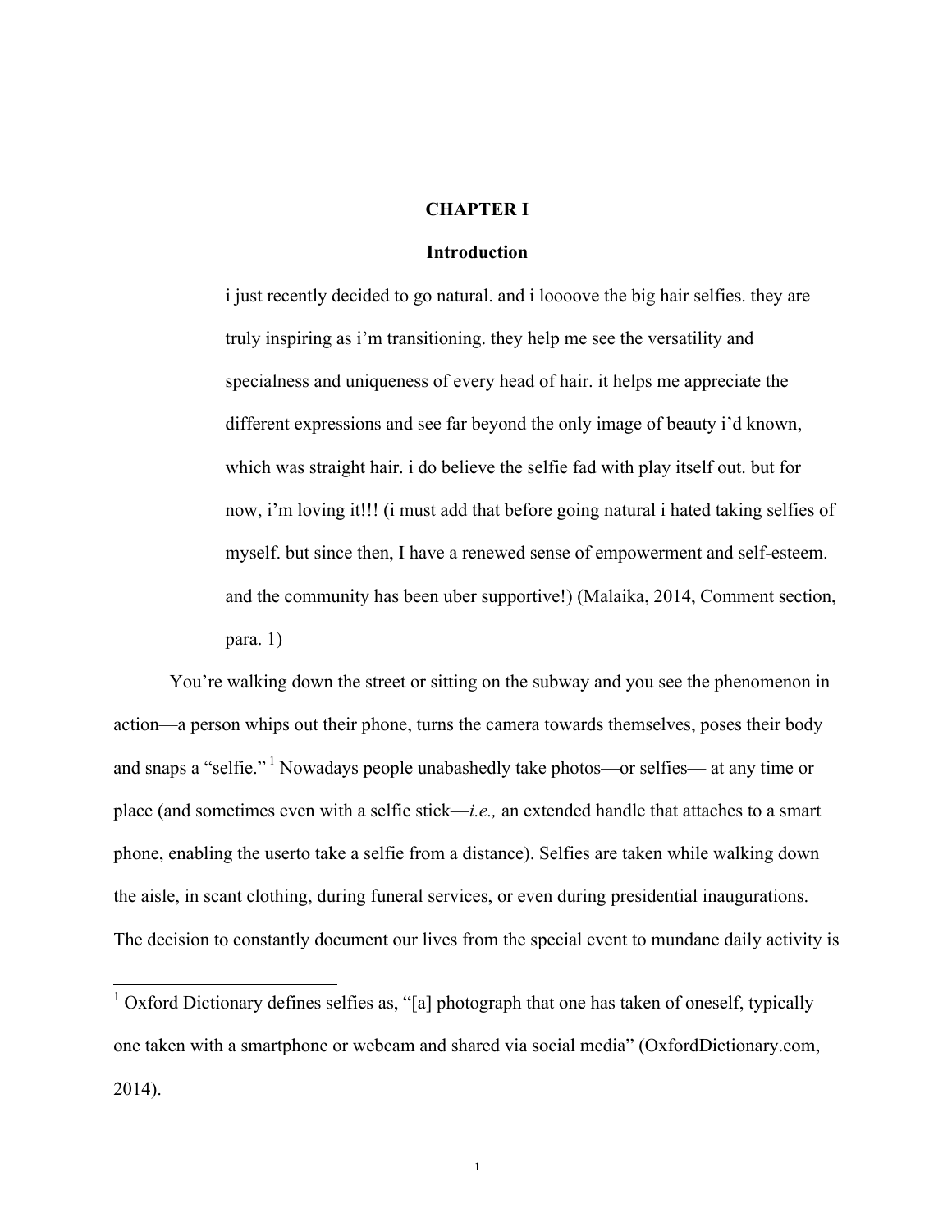# CHAPTER I

## Introduction

> i just recently decided to go natural. and i loooove the big hair selfies. they are truly inspiring as i'm transitioning. they help me see the versatility and specialness and uniqueness of every head of hair. it helps me appreciate the different expressions and see far beyond the only image of beauty i'd known, which was straight hair. i do believe the selfie fad with play itself out. but for now, i'm loving it!!! (i must add that before going natural i hated taking selfies of myself. but since then, I have a renewed sense of empowerment and self-esteem. and the community has been uber supportive!) (Malaika, 2014, Comment section, para. 1)

You're walking down the street or sitting on the subway and you see the phenomenon in action—a person whips out their phone, turns the camera towards themselves, poses their body and snaps a "selfie."[1] Nowadays people unabashedly take photos—or selfies— at any time or place (and sometimes even with a selfie stick—*i.e.,* an extended handle that attaches to a smart phone, enabling the userto take a selfie from a distance). Selfies are taken while walking down the aisle, in scant clothing, during funeral services, or even during presidential inaugurations. The decision to constantly document our lives from the special event to mundane daily activity is

---

[1] Oxford Dictionary defines selfies as, "[a] photograph that one has taken of oneself, typically one taken with a smartphone or webcam and shared via social media" (OxfordDictionary.com, 2014).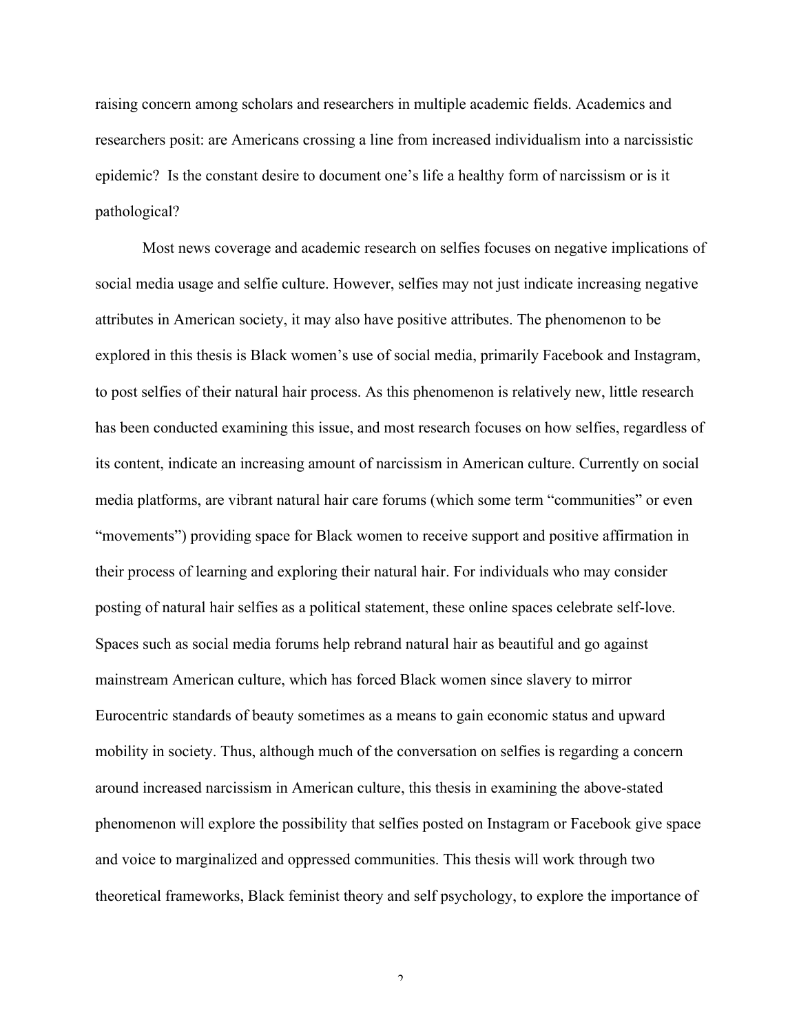raising concern among scholars and researchers in multiple academic fields. Academics and researchers posit: are Americans crossing a line from increased individualism into a narcissistic epidemic? Is the constant desire to document one's life a healthy form of narcissism or is it pathological?

Most news coverage and academic research on selfies focuses on negative implications of social media usage and selfie culture. However, selfies may not just indicate increasing negative attributes in American society, it may also have positive attributes. The phenomenon to be explored in this thesis is Black women's use of social media, primarily Facebook and Instagram, to post selfies of their natural hair process. As this phenomenon is relatively new, little research has been conducted examining this issue, and most research focuses on how selfies, regardless of its content, indicate an increasing amount of narcissism in American culture. Currently on social media platforms, are vibrant natural hair care forums (which some term "communities" or even "movements") providing space for Black women to receive support and positive affirmation in their process of learning and exploring their natural hair. For individuals who may consider posting of natural hair selfies as a political statement, these online spaces celebrate self-love. Spaces such as social media forums help rebrand natural hair as beautiful and go against mainstream American culture, which has forced Black women since slavery to mirror Eurocentric standards of beauty sometimes as a means to gain economic status and upward mobility in society. Thus, although much of the conversation on selfies is regarding a concern around increased narcissism in American culture, this thesis in examining the above-stated phenomenon will explore the possibility that selfies posted on Instagram or Facebook give space and voice to marginalized and oppressed communities. This thesis will work through two theoretical frameworks, Black feminist theory and self psychology, to explore the importance of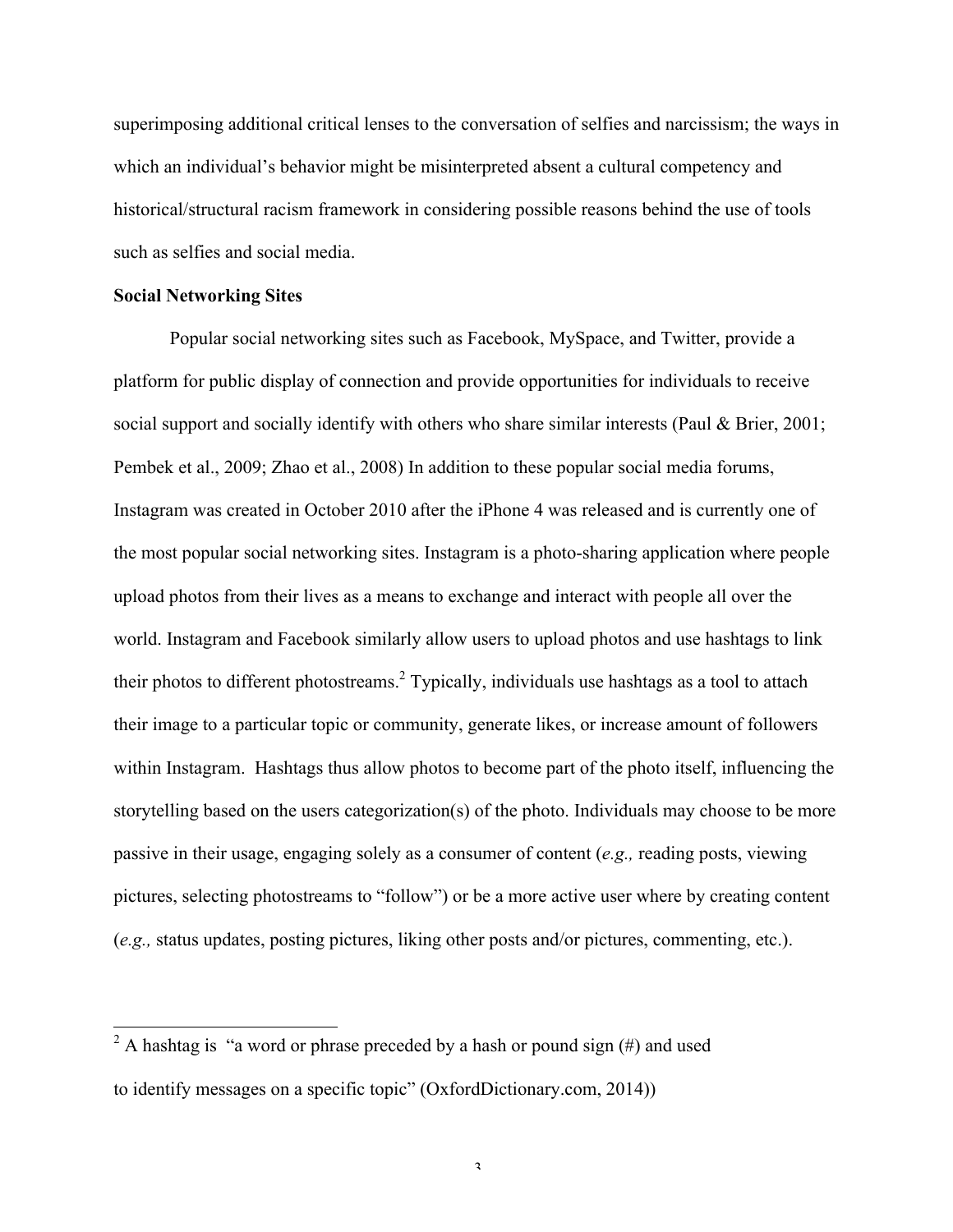superimposing additional critical lenses to the conversation of selfies and narcissism; the ways in which an individual's behavior might be misinterpreted absent a cultural competency and historical/structural racism framework in considering possible reasons behind the use of tools such as selfies and social media.

**Social Networking Sites**

Popular social networking sites such as Facebook, MySpace, and Twitter, provide a platform for public display of connection and provide opportunities for individuals to receive social support and socially identify with others who share similar interests (Paul & Brier, 2001; Pembek et al., 2009; Zhao et al., 2008) In addition to these popular social media forums, Instagram was created in October 2010 after the iPhone 4 was released and is currently one of the most popular social networking sites. Instagram is a photo-sharing application where people upload photos from their lives as a means to exchange and interact with people all over the world. Instagram and Facebook similarly allow users to upload photos and use hashtags to link their photos to different photostreams.[2] Typically, individuals use hashtags as a tool to attach their image to a particular topic or community, generate likes, or increase amount of followers within Instagram. Hashtags thus allow photos to become part of the photo itself, influencing the storytelling based on the users categorization(s) of the photo. Individuals may choose to be more passive in their usage, engaging solely as a consumer of content (*e.g.,* reading posts, viewing pictures, selecting photostreams to "follow") or be a more active user where by creating content (*e.g.,* status updates, posting pictures, liking other posts and/or pictures, commenting, etc.).

---

[2] A hashtag is "a word or phrase preceded by a hash or pound sign (#) and used to identify messages on a specific topic" (OxfordDictionary.com, 2014))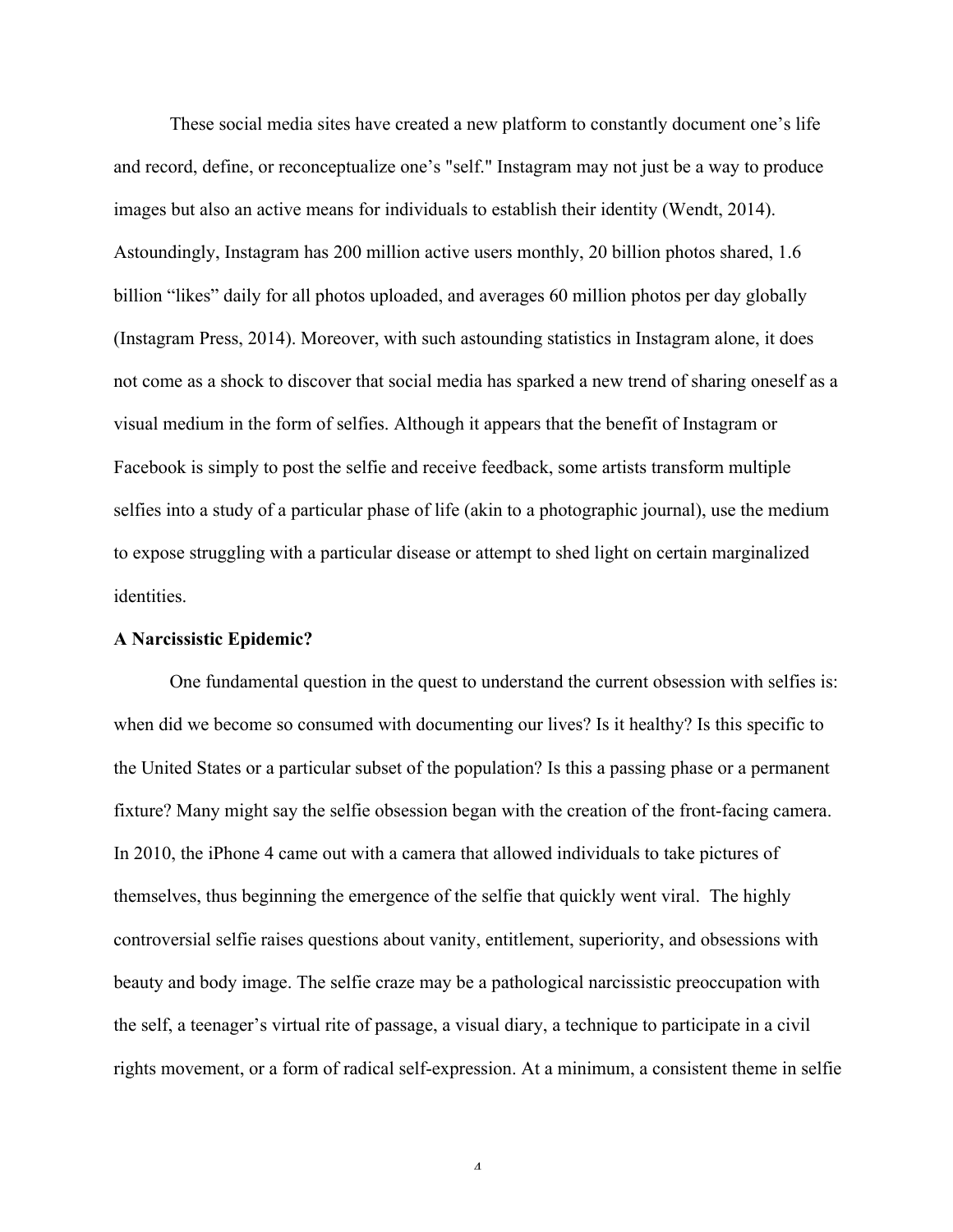These social media sites have created a new platform to constantly document one's life and record, define, or reconceptualize one's "self." Instagram may not just be a way to produce images but also an active means for individuals to establish their identity (Wendt, 2014). Astoundingly, Instagram has 200 million active users monthly, 20 billion photos shared, 1.6 billion "likes" daily for all photos uploaded, and averages 60 million photos per day globally (Instagram Press, 2014). Moreover, with such astounding statistics in Instagram alone, it does not come as a shock to discover that social media has sparked a new trend of sharing oneself as a visual medium in the form of selfies. Although it appears that the benefit of Instagram or Facebook is simply to post the selfie and receive feedback, some artists transform multiple selfies into a study of a particular phase of life (akin to a photographic journal), use the medium to expose struggling with a particular disease or attempt to shed light on certain marginalized identities.

**A Narcissistic Epidemic?**

One fundamental question in the quest to understand the current obsession with selfies is: when did we become so consumed with documenting our lives? Is it healthy? Is this specific to the United States or a particular subset of the population? Is this a passing phase or a permanent fixture? Many might say the selfie obsession began with the creation of the front-facing camera. In 2010, the iPhone 4 came out with a camera that allowed individuals to take pictures of themselves, thus beginning the emergence of the selfie that quickly went viral. The highly controversial selfie raises questions about vanity, entitlement, superiority, and obsessions with beauty and body image. The selfie craze may be a pathological narcissistic preoccupation with the self, a teenager's virtual rite of passage, a visual diary, a technique to participate in a civil rights movement, or a form of radical self-expression. At a minimum, a consistent theme in selfie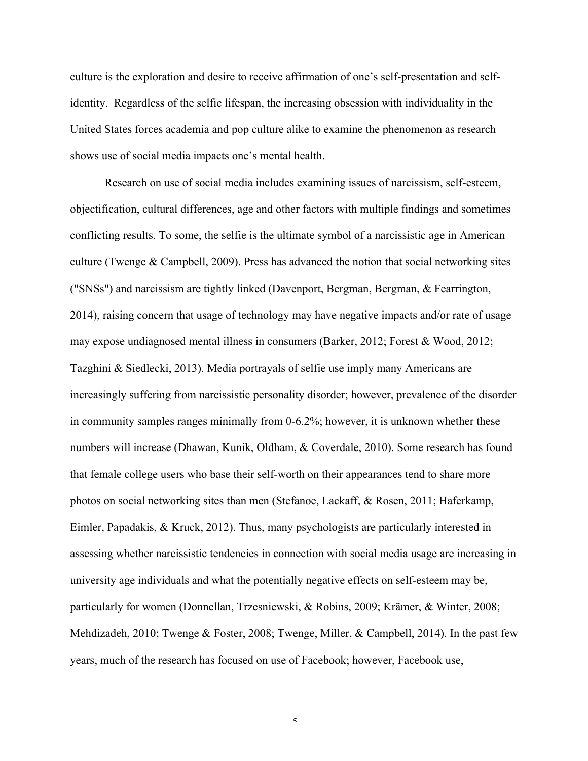culture is the exploration and desire to receive affirmation of one's self-presentation and self-identity. Regardless of the selfie lifespan, the increasing obsession with individuality in the United States forces academia and pop culture alike to examine the phenomenon as research shows use of social media impacts one's mental health.

Research on use of social media includes examining issues of narcissism, self-esteem, objectification, cultural differences, age and other factors with multiple findings and sometimes conflicting results. To some, the selfie is the ultimate symbol of a narcissistic age in American culture (Twenge & Campbell, 2009). Press has advanced the notion that social networking sites ("SNSs") and narcissism are tightly linked (Davenport, Bergman, Bergman, & Fearrington, 2014), raising concern that usage of technology may have negative impacts and/or rate of usage may expose undiagnosed mental illness in consumers (Barker, 2012; Forest & Wood, 2012; Tazghini & Siedlecki, 2013). Media portrayals of selfie use imply many Americans are increasingly suffering from narcissistic personality disorder; however, prevalence of the disorder in community samples ranges minimally from 0-6.2%; however, it is unknown whether these numbers will increase (Dhawan, Kunik, Oldham, & Coverdale, 2010). Some research has found that female college users who base their self-worth on their appearances tend to share more photos on social networking sites than men (Stefanoe, Lackaff, & Rosen, 2011; Haferkamp, Eimler, Papadakis, & Kruck, 2012). Thus, many psychologists are particularly interested in assessing whether narcissistic tendencies in connection with social media usage are increasing in university age individuals and what the potentially negative effects on self-esteem may be, particularly for women (Donnellan, Trzesniewski, & Robins, 2009; Krämer, & Winter, 2008; Mehdizadeh, 2010; Twenge & Foster, 2008; Twenge, Miller, & Campbell, 2014). In the past few years, much of the research has focused on use of Facebook; however, Facebook use,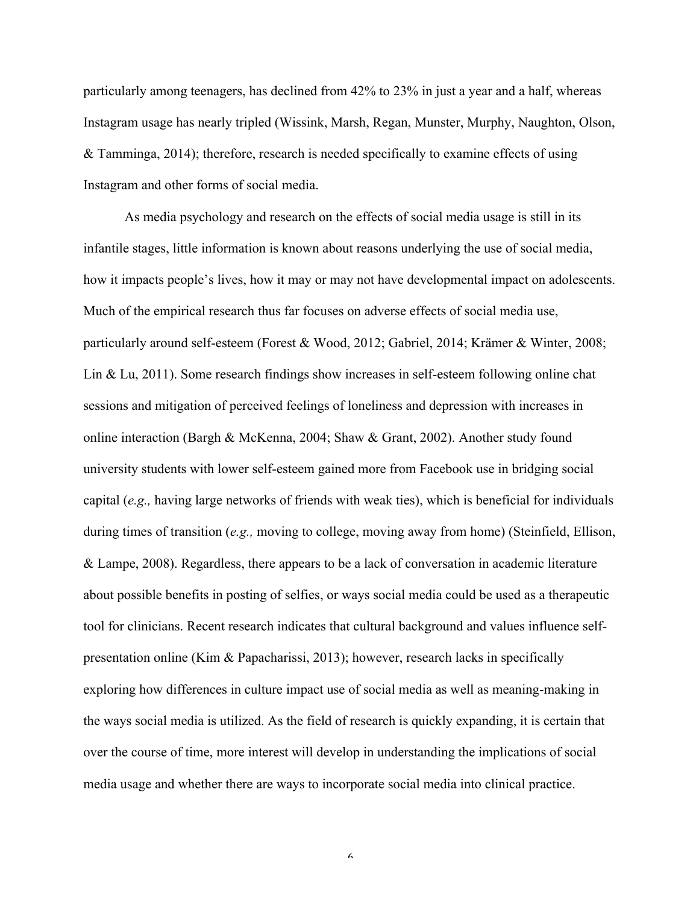particularly among teenagers, has declined from 42% to 23% in just a year and a half, whereas Instagram usage has nearly tripled (Wissink, Marsh, Regan, Munster, Murphy, Naughton, Olson, & Tamminga, 2014); therefore, research is needed specifically to examine effects of using Instagram and other forms of social media.

As media psychology and research on the effects of social media usage is still in its infantile stages, little information is known about reasons underlying the use of social media, how it impacts people's lives, how it may or may not have developmental impact on adolescents. Much of the empirical research thus far focuses on adverse effects of social media use, particularly around self-esteem (Forest & Wood, 2012; Gabriel, 2014; Krämer & Winter, 2008; Lin & Lu, 2011). Some research findings show increases in self-esteem following online chat sessions and mitigation of perceived feelings of loneliness and depression with increases in online interaction (Bargh & McKenna, 2004; Shaw & Grant, 2002). Another study found university students with lower self-esteem gained more from Facebook use in bridging social capital (*e.g.,* having large networks of friends with weak ties), which is beneficial for individuals during times of transition (*e.g.,* moving to college, moving away from home) (Steinfield, Ellison, & Lampe, 2008). Regardless, there appears to be a lack of conversation in academic literature about possible benefits in posting of selfies, or ways social media could be used as a therapeutic tool for clinicians. Recent research indicates that cultural background and values influence self-presentation online (Kim & Papacharissi, 2013); however, research lacks in specifically exploring how differences in culture impact use of social media as well as meaning-making in the ways social media is utilized. As the field of research is quickly expanding, it is certain that over the course of time, more interest will develop in understanding the implications of social media usage and whether there are ways to incorporate social media into clinical practice.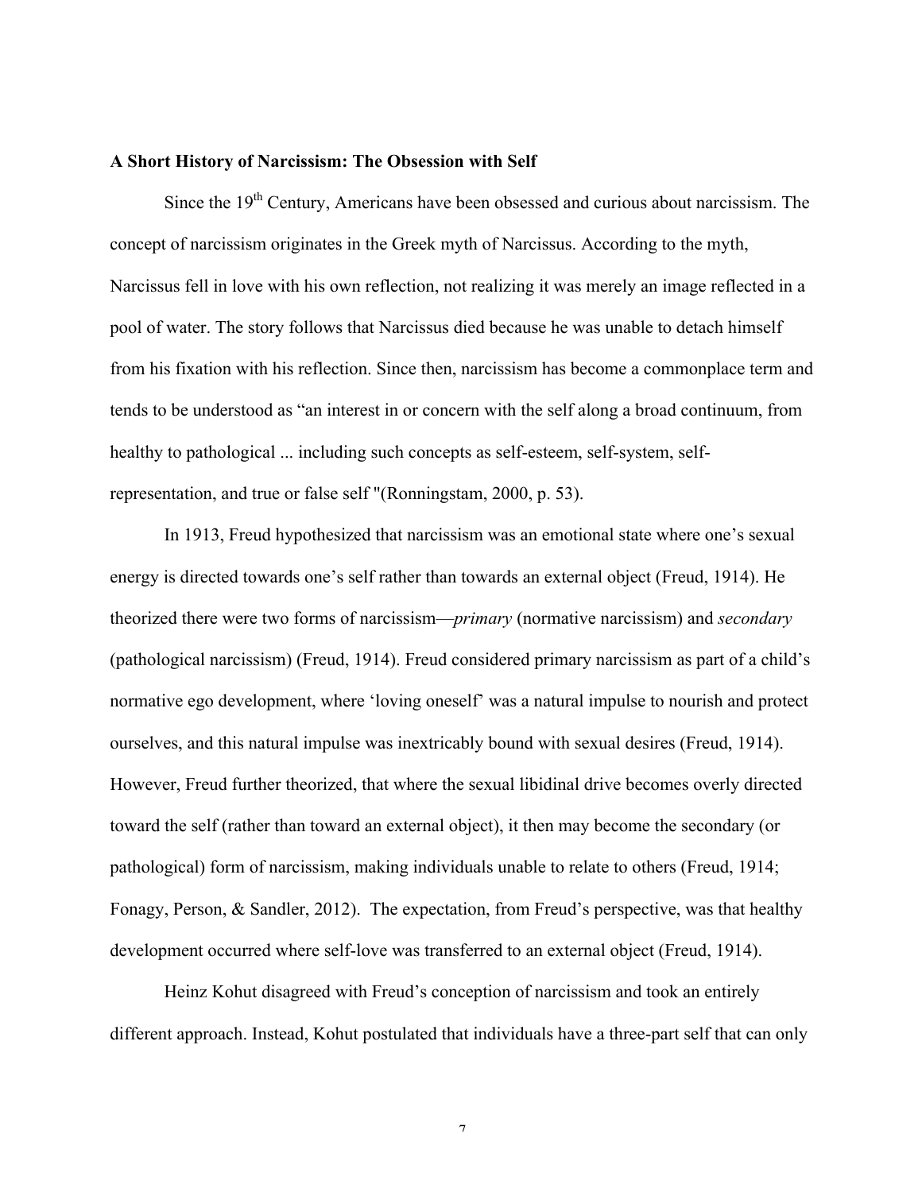**A Short History of Narcissism: The Obsession with Self**

Since the 19th Century, Americans have been obsessed and curious about narcissism. The concept of narcissism originates in the Greek myth of Narcissus. According to the myth, Narcissus fell in love with his own reflection, not realizing it was merely an image reflected in a pool of water. The story follows that Narcissus died because he was unable to detach himself from his fixation with his reflection. Since then, narcissism has become a commonplace term and tends to be understood as "an interest in or concern with the self along a broad continuum, from healthy to pathological ... including such concepts as self-esteem, self-system, self-representation, and true or false self "(Ronningstam, 2000, p. 53).

In 1913, Freud hypothesized that narcissism was an emotional state where one's sexual energy is directed towards one's self rather than towards an external object (Freud, 1914). He theorized there were two forms of narcissism—*primary* (normative narcissism) and *secondary* (pathological narcissism) (Freud, 1914). Freud considered primary narcissism as part of a child's normative ego development, where 'loving oneself' was a natural impulse to nourish and protect ourselves, and this natural impulse was inextricably bound with sexual desires (Freud, 1914). However, Freud further theorized, that where the sexual libidinal drive becomes overly directed toward the self (rather than toward an external object), it then may become the secondary (or pathological) form of narcissism, making individuals unable to relate to others (Freud, 1914; Fonagy, Person, & Sandler, 2012). The expectation, from Freud's perspective, was that healthy development occurred where self-love was transferred to an external object (Freud, 1914).

Heinz Kohut disagreed with Freud's conception of narcissism and took an entirely different approach. Instead, Kohut postulated that individuals have a three-part self that can only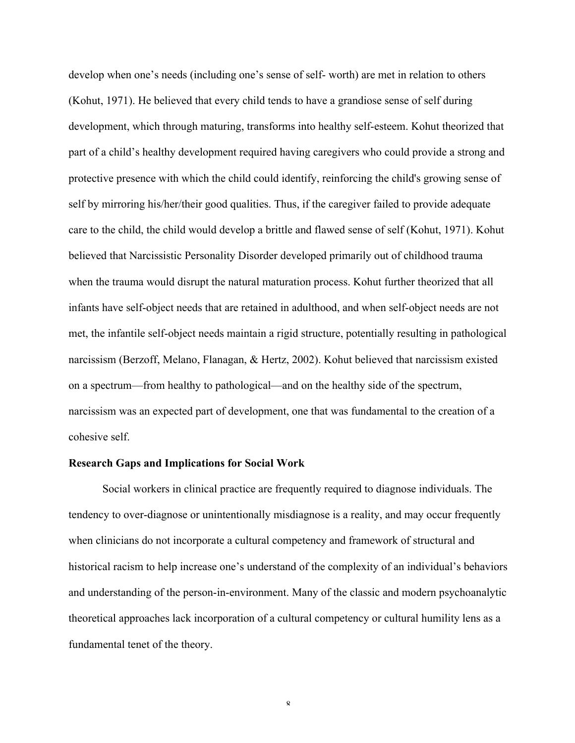develop when one's needs (including one's sense of self- worth) are met in relation to others (Kohut, 1971). He believed that every child tends to have a grandiose sense of self during development, which through maturing, transforms into healthy self-esteem. Kohut theorized that part of a child's healthy development required having caregivers who could provide a strong and protective presence with which the child could identify, reinforcing the child's growing sense of self by mirroring his/her/their good qualities. Thus, if the caregiver failed to provide adequate care to the child, the child would develop a brittle and flawed sense of self (Kohut, 1971). Kohut believed that Narcissistic Personality Disorder developed primarily out of childhood trauma when the trauma would disrupt the natural maturation process. Kohut further theorized that all infants have self-object needs that are retained in adulthood, and when self-object needs are not met, the infantile self-object needs maintain a rigid structure, potentially resulting in pathological narcissism (Berzoff, Melano, Flanagan, & Hertz, 2002). Kohut believed that narcissism existed on a spectrum—from healthy to pathological—and on the healthy side of the spectrum, narcissism was an expected part of development, one that was fundamental to the creation of a cohesive self.

**Research Gaps and Implications for Social Work**

Social workers in clinical practice are frequently required to diagnose individuals. The tendency to over-diagnose or unintentionally misdiagnose is a reality, and may occur frequently when clinicians do not incorporate a cultural competency and framework of structural and historical racism to help increase one's understand of the complexity of an individual's behaviors and understanding of the person-in-environment. Many of the classic and modern psychoanalytic theoretical approaches lack incorporation of a cultural competency or cultural humility lens as a fundamental tenet of the theory.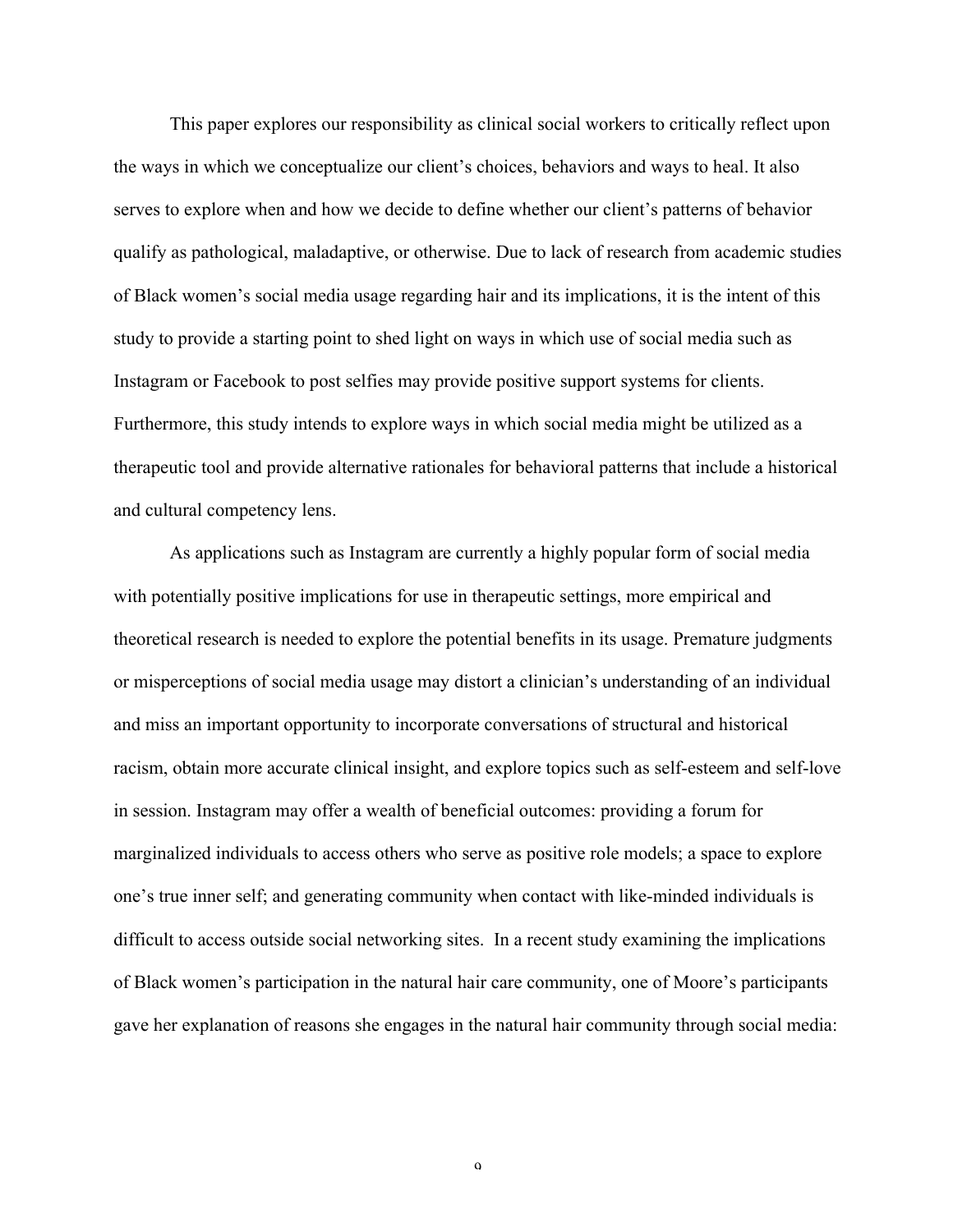This paper explores our responsibility as clinical social workers to critically reflect upon the ways in which we conceptualize our client's choices, behaviors and ways to heal. It also serves to explore when and how we decide to define whether our client's patterns of behavior qualify as pathological, maladaptive, or otherwise. Due to lack of research from academic studies of Black women's social media usage regarding hair and its implications, it is the intent of this study to provide a starting point to shed light on ways in which use of social media such as Instagram or Facebook to post selfies may provide positive support systems for clients. Furthermore, this study intends to explore ways in which social media might be utilized as a therapeutic tool and provide alternative rationales for behavioral patterns that include a historical and cultural competency lens.

As applications such as Instagram are currently a highly popular form of social media with potentially positive implications for use in therapeutic settings, more empirical and theoretical research is needed to explore the potential benefits in its usage. Premature judgments or misperceptions of social media usage may distort a clinician's understanding of an individual and miss an important opportunity to incorporate conversations of structural and historical racism, obtain more accurate clinical insight, and explore topics such as self-esteem and self-love in session. Instagram may offer a wealth of beneficial outcomes: providing a forum for marginalized individuals to access others who serve as positive role models; a space to explore one's true inner self; and generating community when contact with like-minded individuals is difficult to access outside social networking sites. In a recent study examining the implications of Black women's participation in the natural hair care community, one of Moore's participants gave her explanation of reasons she engages in the natural hair community through social media: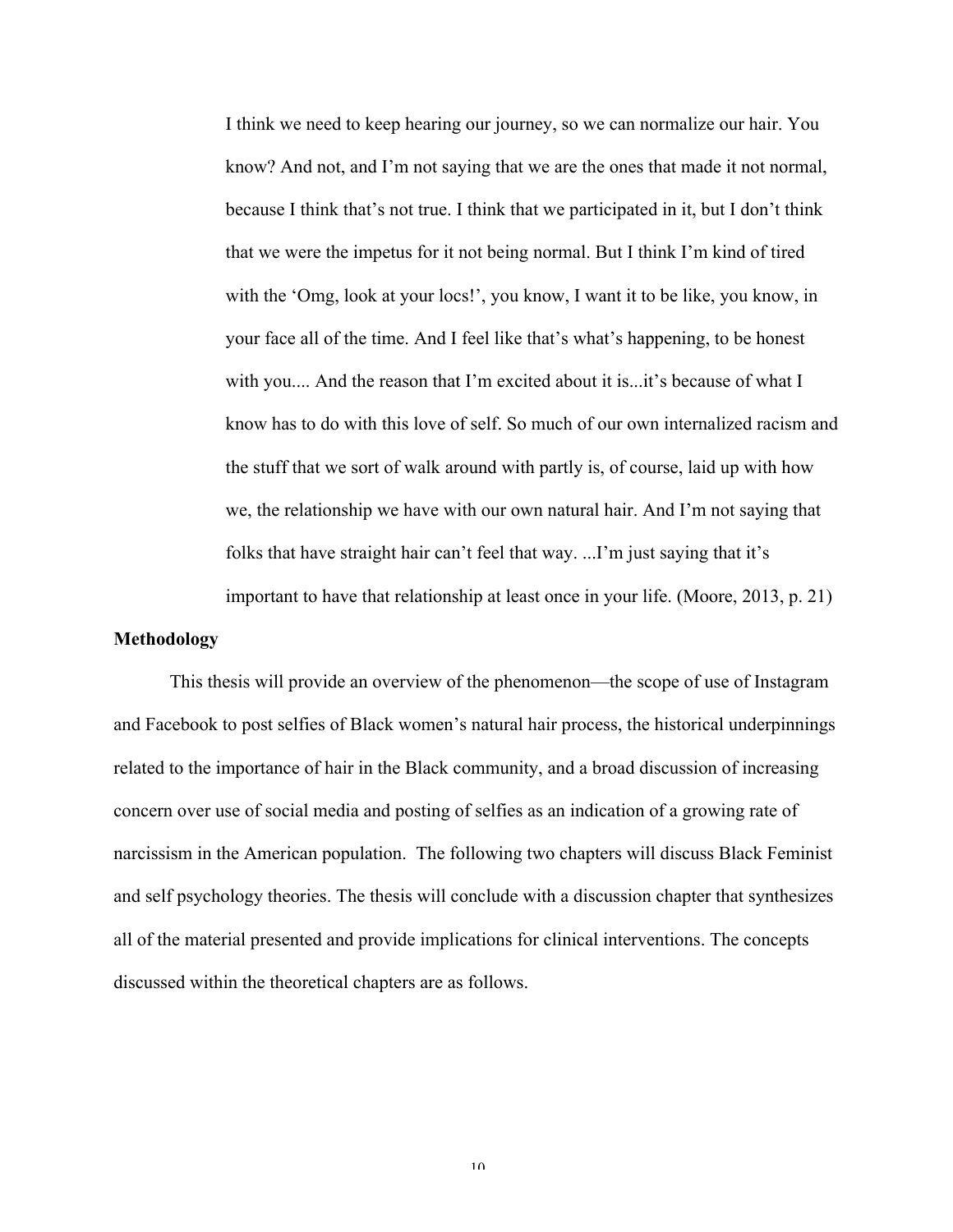> I think we need to keep hearing our journey, so we can normalize our hair. You know? And not, and I'm not saying that we are the ones that made it not normal, because I think that's not true. I think that we participated in it, but I don't think that we were the impetus for it not being normal. But I think I'm kind of tired with the 'Omg, look at your locs!', you know, I want it to be like, you know, in your face all of the time. And I feel like that's what's happening, to be honest with you.... And the reason that I'm excited about it is...it's because of what I know has to do with this love of self. So much of our own internalized racism and the stuff that we sort of walk around with partly is, of course, laid up with how we, the relationship we have with our own natural hair. And I'm not saying that folks that have straight hair can't feel that way. ...I'm just saying that it's important to have that relationship at least once in your life. (Moore, 2013, p. 21)

**Methodology**

This thesis will provide an overview of the phenomenon—the scope of use of Instagram and Facebook to post selfies of Black women's natural hair process, the historical underpinnings related to the importance of hair in the Black community, and a broad discussion of increasing concern over use of social media and posting of selfies as an indication of a growing rate of narcissism in the American population. The following two chapters will discuss Black Feminist and self psychology theories. The thesis will conclude with a discussion chapter that synthesizes all of the material presented and provide implications for clinical interventions. The concepts discussed within the theoretical chapters are as follows.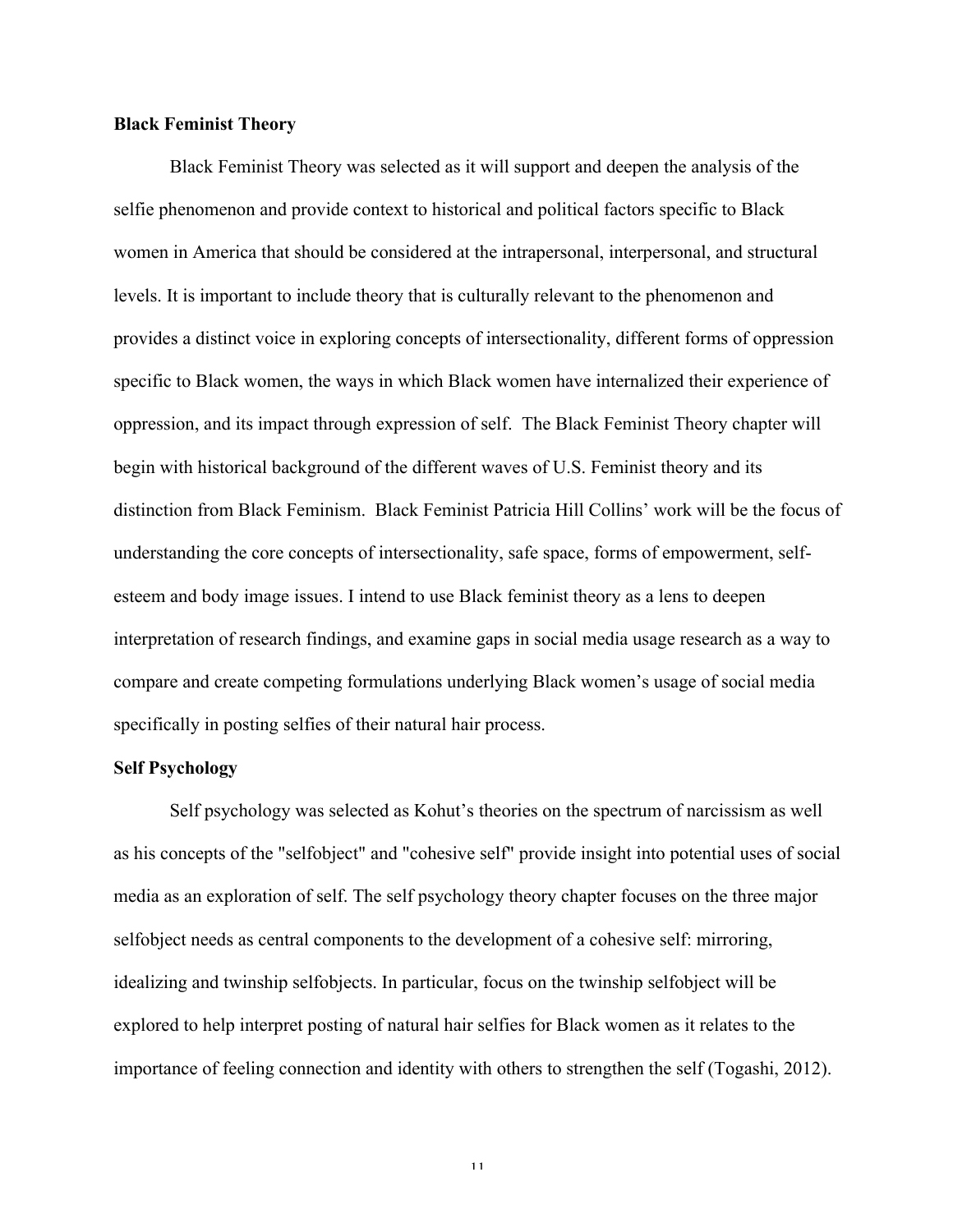**Black Feminist Theory**

Black Feminist Theory was selected as it will support and deepen the analysis of the selfie phenomenon and provide context to historical and political factors specific to Black women in America that should be considered at the intrapersonal, interpersonal, and structural levels. It is important to include theory that is culturally relevant to the phenomenon and provides a distinct voice in exploring concepts of intersectionality, different forms of oppression specific to Black women, the ways in which Black women have internalized their experience of oppression, and its impact through expression of self. The Black Feminist Theory chapter will begin with historical background of the different waves of U.S. Feminist theory and its distinction from Black Feminism. Black Feminist Patricia Hill Collins' work will be the focus of understanding the core concepts of intersectionality, safe space, forms of empowerment, self-esteem and body image issues. I intend to use Black feminist theory as a lens to deepen interpretation of research findings, and examine gaps in social media usage research as a way to compare and create competing formulations underlying Black women's usage of social media specifically in posting selfies of their natural hair process.

**Self Psychology**

Self psychology was selected as Kohut's theories on the spectrum of narcissism as well as his concepts of the "selfobject" and "cohesive self" provide insight into potential uses of social media as an exploration of self. The self psychology theory chapter focuses on the three major selfobject needs as central components to the development of a cohesive self: mirroring, idealizing and twinship selfobjects. In particular, focus on the twinship selfobject will be explored to help interpret posting of natural hair selfies for Black women as it relates to the importance of feeling connection and identity with others to strengthen the self (Togashi, 2012).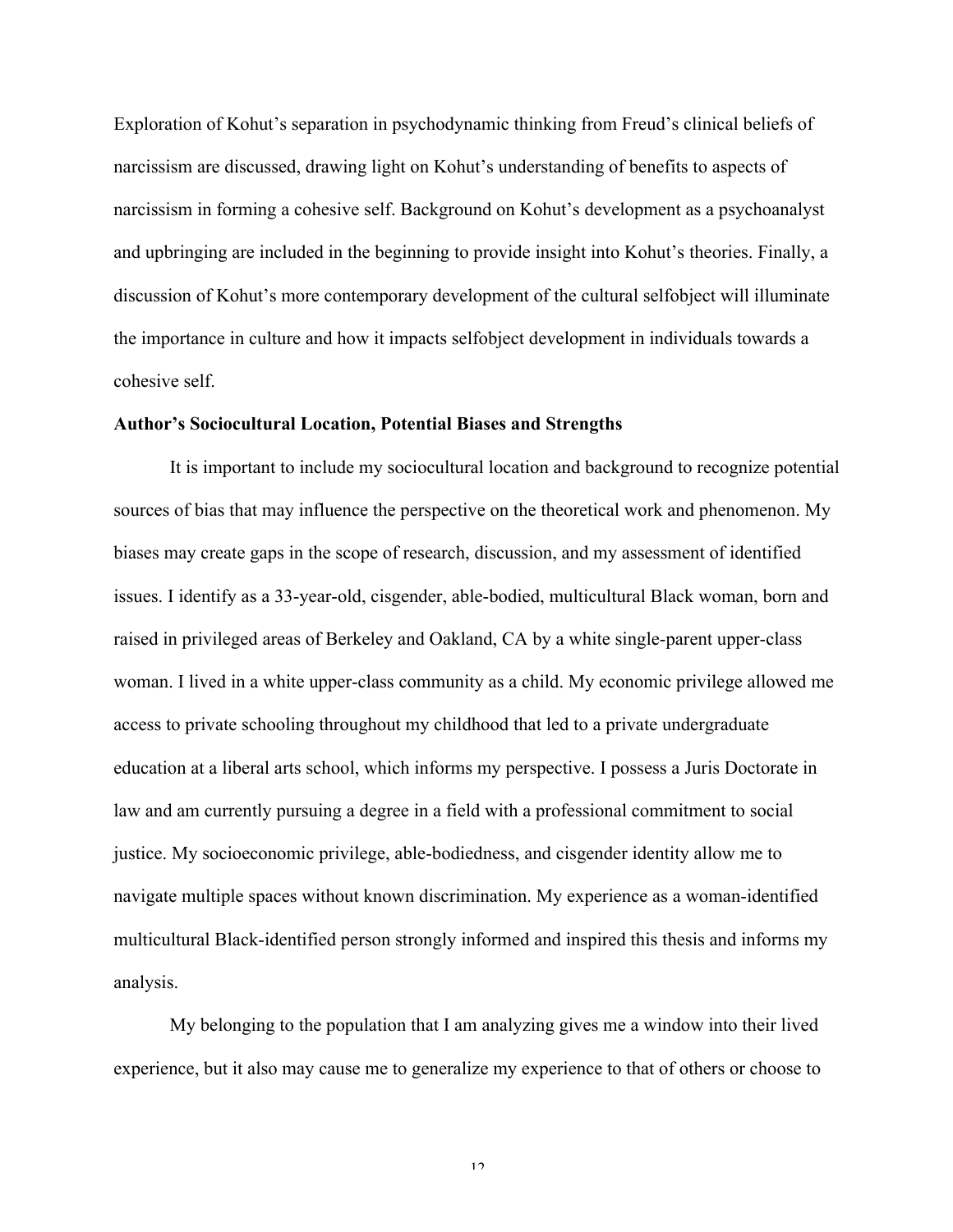Exploration of Kohut's separation in psychodynamic thinking from Freud's clinical beliefs of narcissism are discussed, drawing light on Kohut's understanding of benefits to aspects of narcissism in forming a cohesive self. Background on Kohut's development as a psychoanalyst and upbringing are included in the beginning to provide insight into Kohut's theories. Finally, a discussion of Kohut's more contemporary development of the cultural selfobject will illuminate the importance in culture and how it impacts selfobject development in individuals towards a cohesive self.

**Author's Sociocultural Location, Potential Biases and Strengths**

It is important to include my sociocultural location and background to recognize potential sources of bias that may influence the perspective on the theoretical work and phenomenon. My biases may create gaps in the scope of research, discussion, and my assessment of identified issues. I identify as a 33-year-old, cisgender, able-bodied, multicultural Black woman, born and raised in privileged areas of Berkeley and Oakland, CA by a white single-parent upper-class woman. I lived in a white upper-class community as a child. My economic privilege allowed me access to private schooling throughout my childhood that led to a private undergraduate education at a liberal arts school, which informs my perspective. I possess a Juris Doctorate in law and am currently pursuing a degree in a field with a professional commitment to social justice. My socioeconomic privilege, able-bodiedness, and cisgender identity allow me to navigate multiple spaces without known discrimination. My experience as a woman-identified multicultural Black-identified person strongly informed and inspired this thesis and informs my analysis.

My belonging to the population that I am analyzing gives me a window into their lived experience, but it also may cause me to generalize my experience to that of others or choose to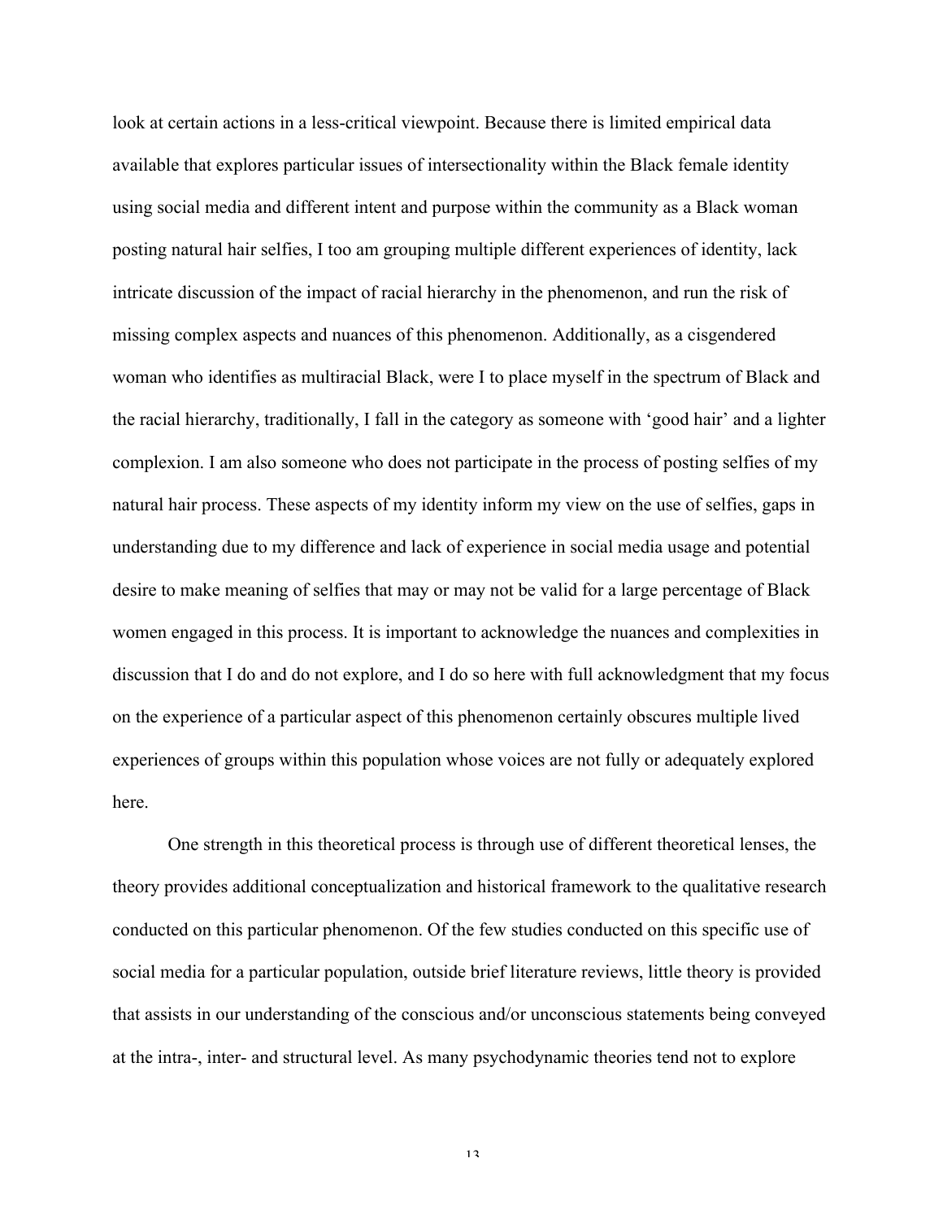look at certain actions in a less-critical viewpoint. Because there is limited empirical data available that explores particular issues of intersectionality within the Black female identity using social media and different intent and purpose within the community as a Black woman posting natural hair selfies, I too am grouping multiple different experiences of identity, lack intricate discussion of the impact of racial hierarchy in the phenomenon, and run the risk of missing complex aspects and nuances of this phenomenon. Additionally, as a cisgendered woman who identifies as multiracial Black, were I to place myself in the spectrum of Black and the racial hierarchy, traditionally, I fall in the category as someone with 'good hair' and a lighter complexion. I am also someone who does not participate in the process of posting selfies of my natural hair process. These aspects of my identity inform my view on the use of selfies, gaps in understanding due to my difference and lack of experience in social media usage and potential desire to make meaning of selfies that may or may not be valid for a large percentage of Black women engaged in this process. It is important to acknowledge the nuances and complexities in discussion that I do and do not explore, and I do so here with full acknowledgment that my focus on the experience of a particular aspect of this phenomenon certainly obscures multiple lived experiences of groups within this population whose voices are not fully or adequately explored here.

One strength in this theoretical process is through use of different theoretical lenses, the theory provides additional conceptualization and historical framework to the qualitative research conducted on this particular phenomenon. Of the few studies conducted on this specific use of social media for a particular population, outside brief literature reviews, little theory is provided that assists in our understanding of the conscious and/or unconscious statements being conveyed at the intra-, inter- and structural level. As many psychodynamic theories tend not to explore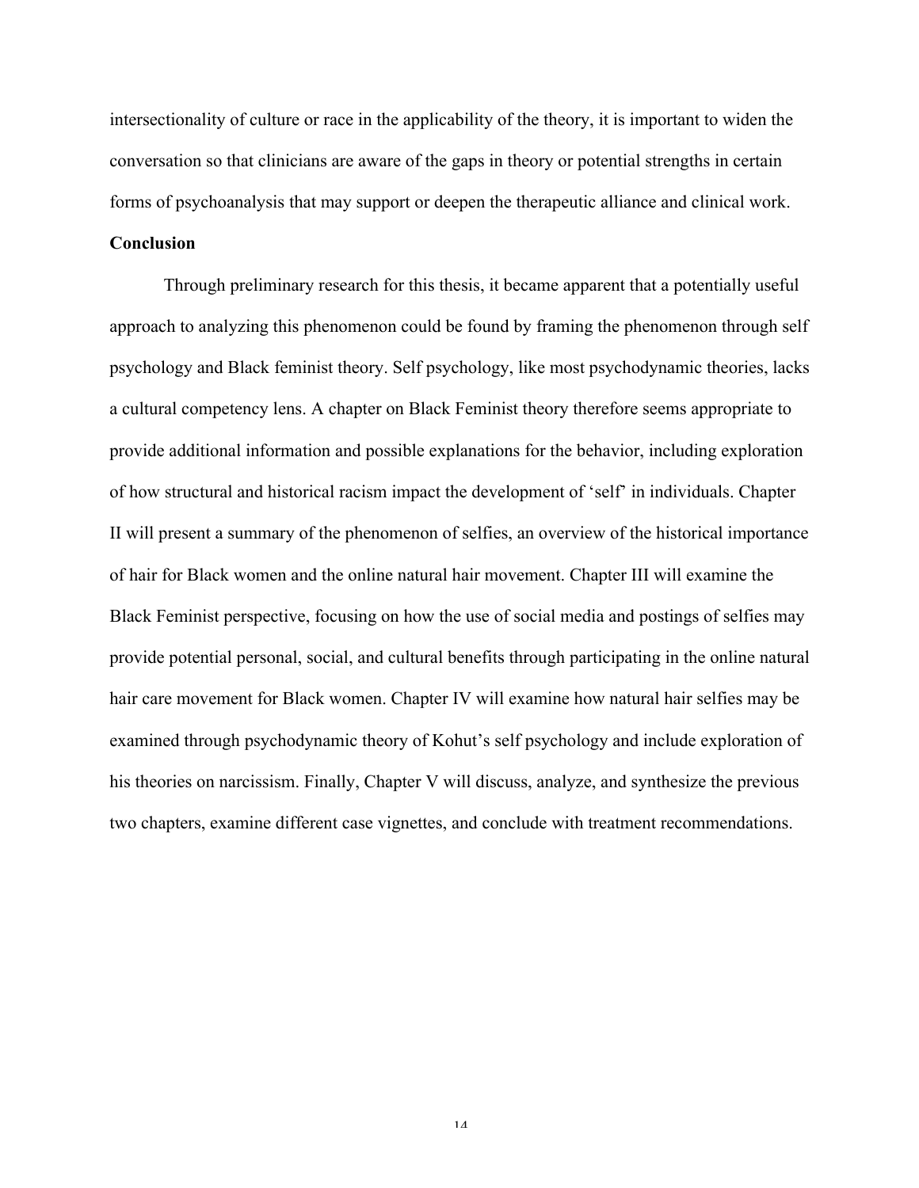intersectionality of culture or race in the applicability of the theory, it is important to widen the conversation so that clinicians are aware of the gaps in theory or potential strengths in certain forms of psychoanalysis that may support or deepen the therapeutic alliance and clinical work.

**Conclusion**

Through preliminary research for this thesis, it became apparent that a potentially useful approach to analyzing this phenomenon could be found by framing the phenomenon through self psychology and Black feminist theory. Self psychology, like most psychodynamic theories, lacks a cultural competency lens. A chapter on Black Feminist theory therefore seems appropriate to provide additional information and possible explanations for the behavior, including exploration of how structural and historical racism impact the development of 'self' in individuals. Chapter II will present a summary of the phenomenon of selfies, an overview of the historical importance of hair for Black women and the online natural hair movement. Chapter III will examine the Black Feminist perspective, focusing on how the use of social media and postings of selfies may provide potential personal, social, and cultural benefits through participating in the online natural hair care movement for Black women. Chapter IV will examine how natural hair selfies may be examined through psychodynamic theory of Kohut's self psychology and include exploration of his theories on narcissism. Finally, Chapter V will discuss, analyze, and synthesize the previous two chapters, examine different case vignettes, and conclude with treatment recommendations.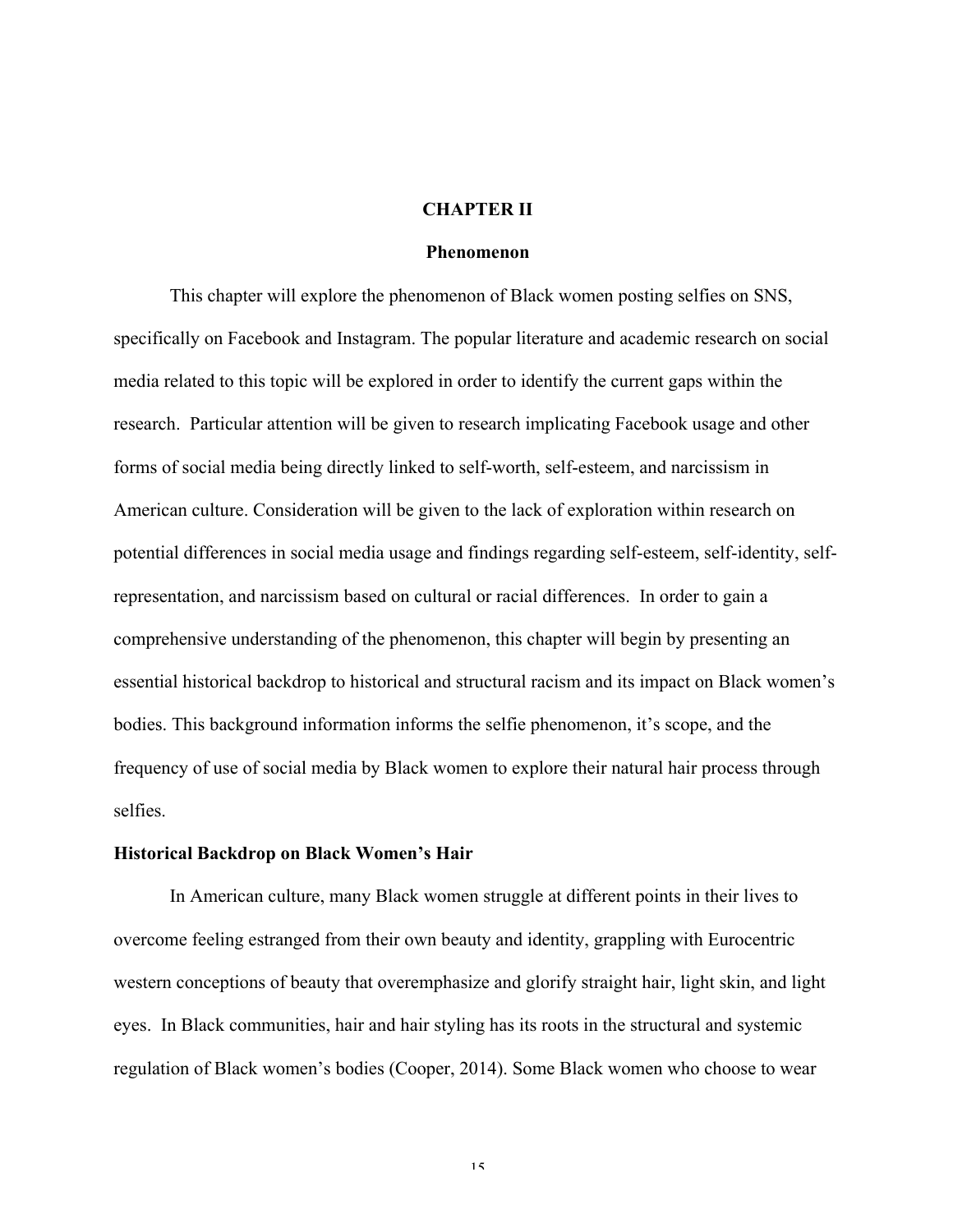# CHAPTER II

## Phenomenon

This chapter will explore the phenomenon of Black women posting selfies on SNS, specifically on Facebook and Instagram. The popular literature and academic research on social media related to this topic will be explored in order to identify the current gaps within the research. Particular attention will be given to research implicating Facebook usage and other forms of social media being directly linked to self-worth, self-esteem, and narcissism in American culture. Consideration will be given to the lack of exploration within research on potential differences in social media usage and findings regarding self-esteem, self-identity, self-representation, and narcissism based on cultural or racial differences. In order to gain a comprehensive understanding of the phenomenon, this chapter will begin by presenting an essential historical backdrop to historical and structural racism and its impact on Black women's bodies. This background information informs the selfie phenomenon, it's scope, and the frequency of use of social media by Black women to explore their natural hair process through selfies.

### Historical Backdrop on Black Women's Hair

In American culture, many Black women struggle at different points in their lives to overcome feeling estranged from their own beauty and identity, grappling with Eurocentric western conceptions of beauty that overemphasize and glorify straight hair, light skin, and light eyes. In Black communities, hair and hair styling has its roots in the structural and systemic regulation of Black women's bodies (Cooper, 2014). Some Black women who choose to wear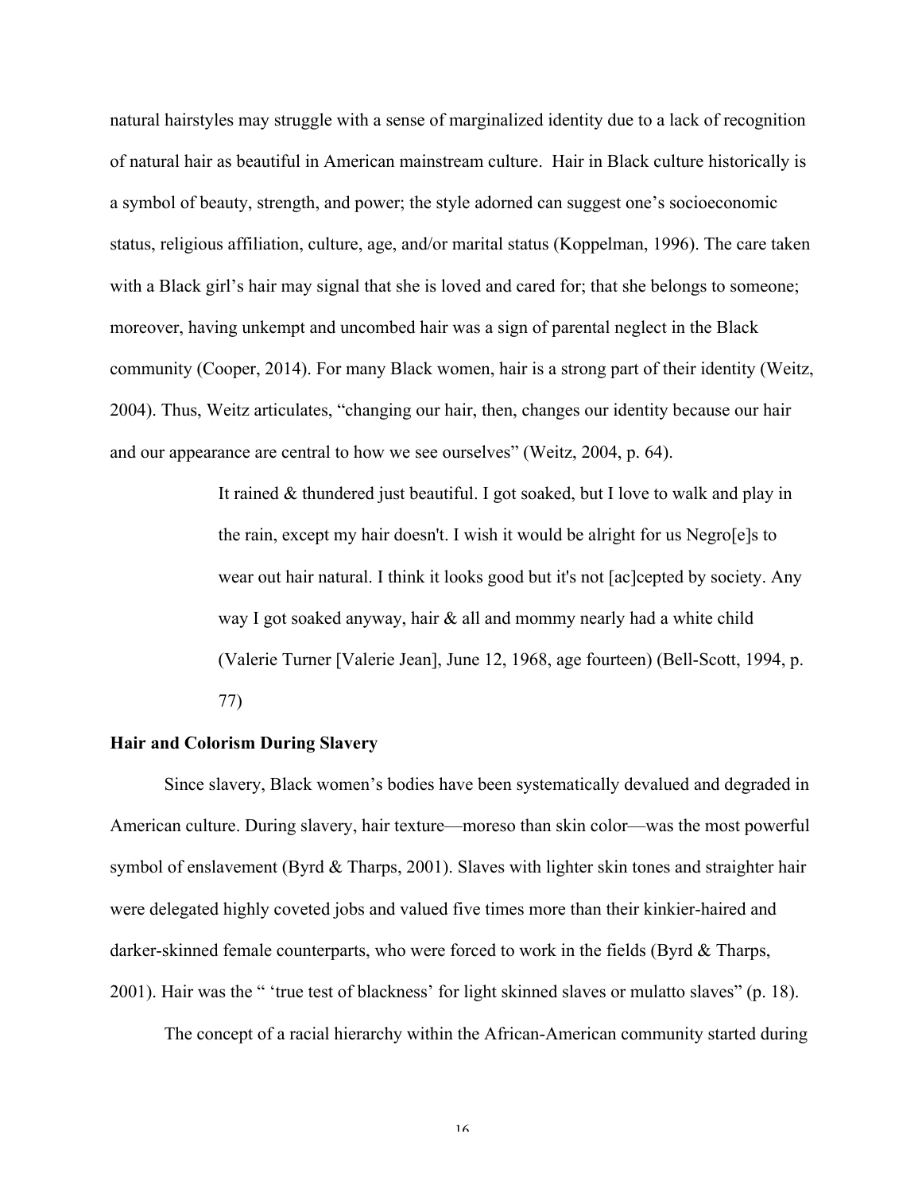natural hairstyles may struggle with a sense of marginalized identity due to a lack of recognition of natural hair as beautiful in American mainstream culture. Hair in Black culture historically is a symbol of beauty, strength, and power; the style adorned can suggest one's socioeconomic status, religious affiliation, culture, age, and/or marital status (Koppelman, 1996). The care taken with a Black girl's hair may signal that she is loved and cared for; that she belongs to someone; moreover, having unkempt and uncombed hair was a sign of parental neglect in the Black community (Cooper, 2014). For many Black women, hair is a strong part of their identity (Weitz, 2004). Thus, Weitz articulates, "changing our hair, then, changes our identity because our hair and our appearance are central to how we see ourselves" (Weitz, 2004, p. 64).

> It rained & thundered just beautiful. I got soaked, but I love to walk and play in the rain, except my hair doesn't. I wish it would be alright for us Negro[e]s to wear out hair natural. I think it looks good but it's not [ac]cepted by society. Any way I got soaked anyway, hair & all and mommy nearly had a white child (Valerie Turner [Valerie Jean], June 12, 1968, age fourteen) (Bell-Scott, 1994, p. 77)

**Hair and Colorism During Slavery**

Since slavery, Black women's bodies have been systematically devalued and degraded in American culture. During slavery, hair texture—moreso than skin color—was the most powerful symbol of enslavement (Byrd & Tharps, 2001). Slaves with lighter skin tones and straighter hair were delegated highly coveted jobs and valued five times more than their kinkier-haired and darker-skinned female counterparts, who were forced to work in the fields (Byrd & Tharps, 2001). Hair was the " 'true test of blackness' for light skinned slaves or mulatto slaves" (p. 18).

The concept of a racial hierarchy within the African-American community started during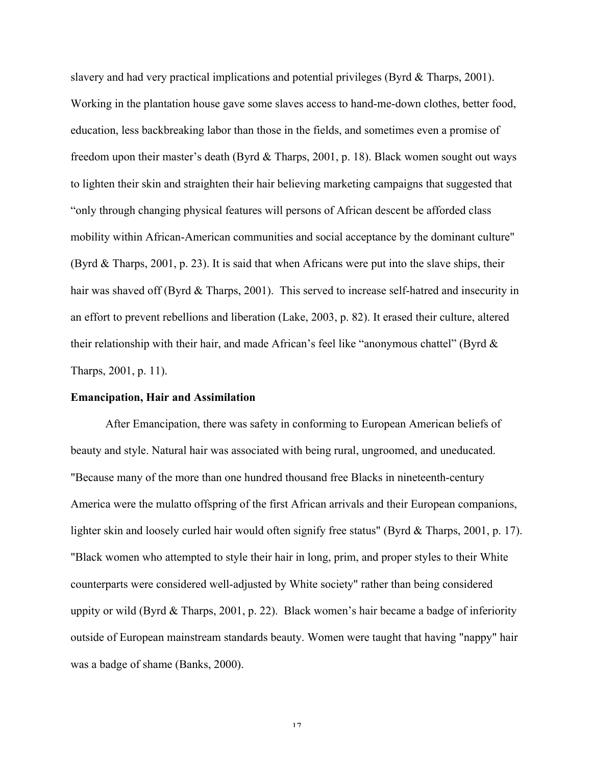slavery and had very practical implications and potential privileges (Byrd & Tharps, 2001). Working in the plantation house gave some slaves access to hand-me-down clothes, better food, education, less backbreaking labor than those in the fields, and sometimes even a promise of freedom upon their master's death (Byrd & Tharps, 2001, p. 18). Black women sought out ways to lighten their skin and straighten their hair believing marketing campaigns that suggested that "only through changing physical features will persons of African descent be afforded class mobility within African-American communities and social acceptance by the dominant culture" (Byrd & Tharps, 2001, p. 23). It is said that when Africans were put into the slave ships, their hair was shaved off (Byrd & Tharps, 2001). This served to increase self-hatred and insecurity in an effort to prevent rebellions and liberation (Lake, 2003, p. 82). It erased their culture, altered their relationship with their hair, and made African's feel like "anonymous chattel" (Byrd & Tharps, 2001, p. 11).

**Emancipation, Hair and Assimilation**

After Emancipation, there was safety in conforming to European American beliefs of beauty and style. Natural hair was associated with being rural, ungroomed, and uneducated. "Because many of the more than one hundred thousand free Blacks in nineteenth-century America were the mulatto offspring of the first African arrivals and their European companions, lighter skin and loosely curled hair would often signify free status" (Byrd & Tharps, 2001, p. 17). "Black women who attempted to style their hair in long, prim, and proper styles to their White counterparts were considered well-adjusted by White society" rather than being considered uppity or wild (Byrd & Tharps, 2001, p. 22). Black women's hair became a badge of inferiority outside of European mainstream standards beauty. Women were taught that having "nappy" hair was a badge of shame (Banks, 2000).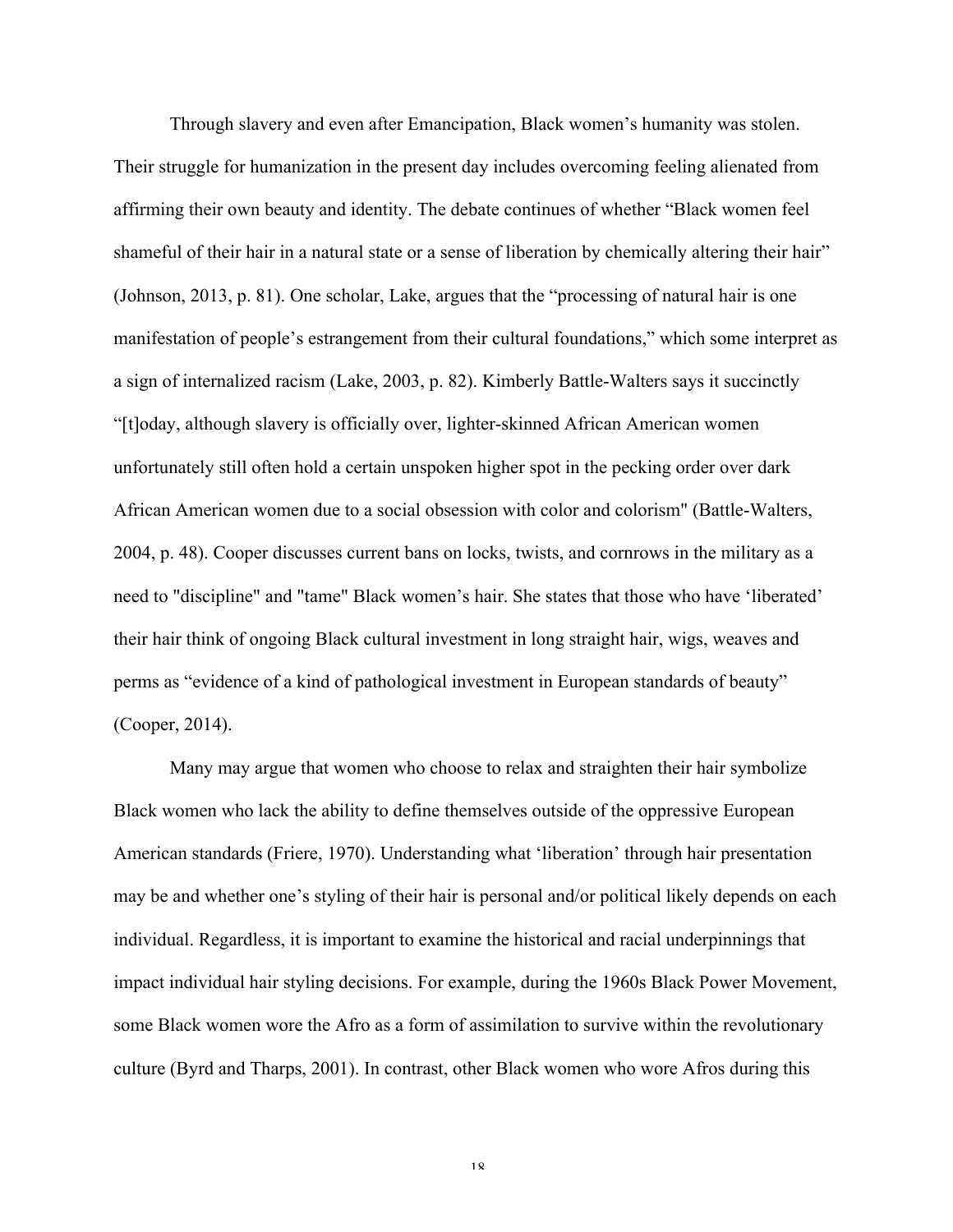Through slavery and even after Emancipation, Black women's humanity was stolen. Their struggle for humanization in the present day includes overcoming feeling alienated from affirming their own beauty and identity. The debate continues of whether "Black women feel shameful of their hair in a natural state or a sense of liberation by chemically altering their hair" (Johnson, 2013, p. 81). One scholar, Lake, argues that the "processing of natural hair is one manifestation of people's estrangement from their cultural foundations," which some interpret as a sign of internalized racism (Lake, 2003, p. 82). Kimberly Battle-Walters says it succinctly "[t]oday, although slavery is officially over, lighter-skinned African American women unfortunately still often hold a certain unspoken higher spot in the pecking order over dark African American women due to a social obsession with color and colorism" (Battle-Walters, 2004, p. 48). Cooper discusses current bans on locks, twists, and cornrows in the military as a need to "discipline" and "tame" Black women's hair. She states that those who have 'liberated' their hair think of ongoing Black cultural investment in long straight hair, wigs, weaves and perms as "evidence of a kind of pathological investment in European standards of beauty" (Cooper, 2014).

Many may argue that women who choose to relax and straighten their hair symbolize Black women who lack the ability to define themselves outside of the oppressive European American standards (Friere, 1970). Understanding what 'liberation' through hair presentation may be and whether one's styling of their hair is personal and/or political likely depends on each individual. Regardless, it is important to examine the historical and racial underpinnings that impact individual hair styling decisions. For example, during the 1960s Black Power Movement, some Black women wore the Afro as a form of assimilation to survive within the revolutionary culture (Byrd and Tharps, 2001). In contrast, other Black women who wore Afros during this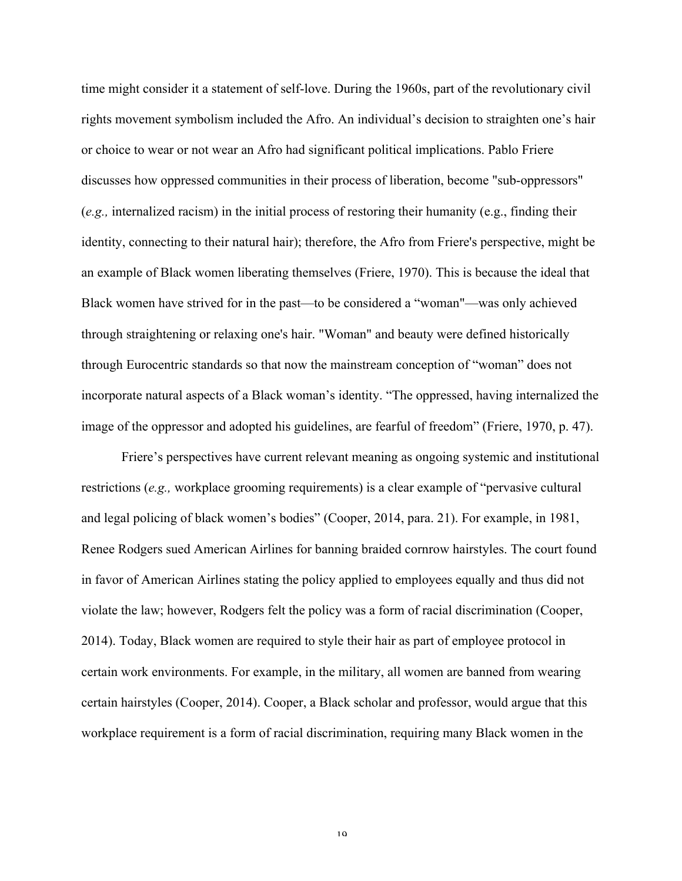time might consider it a statement of self-love. During the 1960s, part of the revolutionary civil rights movement symbolism included the Afro. An individual's decision to straighten one's hair or choice to wear or not wear an Afro had significant political implications. Pablo Friere discusses how oppressed communities in their process of liberation, become "sub-oppressors" (*e.g.,* internalized racism) in the initial process of restoring their humanity (e.g., finding their identity, connecting to their natural hair); therefore, the Afro from Friere's perspective, might be an example of Black women liberating themselves (Friere, 1970). This is because the ideal that Black women have strived for in the past—to be considered a "woman"—was only achieved through straightening or relaxing one's hair. "Woman" and beauty were defined historically through Eurocentric standards so that now the mainstream conception of "woman" does not incorporate natural aspects of a Black woman's identity. "The oppressed, having internalized the image of the oppressor and adopted his guidelines, are fearful of freedom" (Friere, 1970, p. 47).

Friere's perspectives have current relevant meaning as ongoing systemic and institutional restrictions (*e.g.,* workplace grooming requirements) is a clear example of "pervasive cultural and legal policing of black women's bodies" (Cooper, 2014, para. 21). For example, in 1981, Renee Rodgers sued American Airlines for banning braided cornrow hairstyles. The court found in favor of American Airlines stating the policy applied to employees equally and thus did not violate the law; however, Rodgers felt the policy was a form of racial discrimination (Cooper, 2014). Today, Black women are required to style their hair as part of employee protocol in certain work environments. For example, in the military, all women are banned from wearing certain hairstyles (Cooper, 2014). Cooper, a Black scholar and professor, would argue that this workplace requirement is a form of racial discrimination, requiring many Black women in the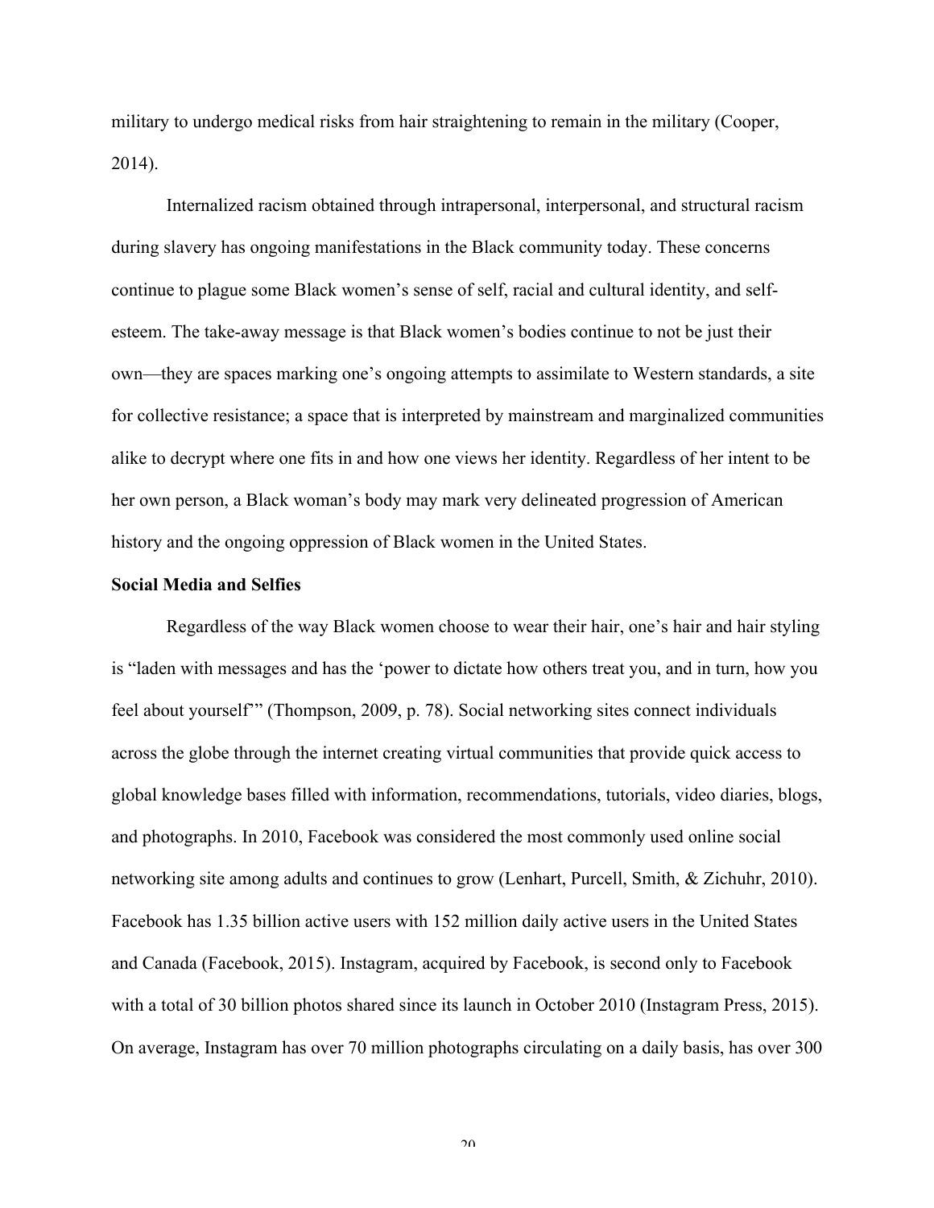military to undergo medical risks from hair straightening to remain in the military (Cooper, 2014).

Internalized racism obtained through intrapersonal, interpersonal, and structural racism during slavery has ongoing manifestations in the Black community today. These concerns continue to plague some Black women's sense of self, racial and cultural identity, and self-esteem. The take-away message is that Black women's bodies continue to not be just their own—they are spaces marking one's ongoing attempts to assimilate to Western standards, a site for collective resistance; a space that is interpreted by mainstream and marginalized communities alike to decrypt where one fits in and how one views her identity. Regardless of her intent to be her own person, a Black woman's body may mark very delineated progression of American history and the ongoing oppression of Black women in the United States.

**Social Media and Selfies**

Regardless of the way Black women choose to wear their hair, one's hair and hair styling is "laden with messages and has the 'power to dictate how others treat you, and in turn, how you feel about yourself'" (Thompson, 2009, p. 78). Social networking sites connect individuals across the globe through the internet creating virtual communities that provide quick access to global knowledge bases filled with information, recommendations, tutorials, video diaries, blogs, and photographs. In 2010, Facebook was considered the most commonly used online social networking site among adults and continues to grow (Lenhart, Purcell, Smith, & Zichuhr, 2010). Facebook has 1.35 billion active users with 152 million daily active users in the United States and Canada (Facebook, 2015). Instagram, acquired by Facebook, is second only to Facebook with a total of 30 billion photos shared since its launch in October 2010 (Instagram Press, 2015). On average, Instagram has over 70 million photographs circulating on a daily basis, has over 300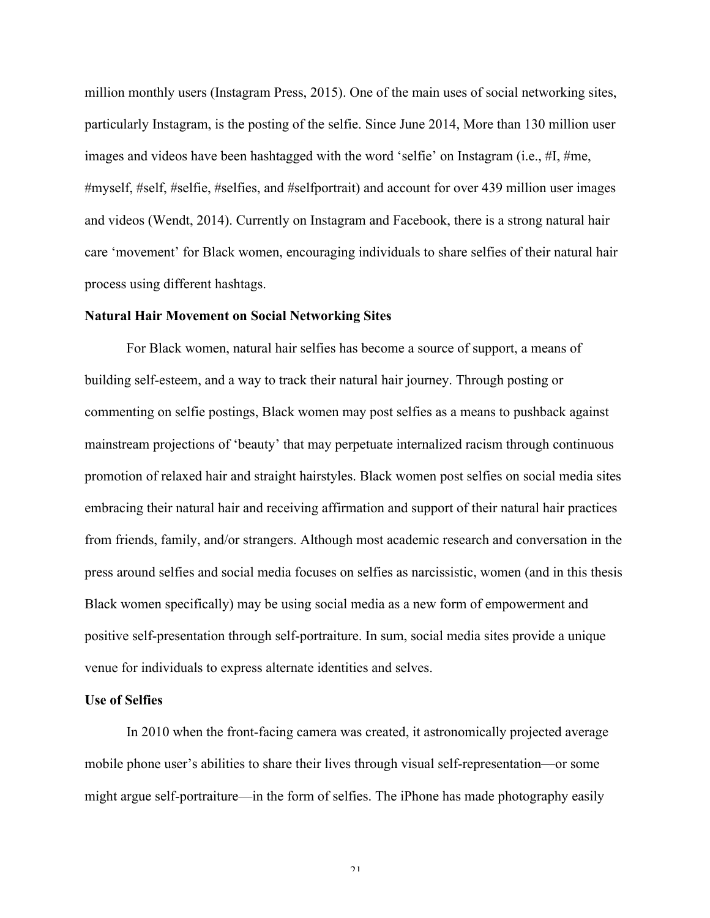million monthly users (Instagram Press, 2015). One of the main uses of social networking sites, particularly Instagram, is the posting of the selfie. Since June 2014, More than 130 million user images and videos have been hashtagged with the word 'selfie' on Instagram (i.e., #I, #me, #myself, #self, #selfie, #selfies, and #selfportrait) and account for over 439 million user images and videos (Wendt, 2014). Currently on Instagram and Facebook, there is a strong natural hair care 'movement' for Black women, encouraging individuals to share selfies of their natural hair process using different hashtags.

**Natural Hair Movement on Social Networking Sites**

For Black women, natural hair selfies has become a source of support, a means of building self-esteem, and a way to track their natural hair journey. Through posting or commenting on selfie postings, Black women may post selfies as a means to pushback against mainstream projections of 'beauty' that may perpetuate internalized racism through continuous promotion of relaxed hair and straight hairstyles. Black women post selfies on social media sites embracing their natural hair and receiving affirmation and support of their natural hair practices from friends, family, and/or strangers. Although most academic research and conversation in the press around selfies and social media focuses on selfies as narcissistic, women (and in this thesis Black women specifically) may be using social media as a new form of empowerment and positive self-presentation through self-portraiture. In sum, social media sites provide a unique venue for individuals to express alternate identities and selves.

**Use of Selfies**

In 2010 when the front-facing camera was created, it astronomically projected average mobile phone user's abilities to share their lives through visual self-representation—or some might argue self-portraiture—in the form of selfies. The iPhone has made photography easily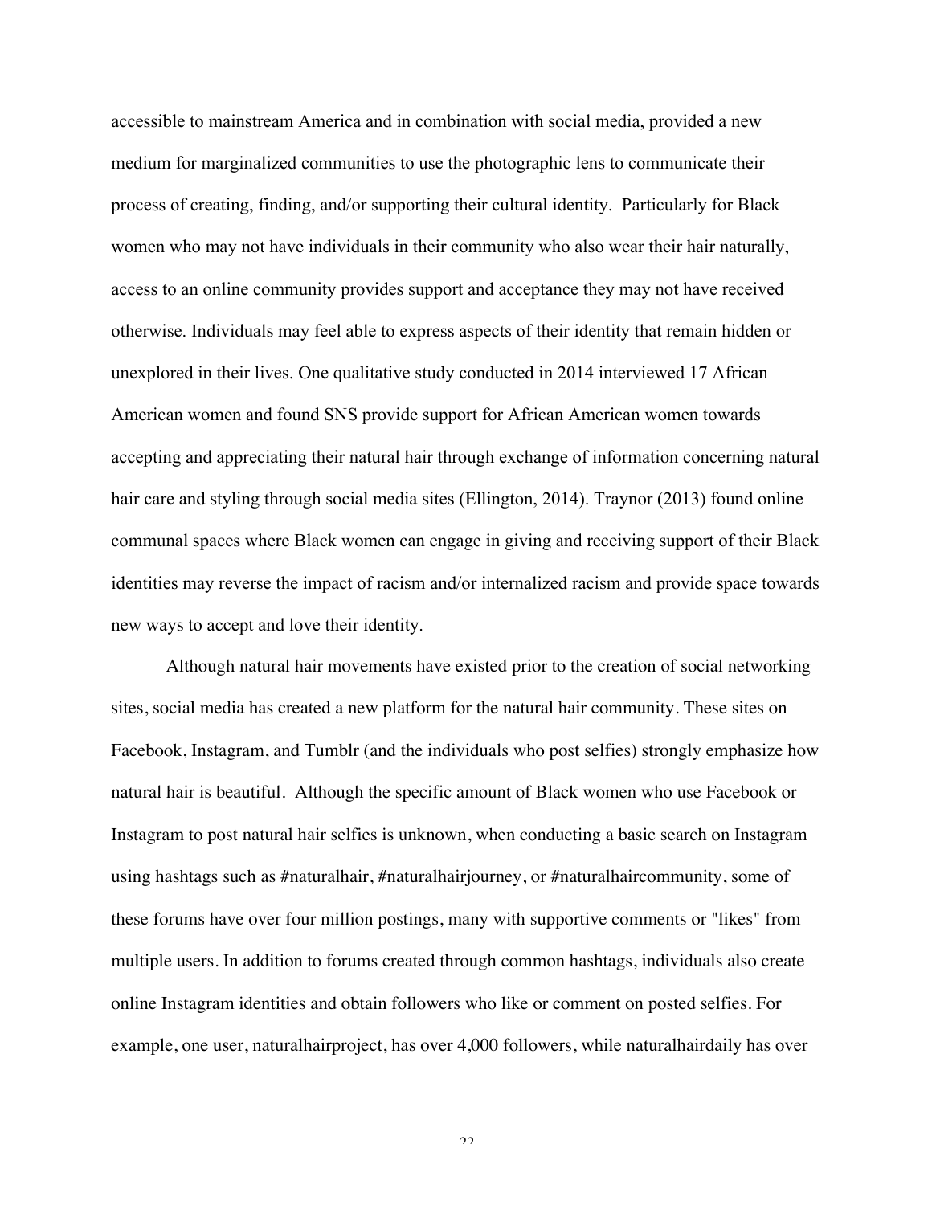accessible to mainstream America and in combination with social media, provided a new medium for marginalized communities to use the photographic lens to communicate their process of creating, finding, and/or supporting their cultural identity. Particularly for Black women who may not have individuals in their community who also wear their hair naturally, access to an online community provides support and acceptance they may not have received otherwise. Individuals may feel able to express aspects of their identity that remain hidden or unexplored in their lives. One qualitative study conducted in 2014 interviewed 17 African American women and found SNS provide support for African American women towards accepting and appreciating their natural hair through exchange of information concerning natural hair care and styling through social media sites (Ellington, 2014). Traynor (2013) found online communal spaces where Black women can engage in giving and receiving support of their Black identities may reverse the impact of racism and/or internalized racism and provide space towards new ways to accept and love their identity.

Although natural hair movements have existed prior to the creation of social networking sites, social media has created a new platform for the natural hair community. These sites on Facebook, Instagram, and Tumblr (and the individuals who post selfies) strongly emphasize how natural hair is beautiful. Although the specific amount of Black women who use Facebook or Instagram to post natural hair selfies is unknown, when conducting a basic search on Instagram using hashtags such as #naturalhair, #naturalhairjourney, or #naturalhaircommunity, some of these forums have over four million postings, many with supportive comments or "likes" from multiple users. In addition to forums created through common hashtags, individuals also create online Instagram identities and obtain followers who like or comment on posted selfies. For example, one user, naturalhairproject, has over 4,000 followers, while naturalhairdaily has over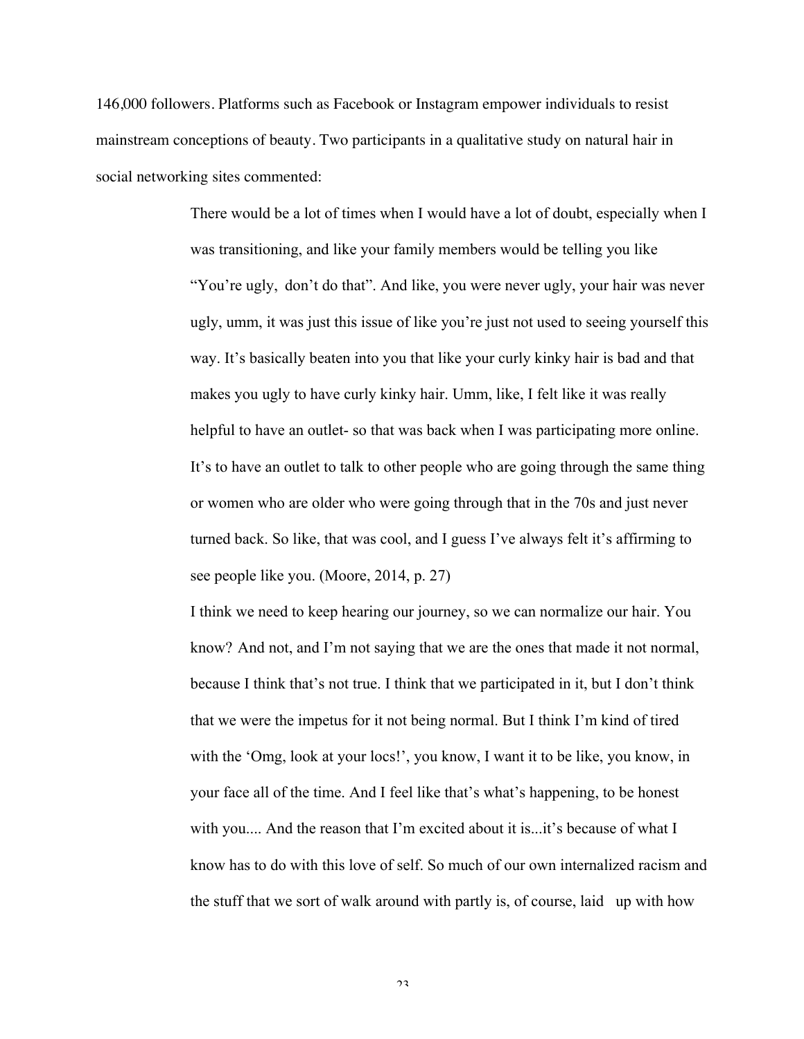146,000 followers. Platforms such as Facebook or Instagram empower individuals to resist mainstream conceptions of beauty. Two participants in a qualitative study on natural hair in social networking sites commented:

> There would be a lot of times when I would have a lot of doubt, especially when I was transitioning, and like your family members would be telling you like "You're ugly, don't do that". And like, you were never ugly, your hair was never ugly, umm, it was just this issue of like you're just not used to seeing yourself this way. It's basically beaten into you that like your curly kinky hair is bad and that makes you ugly to have curly kinky hair. Umm, like, I felt like it was really helpful to have an outlet- so that was back when I was participating more online. It's to have an outlet to talk to other people who are going through the same thing or women who are older who were going through that in the 70s and just never turned back. So like, that was cool, and I guess I've always felt it's affirming to see people like you. (Moore, 2014, p. 27)
>
> I think we need to keep hearing our journey, so we can normalize our hair. You know? And not, and I'm not saying that we are the ones that made it not normal, because I think that's not true. I think that we participated in it, but I don't think that we were the impetus for it not being normal. But I think I'm kind of tired with the 'Omg, look at your locs!', you know, I want it to be like, you know, in your face all of the time. And I feel like that's what's happening, to be honest with you.... And the reason that I'm excited about it is...it's because of what I know has to do with this love of self. So much of our own internalized racism and the stuff that we sort of walk around with partly is, of course, laid up with how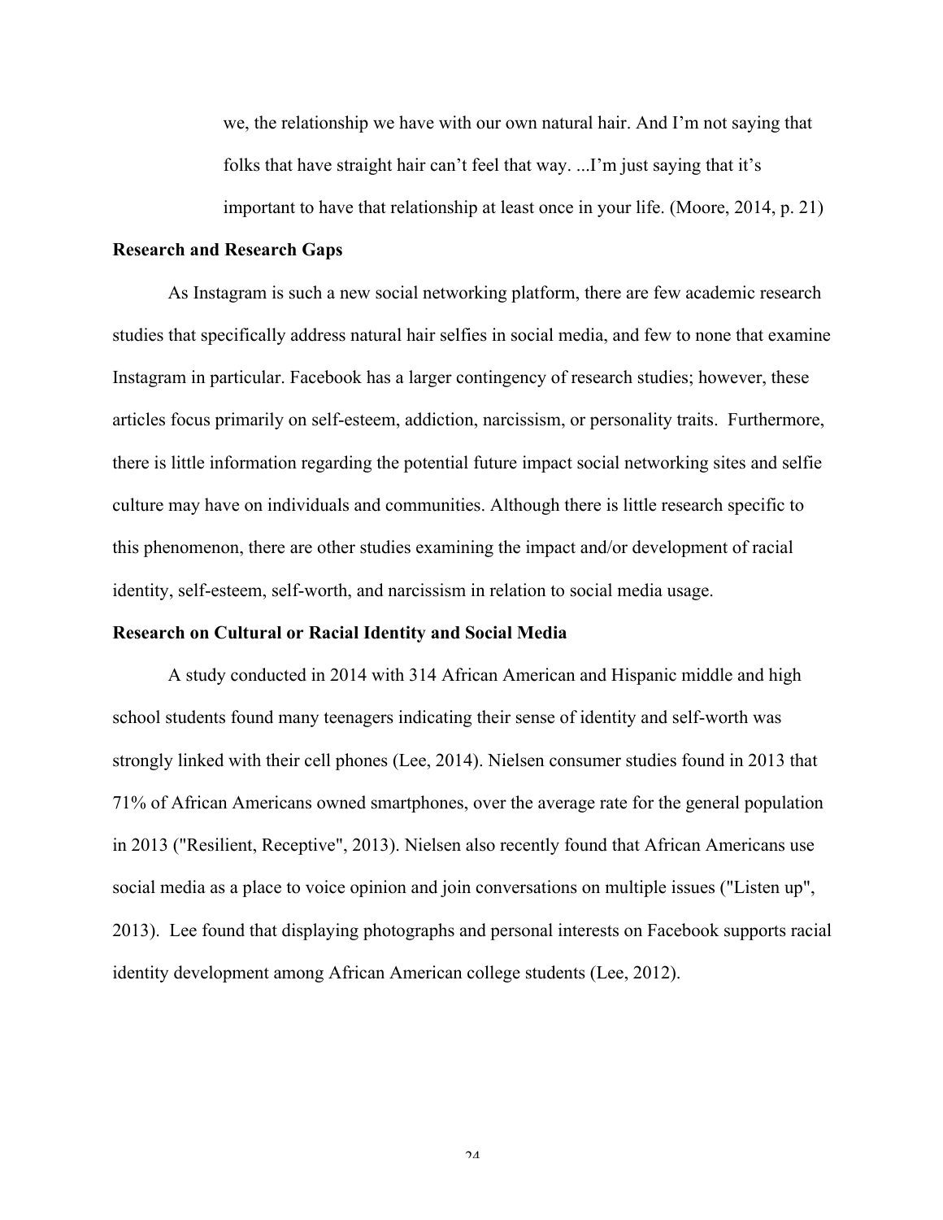> we, the relationship we have with our own natural hair. And I'm not saying that folks that have straight hair can't feel that way. ...I'm just saying that it's important to have that relationship at least once in your life. (Moore, 2014, p. 21)

**Research and Research Gaps**

As Instagram is such a new social networking platform, there are few academic research studies that specifically address natural hair selfies in social media, and few to none that examine Instagram in particular. Facebook has a larger contingency of research studies; however, these articles focus primarily on self-esteem, addiction, narcissism, or personality traits. Furthermore, there is little information regarding the potential future impact social networking sites and selfie culture may have on individuals and communities. Although there is little research specific to this phenomenon, there are other studies examining the impact and/or development of racial identity, self-esteem, self-worth, and narcissism in relation to social media usage.

**Research on Cultural or Racial Identity and Social Media**

A study conducted in 2014 with 314 African American and Hispanic middle and high school students found many teenagers indicating their sense of identity and self-worth was strongly linked with their cell phones (Lee, 2014). Nielsen consumer studies found in 2013 that 71% of African Americans owned smartphones, over the average rate for the general population in 2013 ("Resilient, Receptive", 2013). Nielsen also recently found that African Americans use social media as a place to voice opinion and join conversations on multiple issues ("Listen up", 2013). Lee found that displaying photographs and personal interests on Facebook supports racial identity development among African American college students (Lee, 2012).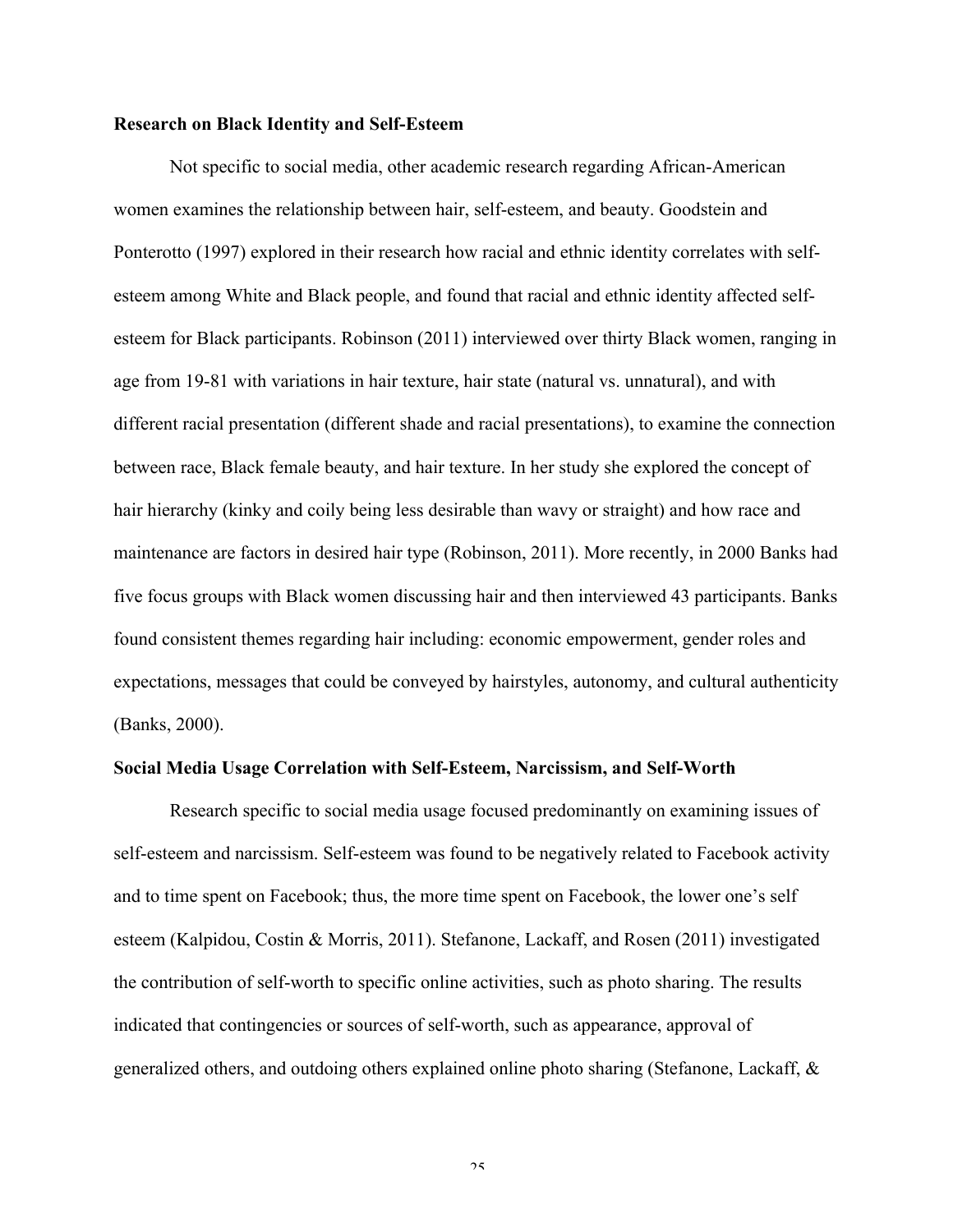**Research on Black Identity and Self-Esteem**

Not specific to social media, other academic research regarding African-American women examines the relationship between hair, self-esteem, and beauty. Goodstein and Ponterotto (1997) explored in their research how racial and ethnic identity correlates with self-esteem among White and Black people, and found that racial and ethnic identity affected self-esteem for Black participants. Robinson (2011) interviewed over thirty Black women, ranging in age from 19-81 with variations in hair texture, hair state (natural vs. unnatural), and with different racial presentation (different shade and racial presentations), to examine the connection between race, Black female beauty, and hair texture. In her study she explored the concept of hair hierarchy (kinky and coily being less desirable than wavy or straight) and how race and maintenance are factors in desired hair type (Robinson, 2011). More recently, in 2000 Banks had five focus groups with Black women discussing hair and then interviewed 43 participants. Banks found consistent themes regarding hair including: economic empowerment, gender roles and expectations, messages that could be conveyed by hairstyles, autonomy, and cultural authenticity (Banks, 2000).

**Social Media Usage Correlation with Self-Esteem, Narcissism, and Self-Worth**

Research specific to social media usage focused predominantly on examining issues of self-esteem and narcissism. Self-esteem was found to be negatively related to Facebook activity and to time spent on Facebook; thus, the more time spent on Facebook, the lower one's self esteem (Kalpidou, Costin & Morris, 2011). Stefanone, Lackaff, and Rosen (2011) investigated the contribution of self-worth to specific online activities, such as photo sharing. The results indicated that contingencies or sources of self-worth, such as appearance, approval of generalized others, and outdoing others explained online photo sharing (Stefanone, Lackaff, &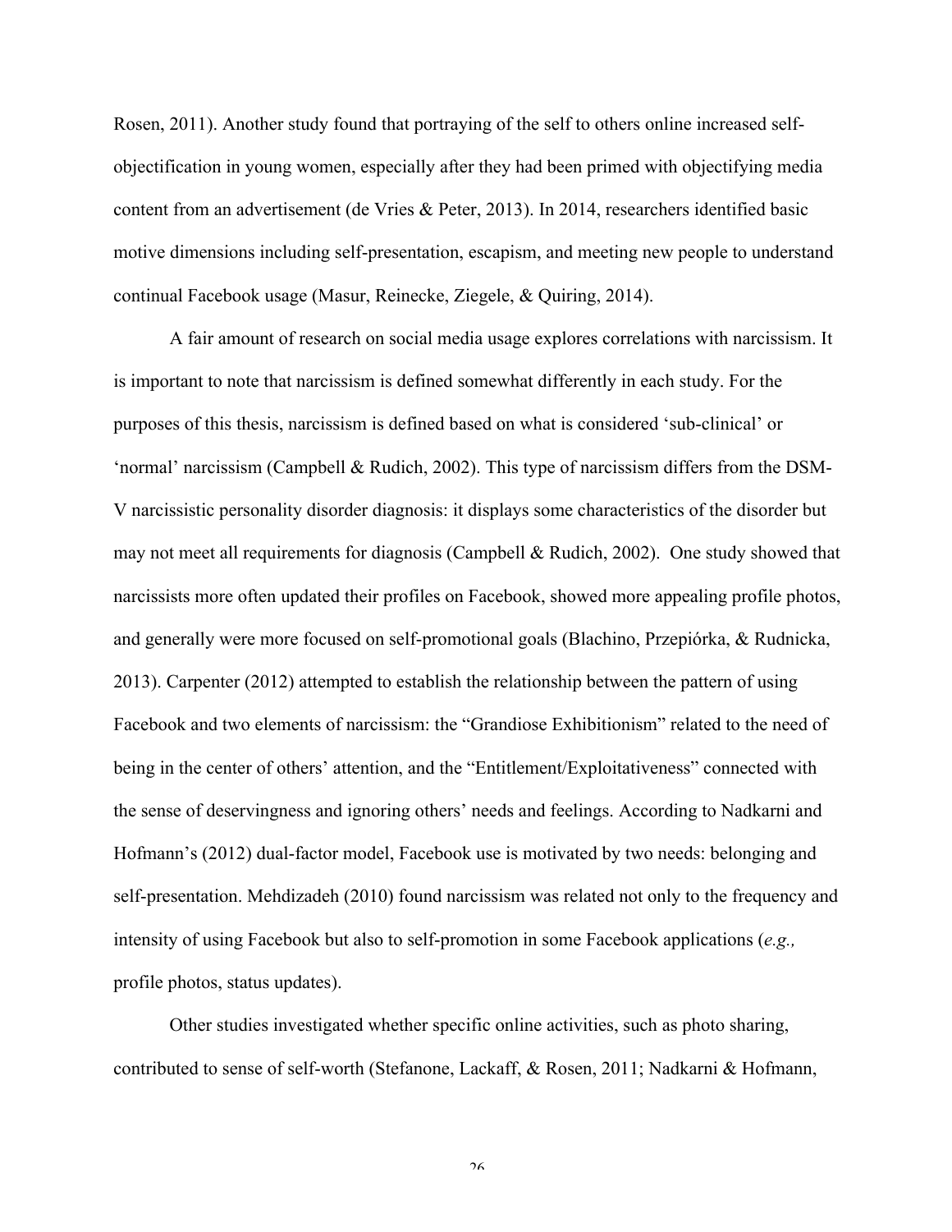Rosen, 2011). Another study found that portraying of the self to others online increased self-objectification in young women, especially after they had been primed with objectifying media content from an advertisement (de Vries & Peter, 2013). In 2014, researchers identified basic motive dimensions including self-presentation, escapism, and meeting new people to understand continual Facebook usage (Masur, Reinecke, Ziegele, & Quiring, 2014).

A fair amount of research on social media usage explores correlations with narcissism. It is important to note that narcissism is defined somewhat differently in each study. For the purposes of this thesis, narcissism is defined based on what is considered 'sub-clinical' or 'normal' narcissism (Campbell & Rudich, 2002). This type of narcissism differs from the DSM-V narcissistic personality disorder diagnosis: it displays some characteristics of the disorder but may not meet all requirements for diagnosis (Campbell & Rudich, 2002). One study showed that narcissists more often updated their profiles on Facebook, showed more appealing profile photos, and generally were more focused on self-promotional goals (Blachino, Przepiórka, & Rudnicka, 2013). Carpenter (2012) attempted to establish the relationship between the pattern of using Facebook and two elements of narcissism: the "Grandiose Exhibitionism" related to the need of being in the center of others' attention, and the "Entitlement/Exploitativeness" connected with the sense of deservingness and ignoring others' needs and feelings. According to Nadkarni and Hofmann's (2012) dual-factor model, Facebook use is motivated by two needs: belonging and self-presentation. Mehdizadeh (2010) found narcissism was related not only to the frequency and intensity of using Facebook but also to self-promotion in some Facebook applications (*e.g.,* profile photos, status updates).

Other studies investigated whether specific online activities, such as photo sharing, contributed to sense of self-worth (Stefanone, Lackaff, & Rosen, 2011; Nadkarni & Hofmann,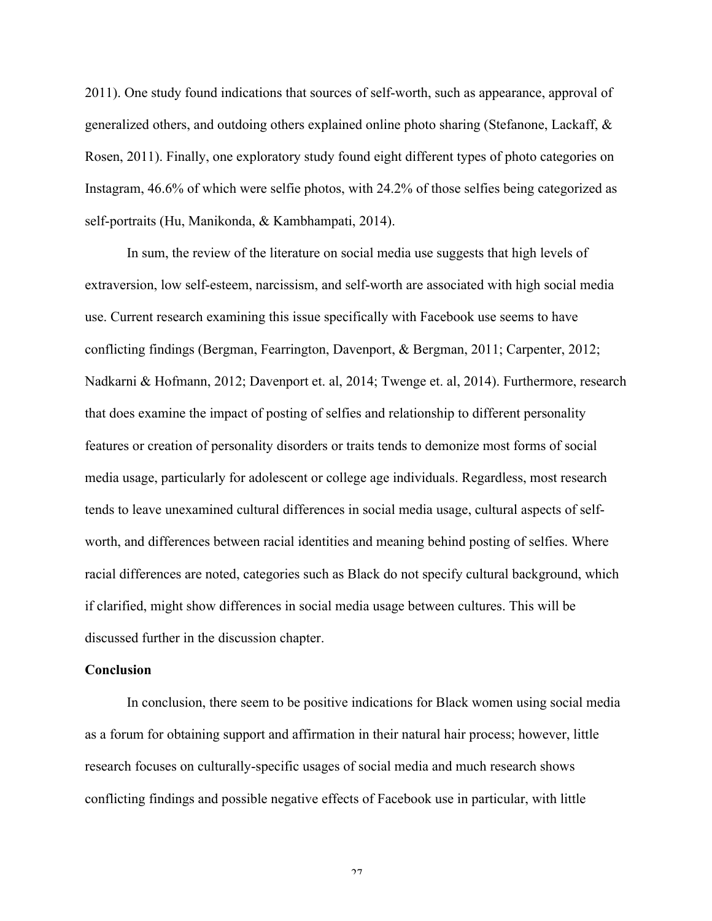2011). One study found indications that sources of self-worth, such as appearance, approval of generalized others, and outdoing others explained online photo sharing (Stefanone, Lackaff, & Rosen, 2011). Finally, one exploratory study found eight different types of photo categories on Instagram, 46.6% of which were selfie photos, with 24.2% of those selfies being categorized as self-portraits (Hu, Manikonda, & Kambhampati, 2014).

In sum, the review of the literature on social media use suggests that high levels of extraversion, low self-esteem, narcissism, and self-worth are associated with high social media use. Current research examining this issue specifically with Facebook use seems to have conflicting findings (Bergman, Fearrington, Davenport, & Bergman, 2011; Carpenter, 2012; Nadkarni & Hofmann, 2012; Davenport et. al, 2014; Twenge et. al, 2014). Furthermore, research that does examine the impact of posting of selfies and relationship to different personality features or creation of personality disorders or traits tends to demonize most forms of social media usage, particularly for adolescent or college age individuals. Regardless, most research tends to leave unexamined cultural differences in social media usage, cultural aspects of self-worth, and differences between racial identities and meaning behind posting of selfies. Where racial differences are noted, categories such as Black do not specify cultural background, which if clarified, might show differences in social media usage between cultures. This will be discussed further in the discussion chapter.

**Conclusion**

In conclusion, there seem to be positive indications for Black women using social media as a forum for obtaining support and affirmation in their natural hair process; however, little research focuses on culturally-specific usages of social media and much research shows conflicting findings and possible negative effects of Facebook use in particular, with little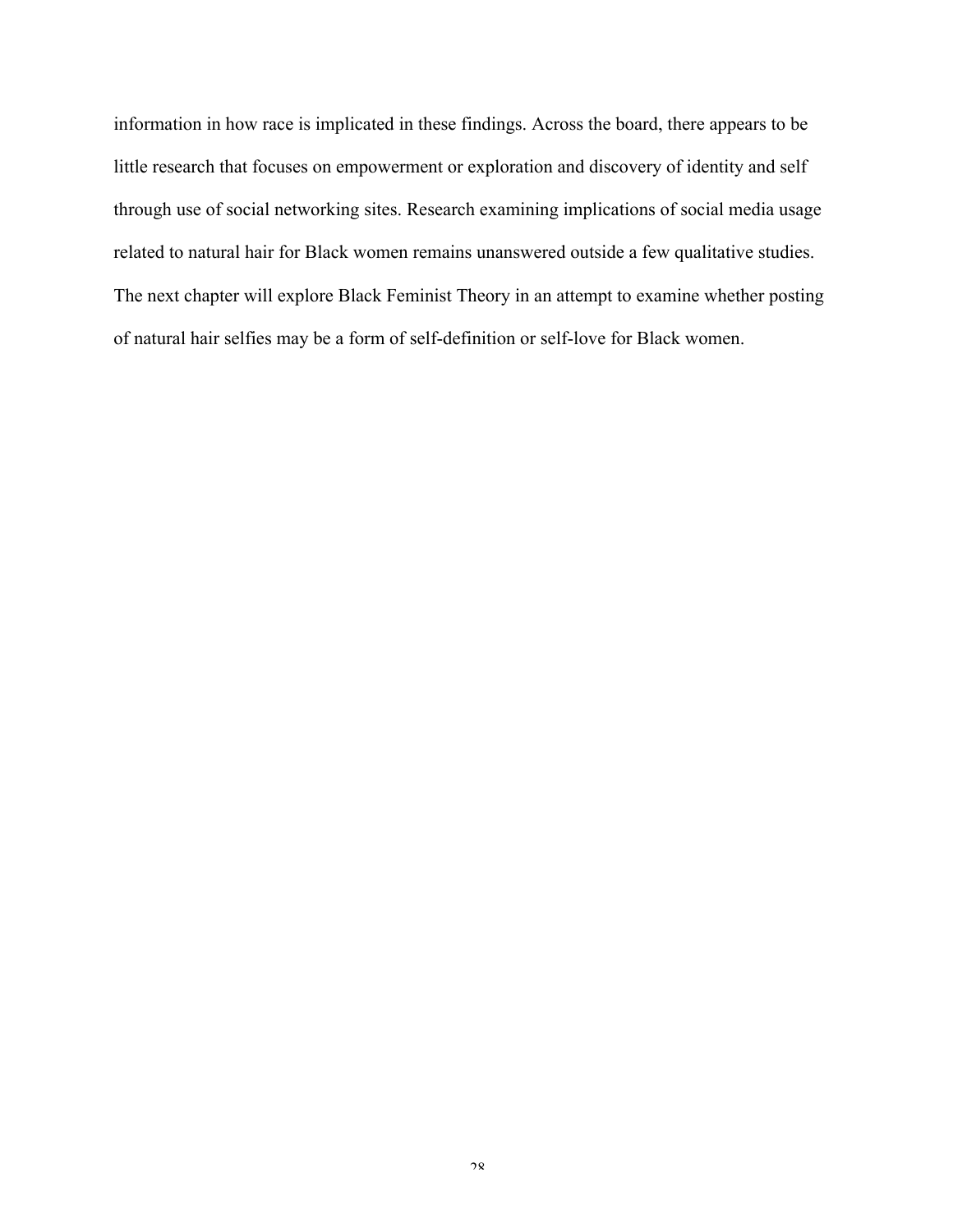information in how race is implicated in these findings. Across the board, there appears to be little research that focuses on empowerment or exploration and discovery of identity and self through use of social networking sites. Research examining implications of social media usage related to natural hair for Black women remains unanswered outside a few qualitative studies. The next chapter will explore Black Feminist Theory in an attempt to examine whether posting of natural hair selfies may be a form of self-definition or self-love for Black women.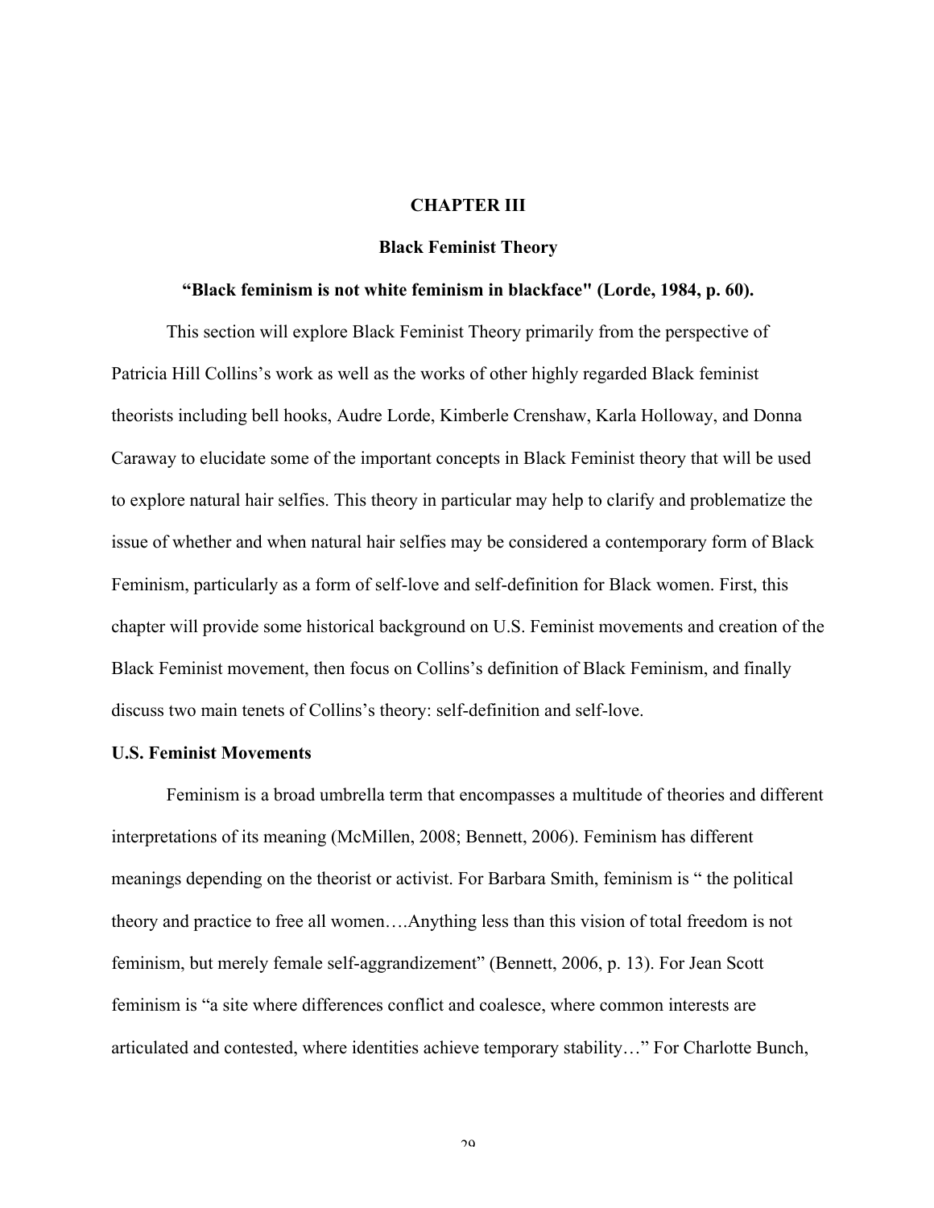# CHAPTER III

## Black Feminist Theory

**"Black feminism is not white feminism in blackface" (Lorde, 1984, p. 60).**

This section will explore Black Feminist Theory primarily from the perspective of Patricia Hill Collins's work as well as the works of other highly regarded Black feminist theorists including bell hooks, Audre Lorde, Kimberle Crenshaw, Karla Holloway, and Donna Caraway to elucidate some of the important concepts in Black Feminist theory that will be used to explore natural hair selfies. This theory in particular may help to clarify and problematize the issue of whether and when natural hair selfies may be considered a contemporary form of Black Feminism, particularly as a form of self-love and self-definition for Black women. First, this chapter will provide some historical background on U.S. Feminist movements and creation of the Black Feminist movement, then focus on Collins's definition of Black Feminism, and finally discuss two main tenets of Collins's theory: self-definition and self-love.

### U.S. Feminist Movements

Feminism is a broad umbrella term that encompasses a multitude of theories and different interpretations of its meaning (McMillen, 2008; Bennett, 2006). Feminism has different meanings depending on the theorist or activist. For Barbara Smith, feminism is " the political theory and practice to free all women….Anything less than this vision of total freedom is not feminism, but merely female self-aggrandizement" (Bennett, 2006, p. 13). For Jean Scott feminism is "a site where differences conflict and coalesce, where common interests are articulated and contested, where identities achieve temporary stability…" For Charlotte Bunch,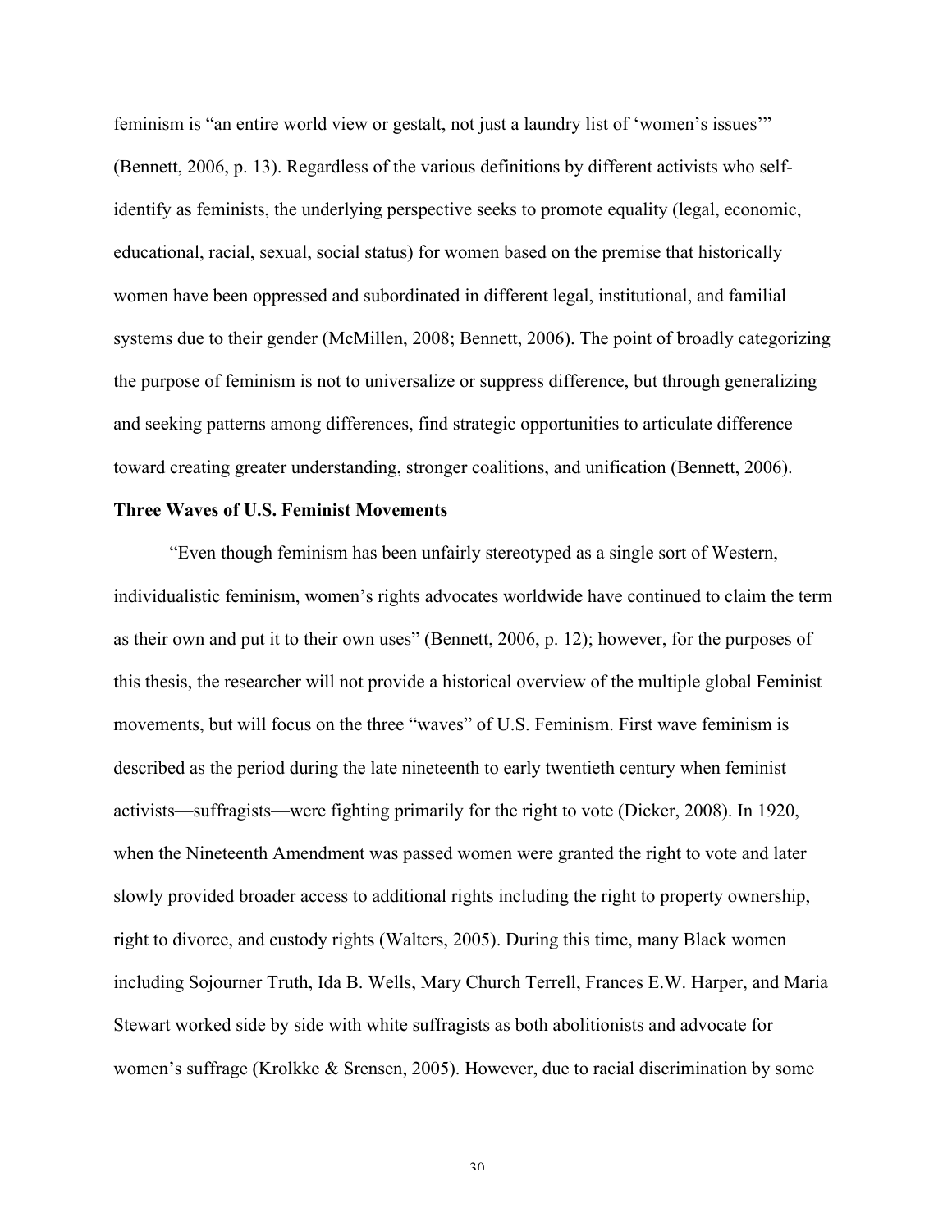feminism is "an entire world view or gestalt, not just a laundry list of 'women's issues'" (Bennett, 2006, p. 13). Regardless of the various definitions by different activists who self-identify as feminists, the underlying perspective seeks to promote equality (legal, economic, educational, racial, sexual, social status) for women based on the premise that historically women have been oppressed and subordinated in different legal, institutional, and familial systems due to their gender (McMillen, 2008; Bennett, 2006). The point of broadly categorizing the purpose of feminism is not to universalize or suppress difference, but through generalizing and seeking patterns among differences, find strategic opportunities to articulate difference toward creating greater understanding, stronger coalitions, and unification (Bennett, 2006).

**Three Waves of U.S. Feminist Movements**

"Even though feminism has been unfairly stereotyped as a single sort of Western, individualistic feminism, women's rights advocates worldwide have continued to claim the term as their own and put it to their own uses" (Bennett, 2006, p. 12); however, for the purposes of this thesis, the researcher will not provide a historical overview of the multiple global Feminist movements, but will focus on the three "waves" of U.S. Feminism. First wave feminism is described as the period during the late nineteenth to early twentieth century when feminist activists—suffragists—were fighting primarily for the right to vote (Dicker, 2008). In 1920, when the Nineteenth Amendment was passed women were granted the right to vote and later slowly provided broader access to additional rights including the right to property ownership, right to divorce, and custody rights (Walters, 2005). During this time, many Black women including Sojourner Truth, Ida B. Wells, Mary Church Terrell, Frances E.W. Harper, and Maria Stewart worked side by side with white suffragists as both abolitionists and advocate for women's suffrage (Krolkke & Srensen, 2005). However, due to racial discrimination by some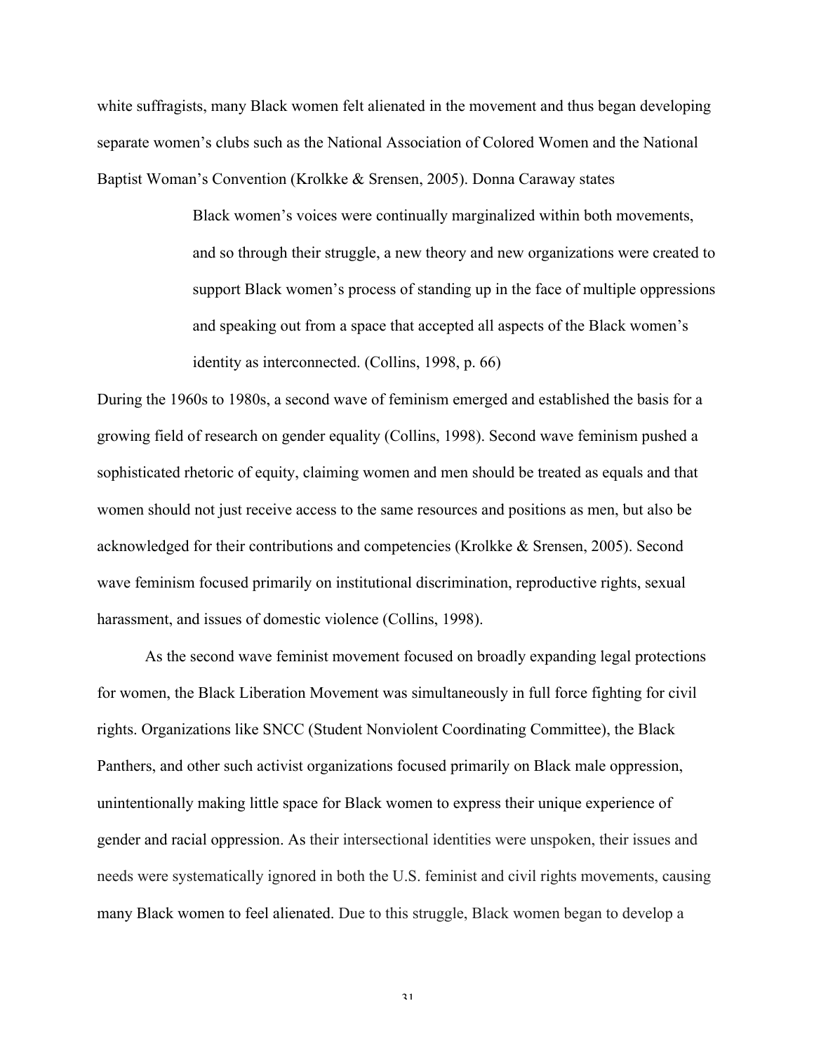white suffragists, many Black women felt alienated in the movement and thus began developing separate women's clubs such as the National Association of Colored Women and the National Baptist Woman's Convention (Krolkke & Srensen, 2005). Donna Caraway states

> Black women's voices were continually marginalized within both movements, and so through their struggle, a new theory and new organizations were created to support Black women's process of standing up in the face of multiple oppressions and speaking out from a space that accepted all aspects of the Black women's identity as interconnected. (Collins, 1998, p. 66)

During the 1960s to 1980s, a second wave of feminism emerged and established the basis for a growing field of research on gender equality (Collins, 1998). Second wave feminism pushed a sophisticated rhetoric of equity, claiming women and men should be treated as equals and that women should not just receive access to the same resources and positions as men, but also be acknowledged for their contributions and competencies (Krolkke & Srensen, 2005). Second wave feminism focused primarily on institutional discrimination, reproductive rights, sexual harassment, and issues of domestic violence (Collins, 1998).

As the second wave feminist movement focused on broadly expanding legal protections for women, the Black Liberation Movement was simultaneously in full force fighting for civil rights. Organizations like SNCC (Student Nonviolent Coordinating Committee), the Black Panthers, and other such activist organizations focused primarily on Black male oppression, unintentionally making little space for Black women to express their unique experience of gender and racial oppression. As their intersectional identities were unspoken, their issues and needs were systematically ignored in both the U.S. feminist and civil rights movements, causing many Black women to feel alienated. Due to this struggle, Black women began to develop a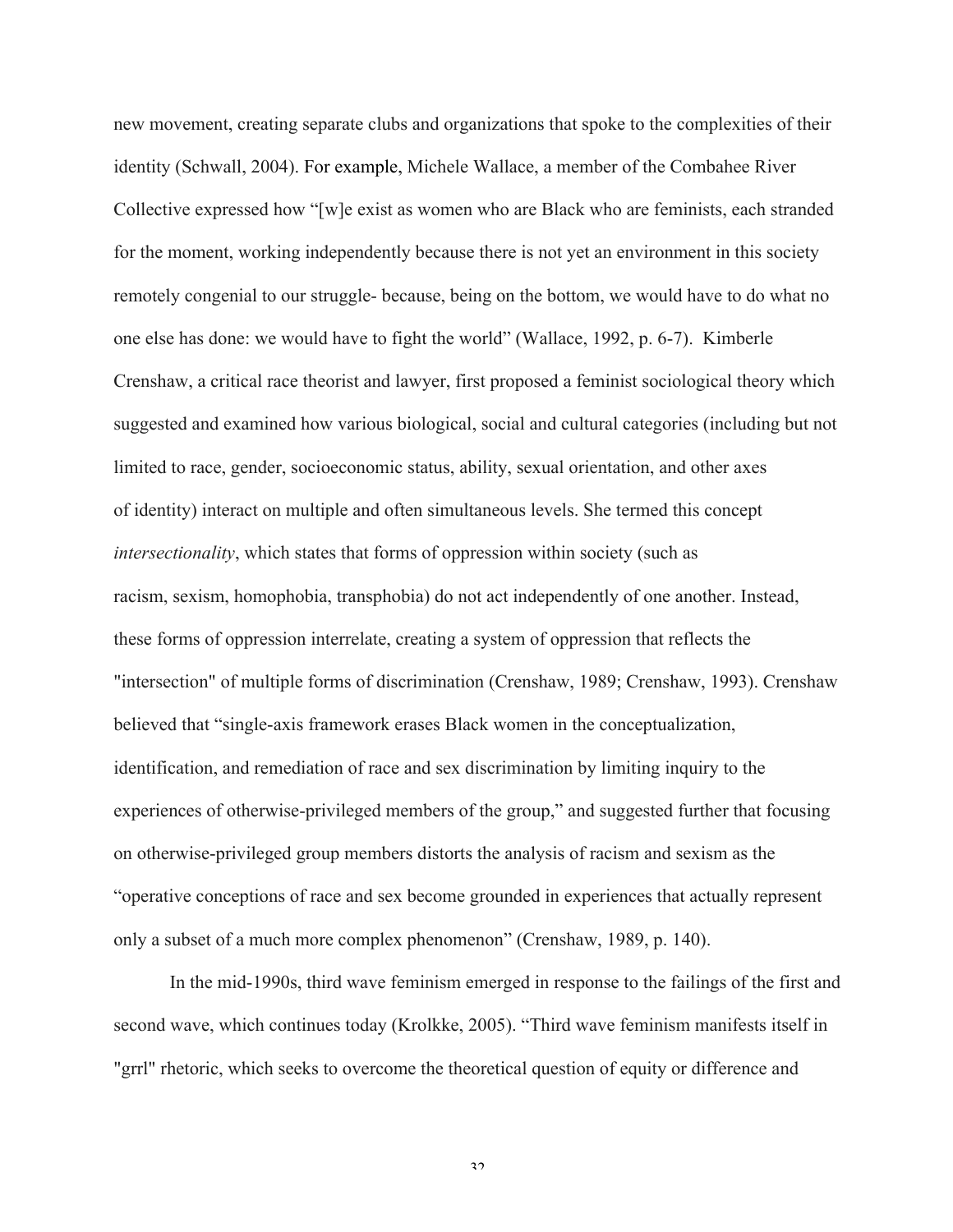new movement, creating separate clubs and organizations that spoke to the complexities of their identity (Schwall, 2004). For example, Michele Wallace, a member of the Combahee River Collective expressed how "[w]e exist as women who are Black who are feminists, each stranded for the moment, working independently because there is not yet an environment in this society remotely congenial to our struggle- because, being on the bottom, we would have to do what no one else has done: we would have to fight the world" (Wallace, 1992, p. 6-7). Kimberle Crenshaw, a critical race theorist and lawyer, first proposed a feminist sociological theory which suggested and examined how various biological, social and cultural categories (including but not limited to race, gender, socioeconomic status, ability, sexual orientation, and other axes of identity) interact on multiple and often simultaneous levels. She termed this concept *intersectionality*, which states that forms of oppression within society (such as racism, sexism, homophobia, transphobia) do not act independently of one another. Instead, these forms of oppression interrelate, creating a system of oppression that reflects the "intersection" of multiple forms of discrimination (Crenshaw, 1989; Crenshaw, 1993). Crenshaw believed that "single-axis framework erases Black women in the conceptualization, identification, and remediation of race and sex discrimination by limiting inquiry to the experiences of otherwise-privileged members of the group," and suggested further that focusing on otherwise-privileged group members distorts the analysis of racism and sexism as the "operative conceptions of race and sex become grounded in experiences that actually represent only a subset of a much more complex phenomenon" (Crenshaw, 1989, p. 140).

In the mid-1990s, third wave feminism emerged in response to the failings of the first and second wave, which continues today (Krolkke, 2005). "Third wave feminism manifests itself in "grrl" rhetoric, which seeks to overcome the theoretical question of equity or difference and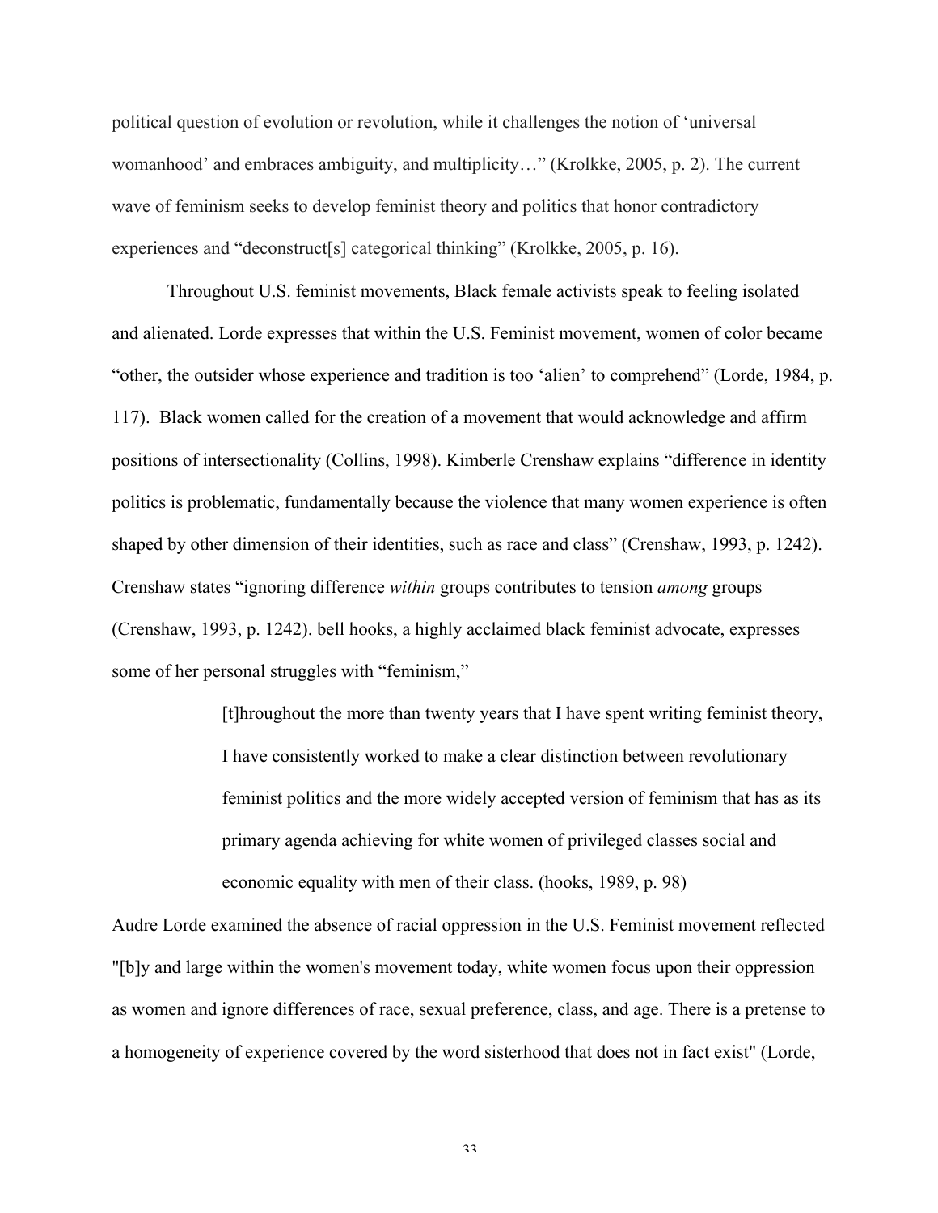political question of evolution or revolution, while it challenges the notion of 'universal womanhood' and embraces ambiguity, and multiplicity…" (Krolkke, 2005, p. 2). The current wave of feminism seeks to develop feminist theory and politics that honor contradictory experiences and "deconstruct[s] categorical thinking" (Krolkke, 2005, p. 16).

Throughout U.S. feminist movements, Black female activists speak to feeling isolated and alienated. Lorde expresses that within the U.S. Feminist movement, women of color became "other, the outsider whose experience and tradition is too 'alien' to comprehend" (Lorde, 1984, p. 117). Black women called for the creation of a movement that would acknowledge and affirm positions of intersectionality (Collins, 1998). Kimberle Crenshaw explains "difference in identity politics is problematic, fundamentally because the violence that many women experience is often shaped by other dimension of their identities, such as race and class" (Crenshaw, 1993, p. 1242). Crenshaw states "ignoring difference *within* groups contributes to tension *among* groups (Crenshaw, 1993, p. 1242). bell hooks, a highly acclaimed black feminist advocate, expresses some of her personal struggles with "feminism,"

> [t]hroughout the more than twenty years that I have spent writing feminist theory, I have consistently worked to make a clear distinction between revolutionary feminist politics and the more widely accepted version of feminism that has as its primary agenda achieving for white women of privileged classes social and economic equality with men of their class. (hooks, 1989, p. 98)

Audre Lorde examined the absence of racial oppression in the U.S. Feminist movement reflected "[b]y and large within the women's movement today, white women focus upon their oppression as women and ignore differences of race, sexual preference, class, and age. There is a pretense to a homogeneity of experience covered by the word sisterhood that does not in fact exist" (Lorde,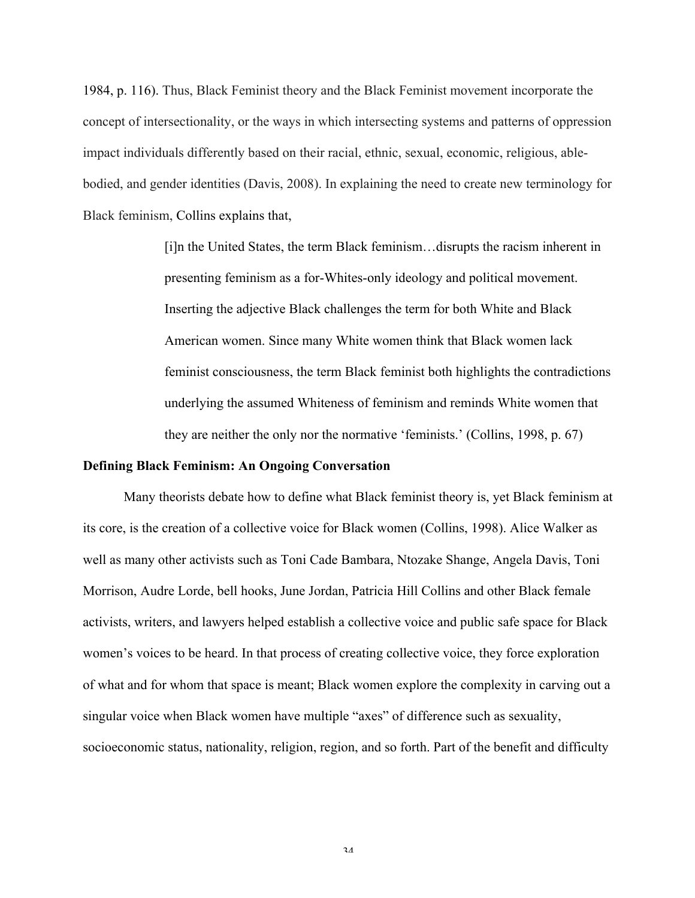1984, p. 116). Thus, Black Feminist theory and the Black Feminist movement incorporate the concept of intersectionality, or the ways in which intersecting systems and patterns of oppression impact individuals differently based on their racial, ethnic, sexual, economic, religious, able-bodied, and gender identities (Davis, 2008). In explaining the need to create new terminology for Black feminism, Collins explains that,

> [i]n the United States, the term Black feminism…disrupts the racism inherent in presenting feminism as a for-Whites-only ideology and political movement. Inserting the adjective Black challenges the term for both White and Black American women. Since many White women think that Black women lack feminist consciousness, the term Black feminist both highlights the contradictions underlying the assumed Whiteness of feminism and reminds White women that they are neither the only nor the normative 'feminists.' (Collins, 1998, p. 67)

**Defining Black Feminism: An Ongoing Conversation**

Many theorists debate how to define what Black feminist theory is, yet Black feminism at its core, is the creation of a collective voice for Black women (Collins, 1998). Alice Walker as well as many other activists such as Toni Cade Bambara, Ntozake Shange, Angela Davis, Toni Morrison, Audre Lorde, bell hooks, June Jordan, Patricia Hill Collins and other Black female activists, writers, and lawyers helped establish a collective voice and public safe space for Black women's voices to be heard. In that process of creating collective voice, they force exploration of what and for whom that space is meant; Black women explore the complexity in carving out a singular voice when Black women have multiple "axes" of difference such as sexuality, socioeconomic status, nationality, religion, region, and so forth. Part of the benefit and difficulty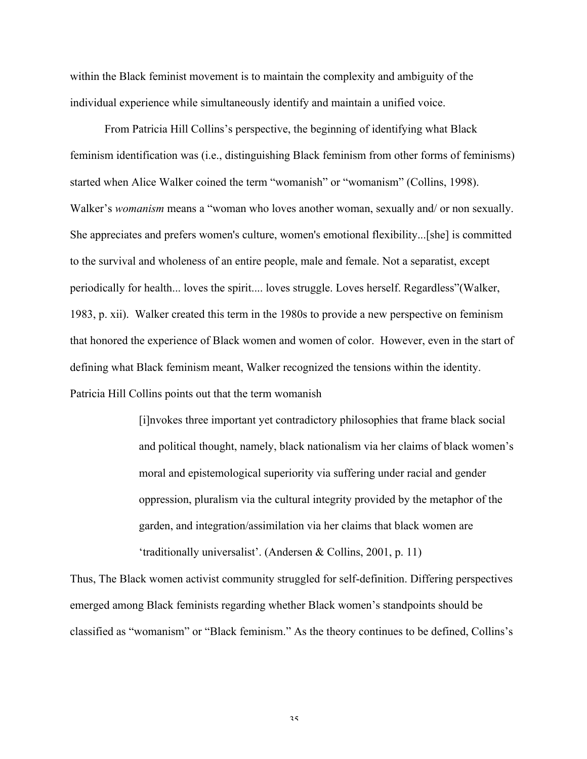within the Black feminist movement is to maintain the complexity and ambiguity of the individual experience while simultaneously identify and maintain a unified voice.

From Patricia Hill Collins's perspective, the beginning of identifying what Black feminism identification was (i.e., distinguishing Black feminism from other forms of feminisms) started when Alice Walker coined the term "womanish" or "womanism" (Collins, 1998). Walker's *womanism* means a "woman who loves another woman, sexually and/ or non sexually. She appreciates and prefers women's culture, women's emotional flexibility...[she] is committed to the survival and wholeness of an entire people, male and female. Not a separatist, except periodically for health... loves the spirit.... loves struggle. Loves herself. Regardless"(Walker, 1983, p. xii). Walker created this term in the 1980s to provide a new perspective on feminism that honored the experience of Black women and women of color. However, even in the start of defining what Black feminism meant, Walker recognized the tensions within the identity. Patricia Hill Collins points out that the term womanish

> [i]nvokes three important yet contradictory philosophies that frame black social and political thought, namely, black nationalism via her claims of black women's moral and epistemological superiority via suffering under racial and gender oppression, pluralism via the cultural integrity provided by the metaphor of the garden, and integration/assimilation via her claims that black women are 'traditionally universalist'. (Andersen & Collins, 2001, p. 11)

Thus, The Black women activist community struggled for self-definition. Differing perspectives emerged among Black feminists regarding whether Black women's standpoints should be classified as "womanism" or "Black feminism." As the theory continues to be defined, Collins's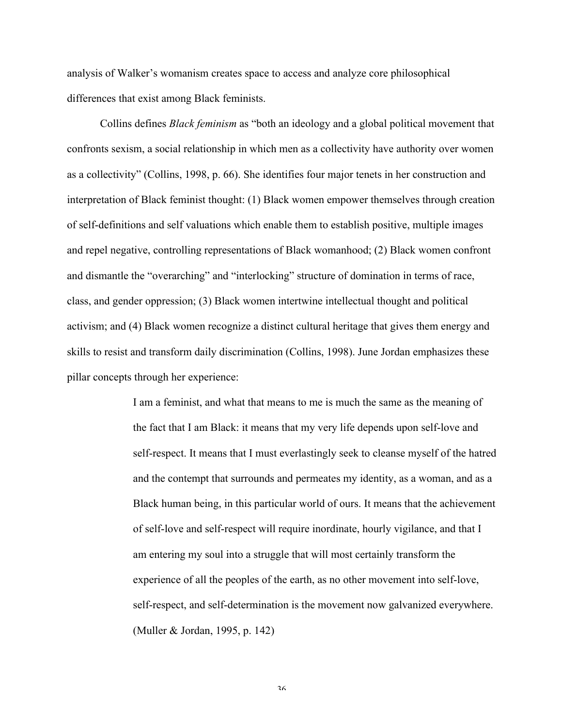analysis of Walker's womanism creates space to access and analyze core philosophical differences that exist among Black feminists.

Collins defines *Black feminism* as "both an ideology and a global political movement that confronts sexism, a social relationship in which men as a collectivity have authority over women as a collectivity" (Collins, 1998, p. 66). She identifies four major tenets in her construction and interpretation of Black feminist thought: (1) Black women empower themselves through creation of self-definitions and self valuations which enable them to establish positive, multiple images and repel negative, controlling representations of Black womanhood; (2) Black women confront and dismantle the "overarching" and "interlocking" structure of domination in terms of race, class, and gender oppression; (3) Black women intertwine intellectual thought and political activism; and (4) Black women recognize a distinct cultural heritage that gives them energy and skills to resist and transform daily discrimination (Collins, 1998). June Jordan emphasizes these pillar concepts through her experience:

> I am a feminist, and what that means to me is much the same as the meaning of the fact that I am Black: it means that my very life depends upon self-love and self-respect. It means that I must everlastingly seek to cleanse myself of the hatred and the contempt that surrounds and permeates my identity, as a woman, and as a Black human being, in this particular world of ours. It means that the achievement of self-love and self-respect will require inordinate, hourly vigilance, and that I am entering my soul into a struggle that will most certainly transform the experience of all the peoples of the earth, as no other movement into self-love, self-respect, and self-determination is the movement now galvanized everywhere. (Muller & Jordan, 1995, p. 142)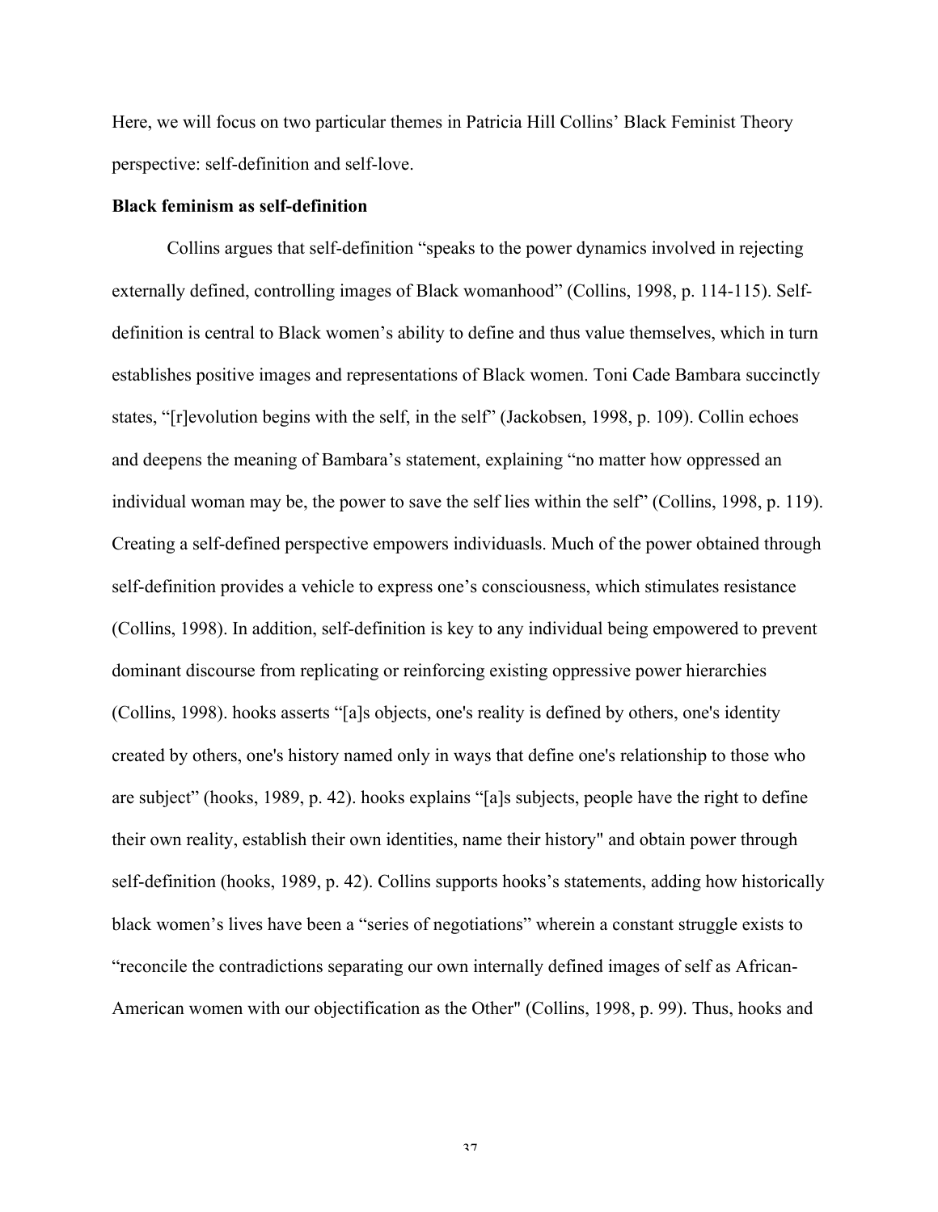Here, we will focus on two particular themes in Patricia Hill Collins' Black Feminist Theory perspective: self-definition and self-love.

**Black feminism as self-definition**

Collins argues that self-definition "speaks to the power dynamics involved in rejecting externally defined, controlling images of Black womanhood" (Collins, 1998, p. 114-115). Self-definition is central to Black women's ability to define and thus value themselves, which in turn establishes positive images and representations of Black women. Toni Cade Bambara succinctly states, "[r]evolution begins with the self, in the self" (Jackobsen, 1998, p. 109). Collin echoes and deepens the meaning of Bambara's statement, explaining "no matter how oppressed an individual woman may be, the power to save the self lies within the self" (Collins, 1998, p. 119). Creating a self-defined perspective empowers individuasls. Much of the power obtained through self-definition provides a vehicle to express one's consciousness, which stimulates resistance (Collins, 1998). In addition, self-definition is key to any individual being empowered to prevent dominant discourse from replicating or reinforcing existing oppressive power hierarchies (Collins, 1998). hooks asserts "[a]s objects, one's reality is defined by others, one's identity created by others, one's history named only in ways that define one's relationship to those who are subject" (hooks, 1989, p. 42). hooks explains "[a]s subjects, people have the right to define their own reality, establish their own identities, name their history" and obtain power through self-definition (hooks, 1989, p. 42). Collins supports hooks's statements, adding how historically black women's lives have been a "series of negotiations" wherein a constant struggle exists to "reconcile the contradictions separating our own internally defined images of self as African-American women with our objectification as the Other" (Collins, 1998, p. 99). Thus, hooks and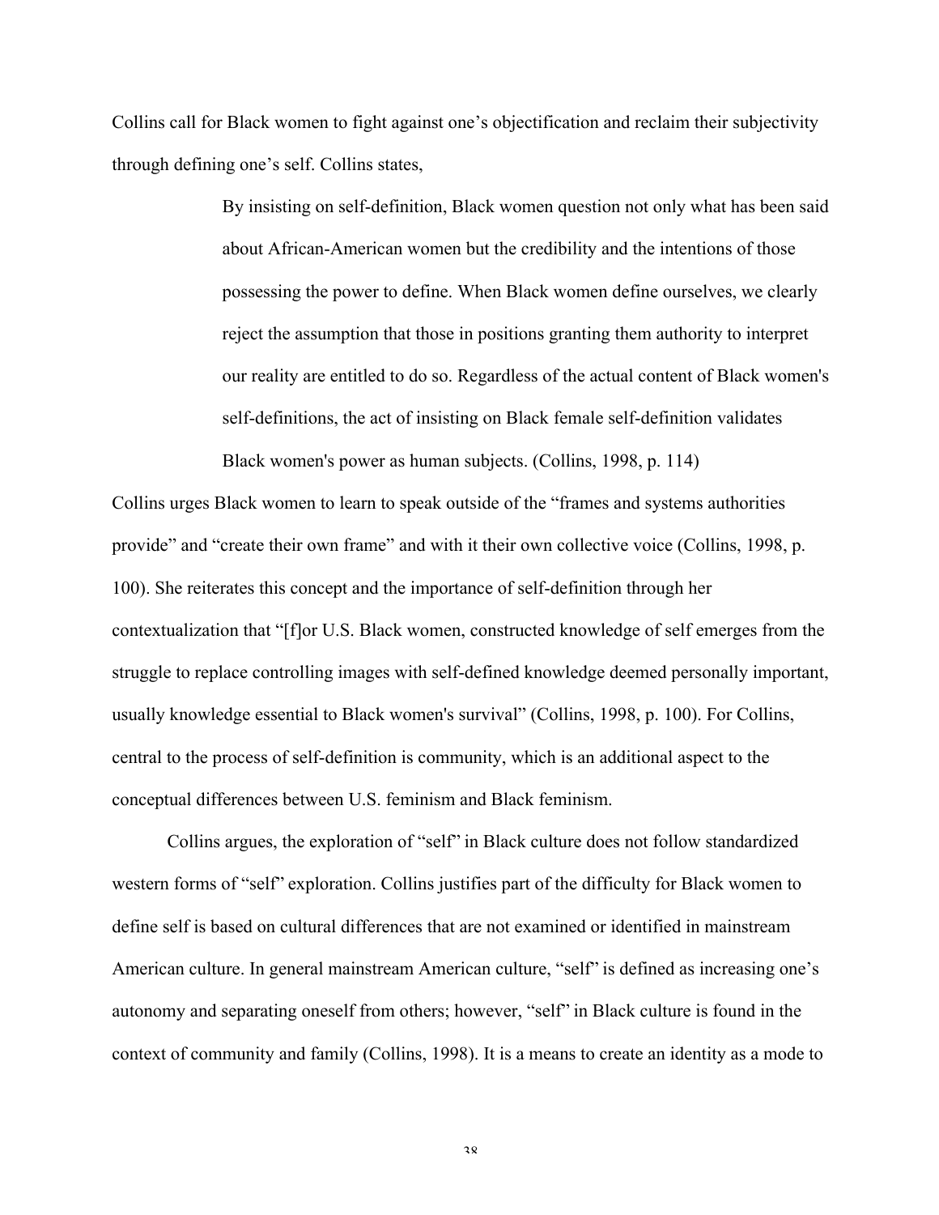Collins call for Black women to fight against one's objectification and reclaim their subjectivity through defining one's self. Collins states,

> By insisting on self-definition, Black women question not only what has been said about African-American women but the credibility and the intentions of those possessing the power to define. When Black women define ourselves, we clearly reject the assumption that those in positions granting them authority to interpret our reality are entitled to do so. Regardless of the actual content of Black women's self-definitions, the act of insisting on Black female self-definition validates Black women's power as human subjects. (Collins, 1998, p. 114)

Collins urges Black women to learn to speak outside of the "frames and systems authorities provide" and "create their own frame" and with it their own collective voice (Collins, 1998, p. 100). She reiterates this concept and the importance of self-definition through her contextualization that "[f]or U.S. Black women, constructed knowledge of self emerges from the struggle to replace controlling images with self-defined knowledge deemed personally important, usually knowledge essential to Black women's survival" (Collins, 1998, p. 100). For Collins, central to the process of self-definition is community, which is an additional aspect to the conceptual differences between U.S. feminism and Black feminism.

Collins argues, the exploration of "self" in Black culture does not follow standardized western forms of "self" exploration. Collins justifies part of the difficulty for Black women to define self is based on cultural differences that are not examined or identified in mainstream American culture. In general mainstream American culture, "self" is defined as increasing one's autonomy and separating oneself from others; however, "self" in Black culture is found in the context of community and family (Collins, 1998). It is a means to create an identity as a mode to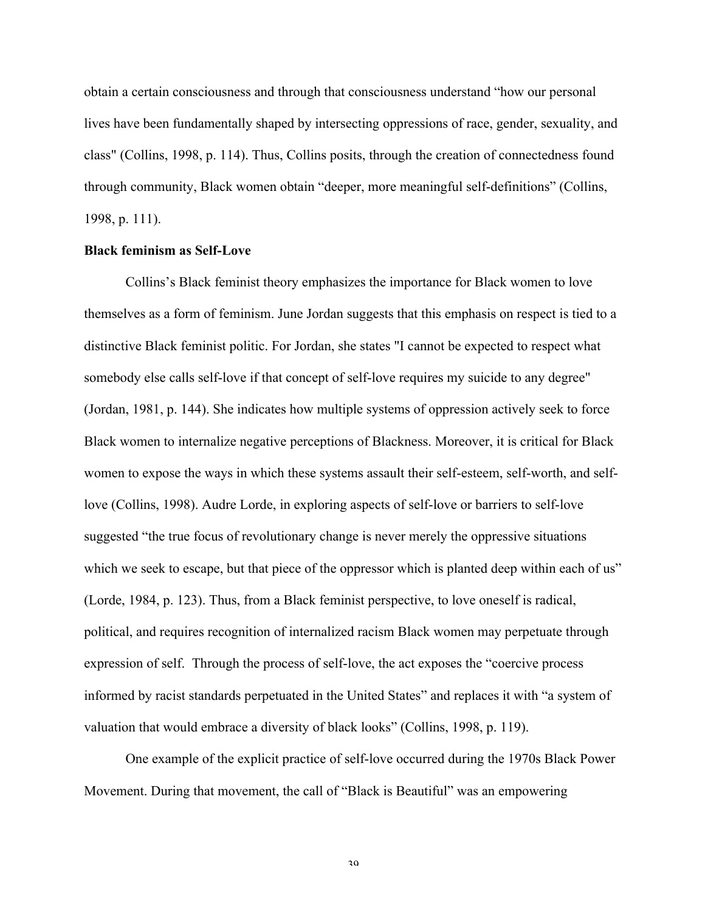obtain a certain consciousness and through that consciousness understand "how our personal lives have been fundamentally shaped by intersecting oppressions of race, gender, sexuality, and class" (Collins, 1998, p. 114). Thus, Collins posits, through the creation of connectedness found through community, Black women obtain "deeper, more meaningful self-definitions" (Collins, 1998, p. 111).

**Black feminism as Self-Love**

Collins's Black feminist theory emphasizes the importance for Black women to love themselves as a form of feminism. June Jordan suggests that this emphasis on respect is tied to a distinctive Black feminist politic. For Jordan, she states "I cannot be expected to respect what somebody else calls self-love if that concept of self-love requires my suicide to any degree" (Jordan, 1981, p. 144). She indicates how multiple systems of oppression actively seek to force Black women to internalize negative perceptions of Blackness. Moreover, it is critical for Black women to expose the ways in which these systems assault their self-esteem, self-worth, and self-love (Collins, 1998). Audre Lorde, in exploring aspects of self-love or barriers to self-love suggested "the true focus of revolutionary change is never merely the oppressive situations which we seek to escape, but that piece of the oppressor which is planted deep within each of us" (Lorde, 1984, p. 123). Thus, from a Black feminist perspective, to love oneself is radical, political, and requires recognition of internalized racism Black women may perpetuate through expression of self. Through the process of self-love, the act exposes the "coercive process informed by racist standards perpetuated in the United States" and replaces it with "a system of valuation that would embrace a diversity of black looks" (Collins, 1998, p. 119).

One example of the explicit practice of self-love occurred during the 1970s Black Power Movement. During that movement, the call of "Black is Beautiful" was an empowering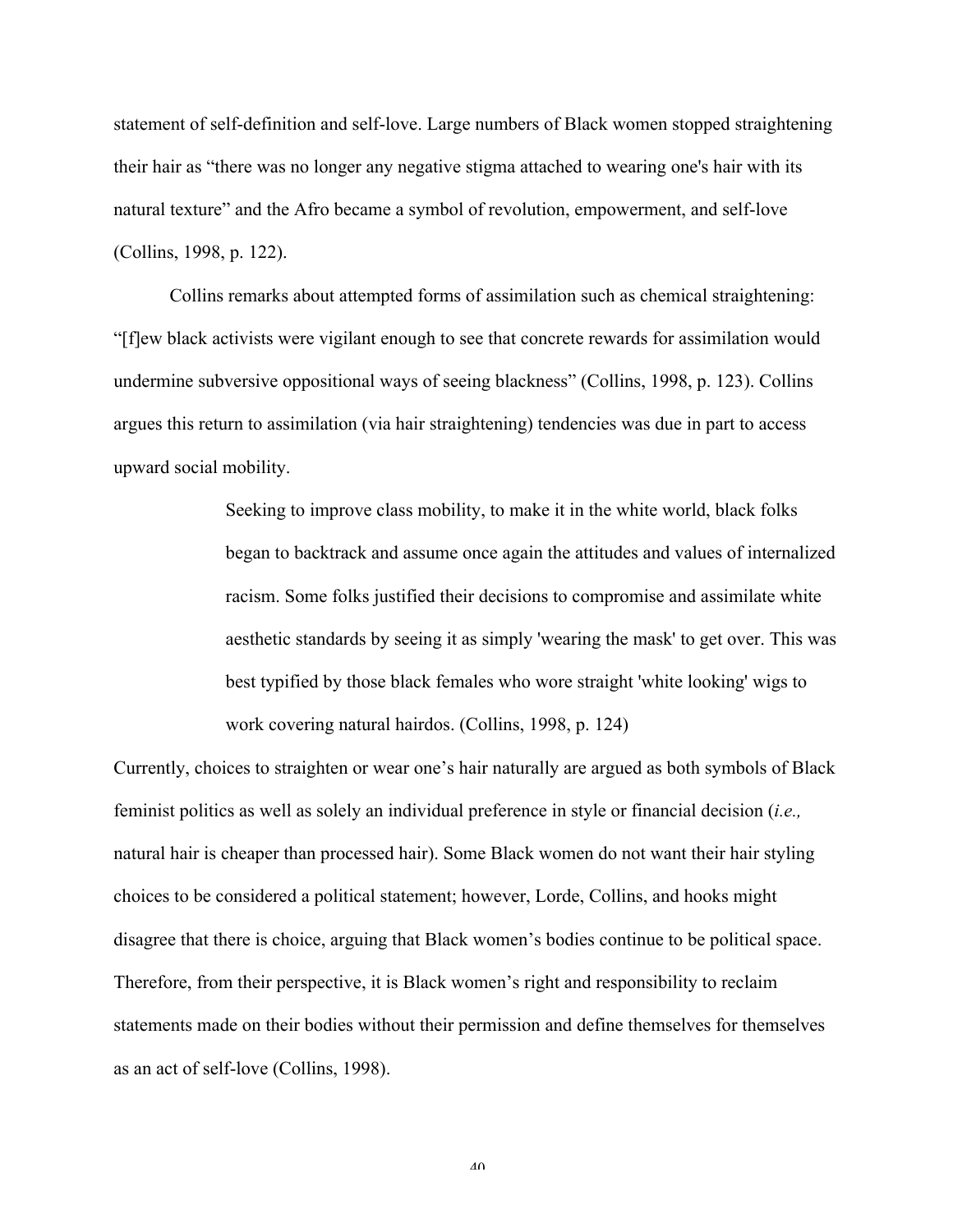statement of self-definition and self-love. Large numbers of Black women stopped straightening their hair as “there was no longer any negative stigma attached to wearing one's hair with its natural texture” and the Afro became a symbol of revolution, empowerment, and self-love (Collins, 1998, p. 122).

Collins remarks about attempted forms of assimilation such as chemical straightening: “[f]ew black activists were vigilant enough to see that concrete rewards for assimilation would undermine subversive oppositional ways of seeing blackness” (Collins, 1998, p. 123). Collins argues this return to assimilation (via hair straightening) tendencies was due in part to access upward social mobility.

> Seeking to improve class mobility, to make it in the white world, black folks began to backtrack and assume once again the attitudes and values of internalized racism. Some folks justified their decisions to compromise and assimilate white aesthetic standards by seeing it as simply 'wearing the mask' to get over. This was best typified by those black females who wore straight 'white looking' wigs to work covering natural hairdos. (Collins, 1998, p. 124)

Currently, choices to straighten or wear one’s hair naturally are argued as both symbols of Black feminist politics as well as solely an individual preference in style or financial decision (*i.e.,* natural hair is cheaper than processed hair). Some Black women do not want their hair styling choices to be considered a political statement; however, Lorde, Collins, and hooks might disagree that there is choice, arguing that Black women’s bodies continue to be political space. Therefore, from their perspective, it is Black women’s right and responsibility to reclaim statements made on their bodies without their permission and define themselves for themselves as an act of self-love (Collins, 1998).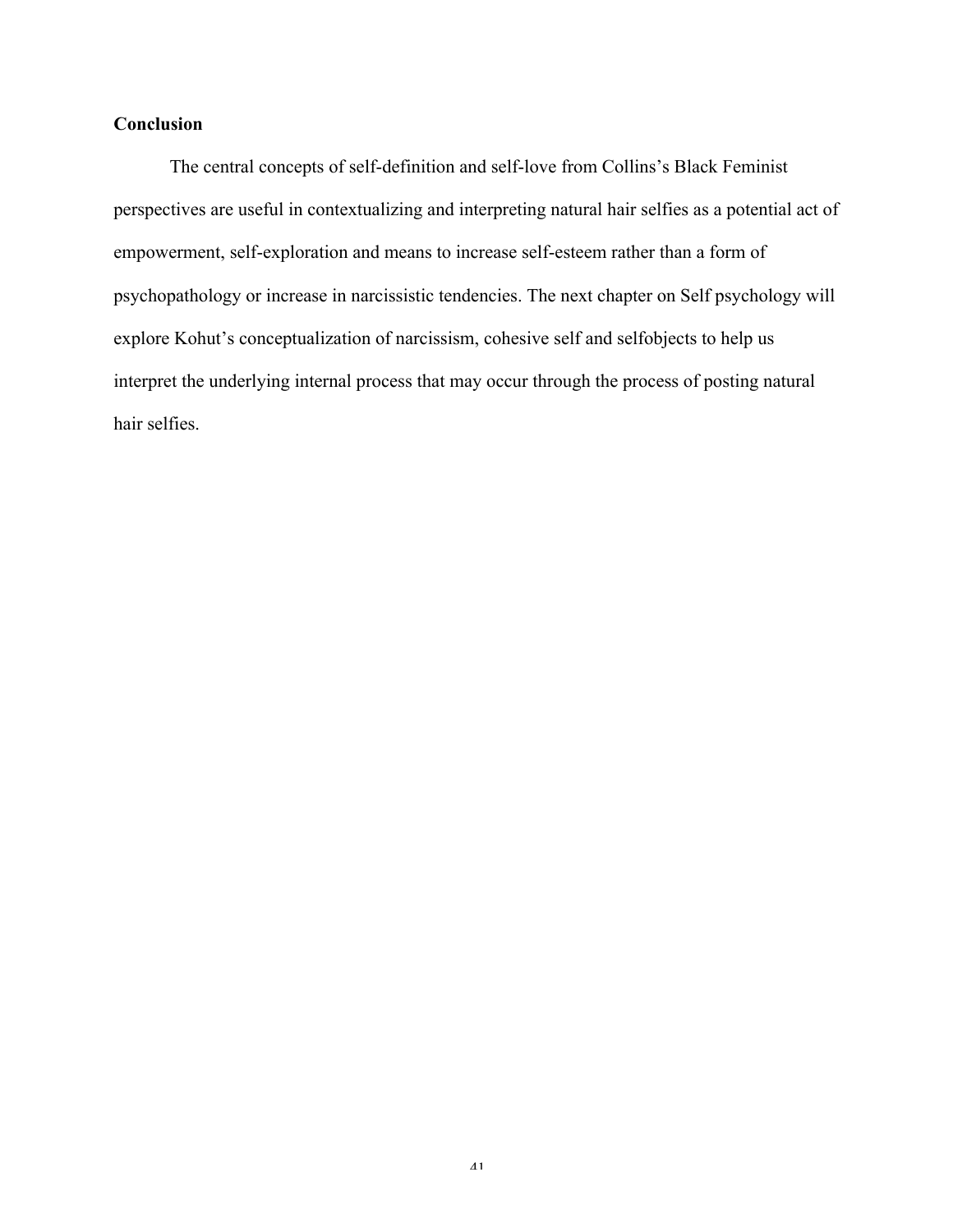**Conclusion**

The central concepts of self-definition and self-love from Collins's Black Feminist perspectives are useful in contextualizing and interpreting natural hair selfies as a potential act of empowerment, self-exploration and means to increase self-esteem rather than a form of psychopathology or increase in narcissistic tendencies. The next chapter on Self psychology will explore Kohut's conceptualization of narcissism, cohesive self and selfobjects to help us interpret the underlying internal process that may occur through the process of posting natural hair selfies.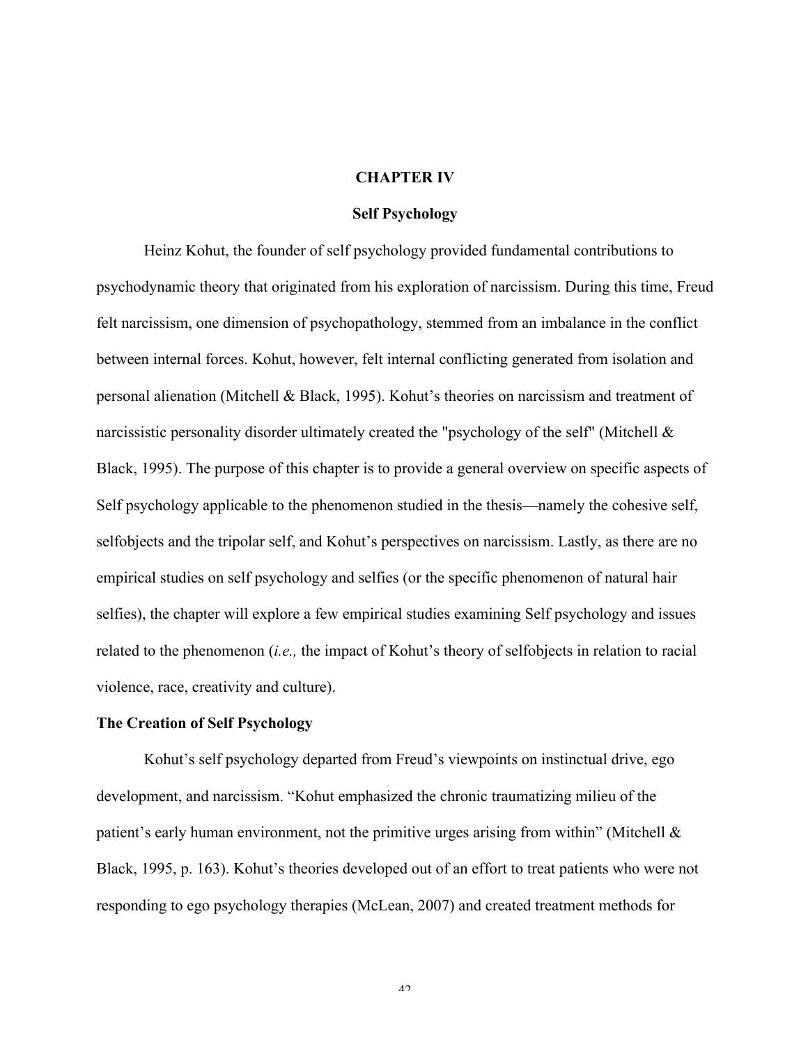# CHAPTER IV

## Self Psychology

Heinz Kohut, the founder of self psychology provided fundamental contributions to psychodynamic theory that originated from his exploration of narcissism. During this time, Freud felt narcissism, one dimension of psychopathology, stemmed from an imbalance in the conflict between internal forces. Kohut, however, felt internal conflicting generated from isolation and personal alienation (Mitchell & Black, 1995). Kohut's theories on narcissism and treatment of narcissistic personality disorder ultimately created the "psychology of the self" (Mitchell & Black, 1995). The purpose of this chapter is to provide a general overview on specific aspects of Self psychology applicable to the phenomenon studied in the thesis—namely the cohesive self, selfobjects and the tripolar self, and Kohut's perspectives on narcissism. Lastly, as there are no empirical studies on self psychology and selfies (or the specific phenomenon of natural hair selfies), the chapter will explore a few empirical studies examining Self psychology and issues related to the phenomenon (*i.e.,* the impact of Kohut's theory of selfobjects in relation to racial violence, race, creativity and culture).

### The Creation of Self Psychology

Kohut's self psychology departed from Freud's viewpoints on instinctual drive, ego development, and narcissism. "Kohut emphasized the chronic traumatizing milieu of the patient's early human environment, not the primitive urges arising from within" (Mitchell & Black, 1995, p. 163). Kohut's theories developed out of an effort to treat patients who were not responding to ego psychology therapies (McLean, 2007) and created treatment methods for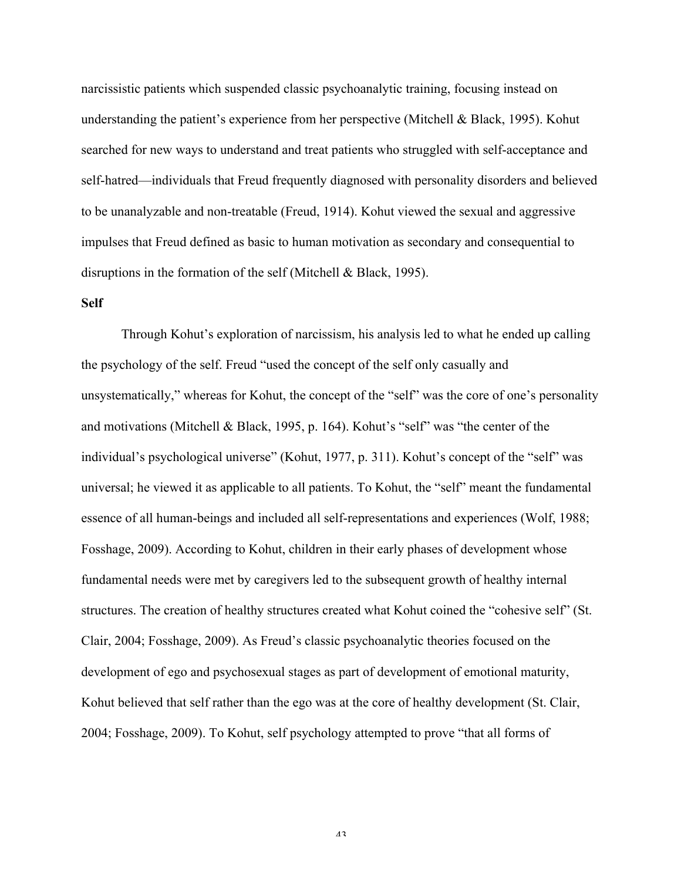narcissistic patients which suspended classic psychoanalytic training, focusing instead on understanding the patient's experience from her perspective (Mitchell & Black, 1995). Kohut searched for new ways to understand and treat patients who struggled with self-acceptance and self-hatred—individuals that Freud frequently diagnosed with personality disorders and believed to be unanalyzable and non-treatable (Freud, 1914). Kohut viewed the sexual and aggressive impulses that Freud defined as basic to human motivation as secondary and consequential to disruptions in the formation of the self (Mitchell & Black, 1995).

**Self**

Through Kohut's exploration of narcissism, his analysis led to what he ended up calling the psychology of the self. Freud "used the concept of the self only casually and unsystematically," whereas for Kohut, the concept of the "self" was the core of one's personality and motivations (Mitchell & Black, 1995, p. 164). Kohut's "self" was "the center of the individual's psychological universe" (Kohut, 1977, p. 311). Kohut's concept of the "self" was universal; he viewed it as applicable to all patients. To Kohut, the "self" meant the fundamental essence of all human-beings and included all self-representations and experiences (Wolf, 1988; Fosshage, 2009). According to Kohut, children in their early phases of development whose fundamental needs were met by caregivers led to the subsequent growth of healthy internal structures. The creation of healthy structures created what Kohut coined the "cohesive self" (St. Clair, 2004; Fosshage, 2009). As Freud's classic psychoanalytic theories focused on the development of ego and psychosexual stages as part of development of emotional maturity, Kohut believed that self rather than the ego was at the core of healthy development (St. Clair, 2004; Fosshage, 2009). To Kohut, self psychology attempted to prove "that all forms of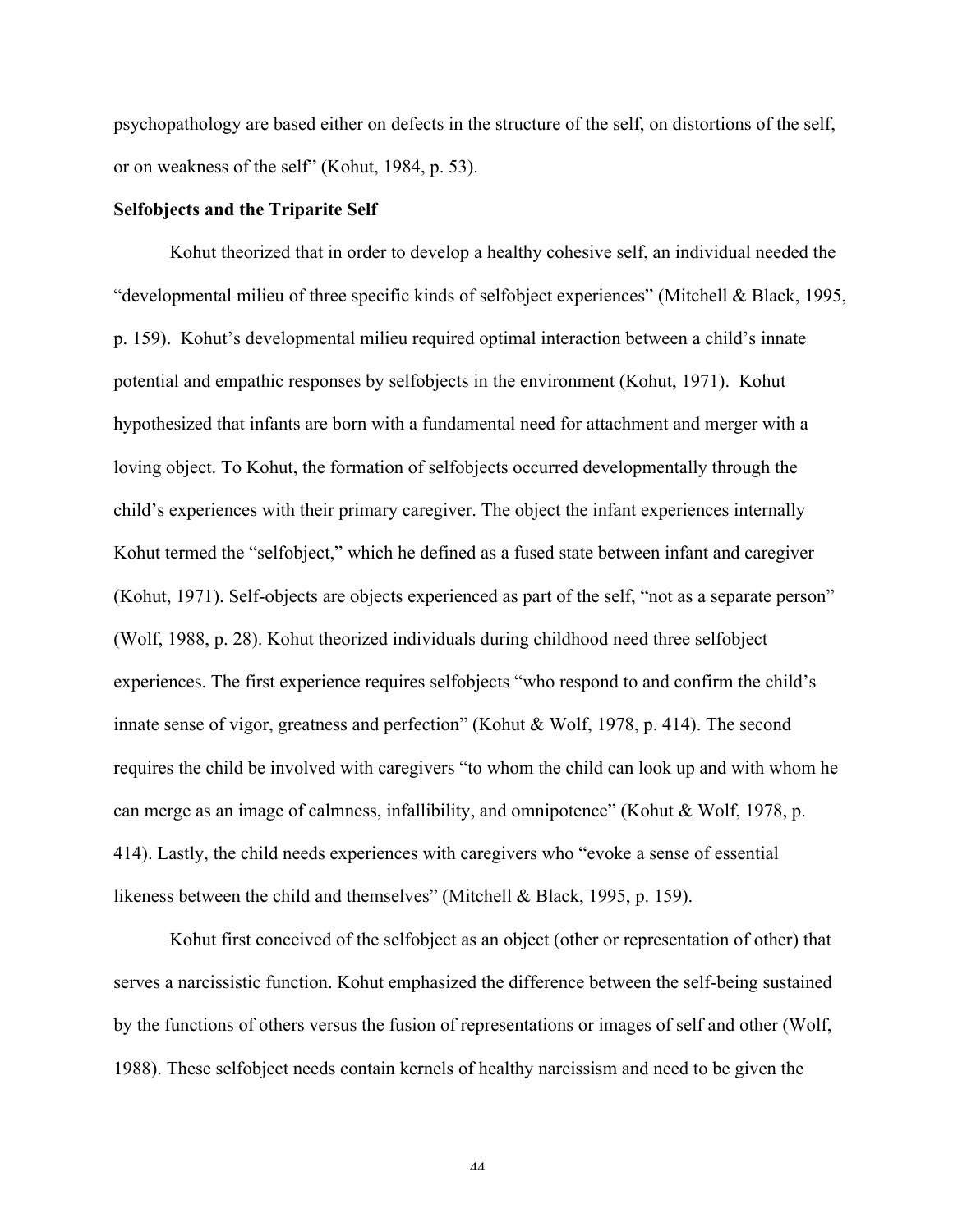psychopathology are based either on defects in the structure of the self, on distortions of the self, or on weakness of the self" (Kohut, 1984, p. 53).

**Selfobjects and the Triparite Self**

Kohut theorized that in order to develop a healthy cohesive self, an individual needed the "developmental milieu of three specific kinds of selfobject experiences" (Mitchell & Black, 1995, p. 159). Kohut's developmental milieu required optimal interaction between a child's innate potential and empathic responses by selfobjects in the environment (Kohut, 1971). Kohut hypothesized that infants are born with a fundamental need for attachment and merger with a loving object. To Kohut, the formation of selfobjects occurred developmentally through the child's experiences with their primary caregiver. The object the infant experiences internally Kohut termed the "selfobject," which he defined as a fused state between infant and caregiver (Kohut, 1971). Self-objects are objects experienced as part of the self, "not as a separate person" (Wolf, 1988, p. 28). Kohut theorized individuals during childhood need three selfobject experiences. The first experience requires selfobjects "who respond to and confirm the child's innate sense of vigor, greatness and perfection" (Kohut & Wolf, 1978, p. 414). The second requires the child be involved with caregivers "to whom the child can look up and with whom he can merge as an image of calmness, infallibility, and omnipotence" (Kohut & Wolf, 1978, p. 414). Lastly, the child needs experiences with caregivers who "evoke a sense of essential likeness between the child and themselves" (Mitchell & Black, 1995, p. 159).

Kohut first conceived of the selfobject as an object (other or representation of other) that serves a narcissistic function. Kohut emphasized the difference between the self-being sustained by the functions of others versus the fusion of representations or images of self and other (Wolf, 1988). These selfobject needs contain kernels of healthy narcissism and need to be given the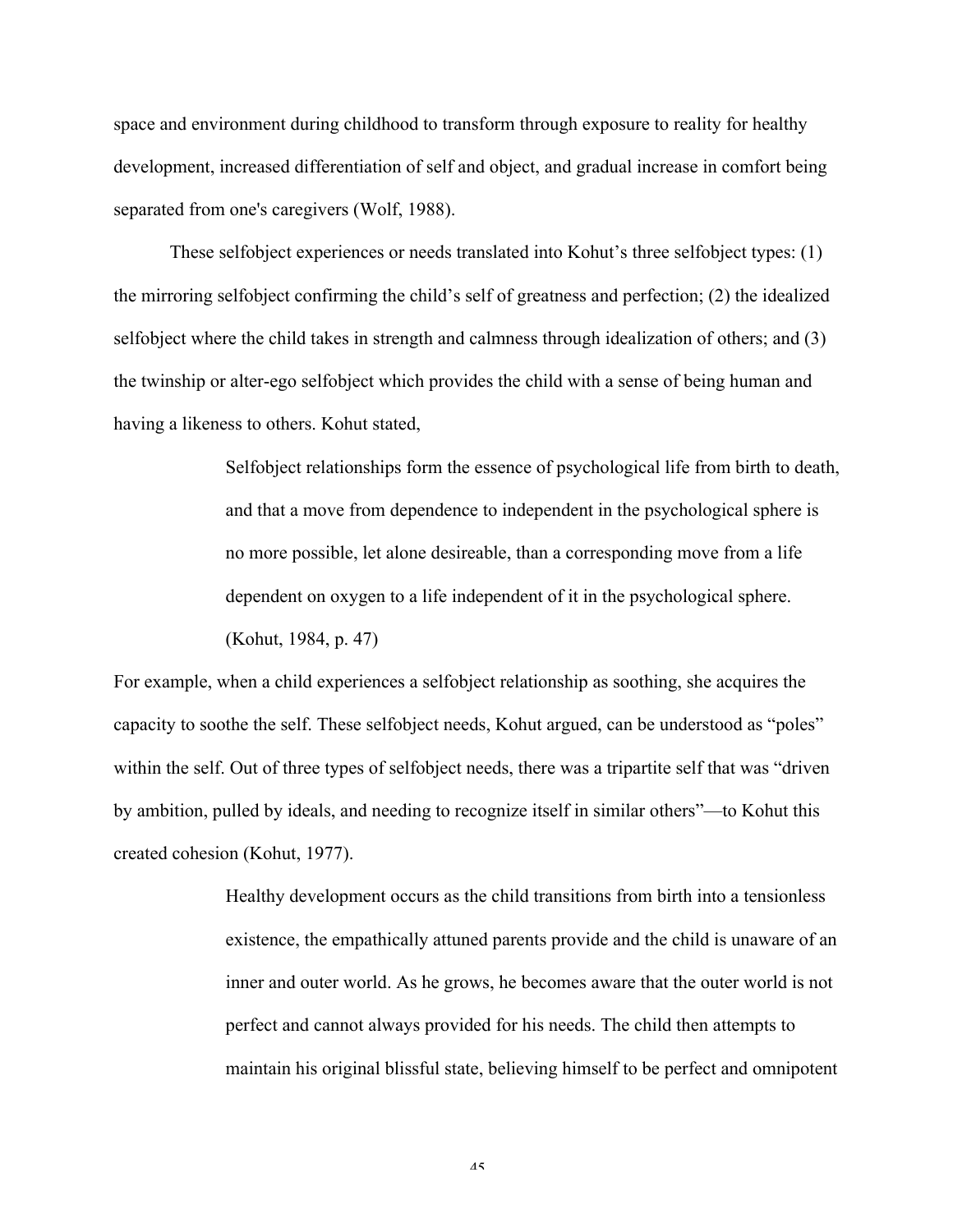space and environment during childhood to transform through exposure to reality for healthy development, increased differentiation of self and object, and gradual increase in comfort being separated from one's caregivers (Wolf, 1988).

These selfobject experiences or needs translated into Kohut's three selfobject types: (1) the mirroring selfobject confirming the child's self of greatness and perfection; (2) the idealized selfobject where the child takes in strength and calmness through idealization of others; and (3) the twinship or alter-ego selfobject which provides the child with a sense of being human and having a likeness to others. Kohut stated,

> Selfobject relationships form the essence of psychological life from birth to death, and that a move from dependence to independent in the psychological sphere is no more possible, let alone desireable, than a corresponding move from a life dependent on oxygen to a life independent of it in the psychological sphere. (Kohut, 1984, p. 47)

For example, when a child experiences a selfobject relationship as soothing, she acquires the capacity to soothe the self. These selfobject needs, Kohut argued, can be understood as "poles" within the self. Out of three types of selfobject needs, there was a tripartite self that was "driven by ambition, pulled by ideals, and needing to recognize itself in similar others"—to Kohut this created cohesion (Kohut, 1977).

> Healthy development occurs as the child transitions from birth into a tensionless existence, the empathically attuned parents provide and the child is unaware of an inner and outer world. As he grows, he becomes aware that the outer world is not perfect and cannot always provided for his needs. The child then attempts to maintain his original blissful state, believing himself to be perfect and omnipotent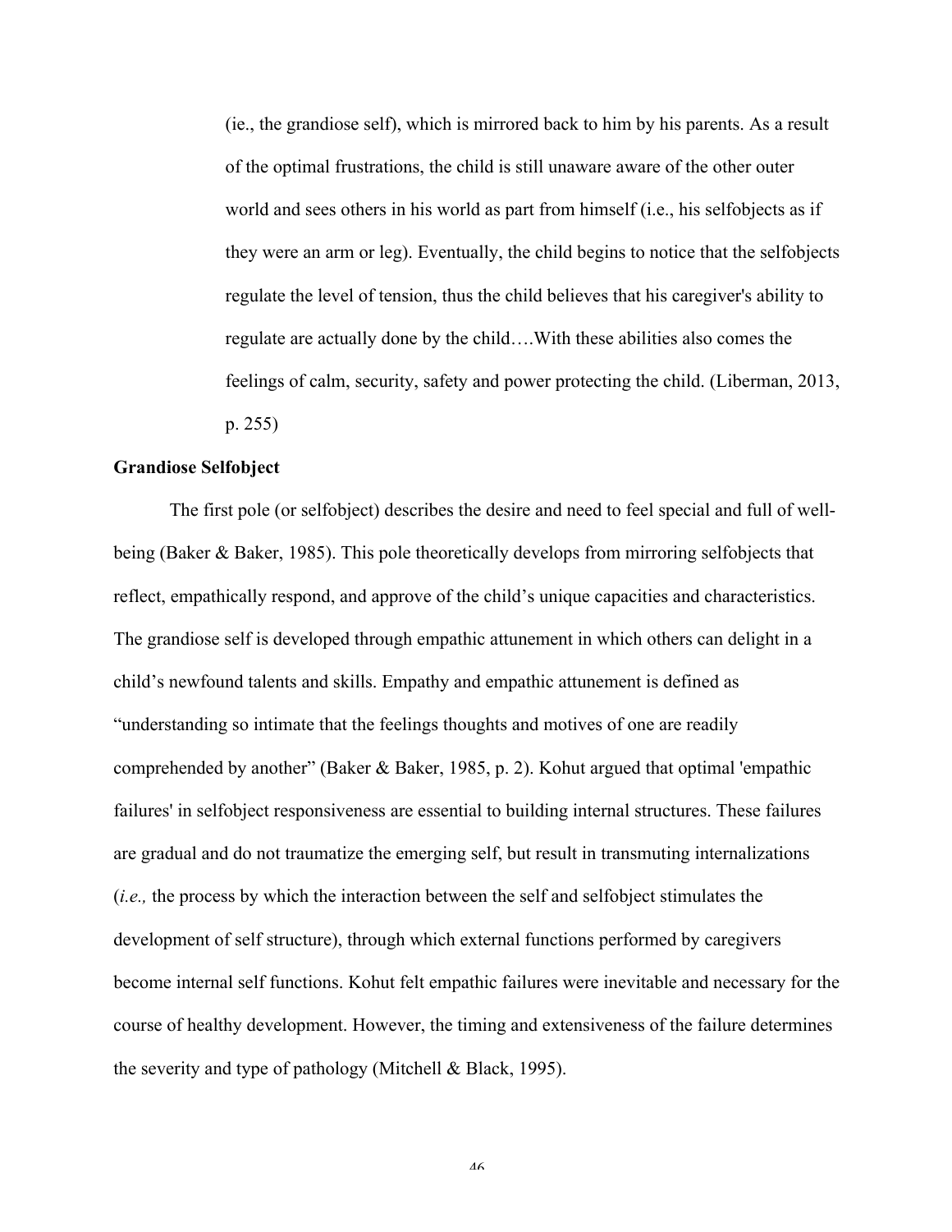> (ie., the grandiose self), which is mirrored back to him by his parents. As a result of the optimal frustrations, the child is still unaware aware of the other outer world and sees others in his world as part from himself (i.e., his selfobjects as if they were an arm or leg). Eventually, the child begins to notice that the selfobjects regulate the level of tension, thus the child believes that his caregiver's ability to regulate are actually done by the child….With these abilities also comes the feelings of calm, security, safety and power protecting the child. (Liberman, 2013, p. 255)

**Grandiose Selfobject**

The first pole (or selfobject) describes the desire and need to feel special and full of well-being (Baker & Baker, 1985). This pole theoretically develops from mirroring selfobjects that reflect, empathically respond, and approve of the child's unique capacities and characteristics. The grandiose self is developed through empathic attunement in which others can delight in a child's newfound talents and skills. Empathy and empathic attunement is defined as "understanding so intimate that the feelings thoughts and motives of one are readily comprehended by another" (Baker & Baker, 1985, p. 2). Kohut argued that optimal 'empathic failures' in selfobject responsiveness are essential to building internal structures. These failures are gradual and do not traumatize the emerging self, but result in transmuting internalizations (*i.e.,* the process by which the interaction between the self and selfobject stimulates the development of self structure), through which external functions performed by caregivers become internal self functions. Kohut felt empathic failures were inevitable and necessary for the course of healthy development. However, the timing and extensiveness of the failure determines the severity and type of pathology (Mitchell & Black, 1995).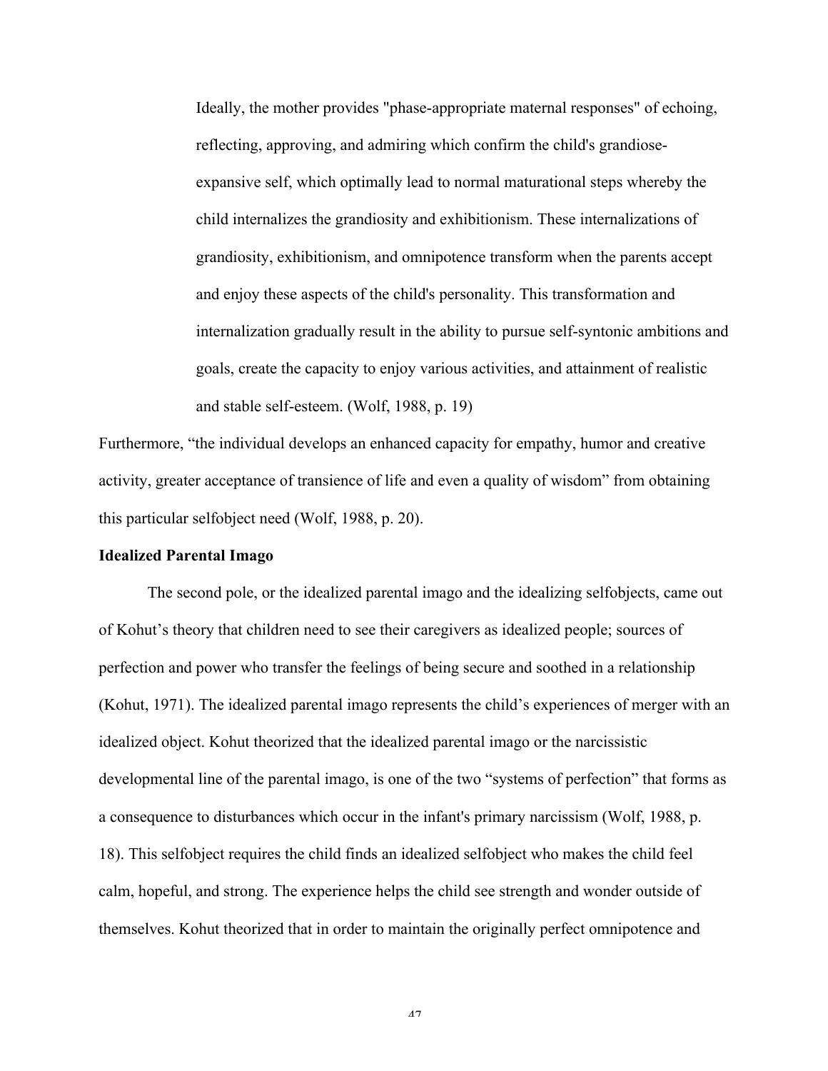> Ideally, the mother provides "phase-appropriate maternal responses" of echoing, reflecting, approving, and admiring which confirm the child's grandiose-expansive self, which optimally lead to normal maturational steps whereby the child internalizes the grandiosity and exhibitionism. These internalizations of grandiosity, exhibitionism, and omnipotence transform when the parents accept and enjoy these aspects of the child's personality. This transformation and internalization gradually result in the ability to pursue self-syntonic ambitions and goals, create the capacity to enjoy various activities, and attainment of realistic and stable self-esteem. (Wolf, 1988, p. 19)

Furthermore, "the individual develops an enhanced capacity for empathy, humor and creative activity, greater acceptance of transience of life and even a quality of wisdom" from obtaining this particular selfobject need (Wolf, 1988, p. 20).

**Idealized Parental Imago**

The second pole, or the idealized parental imago and the idealizing selfobjects, came out of Kohut's theory that children need to see their caregivers as idealized people; sources of perfection and power who transfer the feelings of being secure and soothed in a relationship (Kohut, 1971). The idealized parental imago represents the child's experiences of merger with an idealized object. Kohut theorized that the idealized parental imago or the narcissistic developmental line of the parental imago, is one of the two "systems of perfection" that forms as a consequence to disturbances which occur in the infant's primary narcissism (Wolf, 1988, p. 18). This selfobject requires the child finds an idealized selfobject who makes the child feel calm, hopeful, and strong. The experience helps the child see strength and wonder outside of themselves. Kohut theorized that in order to maintain the originally perfect omnipotence and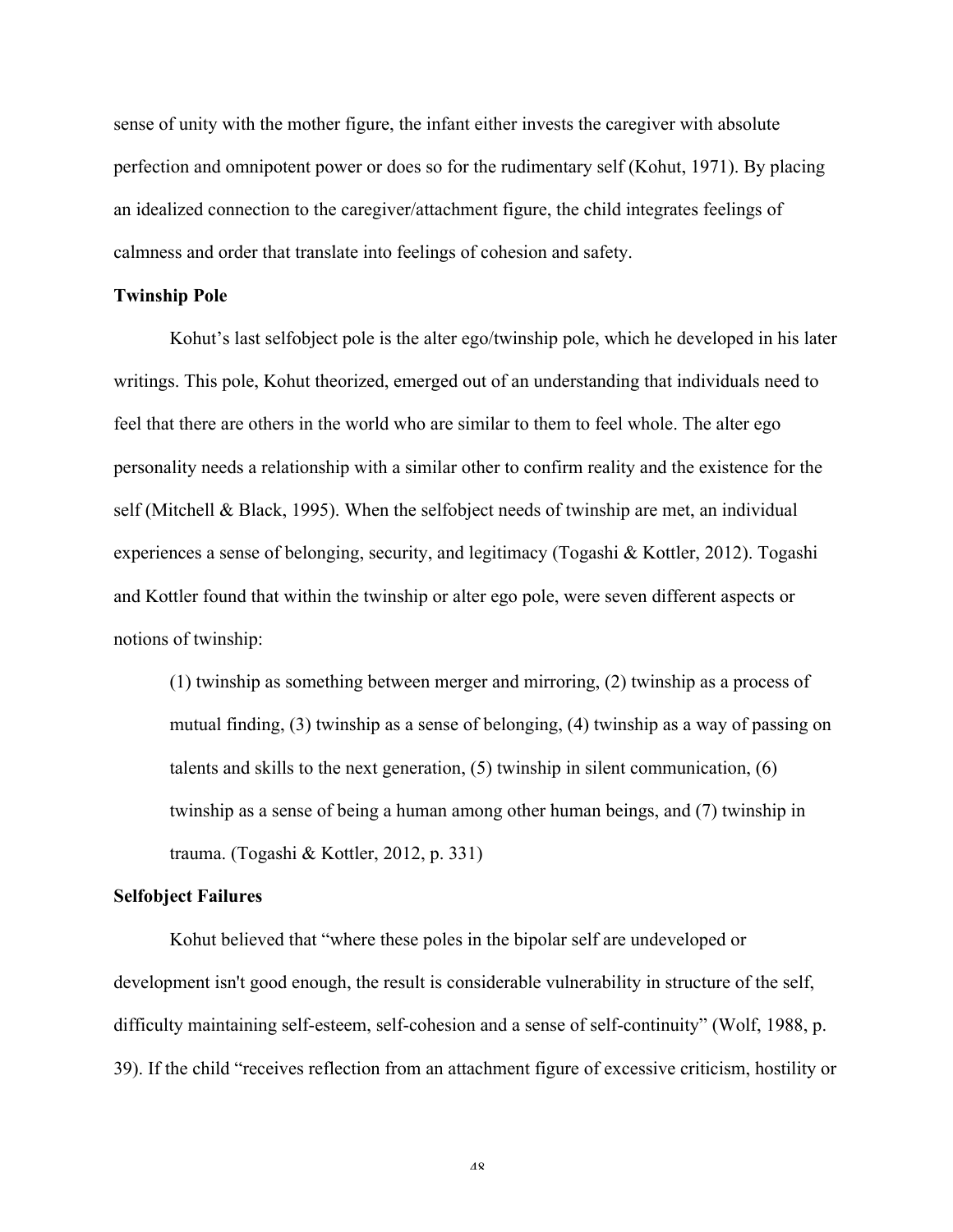sense of unity with the mother figure, the infant either invests the caregiver with absolute perfection and omnipotent power or does so for the rudimentary self (Kohut, 1971). By placing an idealized connection to the caregiver/attachment figure, the child integrates feelings of calmness and order that translate into feelings of cohesion and safety.

**Twinship Pole**

Kohut's last selfobject pole is the alter ego/twinship pole, which he developed in his later writings. This pole, Kohut theorized, emerged out of an understanding that individuals need to feel that there are others in the world who are similar to them to feel whole. The alter ego personality needs a relationship with a similar other to confirm reality and the existence for the self (Mitchell & Black, 1995). When the selfobject needs of twinship are met, an individual experiences a sense of belonging, security, and legitimacy (Togashi & Kottler, 2012). Togashi and Kottler found that within the twinship or alter ego pole, were seven different aspects or notions of twinship:

> (1) twinship as something between merger and mirroring, (2) twinship as a process of mutual finding, (3) twinship as a sense of belonging, (4) twinship as a way of passing on talents and skills to the next generation, (5) twinship in silent communication, (6) twinship as a sense of being a human among other human beings, and (7) twinship in trauma. (Togashi & Kottler, 2012, p. 331)

**Selfobject Failures**

Kohut believed that "where these poles in the bipolar self are undeveloped or development isn't good enough, the result is considerable vulnerability in structure of the self, difficulty maintaining self-esteem, self-cohesion and a sense of self-continuity" (Wolf, 1988, p. 39). If the child "receives reflection from an attachment figure of excessive criticism, hostility or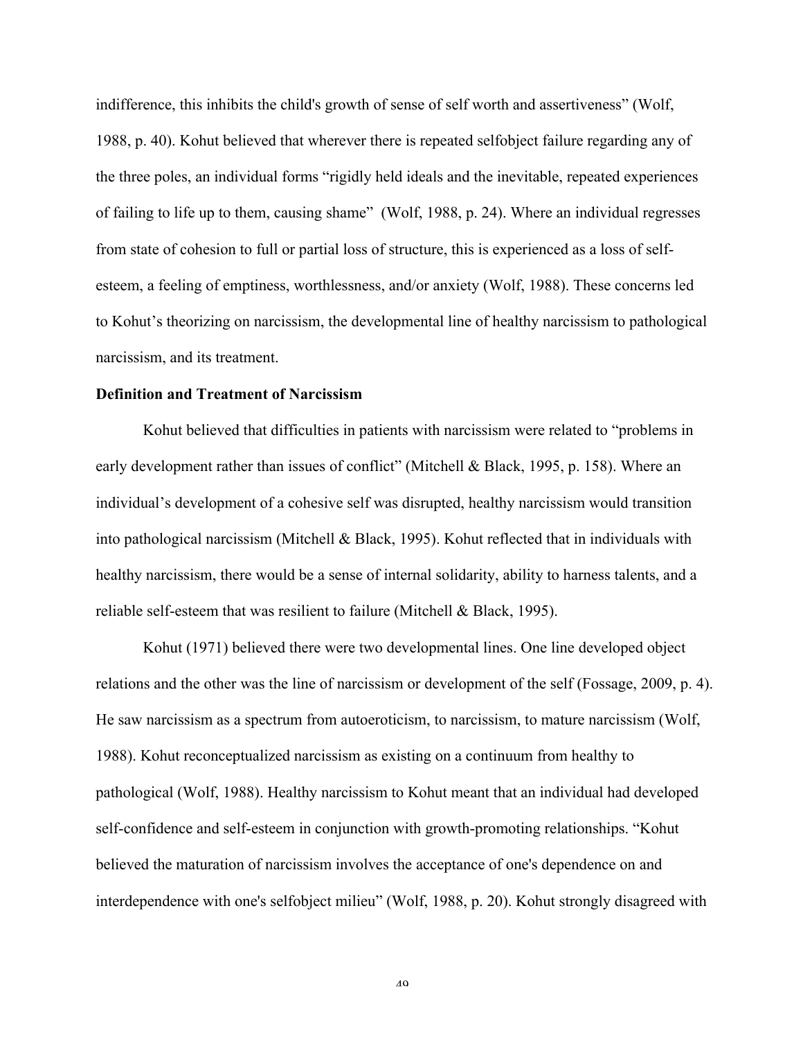indifference, this inhibits the child's growth of sense of self worth and assertiveness" (Wolf, 1988, p. 40). Kohut believed that wherever there is repeated selfobject failure regarding any of the three poles, an individual forms "rigidly held ideals and the inevitable, repeated experiences of failing to life up to them, causing shame" (Wolf, 1988, p. 24). Where an individual regresses from state of cohesion to full or partial loss of structure, this is experienced as a loss of self-esteem, a feeling of emptiness, worthlessness, and/or anxiety (Wolf, 1988). These concerns led to Kohut's theorizing on narcissism, the developmental line of healthy narcissism to pathological narcissism, and its treatment.

**Definition and Treatment of Narcissism**

Kohut believed that difficulties in patients with narcissism were related to "problems in early development rather than issues of conflict" (Mitchell & Black, 1995, p. 158). Where an individual's development of a cohesive self was disrupted, healthy narcissism would transition into pathological narcissism (Mitchell & Black, 1995). Kohut reflected that in individuals with healthy narcissism, there would be a sense of internal solidarity, ability to harness talents, and a reliable self-esteem that was resilient to failure (Mitchell & Black, 1995).

Kohut (1971) believed there were two developmental lines. One line developed object relations and the other was the line of narcissism or development of the self (Fossage, 2009, p. 4). He saw narcissism as a spectrum from autoeroticism, to narcissism, to mature narcissism (Wolf, 1988). Kohut reconceptualized narcissism as existing on a continuum from healthy to pathological (Wolf, 1988). Healthy narcissism to Kohut meant that an individual had developed self-confidence and self-esteem in conjunction with growth-promoting relationships. "Kohut believed the maturation of narcissism involves the acceptance of one's dependence on and interdependence with one's selfobject milieu" (Wolf, 1988, p. 20). Kohut strongly disagreed with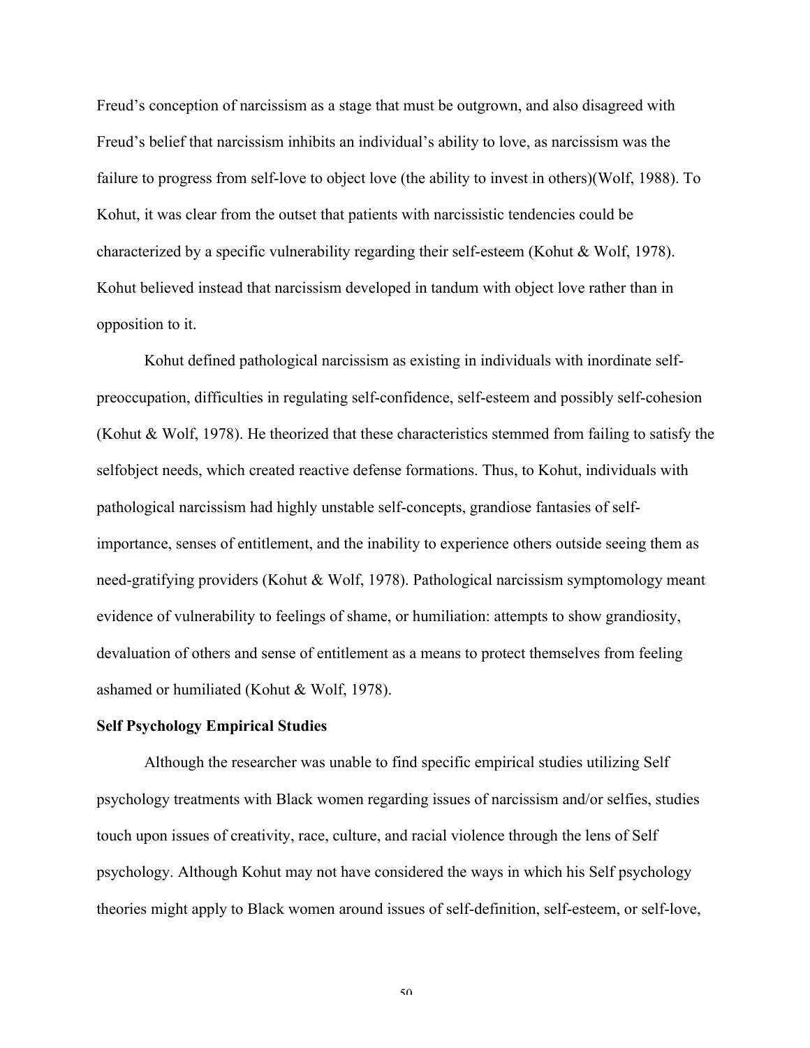Freud's conception of narcissism as a stage that must be outgrown, and also disagreed with Freud's belief that narcissism inhibits an individual's ability to love, as narcissism was the failure to progress from self-love to object love (the ability to invest in others)(Wolf, 1988). To Kohut, it was clear from the outset that patients with narcissistic tendencies could be characterized by a specific vulnerability regarding their self-esteem (Kohut & Wolf, 1978). Kohut believed instead that narcissism developed in tandum with object love rather than in opposition to it.

Kohut defined pathological narcissism as existing in individuals with inordinate self-preoccupation, difficulties in regulating self-confidence, self-esteem and possibly self-cohesion (Kohut & Wolf, 1978). He theorized that these characteristics stemmed from failing to satisfy the selfobject needs, which created reactive defense formations. Thus, to Kohut, individuals with pathological narcissism had highly unstable self-concepts, grandiose fantasies of self-importance, senses of entitlement, and the inability to experience others outside seeing them as need-gratifying providers (Kohut & Wolf, 1978). Pathological narcissism symptomology meant evidence of vulnerability to feelings of shame, or humiliation: attempts to show grandiosity, devaluation of others and sense of entitlement as a means to protect themselves from feeling ashamed or humiliated (Kohut & Wolf, 1978).

**Self Psychology Empirical Studies**

Although the researcher was unable to find specific empirical studies utilizing Self psychology treatments with Black women regarding issues of narcissism and/or selfies, studies touch upon issues of creativity, race, culture, and racial violence through the lens of Self psychology. Although Kohut may not have considered the ways in which his Self psychology theories might apply to Black women around issues of self-definition, self-esteem, or self-love,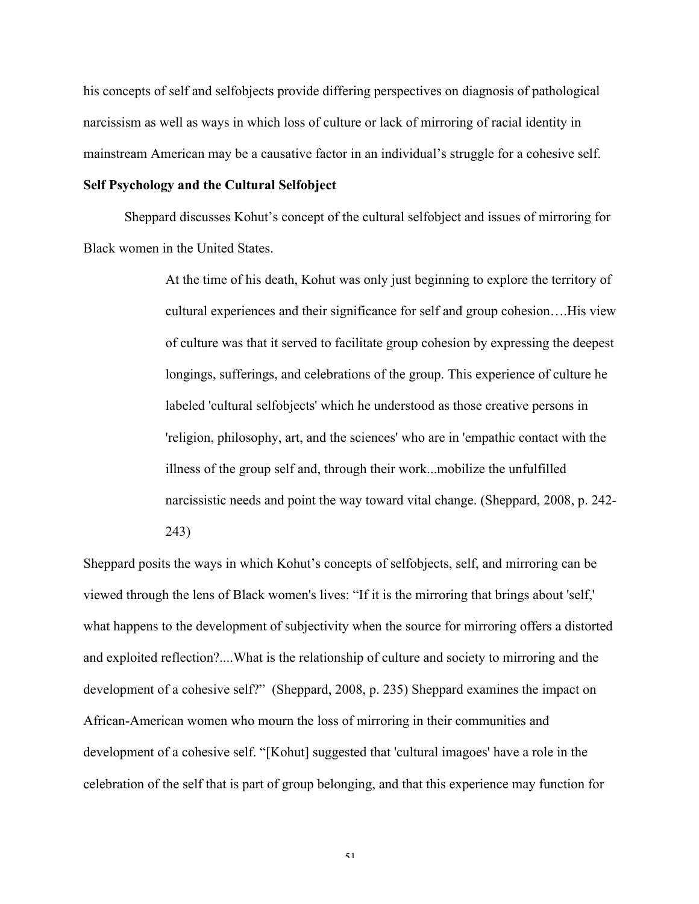his concepts of self and selfobjects provide differing perspectives on diagnosis of pathological narcissism as well as ways in which loss of culture or lack of mirroring of racial identity in mainstream American may be a causative factor in an individual's struggle for a cohesive self.

**Self Psychology and the Cultural Selfobject**

Sheppard discusses Kohut's concept of the cultural selfobject and issues of mirroring for Black women in the United States.

> At the time of his death, Kohut was only just beginning to explore the territory of cultural experiences and their significance for self and group cohesion….His view of culture was that it served to facilitate group cohesion by expressing the deepest longings, sufferings, and celebrations of the group. This experience of culture he labeled 'cultural selfobjects' which he understood as those creative persons in 'religion, philosophy, art, and the sciences' who are in 'empathic contact with the illness of the group self and, through their work...mobilize the unfulfilled narcissistic needs and point the way toward vital change. (Sheppard, 2008, p. 242-243)

Sheppard posits the ways in which Kohut's concepts of selfobjects, self, and mirroring can be viewed through the lens of Black women's lives: "If it is the mirroring that brings about 'self,' what happens to the development of subjectivity when the source for mirroring offers a distorted and exploited reflection?....What is the relationship of culture and society to mirroring and the development of a cohesive self?" (Sheppard, 2008, p. 235) Sheppard examines the impact on African-American women who mourn the loss of mirroring in their communities and development of a cohesive self. "[Kohut] suggested that 'cultural imagoes' have a role in the celebration of the self that is part of group belonging, and that this experience may function for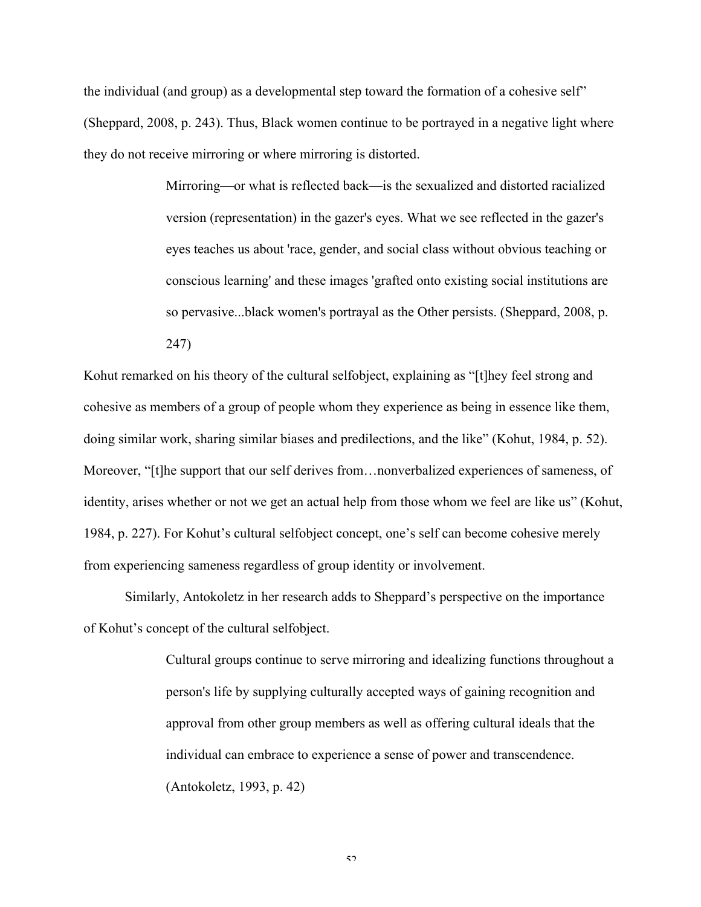the individual (and group) as a developmental step toward the formation of a cohesive self" (Sheppard, 2008, p. 243). Thus, Black women continue to be portrayed in a negative light where they do not receive mirroring or where mirroring is distorted.

> Mirroring—or what is reflected back—is the sexualized and distorted racialized version (representation) in the gazer's eyes. What we see reflected in the gazer's eyes teaches us about 'race, gender, and social class without obvious teaching or conscious learning' and these images 'grafted onto existing social institutions are so pervasive...black women's portrayal as the Other persists. (Sheppard, 2008, p. 247)

Kohut remarked on his theory of the cultural selfobject, explaining as "[t]hey feel strong and cohesive as members of a group of people whom they experience as being in essence like them, doing similar work, sharing similar biases and predilections, and the like" (Kohut, 1984, p. 52). Moreover, "[t]he support that our self derives from…nonverbalized experiences of sameness, of identity, arises whether or not we get an actual help from those whom we feel are like us" (Kohut, 1984, p. 227). For Kohut's cultural selfobject concept, one's self can become cohesive merely from experiencing sameness regardless of group identity or involvement.

Similarly, Antokoletz in her research adds to Sheppard's perspective on the importance of Kohut's concept of the cultural selfobject.

> Cultural groups continue to serve mirroring and idealizing functions throughout a person's life by supplying culturally accepted ways of gaining recognition and approval from other group members as well as offering cultural ideals that the individual can embrace to experience a sense of power and transcendence. (Antokoletz, 1993, p. 42)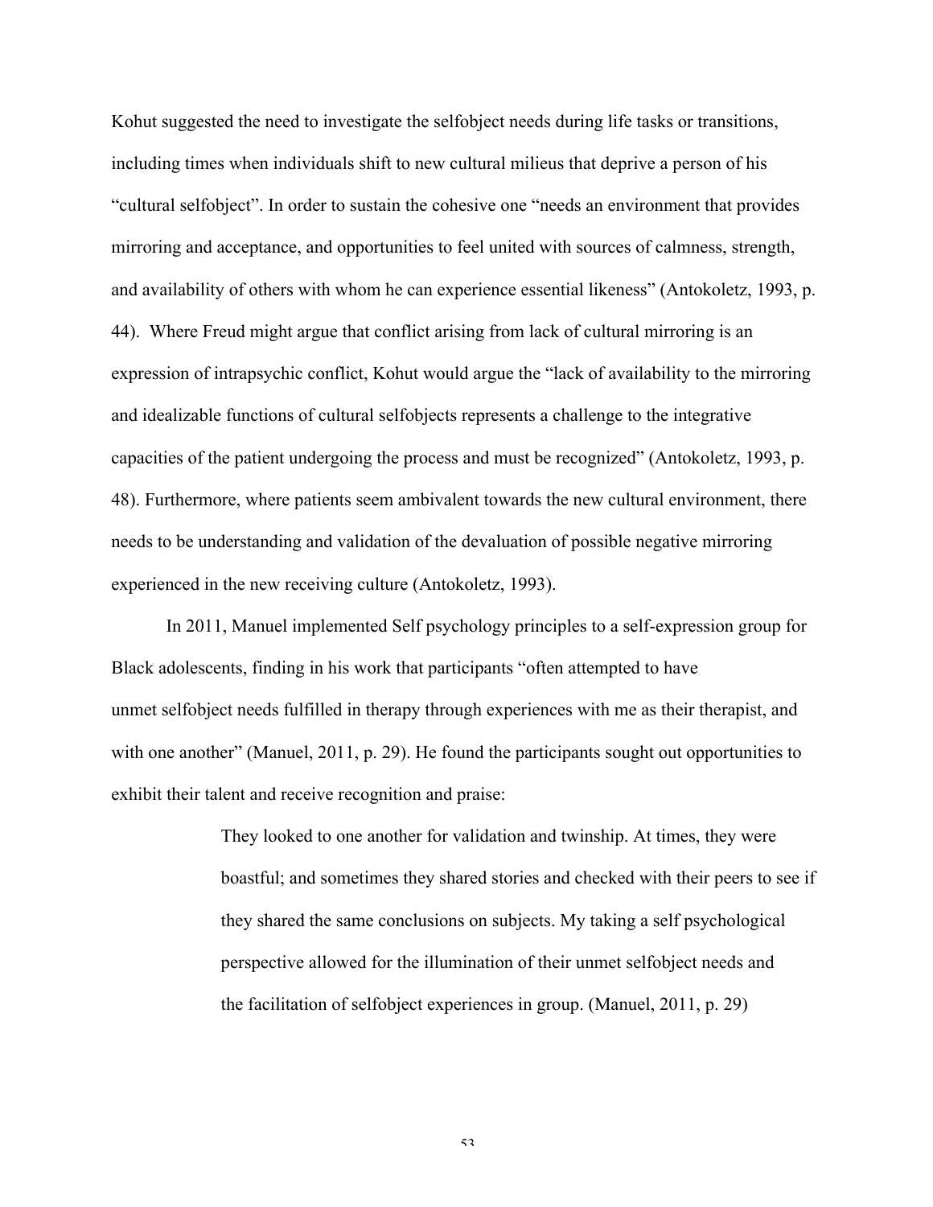Kohut suggested the need to investigate the selfobject needs during life tasks or transitions, including times when individuals shift to new cultural milieus that deprive a person of his "cultural selfobject". In order to sustain the cohesive one "needs an environment that provides mirroring and acceptance, and opportunities to feel united with sources of calmness, strength, and availability of others with whom he can experience essential likeness" (Antokoletz, 1993, p. 44). Where Freud might argue that conflict arising from lack of cultural mirroring is an expression of intrapsychic conflict, Kohut would argue the "lack of availability to the mirroring and idealizable functions of cultural selfobjects represents a challenge to the integrative capacities of the patient undergoing the process and must be recognized" (Antokoletz, 1993, p. 48). Furthermore, where patients seem ambivalent towards the new cultural environment, there needs to be understanding and validation of the devaluation of possible negative mirroring experienced in the new receiving culture (Antokoletz, 1993).

In 2011, Manuel implemented Self psychology principles to a self-expression group for Black adolescents, finding in his work that participants "often attempted to have unmet selfobject needs fulfilled in therapy through experiences with me as their therapist, and with one another" (Manuel, 2011, p. 29). He found the participants sought out opportunities to exhibit their talent and receive recognition and praise:

> They looked to one another for validation and twinship. At times, they were boastful; and sometimes they shared stories and checked with their peers to see if they shared the same conclusions on subjects. My taking a self psychological perspective allowed for the illumination of their unmet selfobject needs and the facilitation of selfobject experiences in group. (Manuel, 2011, p. 29)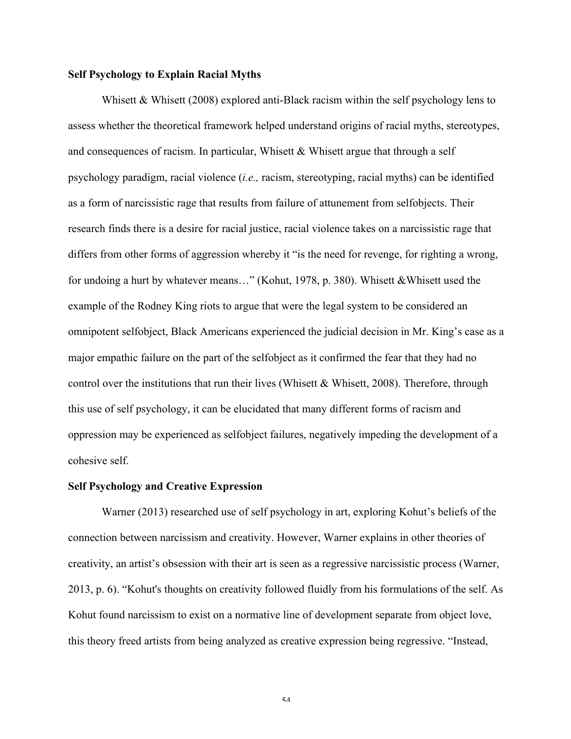**Self Psychology to Explain Racial Myths**

Whisett & Whisett (2008) explored anti-Black racism within the self psychology lens to assess whether the theoretical framework helped understand origins of racial myths, stereotypes, and consequences of racism. In particular, Whisett & Whisett argue that through a self psychology paradigm, racial violence (*i.e.,* racism, stereotyping, racial myths) can be identified as a form of narcissistic rage that results from failure of attunement from selfobjects. Their research finds there is a desire for racial justice, racial violence takes on a narcissistic rage that differs from other forms of aggression whereby it "is the need for revenge, for righting a wrong, for undoing a hurt by whatever means…" (Kohut, 1978, p. 380). Whisett &Whisett used the example of the Rodney King riots to argue that were the legal system to be considered an omnipotent selfobject, Black Americans experienced the judicial decision in Mr. King's case as a major empathic failure on the part of the selfobject as it confirmed the fear that they had no control over the institutions that run their lives (Whisett & Whisett, 2008). Therefore, through this use of self psychology, it can be elucidated that many different forms of racism and oppression may be experienced as selfobject failures, negatively impeding the development of a cohesive self.

**Self Psychology and Creative Expression**

Warner (2013) researched use of self psychology in art, exploring Kohut's beliefs of the connection between narcissism and creativity. However, Warner explains in other theories of creativity, an artist's obsession with their art is seen as a regressive narcissistic process (Warner, 2013, p. 6). "Kohut's thoughts on creativity followed fluidly from his formulations of the self. As Kohut found narcissism to exist on a normative line of development separate from object love, this theory freed artists from being analyzed as creative expression being regressive. "Instead,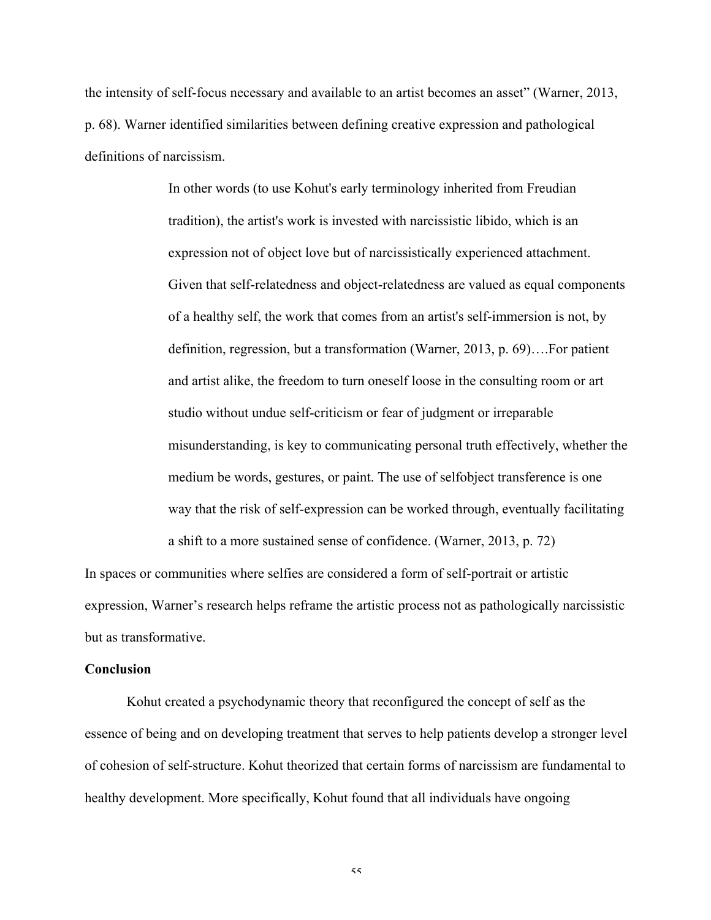the intensity of self-focus necessary and available to an artist becomes an asset" (Warner, 2013, p. 68). Warner identified similarities between defining creative expression and pathological definitions of narcissism.

> In other words (to use Kohut's early terminology inherited from Freudian tradition), the artist's work is invested with narcissistic libido, which is an expression not of object love but of narcissistically experienced attachment. Given that self-relatedness and object-relatedness are valued as equal components of a healthy self, the work that comes from an artist's self-immersion is not, by definition, regression, but a transformation (Warner, 2013, p. 69)….For patient and artist alike, the freedom to turn oneself loose in the consulting room or art studio without undue self-criticism or fear of judgment or irreparable misunderstanding, is key to communicating personal truth effectively, whether the medium be words, gestures, or paint. The use of selfobject transference is one way that the risk of self-expression can be worked through, eventually facilitating a shift to a more sustained sense of confidence. (Warner, 2013, p. 72)

In spaces or communities where selfies are considered a form of self-portrait or artistic expression, Warner's research helps reframe the artistic process not as pathologically narcissistic but as transformative.

**Conclusion**

Kohut created a psychodynamic theory that reconfigured the concept of self as the essence of being and on developing treatment that serves to help patients develop a stronger level of cohesion of self-structure. Kohut theorized that certain forms of narcissism are fundamental to healthy development. More specifically, Kohut found that all individuals have ongoing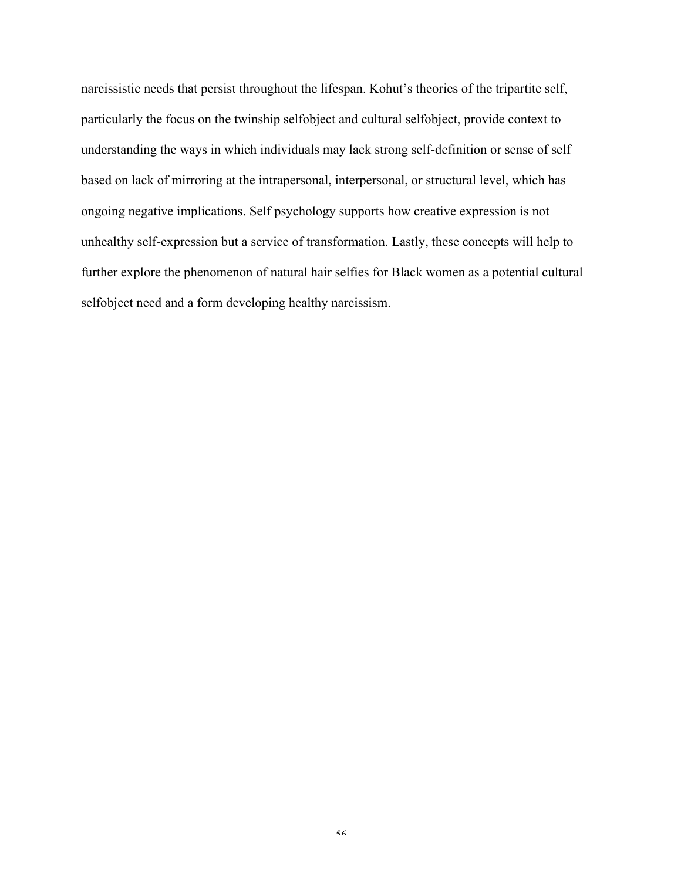narcissistic needs that persist throughout the lifespan. Kohut's theories of the tripartite self, particularly the focus on the twinship selfobject and cultural selfobject, provide context to understanding the ways in which individuals may lack strong self-definition or sense of self based on lack of mirroring at the intrapersonal, interpersonal, or structural level, which has ongoing negative implications. Self psychology supports how creative expression is not unhealthy self-expression but a service of transformation. Lastly, these concepts will help to further explore the phenomenon of natural hair selfies for Black women as a potential cultural selfobject need and a form developing healthy narcissism.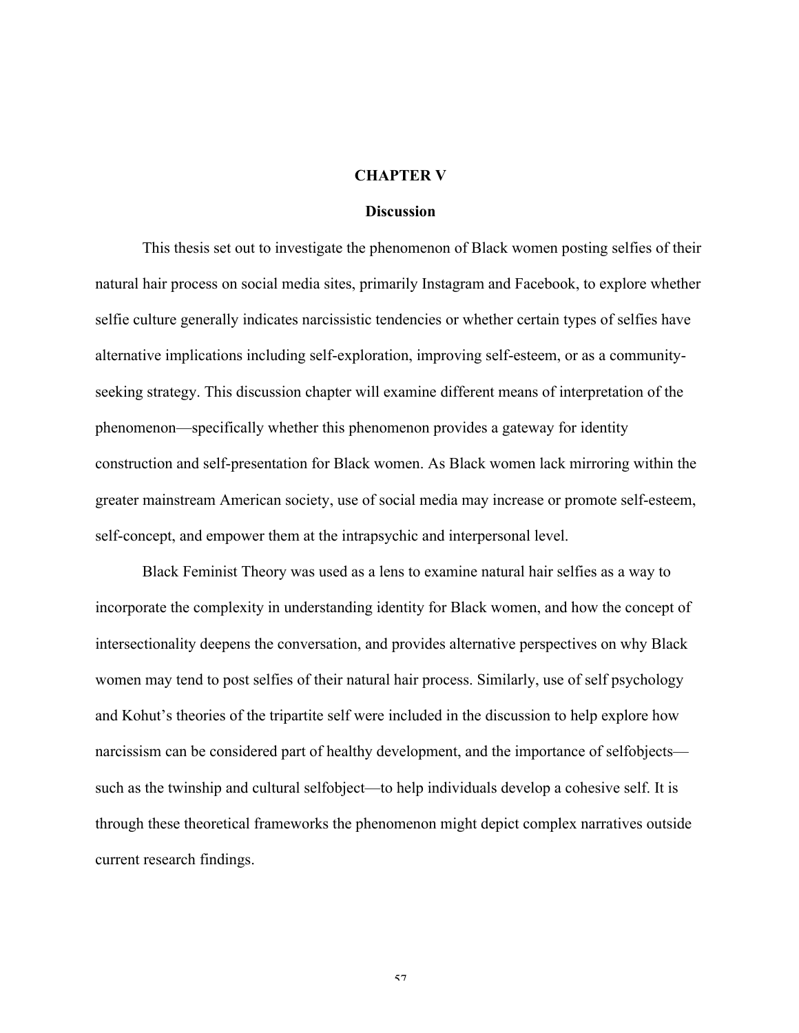# CHAPTER V

## Discussion

This thesis set out to investigate the phenomenon of Black women posting selfies of their natural hair process on social media sites, primarily Instagram and Facebook, to explore whether selfie culture generally indicates narcissistic tendencies or whether certain types of selfies have alternative implications including self-exploration, improving self-esteem, or as a community-seeking strategy. This discussion chapter will examine different means of interpretation of the phenomenon—specifically whether this phenomenon provides a gateway for identity construction and self-presentation for Black women. As Black women lack mirroring within the greater mainstream American society, use of social media may increase or promote self-esteem, self-concept, and empower them at the intrapsychic and interpersonal level.

Black Feminist Theory was used as a lens to examine natural hair selfies as a way to incorporate the complexity in understanding identity for Black women, and how the concept of intersectionality deepens the conversation, and provides alternative perspectives on why Black women may tend to post selfies of their natural hair process. Similarly, use of self psychology and Kohut's theories of the tripartite self were included in the discussion to help explore how narcissism can be considered part of healthy development, and the importance of selfobjects—such as the twinship and cultural selfobject—to help individuals develop a cohesive self. It is through these theoretical frameworks the phenomenon might depict complex narratives outside current research findings.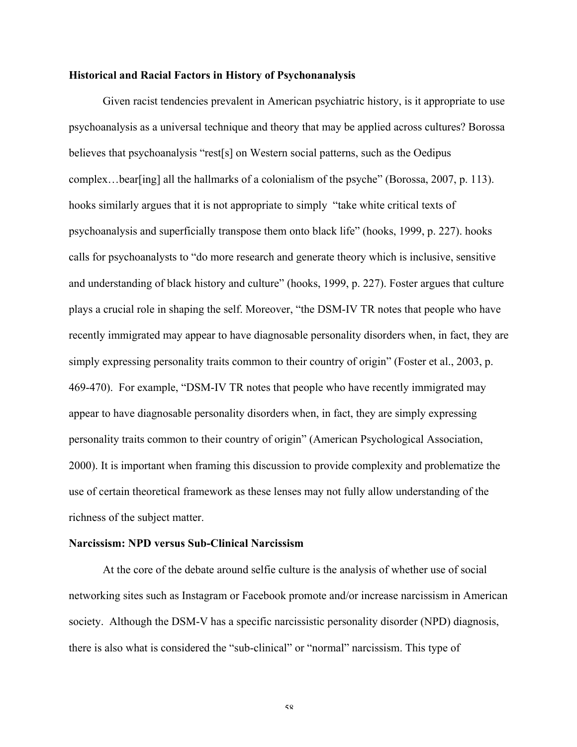**Historical and Racial Factors in History of Psychonanalysis**

Given racist tendencies prevalent in American psychiatric history, is it appropriate to use psychoanalysis as a universal technique and theory that may be applied across cultures? Borossa believes that psychoanalysis "rest[s] on Western social patterns, such as the Oedipus complex…bear[ing] all the hallmarks of a colonialism of the psyche" (Borossa, 2007, p. 113). hooks similarly argues that it is not appropriate to simply "take white critical texts of psychoanalysis and superficially transpose them onto black life" (hooks, 1999, p. 227). hooks calls for psychoanalysts to "do more research and generate theory which is inclusive, sensitive and understanding of black history and culture" (hooks, 1999, p. 227). Foster argues that culture plays a crucial role in shaping the self. Moreover, "the DSM-IV TR notes that people who have recently immigrated may appear to have diagnosable personality disorders when, in fact, they are simply expressing personality traits common to their country of origin" (Foster et al., 2003, p. 469-470). For example, "DSM-IV TR notes that people who have recently immigrated may appear to have diagnosable personality disorders when, in fact, they are simply expressing personality traits common to their country of origin" (American Psychological Association, 2000). It is important when framing this discussion to provide complexity and problematize the use of certain theoretical framework as these lenses may not fully allow understanding of the richness of the subject matter.

**Narcissism: NPD versus Sub-Clinical Narcissism**

At the core of the debate around selfie culture is the analysis of whether use of social networking sites such as Instagram or Facebook promote and/or increase narcissism in American society. Although the DSM-V has a specific narcissistic personality disorder (NPD) diagnosis, there is also what is considered the "sub-clinical" or "normal" narcissism. This type of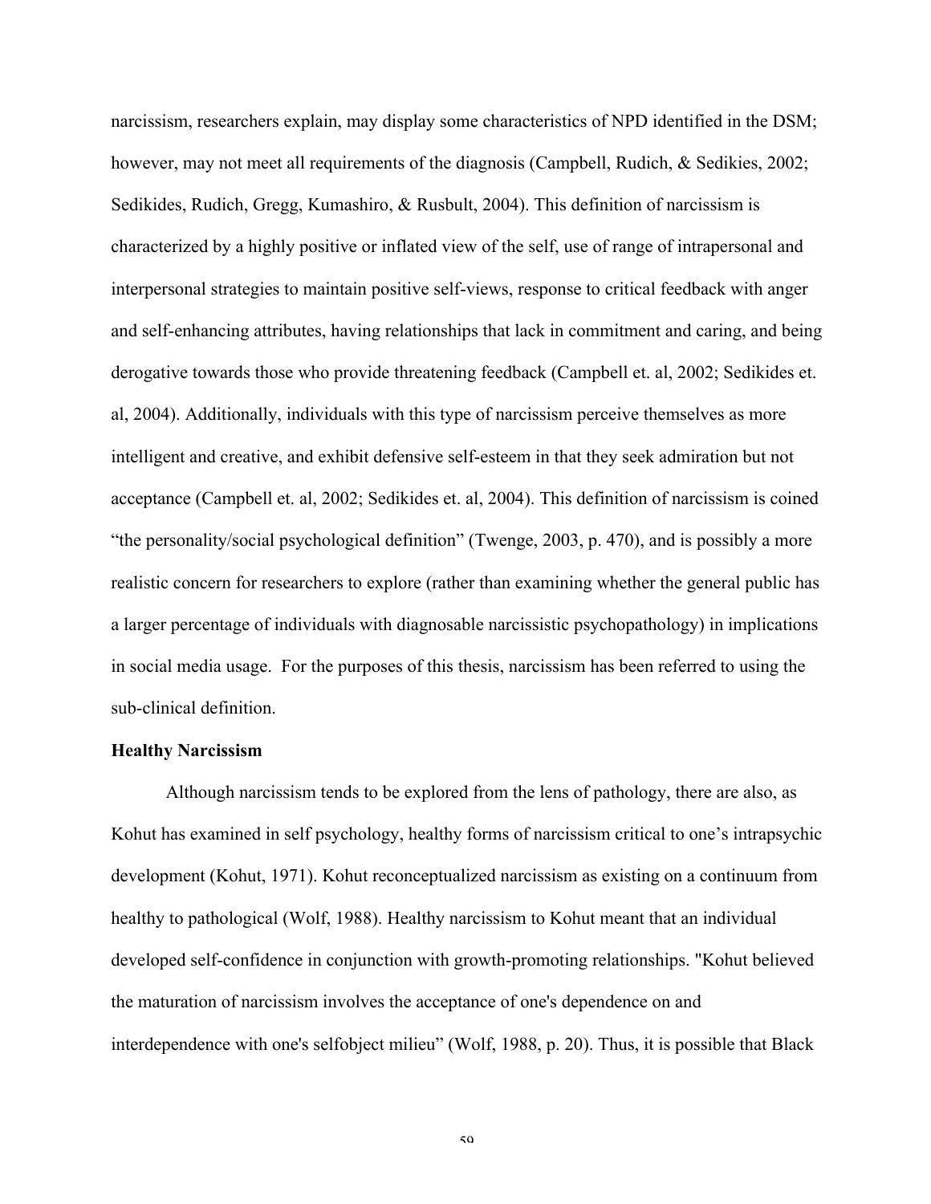narcissism, researchers explain, may display some characteristics of NPD identified in the DSM; however, may not meet all requirements of the diagnosis (Campbell, Rudich, & Sedikies, 2002; Sedikides, Rudich, Gregg, Kumashiro, & Rusbult, 2004). This definition of narcissism is characterized by a highly positive or inflated view of the self, use of range of intrapersonal and interpersonal strategies to maintain positive self-views, response to critical feedback with anger and self-enhancing attributes, having relationships that lack in commitment and caring, and being derogative towards those who provide threatening feedback (Campbell et. al, 2002; Sedikides et. al, 2004). Additionally, individuals with this type of narcissism perceive themselves as more intelligent and creative, and exhibit defensive self-esteem in that they seek admiration but not acceptance (Campbell et. al, 2002; Sedikides et. al, 2004). This definition of narcissism is coined "the personality/social psychological definition" (Twenge, 2003, p. 470), and is possibly a more realistic concern for researchers to explore (rather than examining whether the general public has a larger percentage of individuals with diagnosable narcissistic psychopathology) in implications in social media usage. For the purposes of this thesis, narcissism has been referred to using the sub-clinical definition.

**Healthy Narcissism**

Although narcissism tends to be explored from the lens of pathology, there are also, as Kohut has examined in self psychology, healthy forms of narcissism critical to one's intrapsychic development (Kohut, 1971). Kohut reconceptualized narcissism as existing on a continuum from healthy to pathological (Wolf, 1988). Healthy narcissism to Kohut meant that an individual developed self-confidence in conjunction with growth-promoting relationships. "Kohut believed the maturation of narcissism involves the acceptance of one's dependence on and interdependence with one's selfobject milieu" (Wolf, 1988, p. 20). Thus, it is possible that Black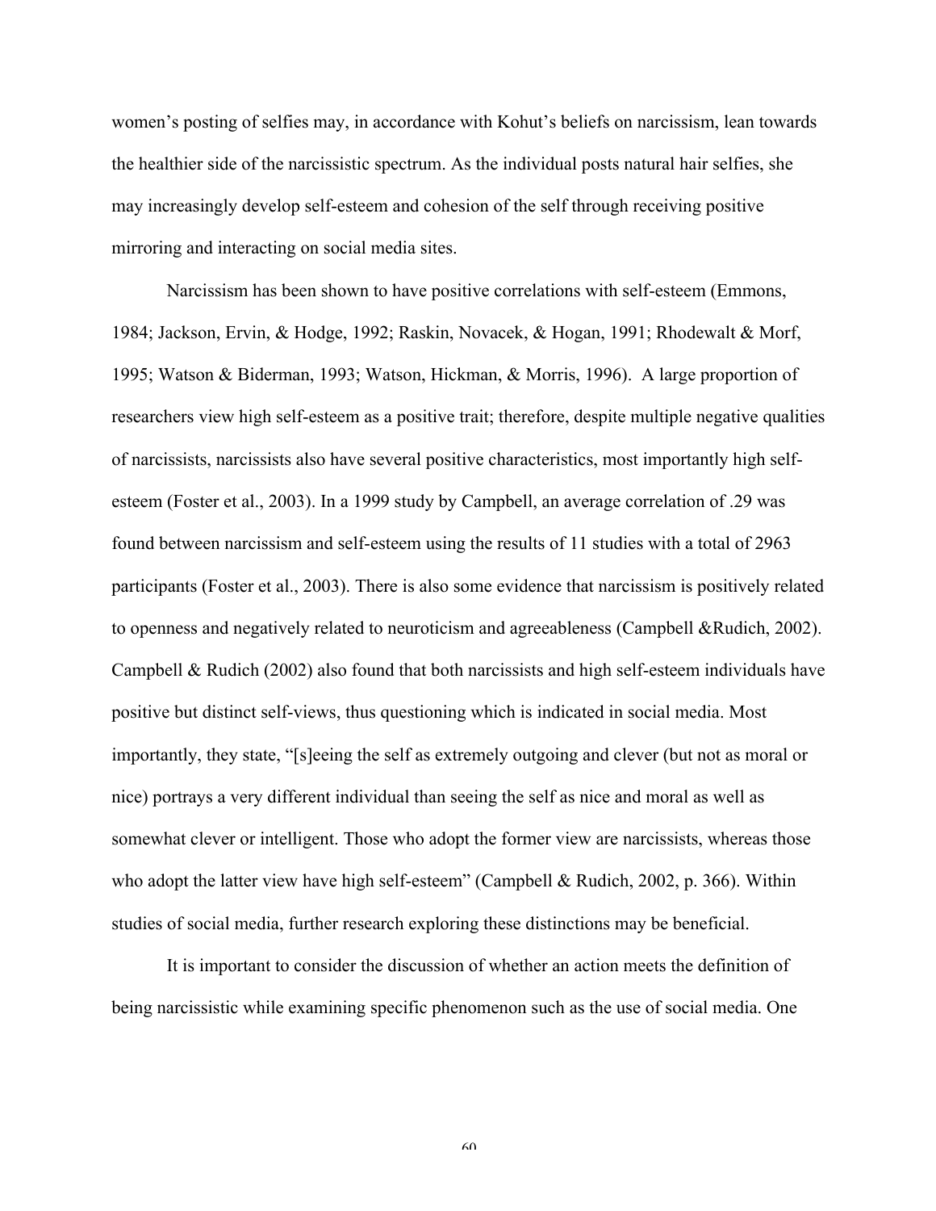women's posting of selfies may, in accordance with Kohut's beliefs on narcissism, lean towards the healthier side of the narcissistic spectrum. As the individual posts natural hair selfies, she may increasingly develop self-esteem and cohesion of the self through receiving positive mirroring and interacting on social media sites.

Narcissism has been shown to have positive correlations with self-esteem (Emmons, 1984; Jackson, Ervin, & Hodge, 1992; Raskin, Novacek, & Hogan, 1991; Rhodewalt & Morf, 1995; Watson & Biderman, 1993; Watson, Hickman, & Morris, 1996). A large proportion of researchers view high self-esteem as a positive trait; therefore, despite multiple negative qualities of narcissists, narcissists also have several positive characteristics, most importantly high self-esteem (Foster et al., 2003). In a 1999 study by Campbell, an average correlation of .29 was found between narcissism and self-esteem using the results of 11 studies with a total of 2963 participants (Foster et al., 2003). There is also some evidence that narcissism is positively related to openness and negatively related to neuroticism and agreeableness (Campbell &Rudich, 2002). Campbell & Rudich (2002) also found that both narcissists and high self-esteem individuals have positive but distinct self-views, thus questioning which is indicated in social media. Most importantly, they state, "[s]eeing the self as extremely outgoing and clever (but not as moral or nice) portrays a very different individual than seeing the self as nice and moral as well as somewhat clever or intelligent. Those who adopt the former view are narcissists, whereas those who adopt the latter view have high self-esteem" (Campbell & Rudich, 2002, p. 366). Within studies of social media, further research exploring these distinctions may be beneficial.

It is important to consider the discussion of whether an action meets the definition of being narcissistic while examining specific phenomenon such as the use of social media. One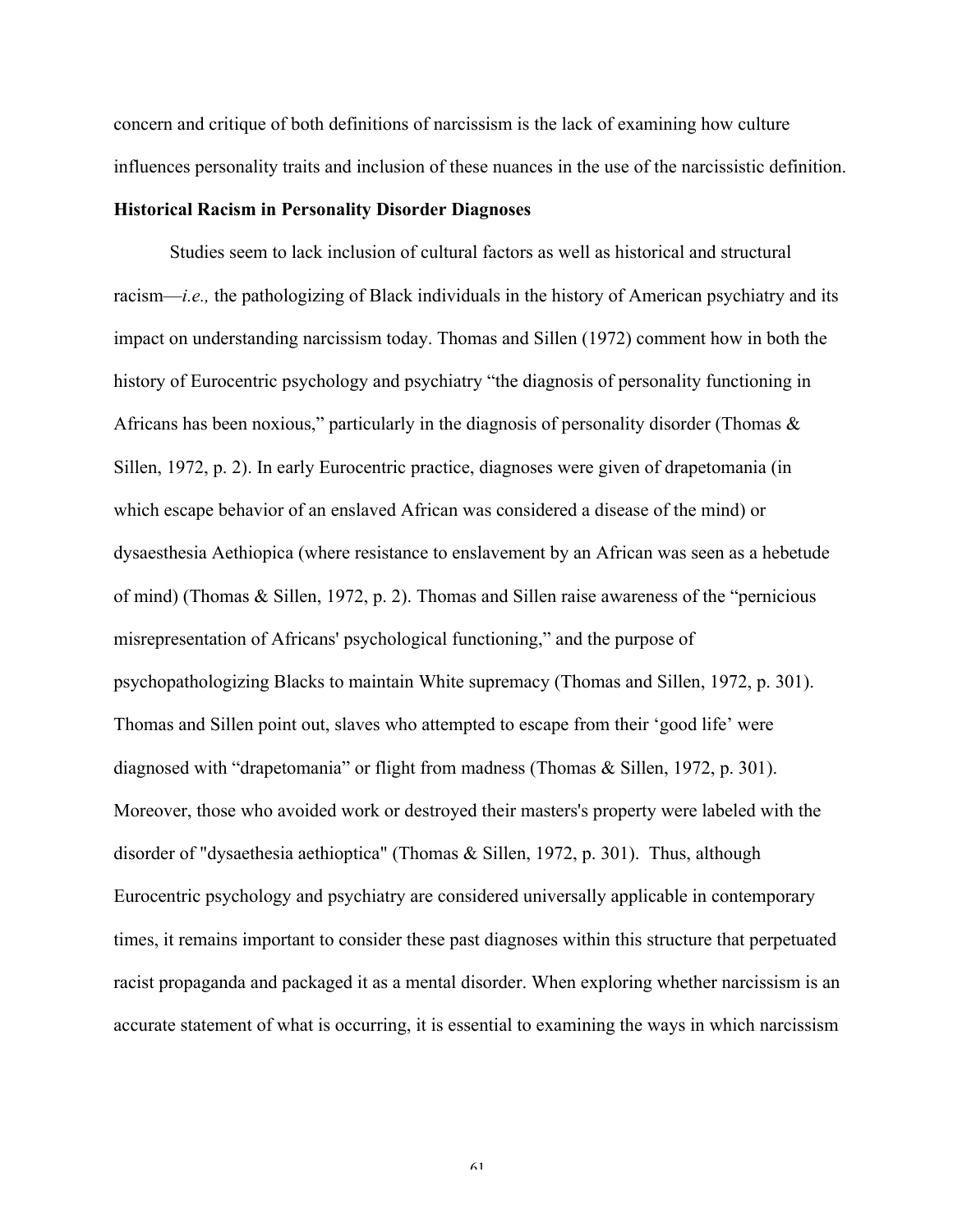concern and critique of both definitions of narcissism is the lack of examining how culture influences personality traits and inclusion of these nuances in the use of the narcissistic definition.

**Historical Racism in Personality Disorder Diagnoses**

Studies seem to lack inclusion of cultural factors as well as historical and structural racism—*i.e.,* the pathologizing of Black individuals in the history of American psychiatry and its impact on understanding narcissism today. Thomas and Sillen (1972) comment how in both the history of Eurocentric psychology and psychiatry "the diagnosis of personality functioning in Africans has been noxious," particularly in the diagnosis of personality disorder (Thomas & Sillen, 1972, p. 2). In early Eurocentric practice, diagnoses were given of drapetomania (in which escape behavior of an enslaved African was considered a disease of the mind) or dysaesthesia Aethiopica (where resistance to enslavement by an African was seen as a hebetude of mind) (Thomas & Sillen, 1972, p. 2). Thomas and Sillen raise awareness of the "pernicious misrepresentation of Africans' psychological functioning," and the purpose of psychopathologizing Blacks to maintain White supremacy (Thomas and Sillen, 1972, p. 301). Thomas and Sillen point out, slaves who attempted to escape from their 'good life' were diagnosed with "drapetomania" or flight from madness (Thomas & Sillen, 1972, p. 301). Moreover, those who avoided work or destroyed their masters's property were labeled with the disorder of "dysaethesia aethioptica" (Thomas & Sillen, 1972, p. 301). Thus, although Eurocentric psychology and psychiatry are considered universally applicable in contemporary times, it remains important to consider these past diagnoses within this structure that perpetuated racist propaganda and packaged it as a mental disorder. When exploring whether narcissism is an accurate statement of what is occurring, it is essential to examining the ways in which narcissism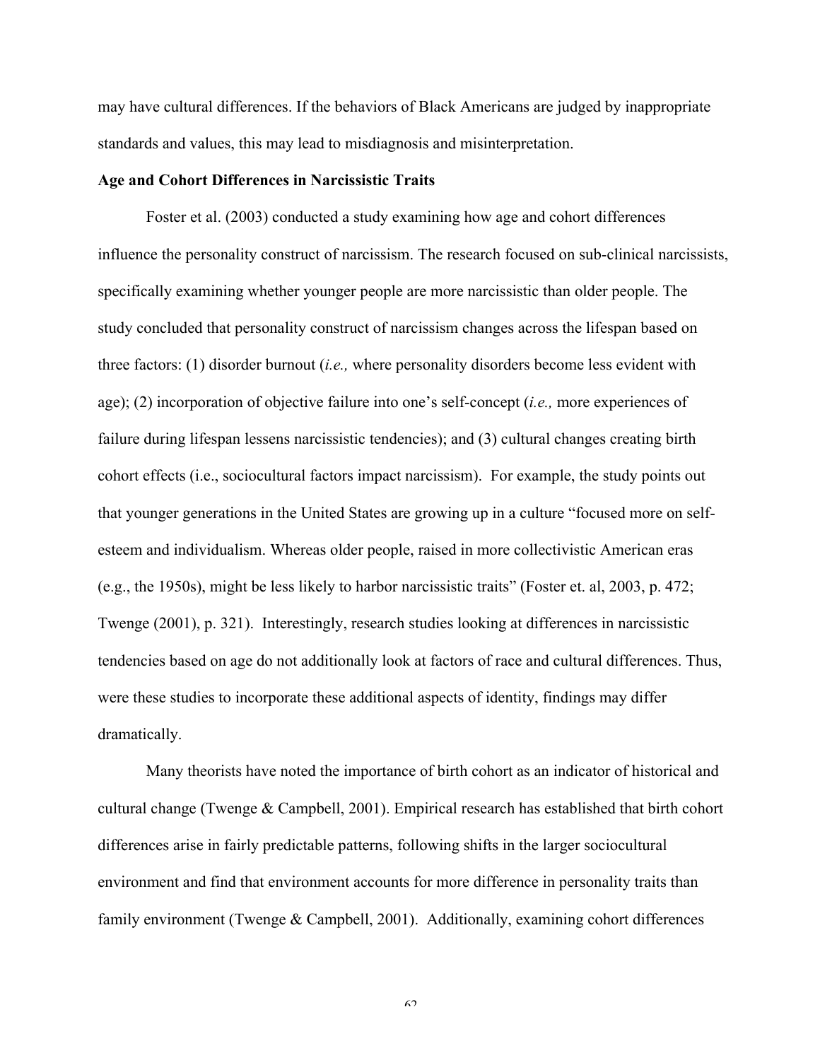may have cultural differences. If the behaviors of Black Americans are judged by inappropriate standards and values, this may lead to misdiagnosis and misinterpretation.

**Age and Cohort Differences in Narcissistic Traits**

Foster et al. (2003) conducted a study examining how age and cohort differences influence the personality construct of narcissism. The research focused on sub-clinical narcissists, specifically examining whether younger people are more narcissistic than older people. The study concluded that personality construct of narcissism changes across the lifespan based on three factors: (1) disorder burnout (*i.e.,* where personality disorders become less evident with age); (2) incorporation of objective failure into one's self-concept (*i.e.,* more experiences of failure during lifespan lessens narcissistic tendencies); and (3) cultural changes creating birth cohort effects (i.e., sociocultural factors impact narcissism). For example, the study points out that younger generations in the United States are growing up in a culture "focused more on self-esteem and individualism. Whereas older people, raised in more collectivistic American eras (e.g., the 1950s), might be less likely to harbor narcissistic traits" (Foster et. al, 2003, p. 472; Twenge (2001), p. 321). Interestingly, research studies looking at differences in narcissistic tendencies based on age do not additionally look at factors of race and cultural differences. Thus, were these studies to incorporate these additional aspects of identity, findings may differ dramatically.

Many theorists have noted the importance of birth cohort as an indicator of historical and cultural change (Twenge & Campbell, 2001). Empirical research has established that birth cohort differences arise in fairly predictable patterns, following shifts in the larger sociocultural environment and find that environment accounts for more difference in personality traits than family environment (Twenge & Campbell, 2001). Additionally, examining cohort differences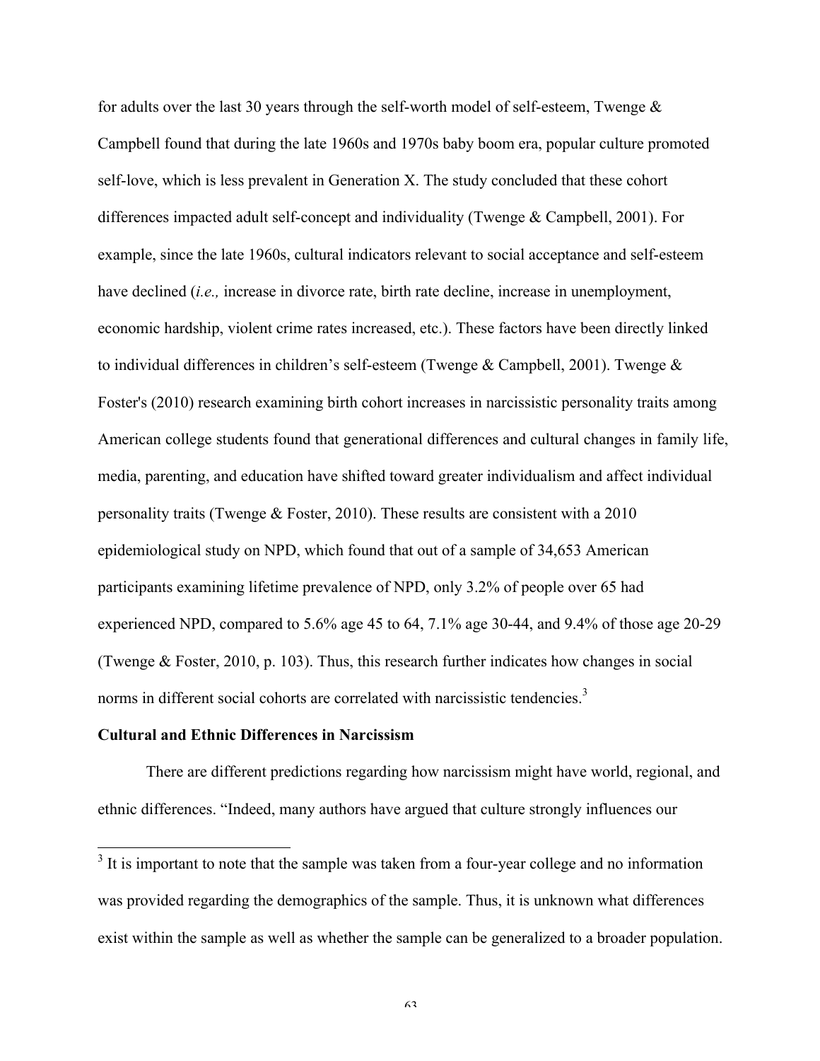for adults over the last 30 years through the self-worth model of self-esteem, Twenge & Campbell found that during the late 1960s and 1970s baby boom era, popular culture promoted self-love, which is less prevalent in Generation X. The study concluded that these cohort differences impacted adult self-concept and individuality (Twenge & Campbell, 2001). For example, since the late 1960s, cultural indicators relevant to social acceptance and self-esteem have declined (*i.e.,* increase in divorce rate, birth rate decline, increase in unemployment, economic hardship, violent crime rates increased, etc.). These factors have been directly linked to individual differences in children's self-esteem (Twenge & Campbell, 2001). Twenge & Foster's (2010) research examining birth cohort increases in narcissistic personality traits among American college students found that generational differences and cultural changes in family life, media, parenting, and education have shifted toward greater individualism and affect individual personality traits (Twenge & Foster, 2010). These results are consistent with a 2010 epidemiological study on NPD, which found that out of a sample of 34,653 American participants examining lifetime prevalence of NPD, only 3.2% of people over 65 had experienced NPD, compared to 5.6% age 45 to 64, 7.1% age 30-44, and 9.4% of those age 20-29 (Twenge & Foster, 2010, p. 103). Thus, this research further indicates how changes in social norms in different social cohorts are correlated with narcissistic tendencies.[3]

**Cultural and Ethnic Differences in Narcissism**

There are different predictions regarding how narcissism might have world, regional, and ethnic differences. "Indeed, many authors have argued that culture strongly influences our

[3] It is important to note that the sample was taken from a four-year college and no information was provided regarding the demographics of the sample. Thus, it is unknown what differences exist within the sample as well as whether the sample can be generalized to a broader population.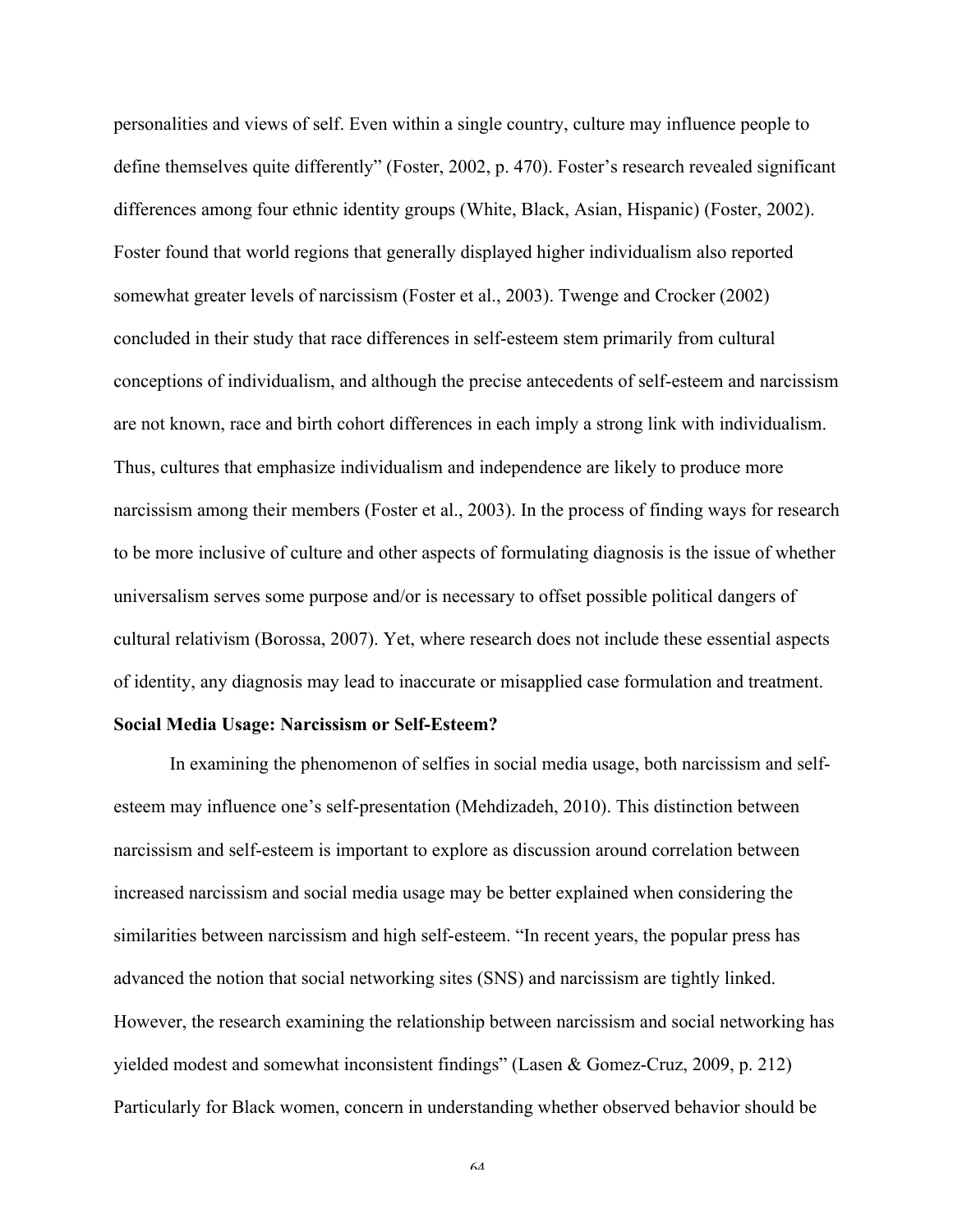personalities and views of self. Even within a single country, culture may influence people to define themselves quite differently" (Foster, 2002, p. 470). Foster's research revealed significant differences among four ethnic identity groups (White, Black, Asian, Hispanic) (Foster, 2002). Foster found that world regions that generally displayed higher individualism also reported somewhat greater levels of narcissism (Foster et al., 2003). Twenge and Crocker (2002) concluded in their study that race differences in self-esteem stem primarily from cultural conceptions of individualism, and although the precise antecedents of self-esteem and narcissism are not known, race and birth cohort differences in each imply a strong link with individualism. Thus, cultures that emphasize individualism and independence are likely to produce more narcissism among their members (Foster et al., 2003). In the process of finding ways for research to be more inclusive of culture and other aspects of formulating diagnosis is the issue of whether universalism serves some purpose and/or is necessary to offset possible political dangers of cultural relativism (Borossa, 2007). Yet, where research does not include these essential aspects of identity, any diagnosis may lead to inaccurate or misapplied case formulation and treatment.

**Social Media Usage: Narcissism or Self-Esteem?**

In examining the phenomenon of selfies in social media usage, both narcissism and self-esteem may influence one's self-presentation (Mehdizadeh, 2010). This distinction between narcissism and self-esteem is important to explore as discussion around correlation between increased narcissism and social media usage may be better explained when considering the similarities between narcissism and high self-esteem. "In recent years, the popular press has advanced the notion that social networking sites (SNS) and narcissism are tightly linked. However, the research examining the relationship between narcissism and social networking has yielded modest and somewhat inconsistent findings" (Lasen & Gomez-Cruz, 2009, p. 212) Particularly for Black women, concern in understanding whether observed behavior should be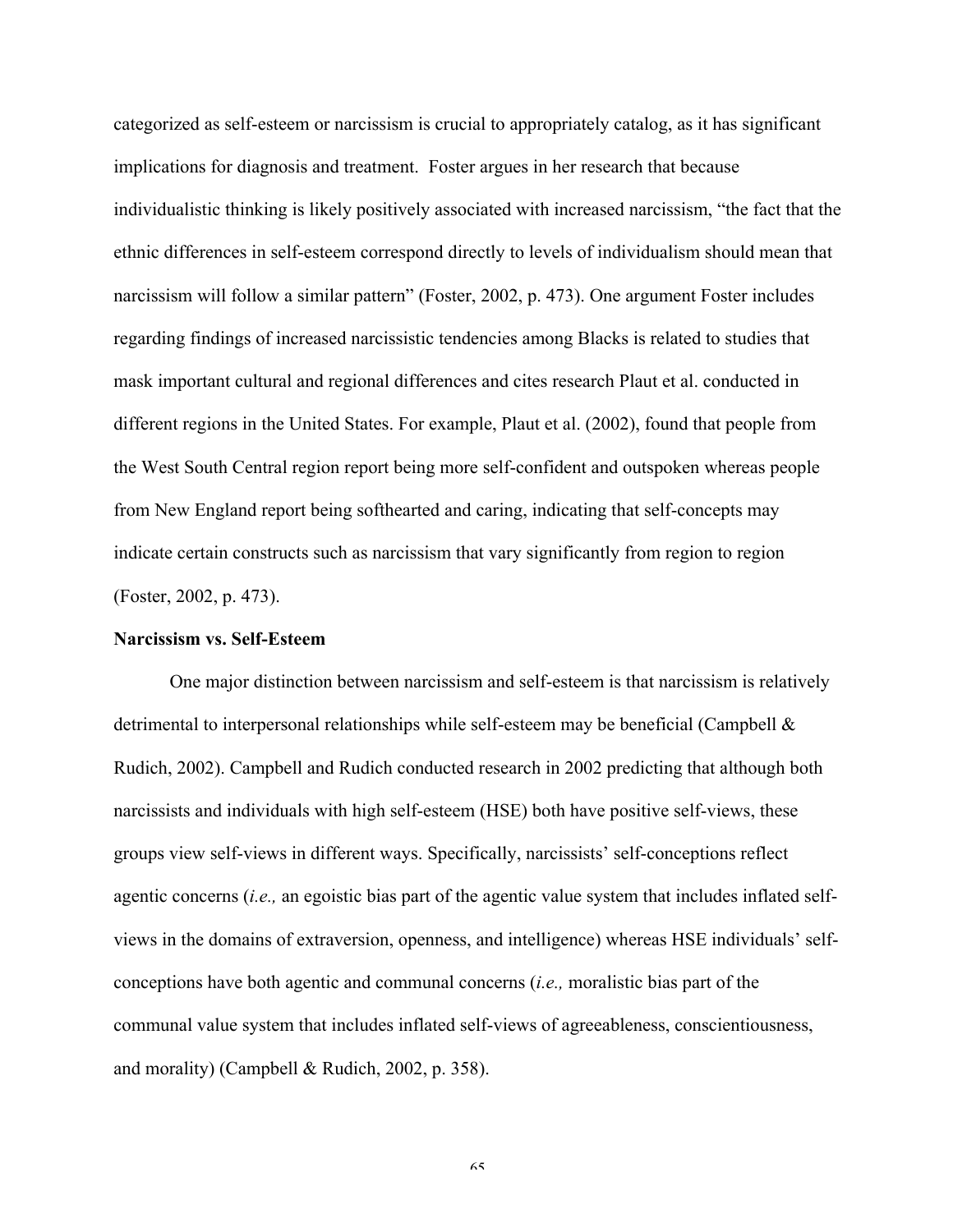categorized as self-esteem or narcissism is crucial to appropriately catalog, as it has significant implications for diagnosis and treatment. Foster argues in her research that because individualistic thinking is likely positively associated with increased narcissism, "the fact that the ethnic differences in self-esteem correspond directly to levels of individualism should mean that narcissism will follow a similar pattern" (Foster, 2002, p. 473). One argument Foster includes regarding findings of increased narcissistic tendencies among Blacks is related to studies that mask important cultural and regional differences and cites research Plaut et al. conducted in different regions in the United States. For example, Plaut et al. (2002), found that people from the West South Central region report being more self-confident and outspoken whereas people from New England report being softhearted and caring, indicating that self-concepts may indicate certain constructs such as narcissism that vary significantly from region to region (Foster, 2002, p. 473).

**Narcissism vs. Self-Esteem**

One major distinction between narcissism and self-esteem is that narcissism is relatively detrimental to interpersonal relationships while self-esteem may be beneficial (Campbell & Rudich, 2002). Campbell and Rudich conducted research in 2002 predicting that although both narcissists and individuals with high self-esteem (HSE) both have positive self-views, these groups view self-views in different ways. Specifically, narcissists' self-conceptions reflect agentic concerns (*i.e.,* an egoistic bias part of the agentic value system that includes inflated self-views in the domains of extraversion, openness, and intelligence) whereas HSE individuals' self-conceptions have both agentic and communal concerns (*i.e.,* moralistic bias part of the communal value system that includes inflated self-views of agreeableness, conscientiousness, and morality) (Campbell & Rudich, 2002, p. 358).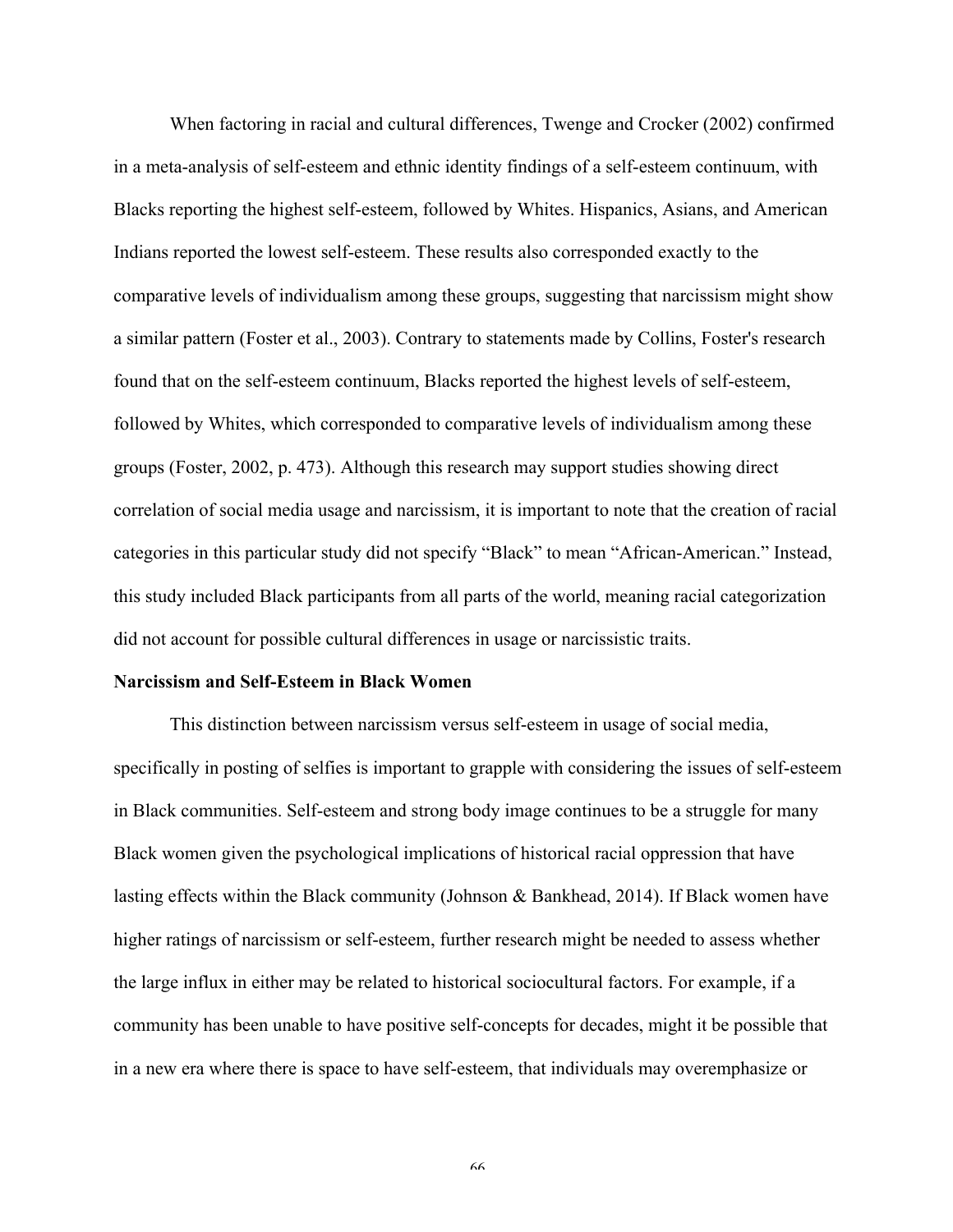When factoring in racial and cultural differences, Twenge and Crocker (2002) confirmed in a meta-analysis of self-esteem and ethnic identity findings of a self-esteem continuum, with Blacks reporting the highest self-esteem, followed by Whites. Hispanics, Asians, and American Indians reported the lowest self-esteem. These results also corresponded exactly to the comparative levels of individualism among these groups, suggesting that narcissism might show a similar pattern (Foster et al., 2003). Contrary to statements made by Collins, Foster's research found that on the self-esteem continuum, Blacks reported the highest levels of self-esteem, followed by Whites, which corresponded to comparative levels of individualism among these groups (Foster, 2002, p. 473). Although this research may support studies showing direct correlation of social media usage and narcissism, it is important to note that the creation of racial categories in this particular study did not specify "Black" to mean "African-American." Instead, this study included Black participants from all parts of the world, meaning racial categorization did not account for possible cultural differences in usage or narcissistic traits.

**Narcissism and Self-Esteem in Black Women**

This distinction between narcissism versus self-esteem in usage of social media, specifically in posting of selfies is important to grapple with considering the issues of self-esteem in Black communities. Self-esteem and strong body image continues to be a struggle for many Black women given the psychological implications of historical racial oppression that have lasting effects within the Black community (Johnson & Bankhead, 2014). If Black women have higher ratings of narcissism or self-esteem, further research might be needed to assess whether the large influx in either may be related to historical sociocultural factors. For example, if a community has been unable to have positive self-concepts for decades, might it be possible that in a new era where there is space to have self-esteem, that individuals may overemphasize or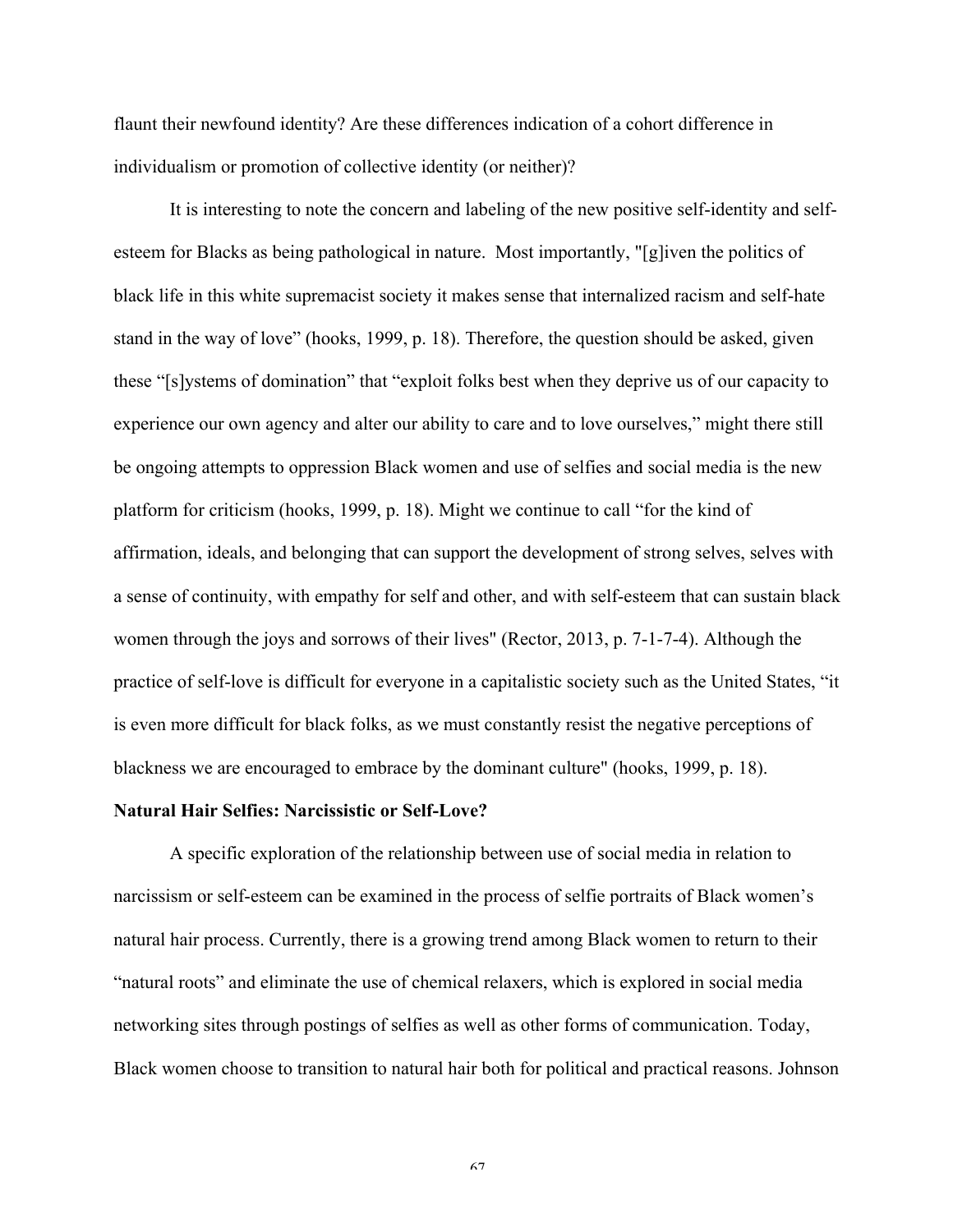flaunt their newfound identity? Are these differences indication of a cohort difference in individualism or promotion of collective identity (or neither)?

It is interesting to note the concern and labeling of the new positive self-identity and self-esteem for Blacks as being pathological in nature. Most importantly, "[g]iven the politics of black life in this white supremacist society it makes sense that internalized racism and self-hate stand in the way of love" (hooks, 1999, p. 18). Therefore, the question should be asked, given these "[s]ystems of domination" that "exploit folks best when they deprive us of our capacity to experience our own agency and alter our ability to care and to love ourselves," might there still be ongoing attempts to oppression Black women and use of selfies and social media is the new platform for criticism (hooks, 1999, p. 18). Might we continue to call "for the kind of affirmation, ideals, and belonging that can support the development of strong selves, selves with a sense of continuity, with empathy for self and other, and with self-esteem that can sustain black women through the joys and sorrows of their lives" (Rector, 2013, p. 7-1-7-4). Although the practice of self-love is difficult for everyone in a capitalistic society such as the United States, "it is even more difficult for black folks, as we must constantly resist the negative perceptions of blackness we are encouraged to embrace by the dominant culture" (hooks, 1999, p. 18).

**Natural Hair Selfies: Narcissistic or Self-Love?**

A specific exploration of the relationship between use of social media in relation to narcissism or self-esteem can be examined in the process of selfie portraits of Black women's natural hair process. Currently, there is a growing trend among Black women to return to their "natural roots" and eliminate the use of chemical relaxers, which is explored in social media networking sites through postings of selfies as well as other forms of communication. Today, Black women choose to transition to natural hair both for political and practical reasons. Johnson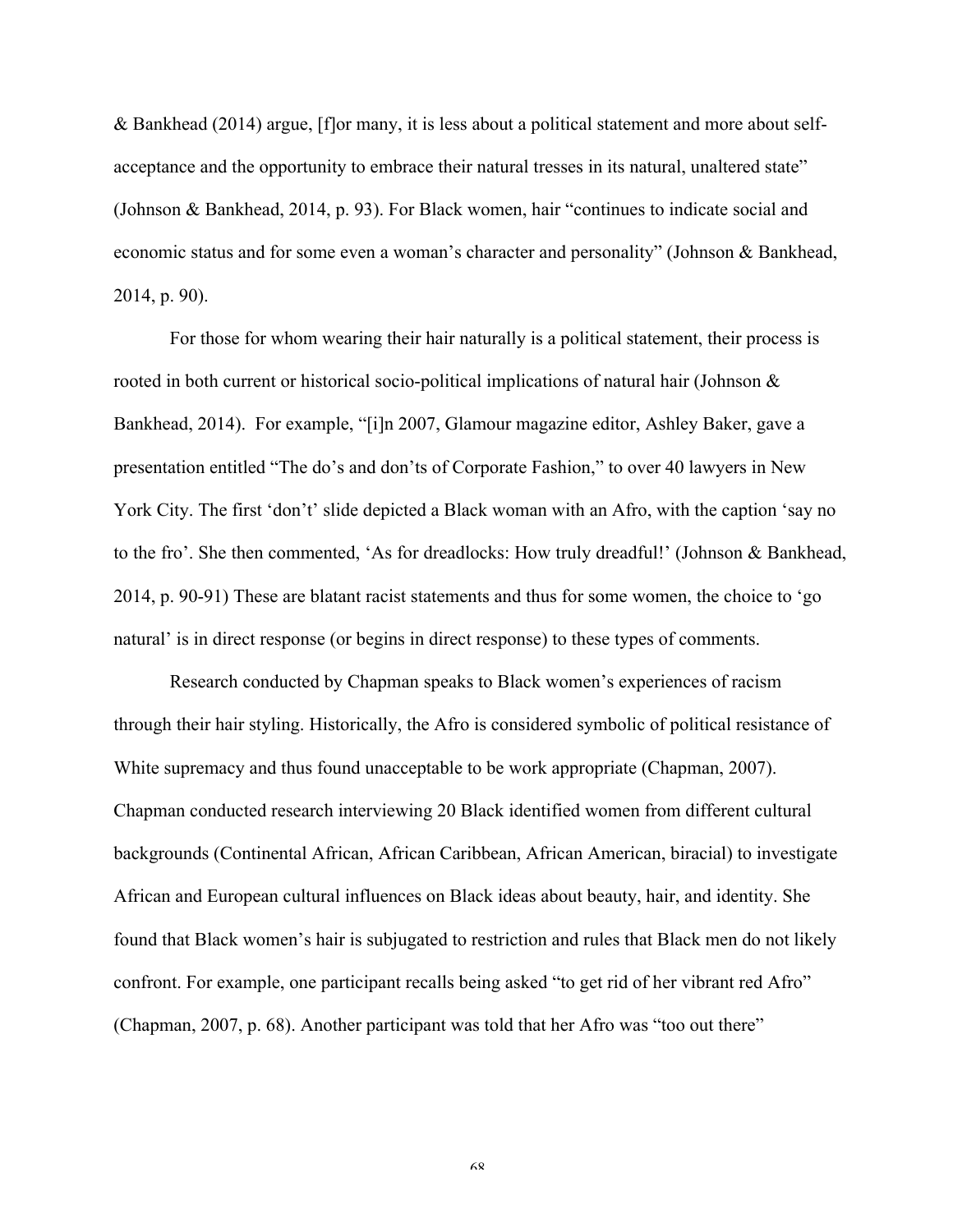& Bankhead (2014) argue, [f]or many, it is less about a political statement and more about self-acceptance and the opportunity to embrace their natural tresses in its natural, unaltered state" (Johnson & Bankhead, 2014, p. 93). For Black women, hair "continues to indicate social and economic status and for some even a woman's character and personality" (Johnson & Bankhead, 2014, p. 90).

For those for whom wearing their hair naturally is a political statement, their process is rooted in both current or historical socio-political implications of natural hair (Johnson & Bankhead, 2014). For example, "[i]n 2007, Glamour magazine editor, Ashley Baker, gave a presentation entitled "The do's and don'ts of Corporate Fashion," to over 40 lawyers in New York City. The first 'don't' slide depicted a Black woman with an Afro, with the caption 'say no to the fro'. She then commented, 'As for dreadlocks: How truly dreadful!' (Johnson & Bankhead, 2014, p. 90-91) These are blatant racist statements and thus for some women, the choice to 'go natural' is in direct response (or begins in direct response) to these types of comments.

Research conducted by Chapman speaks to Black women's experiences of racism through their hair styling. Historically, the Afro is considered symbolic of political resistance of White supremacy and thus found unacceptable to be work appropriate (Chapman, 2007). Chapman conducted research interviewing 20 Black identified women from different cultural backgrounds (Continental African, African Caribbean, African American, biracial) to investigate African and European cultural influences on Black ideas about beauty, hair, and identity. She found that Black women's hair is subjugated to restriction and rules that Black men do not likely confront. For example, one participant recalls being asked "to get rid of her vibrant red Afro" (Chapman, 2007, p. 68). Another participant was told that her Afro was "too out there"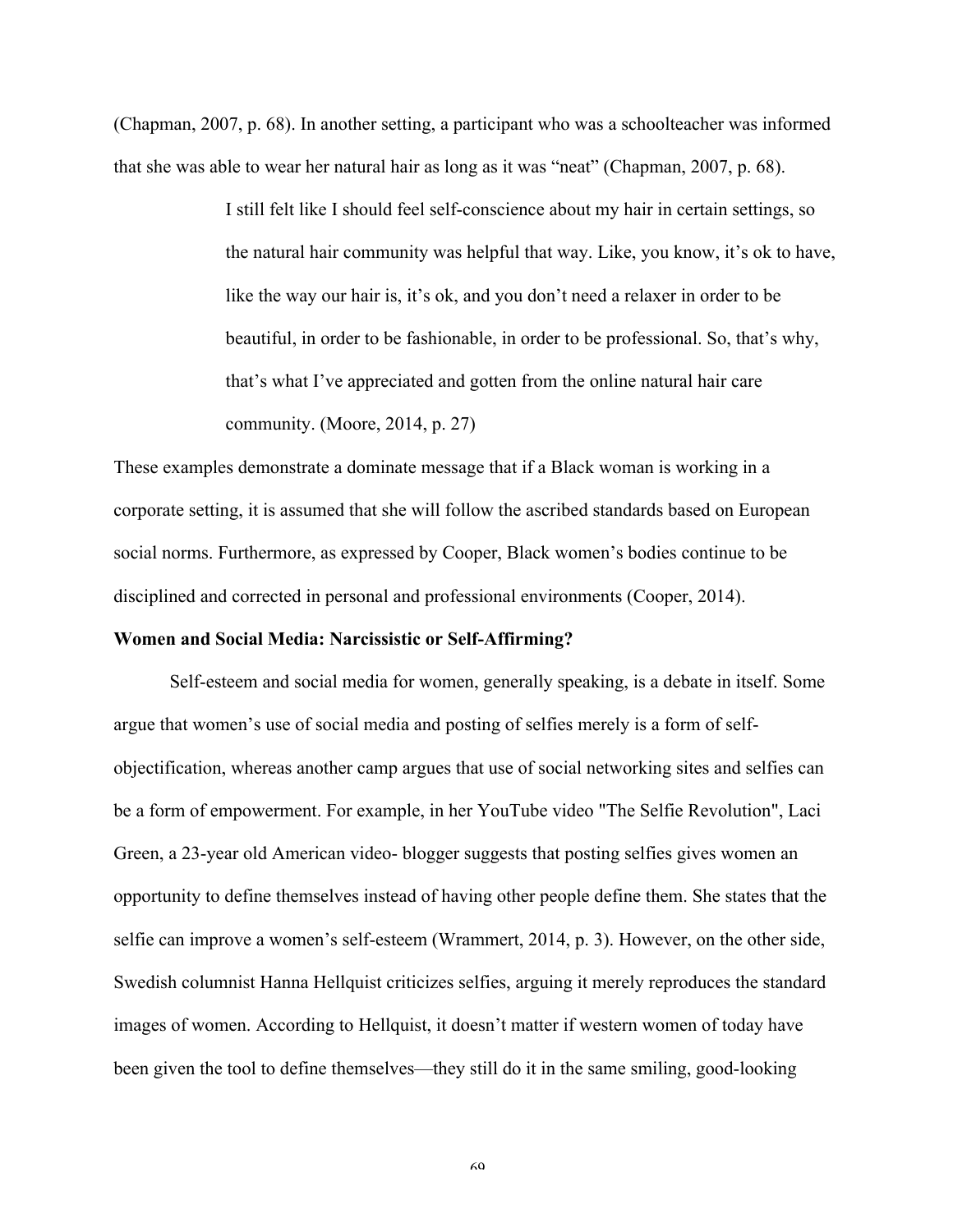(Chapman, 2007, p. 68). In another setting, a participant who was a schoolteacher was informed that she was able to wear her natural hair as long as it was "neat" (Chapman, 2007, p. 68).

> I still felt like I should feel self-conscience about my hair in certain settings, so the natural hair community was helpful that way. Like, you know, it's ok to have, like the way our hair is, it's ok, and you don't need a relaxer in order to be beautiful, in order to be fashionable, in order to be professional. So, that's why, that's what I've appreciated and gotten from the online natural hair care community. (Moore, 2014, p. 27)

These examples demonstrate a dominate message that if a Black woman is working in a corporate setting, it is assumed that she will follow the ascribed standards based on European social norms. Furthermore, as expressed by Cooper, Black women's bodies continue to be disciplined and corrected in personal and professional environments (Cooper, 2014).

**Women and Social Media: Narcissistic or Self-Affirming?**

Self-esteem and social media for women, generally speaking, is a debate in itself. Some argue that women's use of social media and posting of selfies merely is a form of self-objectification, whereas another camp argues that use of social networking sites and selfies can be a form of empowerment. For example, in her YouTube video "The Selfie Revolution", Laci Green, a 23-year old American video- blogger suggests that posting selfies gives women an opportunity to define themselves instead of having other people define them. She states that the selfie can improve a women's self-esteem (Wrammert, 2014, p. 3). However, on the other side, Swedish columnist Hanna Hellquist criticizes selfies, arguing it merely reproduces the standard images of women. According to Hellquist, it doesn't matter if western women of today have been given the tool to define themselves—they still do it in the same smiling, good-looking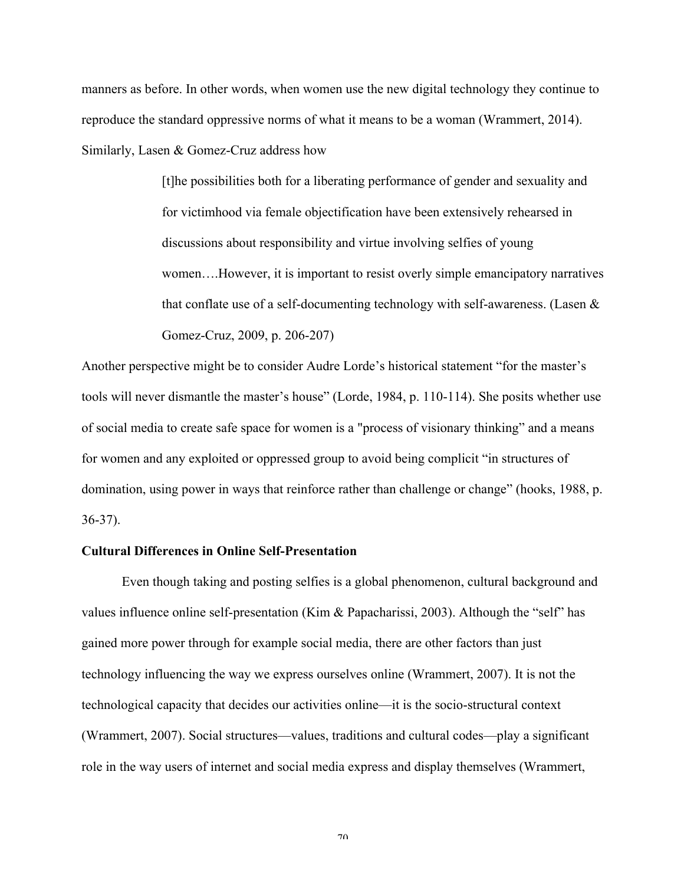manners as before. In other words, when women use the new digital technology they continue to reproduce the standard oppressive norms of what it means to be a woman (Wrammert, 2014). Similarly, Lasen & Gomez-Cruz address how

> [t]he possibilities both for a liberating performance of gender and sexuality and for victimhood via female objectification have been extensively rehearsed in discussions about responsibility and virtue involving selfies of young women….However, it is important to resist overly simple emancipatory narratives that conflate use of a self-documenting technology with self-awareness. (Lasen & Gomez-Cruz, 2009, p. 206-207)

Another perspective might be to consider Audre Lorde's historical statement "for the master's tools will never dismantle the master's house" (Lorde, 1984, p. 110-114). She posits whether use of social media to create safe space for women is a "process of visionary thinking" and a means for women and any exploited or oppressed group to avoid being complicit "in structures of domination, using power in ways that reinforce rather than challenge or change" (hooks, 1988, p. 36-37).

**Cultural Differences in Online Self-Presentation**

Even though taking and posting selfies is a global phenomenon, cultural background and values influence online self-presentation (Kim & Papacharissi, 2003). Although the "self" has gained more power through for example social media, there are other factors than just technology influencing the way we express ourselves online (Wrammert, 2007). It is not the technological capacity that decides our activities online—it is the socio-structural context (Wrammert, 2007). Social structures—values, traditions and cultural codes—play a significant role in the way users of internet and social media express and display themselves (Wrammert,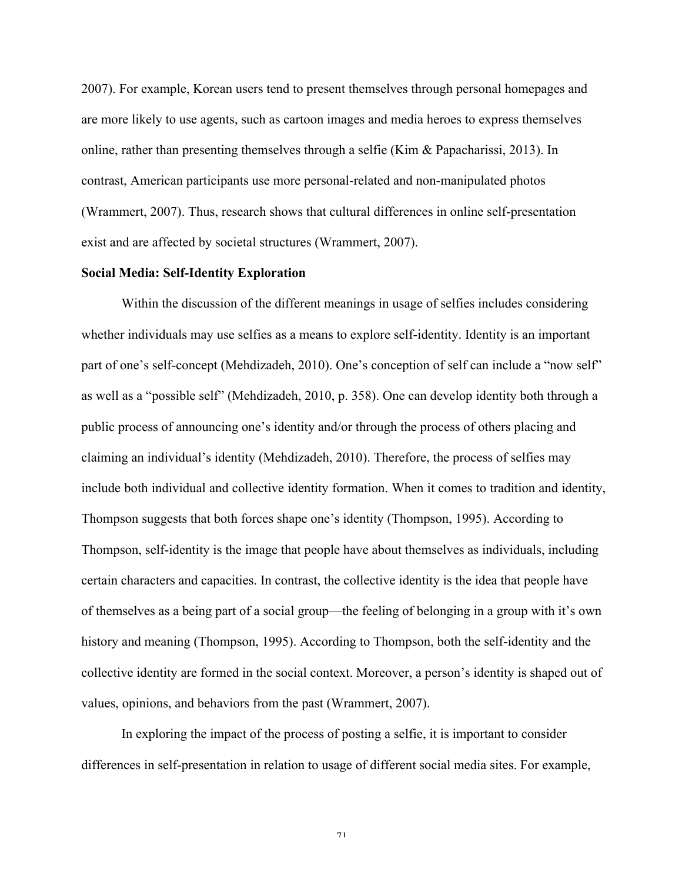2007). For example, Korean users tend to present themselves through personal homepages and are more likely to use agents, such as cartoon images and media heroes to express themselves online, rather than presenting themselves through a selfie (Kim & Papacharissi, 2013). In contrast, American participants use more personal-related and non-manipulated photos (Wrammert, 2007). Thus, research shows that cultural differences in online self-presentation exist and are affected by societal structures (Wrammert, 2007).

**Social Media: Self-Identity Exploration**

Within the discussion of the different meanings in usage of selfies includes considering whether individuals may use selfies as a means to explore self-identity. Identity is an important part of one's self-concept (Mehdizadeh, 2010). One's conception of self can include a "now self" as well as a "possible self" (Mehdizadeh, 2010, p. 358). One can develop identity both through a public process of announcing one's identity and/or through the process of others placing and claiming an individual's identity (Mehdizadeh, 2010). Therefore, the process of selfies may include both individual and collective identity formation. When it comes to tradition and identity, Thompson suggests that both forces shape one's identity (Thompson, 1995). According to Thompson, self-identity is the image that people have about themselves as individuals, including certain characters and capacities. In contrast, the collective identity is the idea that people have of themselves as a being part of a social group—the feeling of belonging in a group with it's own history and meaning (Thompson, 1995). According to Thompson, both the self-identity and the collective identity are formed in the social context. Moreover, a person's identity is shaped out of values, opinions, and behaviors from the past (Wrammert, 2007).

In exploring the impact of the process of posting a selfie, it is important to consider differences in self-presentation in relation to usage of different social media sites. For example,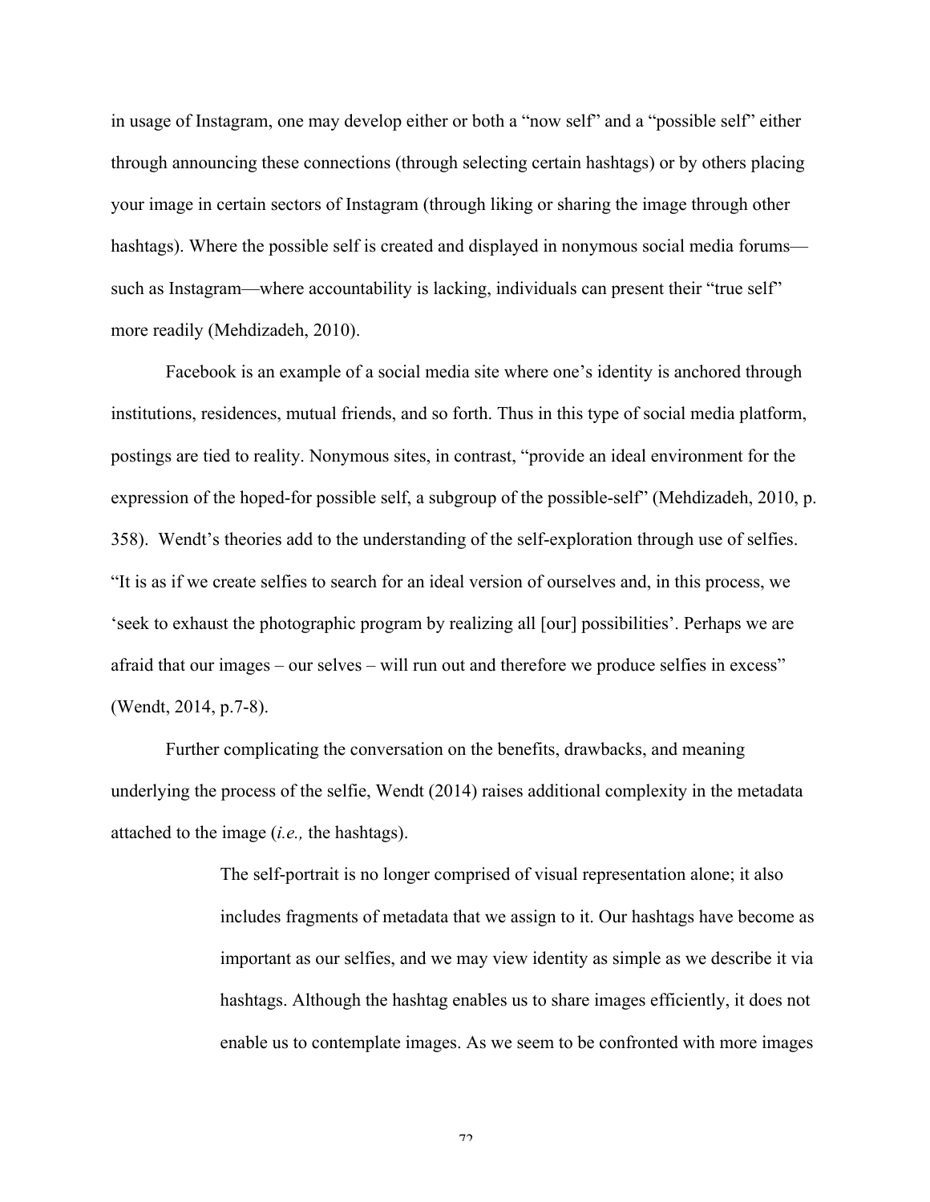in usage of Instagram, one may develop either or both a "now self" and a "possible self" either through announcing these connections (through selecting certain hashtags) or by others placing your image in certain sectors of Instagram (through liking or sharing the image through other hashtags). Where the possible self is created and displayed in nonymous social media forums—such as Instagram—where accountability is lacking, individuals can present their "true self" more readily (Mehdizadeh, 2010).

Facebook is an example of a social media site where one's identity is anchored through institutions, residences, mutual friends, and so forth. Thus in this type of social media platform, postings are tied to reality. Nonymous sites, in contrast, "provide an ideal environment for the expression of the hoped-for possible self, a subgroup of the possible-self" (Mehdizadeh, 2010, p. 358). Wendt's theories add to the understanding of the self-exploration through use of selfies. "It is as if we create selfies to search for an ideal version of ourselves and, in this process, we 'seek to exhaust the photographic program by realizing all [our] possibilities'. Perhaps we are afraid that our images – our selves – will run out and therefore we produce selfies in excess" (Wendt, 2014, p.7-8).

Further complicating the conversation on the benefits, drawbacks, and meaning underlying the process of the selfie, Wendt (2014) raises additional complexity in the metadata attached to the image (*i.e.,* the hashtags).

> The self-portrait is no longer comprised of visual representation alone; it also includes fragments of metadata that we assign to it. Our hashtags have become as important as our selfies, and we may view identity as simple as we describe it via hashtags. Although the hashtag enables us to share images efficiently, it does not enable us to contemplate images. As we seem to be confronted with more images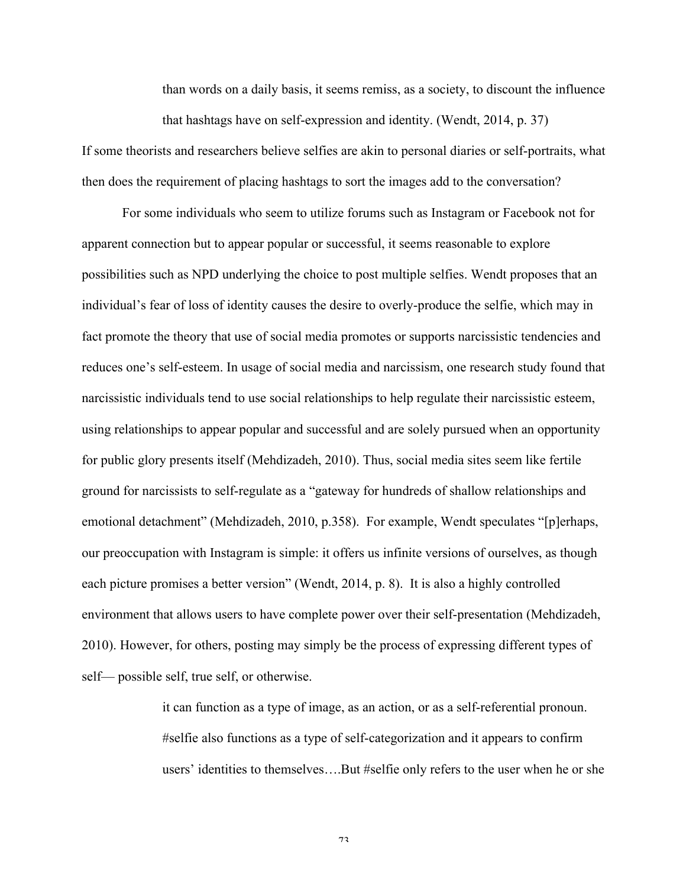> than words on a daily basis, it seems remiss, as a society, to discount the influence that hashtags have on self-expression and identity. (Wendt, 2014, p. 37)

If some theorists and researchers believe selfies are akin to personal diaries or self-portraits, what then does the requirement of placing hashtags to sort the images add to the conversation?

For some individuals who seem to utilize forums such as Instagram or Facebook not for apparent connection but to appear popular or successful, it seems reasonable to explore possibilities such as NPD underlying the choice to post multiple selfies. Wendt proposes that an individual's fear of loss of identity causes the desire to overly-produce the selfie, which may in fact promote the theory that use of social media promotes or supports narcissistic tendencies and reduces one's self-esteem. In usage of social media and narcissism, one research study found that narcissistic individuals tend to use social relationships to help regulate their narcissistic esteem, using relationships to appear popular and successful and are solely pursued when an opportunity for public glory presents itself (Mehdizadeh, 2010). Thus, social media sites seem like fertile ground for narcissists to self-regulate as a "gateway for hundreds of shallow relationships and emotional detachment" (Mehdizadeh, 2010, p.358). For example, Wendt speculates "[p]erhaps, our preoccupation with Instagram is simple: it offers us infinite versions of ourselves, as though each picture promises a better version" (Wendt, 2014, p. 8). It is also a highly controlled environment that allows users to have complete power over their self-presentation (Mehdizadeh, 2010). However, for others, posting may simply be the process of expressing different types of self— possible self, true self, or otherwise.

> it can function as a type of image, as an action, or as a self-referential pronoun. #selfie also functions as a type of self-categorization and it appears to confirm users' identities to themselves….But #selfie only refers to the user when he or she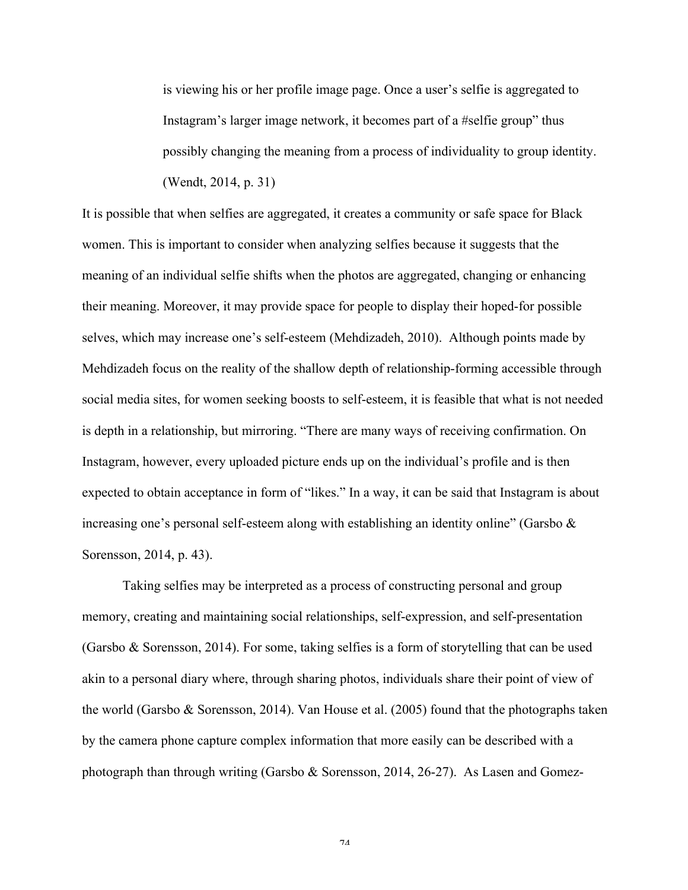> is viewing his or her profile image page. Once a user's selfie is aggregated to Instagram's larger image network, it becomes part of a #selfie group" thus possibly changing the meaning from a process of individuality to group identity. (Wendt, 2014, p. 31)

It is possible that when selfies are aggregated, it creates a community or safe space for Black women. This is important to consider when analyzing selfies because it suggests that the meaning of an individual selfie shifts when the photos are aggregated, changing or enhancing their meaning. Moreover, it may provide space for people to display their hoped-for possible selves, which may increase one's self-esteem (Mehdizadeh, 2010). Although points made by Mehdizadeh focus on the reality of the shallow depth of relationship-forming accessible through social media sites, for women seeking boosts to self-esteem, it is feasible that what is not needed is depth in a relationship, but mirroring. "There are many ways of receiving confirmation. On Instagram, however, every uploaded picture ends up on the individual's profile and is then expected to obtain acceptance in form of "likes." In a way, it can be said that Instagram is about increasing one's personal self-esteem along with establishing an identity online" (Garsbo & Sorensson, 2014, p. 43).

Taking selfies may be interpreted as a process of constructing personal and group memory, creating and maintaining social relationships, self-expression, and self-presentation (Garsbo & Sorensson, 2014). For some, taking selfies is a form of storytelling that can be used akin to a personal diary where, through sharing photos, individuals share their point of view of the world (Garsbo & Sorensson, 2014). Van House et al. (2005) found that the photographs taken by the camera phone capture complex information that more easily can be described with a photograph than through writing (Garsbo & Sorensson, 2014, 26-27). As Lasen and Gomez-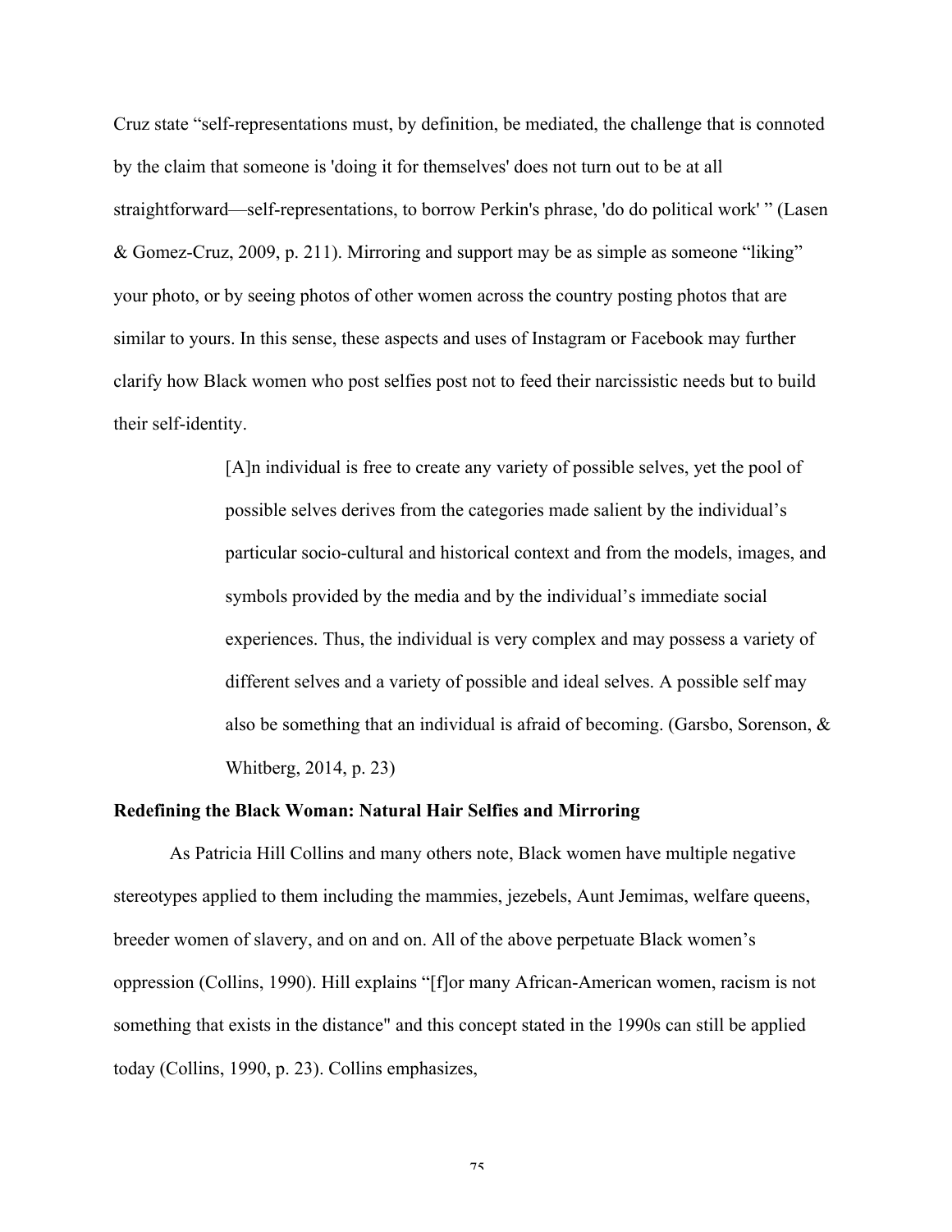Cruz state “self-representations must, by definition, be mediated, the challenge that is connoted by the claim that someone is 'doing it for themselves' does not turn out to be at all straightforward—self-representations, to borrow Perkin's phrase, 'do do political work' ” (Lasen & Gomez-Cruz, 2009, p. 211). Mirroring and support may be as simple as someone “liking” your photo, or by seeing photos of other women across the country posting photos that are similar to yours. In this sense, these aspects and uses of Instagram or Facebook may further clarify how Black women who post selfies post not to feed their narcissistic needs but to build their self-identity.

> [A]n individual is free to create any variety of possible selves, yet the pool of possible selves derives from the categories made salient by the individual’s particular socio-cultural and historical context and from the models, images, and symbols provided by the media and by the individual’s immediate social experiences. Thus, the individual is very complex and may possess a variety of different selves and a variety of possible and ideal selves. A possible self may also be something that an individual is afraid of becoming. (Garsbo, Sorenson, & Whitberg, 2014, p. 23)

**Redefining the Black Woman: Natural Hair Selfies and Mirroring**

As Patricia Hill Collins and many others note, Black women have multiple negative stereotypes applied to them including the mammies, jezebels, Aunt Jemimas, welfare queens, breeder women of slavery, and on and on. All of the above perpetuate Black women’s oppression (Collins, 1990). Hill explains “[f]or many African-American women, racism is not something that exists in the distance" and this concept stated in the 1990s can still be applied today (Collins, 1990, p. 23). Collins emphasizes,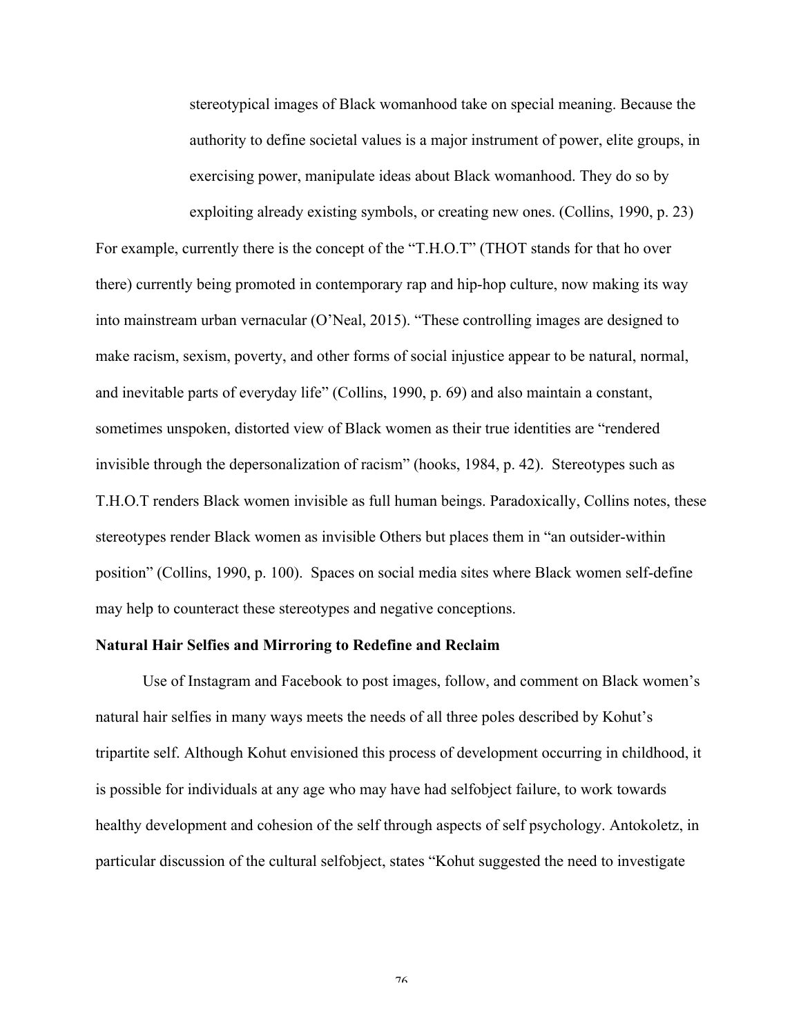> stereotypical images of Black womanhood take on special meaning. Because the authority to define societal values is a major instrument of power, elite groups, in exercising power, manipulate ideas about Black womanhood. They do so by exploiting already existing symbols, or creating new ones. (Collins, 1990, p. 23)

For example, currently there is the concept of the "T.H.O.T" (THOT stands for that ho over there) currently being promoted in contemporary rap and hip-hop culture, now making its way into mainstream urban vernacular (O'Neal, 2015). "These controlling images are designed to make racism, sexism, poverty, and other forms of social injustice appear to be natural, normal, and inevitable parts of everyday life" (Collins, 1990, p. 69) and also maintain a constant, sometimes unspoken, distorted view of Black women as their true identities are "rendered invisible through the depersonalization of racism" (hooks, 1984, p. 42). Stereotypes such as T.H.O.T renders Black women invisible as full human beings. Paradoxically, Collins notes, these stereotypes render Black women as invisible Others but places them in "an outsider-within position" (Collins, 1990, p. 100). Spaces on social media sites where Black women self-define may help to counteract these stereotypes and negative conceptions.

**Natural Hair Selfies and Mirroring to Redefine and Reclaim**

Use of Instagram and Facebook to post images, follow, and comment on Black women's natural hair selfies in many ways meets the needs of all three poles described by Kohut's tripartite self. Although Kohut envisioned this process of development occurring in childhood, it is possible for individuals at any age who may have had selfobject failure, to work towards healthy development and cohesion of the self through aspects of self psychology. Antokoletz, in particular discussion of the cultural selfobject, states "Kohut suggested the need to investigate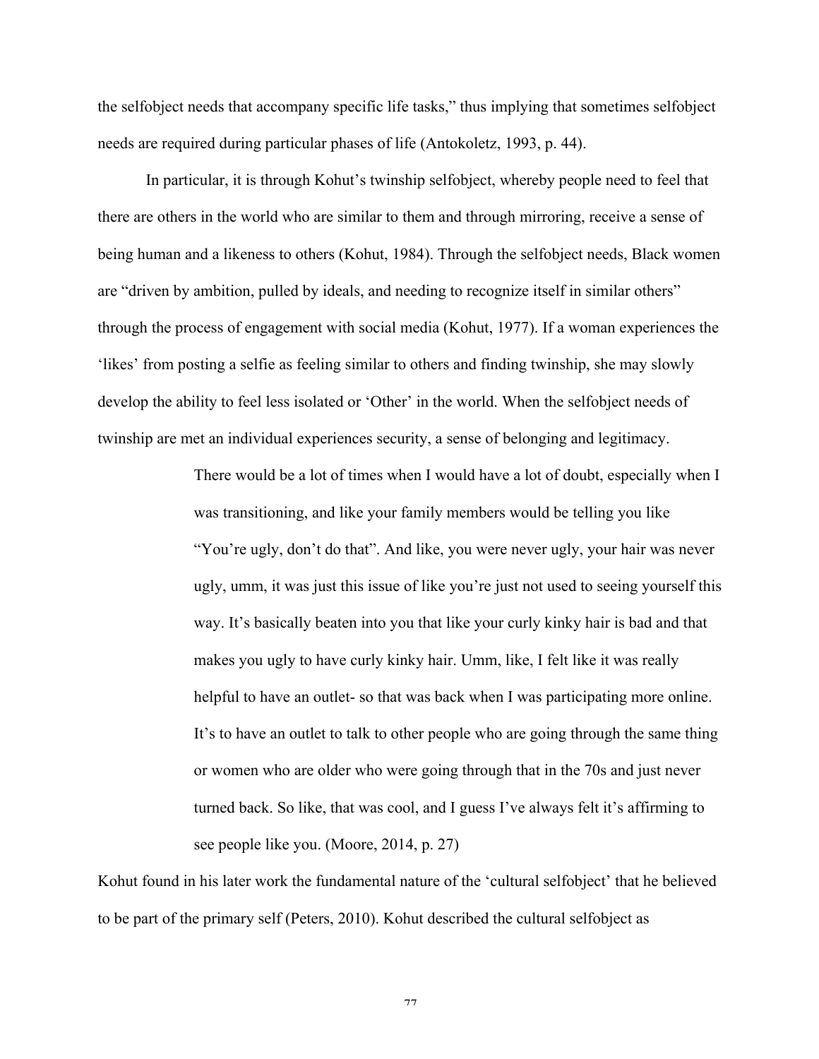the selfobject needs that accompany specific life tasks," thus implying that sometimes selfobject needs are required during particular phases of life (Antokoletz, 1993, p. 44).

In particular, it is through Kohut's twinship selfobject, whereby people need to feel that there are others in the world who are similar to them and through mirroring, receive a sense of being human and a likeness to others (Kohut, 1984). Through the selfobject needs, Black women are "driven by ambition, pulled by ideals, and needing to recognize itself in similar others" through the process of engagement with social media (Kohut, 1977). If a woman experiences the 'likes' from posting a selfie as feeling similar to others and finding twinship, she may slowly develop the ability to feel less isolated or 'Other' in the world. When the selfobject needs of twinship are met an individual experiences security, a sense of belonging and legitimacy.

> There would be a lot of times when I would have a lot of doubt, especially when I was transitioning, and like your family members would be telling you like "You're ugly, don't do that". And like, you were never ugly, your hair was never ugly, umm, it was just this issue of like you're just not used to seeing yourself this way. It's basically beaten into you that like your curly kinky hair is bad and that makes you ugly to have curly kinky hair. Umm, like, I felt like it was really helpful to have an outlet- so that was back when I was participating more online. It's to have an outlet to talk to other people who are going through the same thing or women who are older who were going through that in the 70s and just never turned back. So like, that was cool, and I guess I've always felt it's affirming to see people like you. (Moore, 2014, p. 27)

Kohut found in his later work the fundamental nature of the 'cultural selfobject' that he believed to be part of the primary self (Peters, 2010). Kohut described the cultural selfobject as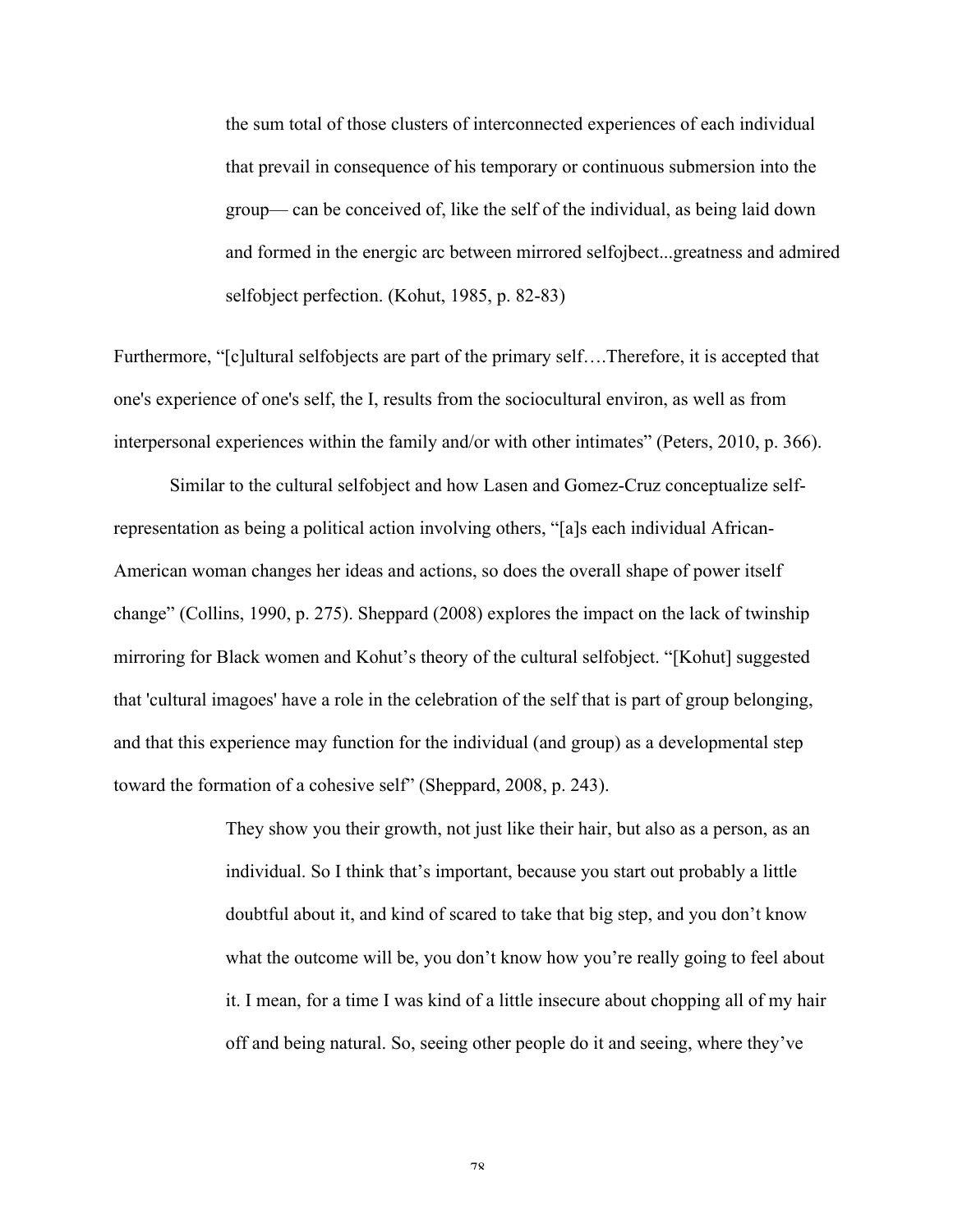> the sum total of those clusters of interconnected experiences of each individual that prevail in consequence of his temporary or continuous submersion into the group— can be conceived of, like the self of the individual, as being laid down and formed in the energic arc between mirrored selfojbect...greatness and admired selfobject perfection. (Kohut, 1985, p. 82-83)

Furthermore, "[c]ultural selfobjects are part of the primary self….Therefore, it is accepted that one's experience of one's self, the I, results from the sociocultural environ, as well as from interpersonal experiences within the family and/or with other intimates" (Peters, 2010, p. 366).

Similar to the cultural selfobject and how Lasen and Gomez-Cruz conceptualize self-representation as being a political action involving others, "[a]s each individual African-American woman changes her ideas and actions, so does the overall shape of power itself change" (Collins, 1990, p. 275). Sheppard (2008) explores the impact on the lack of twinship mirroring for Black women and Kohut's theory of the cultural selfobject. "[Kohut] suggested that 'cultural imagoes' have a role in the celebration of the self that is part of group belonging, and that this experience may function for the individual (and group) as a developmental step toward the formation of a cohesive self" (Sheppard, 2008, p. 243).

> They show you their growth, not just like their hair, but also as a person, as an individual. So I think that's important, because you start out probably a little doubtful about it, and kind of scared to take that big step, and you don't know what the outcome will be, you don't know how you're really going to feel about it. I mean, for a time I was kind of a little insecure about chopping all of my hair off and being natural. So, seeing other people do it and seeing, where they've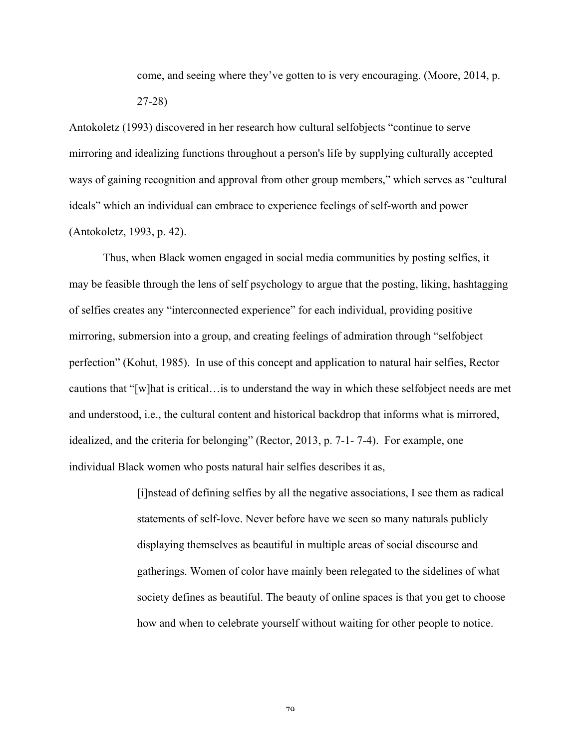> come, and seeing where they've gotten to is very encouraging. (Moore, 2014, p. 27-28)

Antokoletz (1993) discovered in her research how cultural selfobjects "continue to serve mirroring and idealizing functions throughout a person's life by supplying culturally accepted ways of gaining recognition and approval from other group members," which serves as "cultural ideals" which an individual can embrace to experience feelings of self-worth and power (Antokoletz, 1993, p. 42).

Thus, when Black women engaged in social media communities by posting selfies, it may be feasible through the lens of self psychology to argue that the posting, liking, hashtagging of selfies creates any "interconnected experience" for each individual, providing positive mirroring, submersion into a group, and creating feelings of admiration through "selfobject perfection" (Kohut, 1985). In use of this concept and application to natural hair selfies, Rector cautions that "[w]hat is critical…is to understand the way in which these selfobject needs are met and understood, i.e., the cultural content and historical backdrop that informs what is mirrored, idealized, and the criteria for belonging" (Rector, 2013, p. 7-1- 7-4). For example, one individual Black women who posts natural hair selfies describes it as,

> [i]nstead of defining selfies by all the negative associations, I see them as radical statements of self-love. Never before have we seen so many naturals publicly displaying themselves as beautiful in multiple areas of social discourse and gatherings. Women of color have mainly been relegated to the sidelines of what society defines as beautiful. The beauty of online spaces is that you get to choose how and when to celebrate yourself without waiting for other people to notice.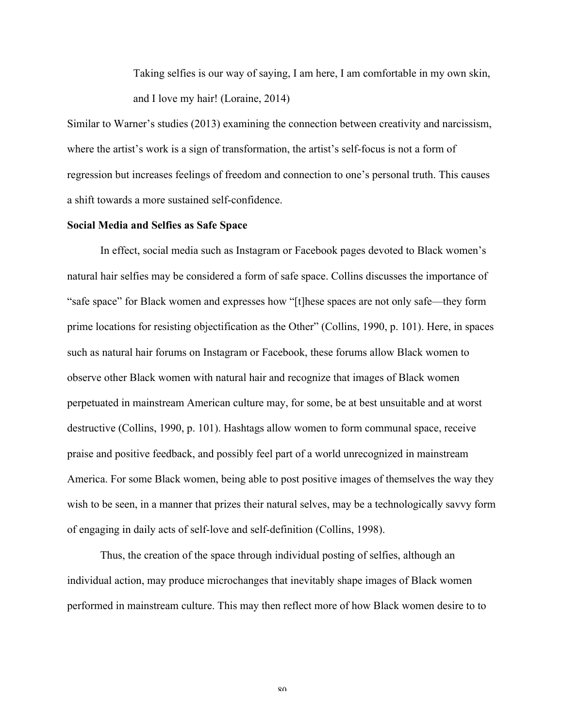> Taking selfies is our way of saying, I am here, I am comfortable in my own skin, and I love my hair! (Loraine, 2014)

Similar to Warner's studies (2013) examining the connection between creativity and narcissism, where the artist's work is a sign of transformation, the artist's self-focus is not a form of regression but increases feelings of freedom and connection to one's personal truth. This causes a shift towards a more sustained self-confidence.

**Social Media and Selfies as Safe Space**

In effect, social media such as Instagram or Facebook pages devoted to Black women's natural hair selfies may be considered a form of safe space. Collins discusses the importance of "safe space" for Black women and expresses how "[t]hese spaces are not only safe—they form prime locations for resisting objectification as the Other" (Collins, 1990, p. 101). Here, in spaces such as natural hair forums on Instagram or Facebook, these forums allow Black women to observe other Black women with natural hair and recognize that images of Black women perpetuated in mainstream American culture may, for some, be at best unsuitable and at worst destructive (Collins, 1990, p. 101). Hashtags allow women to form communal space, receive praise and positive feedback, and possibly feel part of a world unrecognized in mainstream America. For some Black women, being able to post positive images of themselves the way they wish to be seen, in a manner that prizes their natural selves, may be a technologically savvy form of engaging in daily acts of self-love and self-definition (Collins, 1998).

Thus, the creation of the space through individual posting of selfies, although an individual action, may produce microchanges that inevitably shape images of Black women performed in mainstream culture. This may then reflect more of how Black women desire to to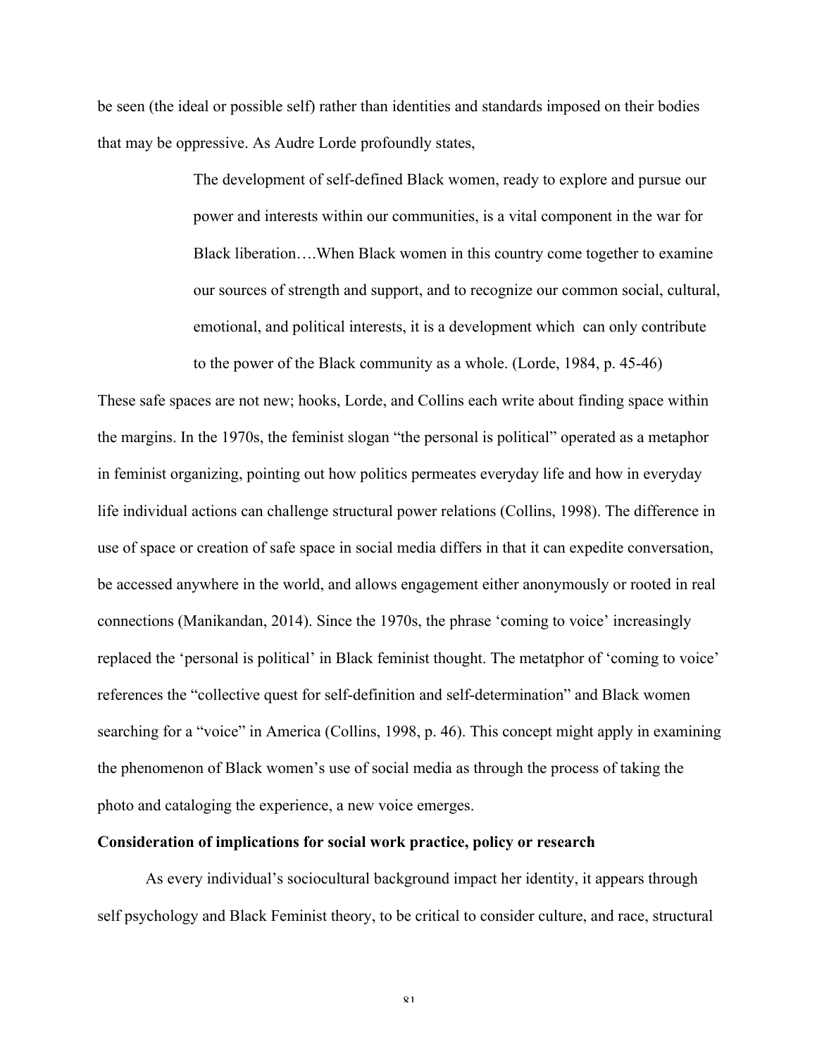be seen (the ideal or possible self) rather than identities and standards imposed on their bodies that may be oppressive. As Audre Lorde profoundly states,

> The development of self-defined Black women, ready to explore and pursue our power and interests within our communities, is a vital component in the war for Black liberation….When Black women in this country come together to examine our sources of strength and support, and to recognize our common social, cultural, emotional, and political interests, it is a development which can only contribute to the power of the Black community as a whole. (Lorde, 1984, p. 45-46)

These safe spaces are not new; hooks, Lorde, and Collins each write about finding space within the margins. In the 1970s, the feminist slogan "the personal is political" operated as a metaphor in feminist organizing, pointing out how politics permeates everyday life and how in everyday life individual actions can challenge structural power relations (Collins, 1998). The difference in use of space or creation of safe space in social media differs in that it can expedite conversation, be accessed anywhere in the world, and allows engagement either anonymously or rooted in real connections (Manikandan, 2014). Since the 1970s, the phrase 'coming to voice' increasingly replaced the 'personal is political' in Black feminist thought. The metatphor of 'coming to voice' references the "collective quest for self-definition and self-determination" and Black women searching for a "voice" in America (Collins, 1998, p. 46). This concept might apply in examining the phenomenon of Black women's use of social media as through the process of taking the photo and cataloging the experience, a new voice emerges.

**Consideration of implications for social work practice, policy or research**

As every individual's sociocultural background impact her identity, it appears through self psychology and Black Feminist theory, to be critical to consider culture, and race, structural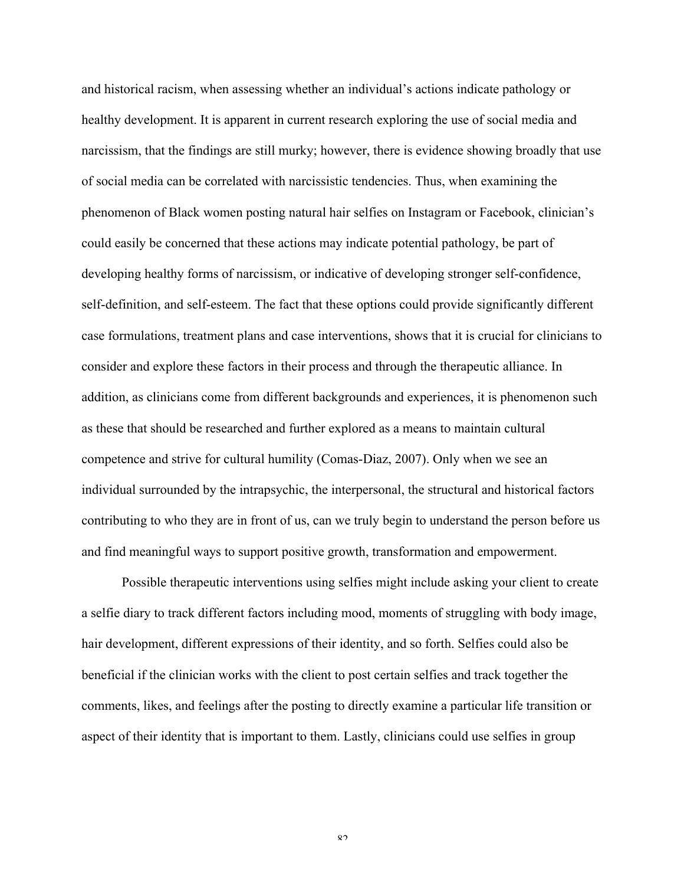and historical racism, when assessing whether an individual's actions indicate pathology or healthy development. It is apparent in current research exploring the use of social media and narcissism, that the findings are still murky; however, there is evidence showing broadly that use of social media can be correlated with narcissistic tendencies. Thus, when examining the phenomenon of Black women posting natural hair selfies on Instagram or Facebook, clinician's could easily be concerned that these actions may indicate potential pathology, be part of developing healthy forms of narcissism, or indicative of developing stronger self-confidence, self-definition, and self-esteem. The fact that these options could provide significantly different case formulations, treatment plans and case interventions, shows that it is crucial for clinicians to consider and explore these factors in their process and through the therapeutic alliance. In addition, as clinicians come from different backgrounds and experiences, it is phenomenon such as these that should be researched and further explored as a means to maintain cultural competence and strive for cultural humility (Comas-Diaz, 2007). Only when we see an individual surrounded by the intrapsychic, the interpersonal, the structural and historical factors contributing to who they are in front of us, can we truly begin to understand the person before us and find meaningful ways to support positive growth, transformation and empowerment.

Possible therapeutic interventions using selfies might include asking your client to create a selfie diary to track different factors including mood, moments of struggling with body image, hair development, different expressions of their identity, and so forth. Selfies could also be beneficial if the clinician works with the client to post certain selfies and track together the comments, likes, and feelings after the posting to directly examine a particular life transition or aspect of their identity that is important to them. Lastly, clinicians could use selfies in group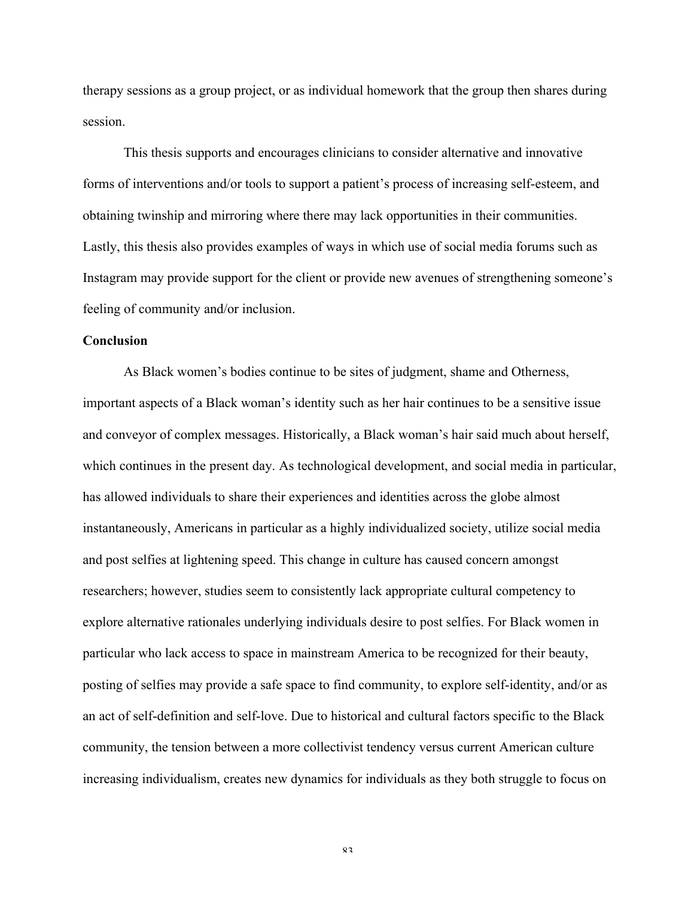therapy sessions as a group project, or as individual homework that the group then shares during session.

This thesis supports and encourages clinicians to consider alternative and innovative forms of interventions and/or tools to support a patient's process of increasing self-esteem, and obtaining twinship and mirroring where there may lack opportunities in their communities. Lastly, this thesis also provides examples of ways in which use of social media forums such as Instagram may provide support for the client or provide new avenues of strengthening someone's feeling of community and/or inclusion.

**Conclusion**

As Black women's bodies continue to be sites of judgment, shame and Otherness, important aspects of a Black woman's identity such as her hair continues to be a sensitive issue and conveyor of complex messages. Historically, a Black woman's hair said much about herself, which continues in the present day. As technological development, and social media in particular, has allowed individuals to share their experiences and identities across the globe almost instantaneously, Americans in particular as a highly individualized society, utilize social media and post selfies at lightening speed. This change in culture has caused concern amongst researchers; however, studies seem to consistently lack appropriate cultural competency to explore alternative rationales underlying individuals desire to post selfies. For Black women in particular who lack access to space in mainstream America to be recognized for their beauty, posting of selfies may provide a safe space to find community, to explore self-identity, and/or as an act of self-definition and self-love. Due to historical and cultural factors specific to the Black community, the tension between a more collectivist tendency versus current American culture increasing individualism, creates new dynamics for individuals as they both struggle to focus on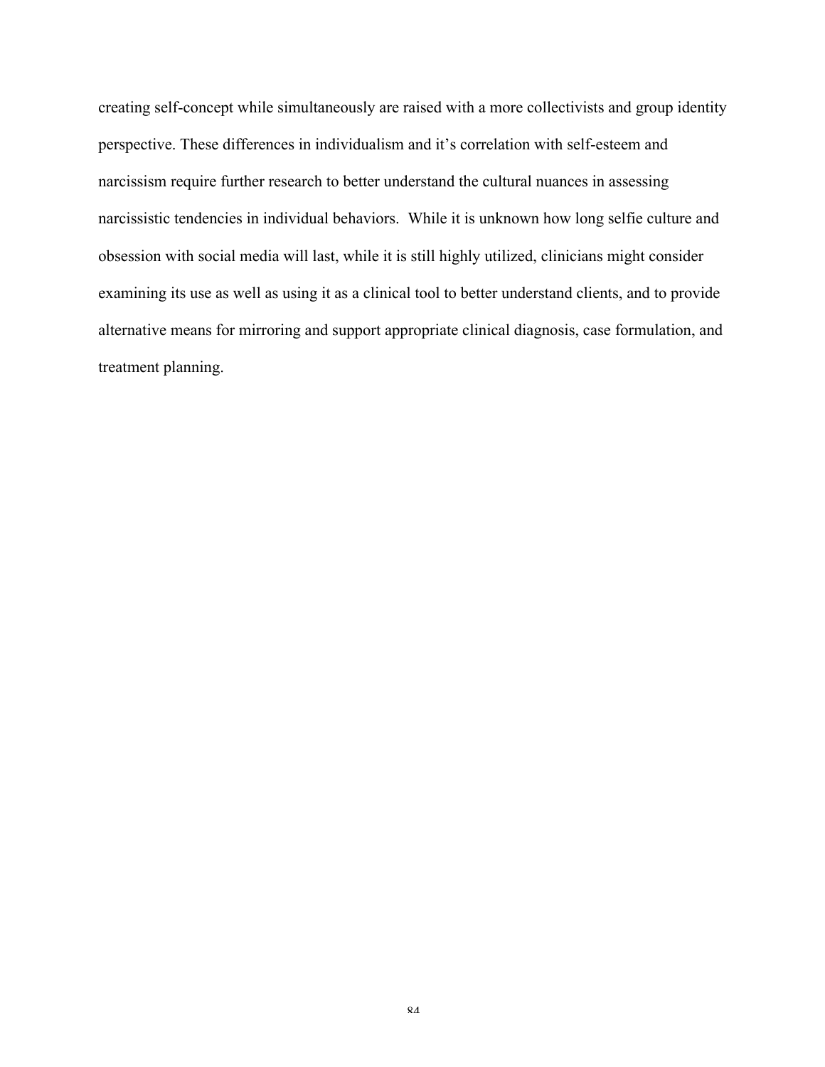creating self-concept while simultaneously are raised with a more collectivists and group identity perspective. These differences in individualism and it's correlation with self-esteem and narcissism require further research to better understand the cultural nuances in assessing narcissistic tendencies in individual behaviors.  While it is unknown how long selfie culture and obsession with social media will last, while it is still highly utilized, clinicians might consider examining its use as well as using it as a clinical tool to better understand clients, and to provide alternative means for mirroring and support appropriate clinical diagnosis, case formulation, and treatment planning.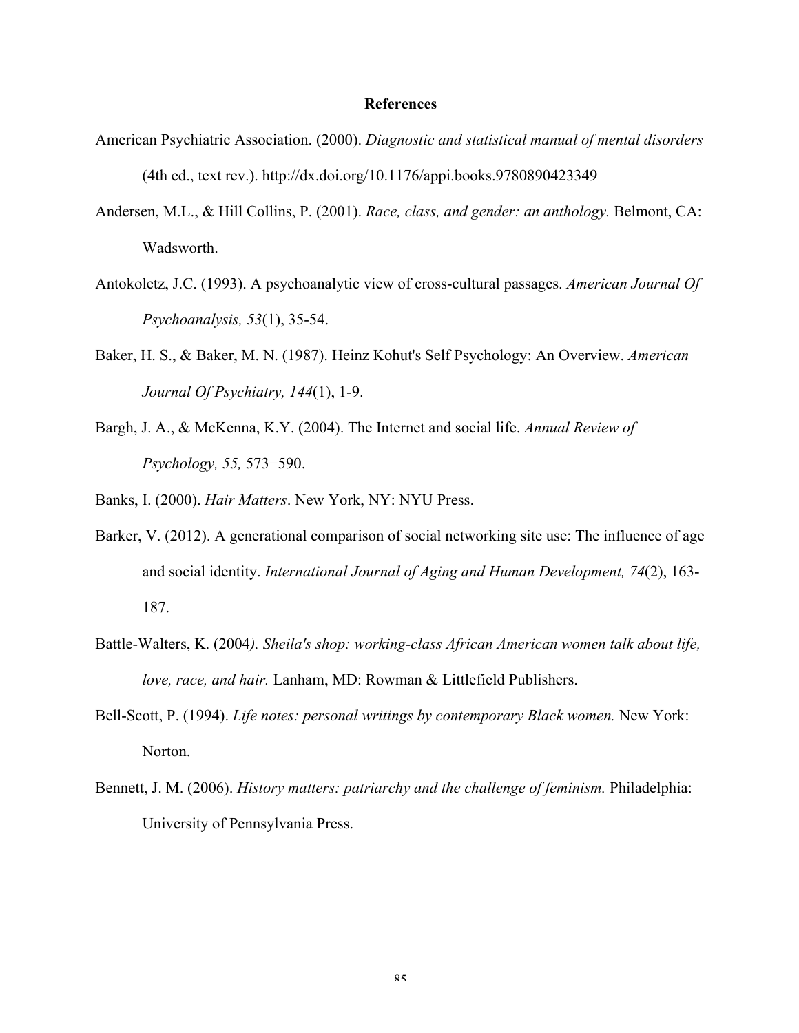# References

American Psychiatric Association. (2000). *Diagnostic and statistical manual of mental disorders* (4th ed., text rev.). http://dx.doi.org/10.1176/appi.books.9780890423349

Andersen, M.L., & Hill Collins, P. (2001). *Race, class, and gender: an anthology.* Belmont, CA: Wadsworth.

Antokoletz, J.C. (1993). A psychoanalytic view of cross-cultural passages. *American Journal Of Psychoanalysis, 53*(1), 35-54.

Baker, H. S., & Baker, M. N. (1987). Heinz Kohut's Self Psychology: An Overview. *American Journal Of Psychiatry, 144*(1), 1-9.

Bargh, J. A., & McKenna, K.Y. (2004). The Internet and social life. *Annual Review of Psychology, 55,* 573−590.

Banks, I. (2000). *Hair Matters*. New York, NY: NYU Press.

Barker, V. (2012). A generational comparison of social networking site use: The influence of age and social identity. *International Journal of Aging and Human Development, 74*(2), 163-187.

Battle-Walters, K. (2004*). Sheila's shop: working-class African American women talk about life, love, race, and hair.* Lanham, MD: Rowman & Littlefield Publishers.

Bell-Scott, P. (1994). *Life notes: personal writings by contemporary Black women.* New York: Norton.

Bennett, J. M. (2006). *History matters: patriarchy and the challenge of feminism.* Philadelphia: University of Pennsylvania Press.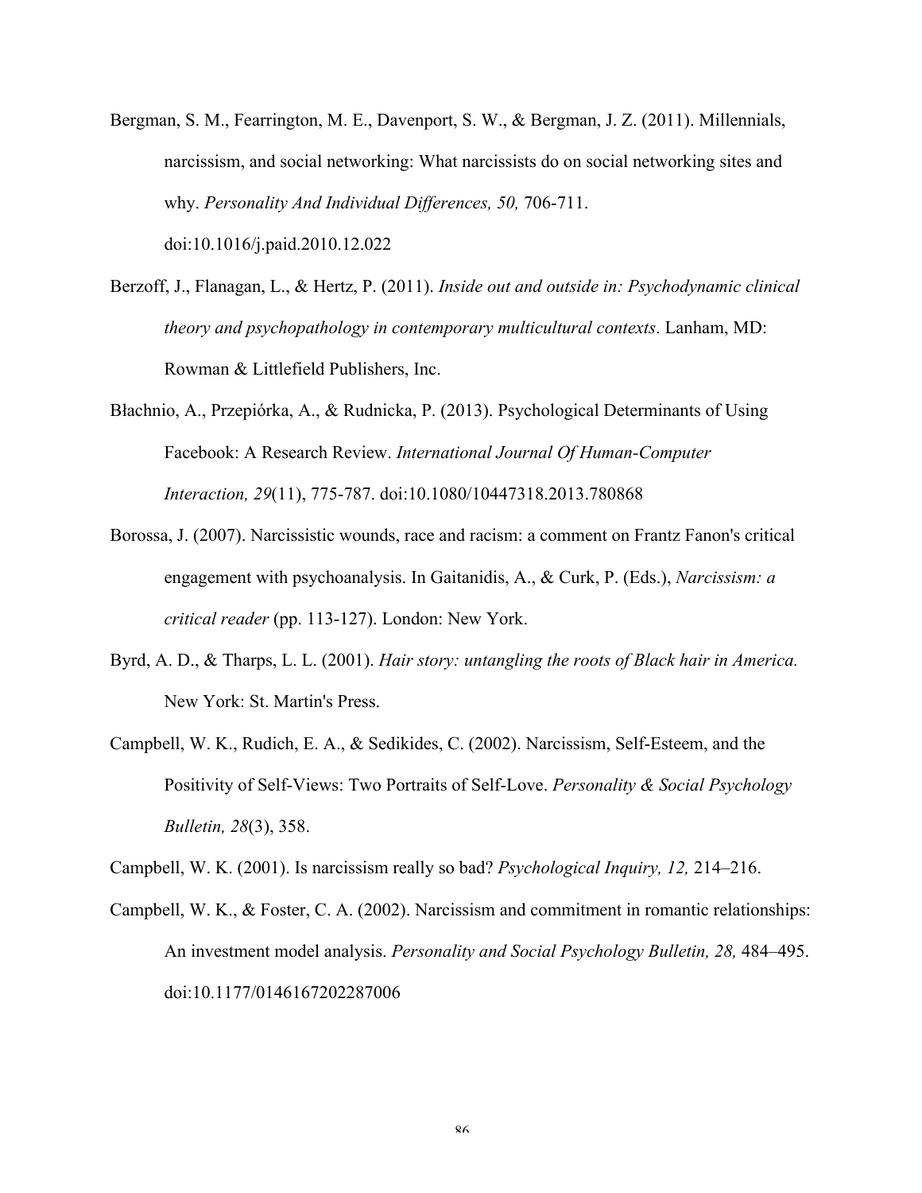Bergman, S. M., Fearrington, M. E., Davenport, S. W., & Bergman, J. Z. (2011). Millennials, narcissism, and social networking: What narcissists do on social networking sites and why. *Personality And Individual Differences, 50,* 706-711. doi:10.1016/j.paid.2010.12.022

Berzoff, J., Flanagan, L., & Hertz, P. (2011). *Inside out and outside in: Psychodynamic clinical theory and psychopathology in contemporary multicultural contexts*. Lanham, MD: Rowman & Littlefield Publishers, Inc.

Błachnio, A., Przepiórka, A., & Rudnicka, P. (2013). Psychological Determinants of Using Facebook: A Research Review. *International Journal Of Human-Computer Interaction, 29*(11), 775-787. doi:10.1080/10447318.2013.780868

Borossa, J. (2007). Narcissistic wounds, race and racism: a comment on Frantz Fanon's critical engagement with psychoanalysis. In Gaitanidis, A., & Curk, P. (Eds.), *Narcissism: a critical reader* (pp. 113-127). London: New York.

Byrd, A. D., & Tharps, L. L. (2001). *Hair story: untangling the roots of Black hair in America.* New York: St. Martin's Press.

Campbell, W. K., Rudich, E. A., & Sedikides, C. (2002). Narcissism, Self-Esteem, and the Positivity of Self-Views: Two Portraits of Self-Love. *Personality & Social Psychology Bulletin, 28*(3), 358.

Campbell, W. K. (2001). Is narcissism really so bad? *Psychological Inquiry, 12,* 214–216.

Campbell, W. K., & Foster, C. A. (2002). Narcissism and commitment in romantic relationships: An investment model analysis. *Personality and Social Psychology Bulletin, 28,* 484–495. doi:10.1177/0146167202287006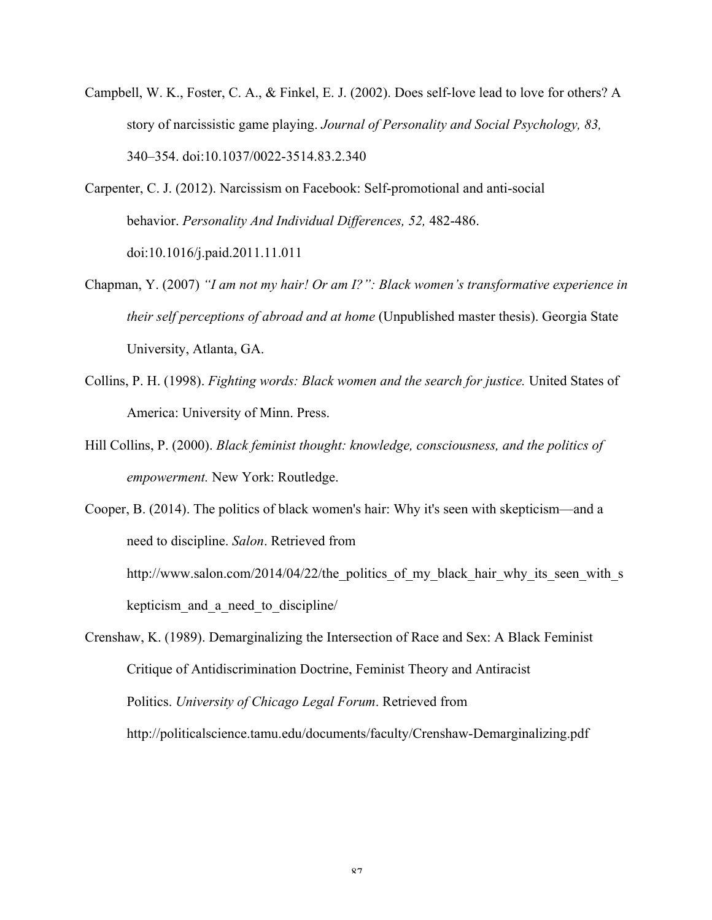Campbell, W. K., Foster, C. A., & Finkel, E. J. (2002). Does self-love lead to love for others? A story of narcissistic game playing. *Journal of Personality and Social Psychology, 83,* 340–354. doi:10.1037/0022-3514.83.2.340

Carpenter, C. J. (2012). Narcissism on Facebook: Self-promotional and anti-social behavior. *Personality And Individual Differences, 52,* 482-486. doi:10.1016/j.paid.2011.11.011

Chapman, Y. (2007) *"I am not my hair! Or am I?": Black women's transformative experience in their self perceptions of abroad and at home* (Unpublished master thesis). Georgia State University, Atlanta, GA.

Collins, P. H. (1998). *Fighting words: Black women and the search for justice.* United States of America: University of Minn. Press.

Hill Collins, P. (2000). *Black feminist thought: knowledge, consciousness, and the politics of empowerment.* New York: Routledge.

Cooper, B. (2014). The politics of black women's hair: Why it's seen with skepticism—and a need to discipline. *Salon*. Retrieved from http://www.salon.com/2014/04/22/the_politics_of_my_black_hair_why_its_seen_with_skepticism_and_a_need_to_discipline/

Crenshaw, K. (1989). Demarginalizing the Intersection of Race and Sex: A Black Feminist Critique of Antidiscrimination Doctrine, Feminist Theory and Antiracist Politics. *University of Chicago Legal Forum*. Retrieved from http://politicalscience.tamu.edu/documents/faculty/Crenshaw-Demarginalizing.pdf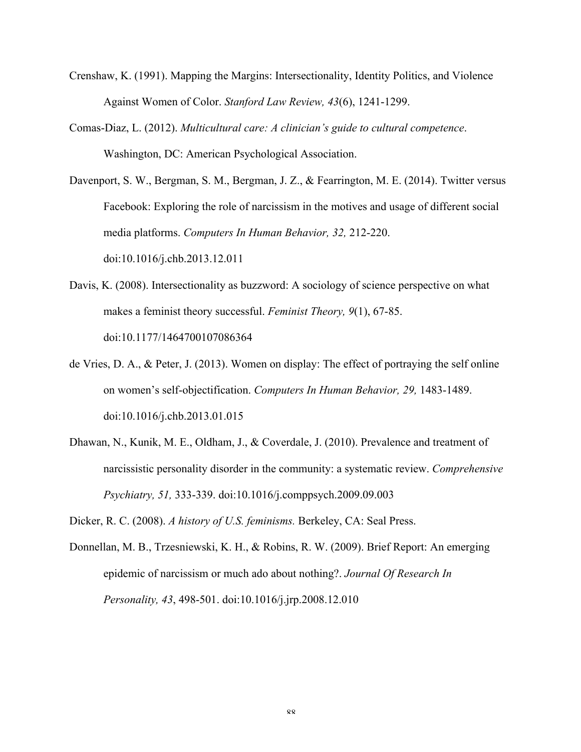Crenshaw, K. (1991). Mapping the Margins: Intersectionality, Identity Politics, and Violence Against Women of Color. *Stanford Law Review, 43*(6), 1241-1299.

Comas-Diaz, L. (2012). *Multicultural care: A clinician's guide to cultural competence*. Washington, DC: American Psychological Association.

Davenport, S. W., Bergman, S. M., Bergman, J. Z., & Fearrington, M. E. (2014). Twitter versus Facebook: Exploring the role of narcissism in the motives and usage of different social media platforms. *Computers In Human Behavior, 32,* 212-220. doi:10.1016/j.chb.2013.12.011

Davis, K. (2008). Intersectionality as buzzword: A sociology of science perspective on what makes a feminist theory successful. *Feminist Theory, 9*(1), 67-85. doi:10.1177/1464700107086364

de Vries, D. A., & Peter, J. (2013). Women on display: The effect of portraying the self online on women's self-objectification. *Computers In Human Behavior, 29,* 1483-1489. doi:10.1016/j.chb.2013.01.015

Dhawan, N., Kunik, M. E., Oldham, J., & Coverdale, J. (2010). Prevalence and treatment of narcissistic personality disorder in the community: a systematic review. *Comprehensive Psychiatry, 51,* 333-339. doi:10.1016/j.comppsych.2009.09.003

Dicker, R. C. (2008). *A history of U.S. feminisms.* Berkeley, CA: Seal Press.

Donnellan, M. B., Trzesniewski, K. H., & Robins, R. W. (2009). Brief Report: An emerging epidemic of narcissism or much ado about nothing?. *Journal Of Research In Personality, 43*, 498-501. doi:10.1016/j.jrp.2008.12.010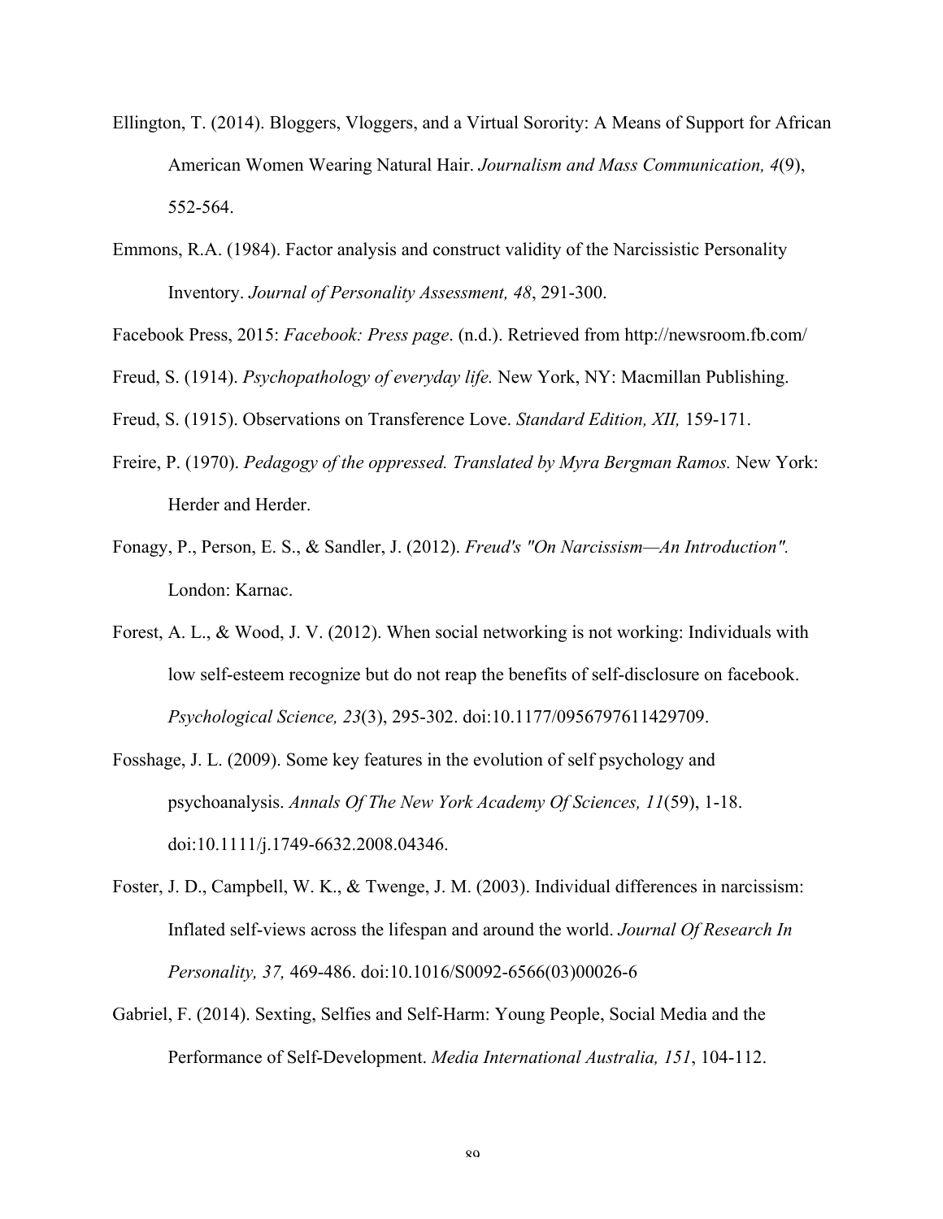Ellington, T. (2014). Bloggers, Vloggers, and a Virtual Sorority: A Means of Support for African American Women Wearing Natural Hair. *Journalism and Mass Communication, 4*(9), 552-564.

Emmons, R.A. (1984). Factor analysis and construct validity of the Narcissistic Personality Inventory. *Journal of Personality Assessment, 48*, 291-300.

Facebook Press, 2015: *Facebook: Press page*. (n.d.). Retrieved from http://newsroom.fb.com/

Freud, S. (1914). *Psychopathology of everyday life.* New York, NY: Macmillan Publishing.

Freud, S. (1915). Observations on Transference Love. *Standard Edition, XII,* 159-171.

Freire, P. (1970). *Pedagogy of the oppressed. Translated by Myra Bergman Ramos.* New York: Herder and Herder.

Fonagy, P., Person, E. S., & Sandler, J. (2012). *Freud's "On Narcissism—An Introduction".* London: Karnac.

Forest, A. L., & Wood, J. V. (2012). When social networking is not working: Individuals with low self-esteem recognize but do not reap the benefits of self-disclosure on facebook. *Psychological Science, 23*(3), 295-302. doi:10.1177/0956797611429709.

Fosshage, J. L. (2009). Some key features in the evolution of self psychology and psychoanalysis. *Annals Of The New York Academy Of Sciences, 11*(59), 1-18. doi:10.1111/j.1749-6632.2008.04346.

Foster, J. D., Campbell, W. K., & Twenge, J. M. (2003). Individual differences in narcissism: Inflated self-views across the lifespan and around the world. *Journal Of Research In Personality, 37,* 469-486. doi:10.1016/S0092-6566(03)00026-6

Gabriel, F. (2014). Sexting, Selfies and Self-Harm: Young People, Social Media and the Performance of Self-Development. *Media International Australia, 151*, 104-112.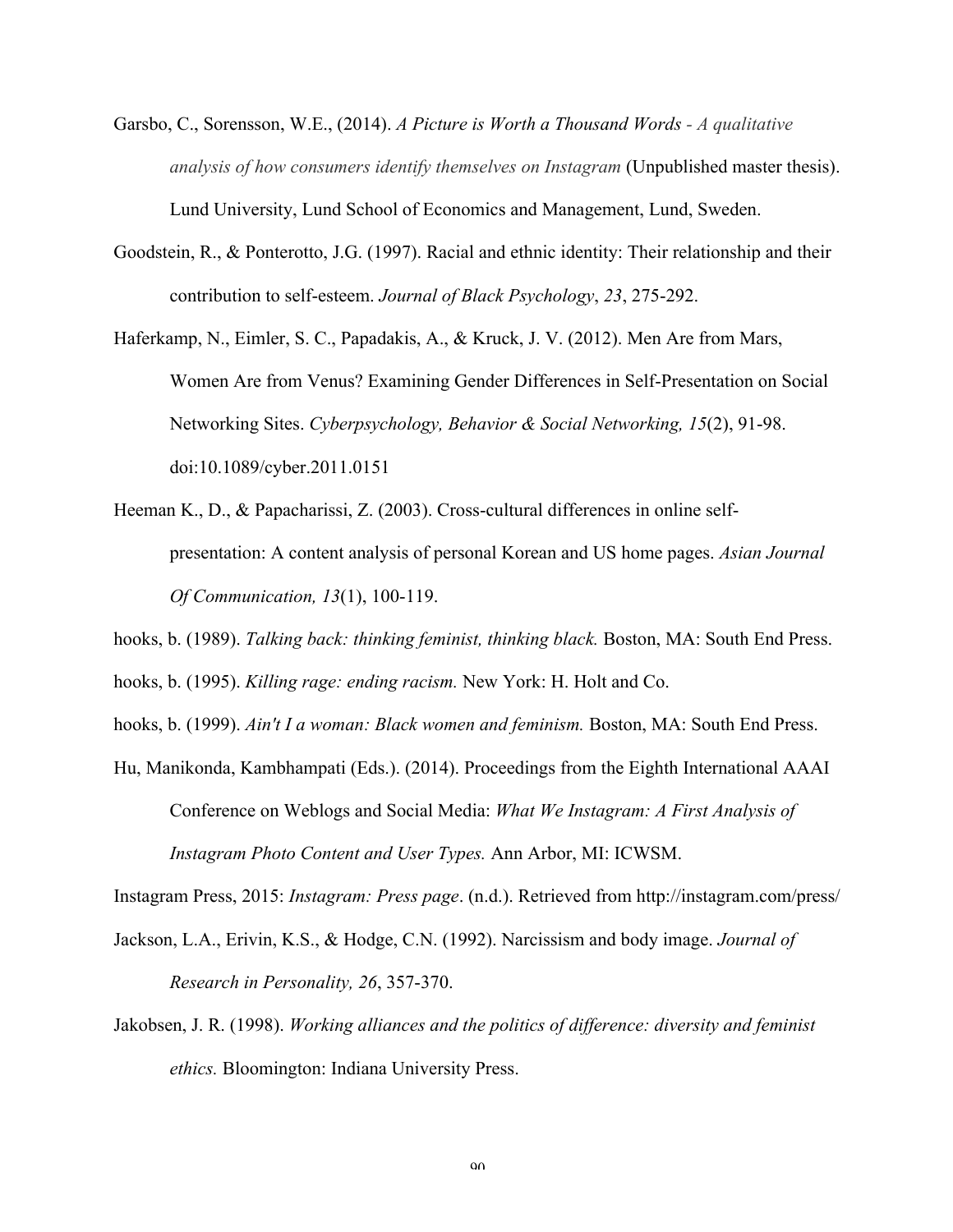Garsbo, C., Sorensson, W.E., (2014). *A Picture is Worth a Thousand Words - A qualitative analysis of how consumers identify themselves on Instagram* (Unpublished master thesis). Lund University, Lund School of Economics and Management, Lund, Sweden.

Goodstein, R., & Ponterotto, J.G. (1997). Racial and ethnic identity: Their relationship and their contribution to self-esteem. *Journal of Black Psychology*, *23*, 275-292.

Haferkamp, N., Eimler, S. C., Papadakis, A., & Kruck, J. V. (2012). Men Are from Mars, Women Are from Venus? Examining Gender Differences in Self-Presentation on Social Networking Sites. *Cyberpsychology, Behavior & Social Networking, 15*(2), 91-98. doi:10.1089/cyber.2011.0151

Heeman K., D., & Papacharissi, Z. (2003). Cross-cultural differences in online self-presentation: A content analysis of personal Korean and US home pages. *Asian Journal Of Communication, 13*(1), 100-119.

hooks, b. (1989). *Talking back: thinking feminist, thinking black.* Boston, MA: South End Press.

hooks, b. (1995). *Killing rage: ending racism.* New York: H. Holt and Co.

hooks, b. (1999). *Ain't I a woman: Black women and feminism.* Boston, MA: South End Press.

Hu, Manikonda, Kambhampati (Eds.). (2014). Proceedings from the Eighth International AAAI Conference on Weblogs and Social Media: *What We Instagram: A First Analysis of Instagram Photo Content and User Types.* Ann Arbor, MI: ICWSM.

Instagram Press, 2015: *Instagram: Press page*. (n.d.). Retrieved from http://instagram.com/press/

Jackson, L.A., Erivin, K.S., & Hodge, C.N. (1992). Narcissism and body image. *Journal of Research in Personality, 26*, 357-370.

Jakobsen, J. R. (1998). *Working alliances and the politics of difference: diversity and feminist ethics.* Bloomington: Indiana University Press.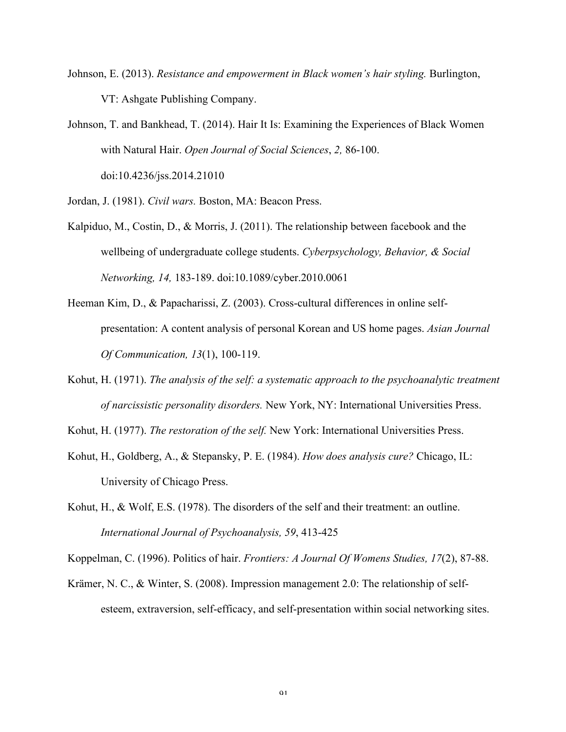Johnson, E. (2013). *Resistance and empowerment in Black women's hair styling.* Burlington, VT: Ashgate Publishing Company.

Johnson, T. and Bankhead, T. (2014). Hair It Is: Examining the Experiences of Black Women with Natural Hair. *Open Journal of Social Sciences*, *2,* 86-100. doi:10.4236/jss.2014.21010

Jordan, J. (1981). *Civil wars.* Boston, MA: Beacon Press.

Kalpiduo, M., Costin, D., & Morris, J. (2011). The relationship between facebook and the wellbeing of undergraduate college students. *Cyberpsychology, Behavior, & Social Networking, 14,* 183-189. doi:10.1089/cyber.2010.0061

Heeman Kim, D., & Papacharissi, Z. (2003). Cross-cultural differences in online self-presentation: A content analysis of personal Korean and US home pages. *Asian Journal Of Communication, 13*(1), 100-119.

Kohut, H. (1971). *The analysis of the self: a systematic approach to the psychoanalytic treatment of narcissistic personality disorders.* New York, NY: International Universities Press.

Kohut, H. (1977). *The restoration of the self.* New York: International Universities Press.

Kohut, H., Goldberg, A., & Stepansky, P. E. (1984). *How does analysis cure?* Chicago, IL: University of Chicago Press.

Kohut, H., & Wolf, E.S. (1978). The disorders of the self and their treatment: an outline. *International Journal of Psychoanalysis, 59*, 413-425

Koppelman, C. (1996). Politics of hair. *Frontiers: A Journal Of Womens Studies, 17*(2), 87-88.

Krämer, N. C., & Winter, S. (2008). Impression management 2.0: The relationship of self-esteem, extraversion, self-efficacy, and self-presentation within social networking sites.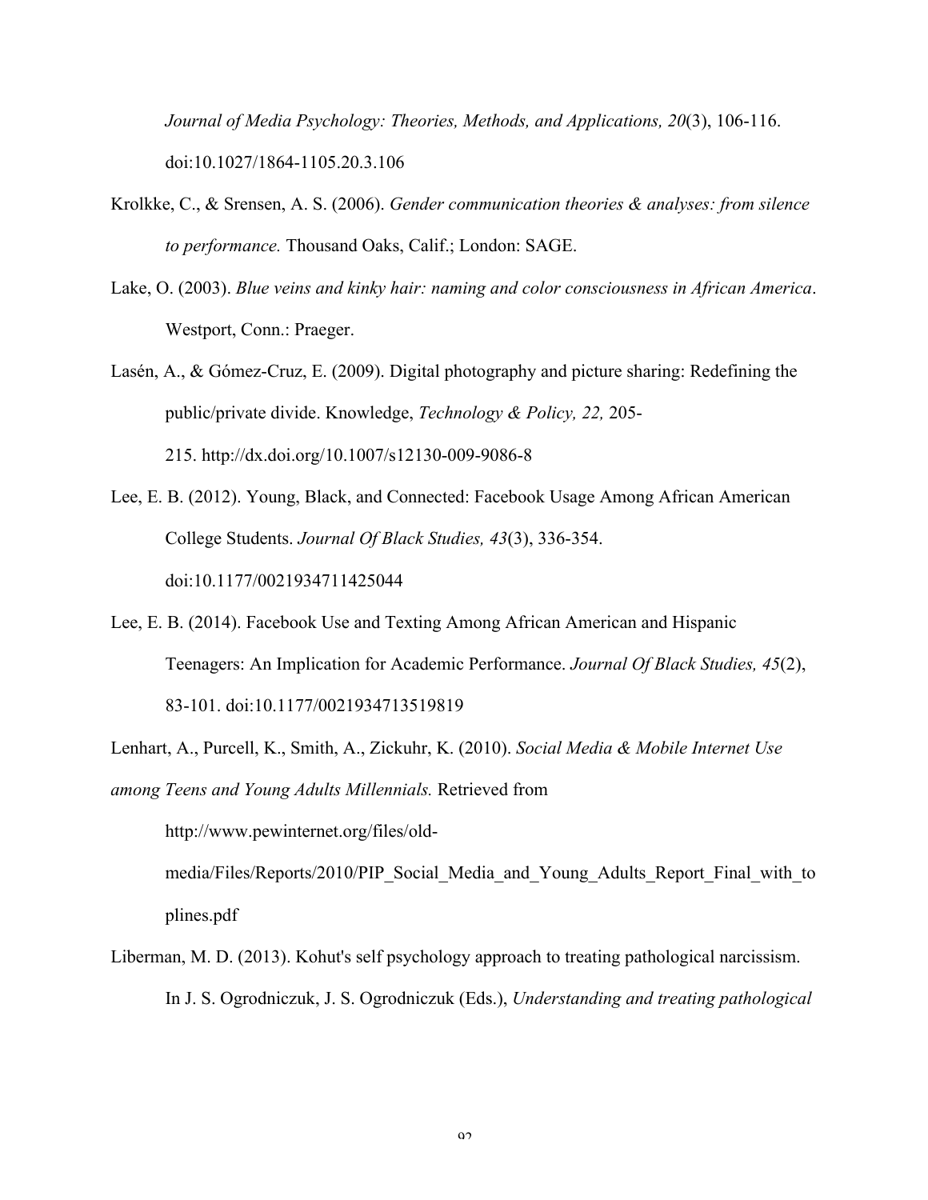*Journal of Media Psychology: Theories, Methods, and Applications, 20*(3), 106-116. doi:10.1027/1864-1105.20.3.106

Krolkke, C., & Srensen, A. S. (2006). *Gender communication theories & analyses: from silence to performance.* Thousand Oaks, Calif.; London: SAGE.

Lake, O. (2003). *Blue veins and kinky hair: naming and color consciousness in African America*. Westport, Conn.: Praeger.

Lasén, A., & Gómez-Cruz, E. (2009). Digital photography and picture sharing: Redefining the public/private divide. Knowledge, *Technology & Policy, 22,* 205-215. http://dx.doi.org/10.1007/s12130-009-9086-8

Lee, E. B. (2012). Young, Black, and Connected: Facebook Usage Among African American College Students. *Journal Of Black Studies, 43*(3), 336-354. doi:10.1177/0021934711425044

Lee, E. B. (2014). Facebook Use and Texting Among African American and Hispanic Teenagers: An Implication for Academic Performance. *Journal Of Black Studies, 45*(2), 83-101. doi:10.1177/0021934713519819

Lenhart, A., Purcell, K., Smith, A., Zickuhr, K. (2010). *Social Media & Mobile Internet Use among Teens and Young Adults Millennials.* Retrieved from http://www.pewinternet.org/files/old-media/Files/Reports/2010/PIP_Social_Media_and_Young_Adults_Report_Final_with_toplines.pdf

Liberman, M. D. (2013). Kohut's self psychology approach to treating pathological narcissism. In J. S. Ogrodniczuk, J. S. Ogrodniczuk (Eds.), *Understanding and treating pathological*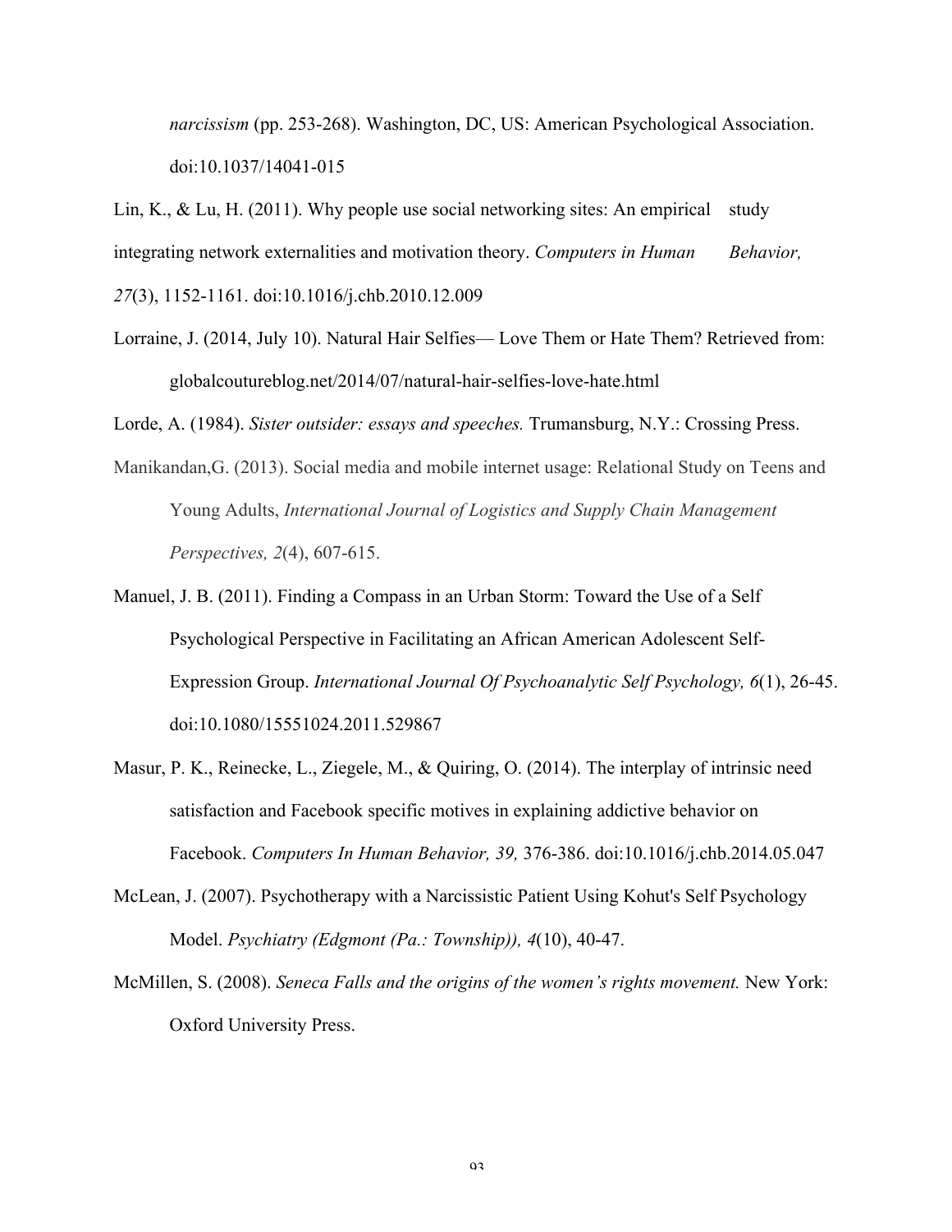*narcissism* (pp. 253-268). Washington, DC, US: American Psychological Association. doi:10.1037/14041-015

Lin, K., & Lu, H. (2011). Why people use social networking sites: An empirical study integrating network externalities and motivation theory. *Computers in Human Behavior, 27*(3), 1152-1161. doi:10.1016/j.chb.2010.12.009

Lorraine, J. (2014, July 10). Natural Hair Selfies— Love Them or Hate Them? Retrieved from: globalcoutureblog.net/2014/07/natural-hair-selfies-love-hate.html

Lorde, A. (1984). *Sister outsider: essays and speeches.* Trumansburg, N.Y.: Crossing Press.

Manikandan,G. (2013). Social media and mobile internet usage: Relational Study on Teens and Young Adults, *International Journal of Logistics and Supply Chain Management Perspectives, 2*(4), 607-615.

Manuel, J. B. (2011). Finding a Compass in an Urban Storm: Toward the Use of a Self Psychological Perspective in Facilitating an African American Adolescent Self-Expression Group. *International Journal Of Psychoanalytic Self Psychology, 6*(1), 26-45. doi:10.1080/15551024.2011.529867

Masur, P. K., Reinecke, L., Ziegele, M., & Quiring, O. (2014). The interplay of intrinsic need satisfaction and Facebook specific motives in explaining addictive behavior on Facebook. *Computers In Human Behavior, 39,* 376-386. doi:10.1016/j.chb.2014.05.047

McLean, J. (2007). Psychotherapy with a Narcissistic Patient Using Kohut's Self Psychology Model. *Psychiatry (Edgmont (Pa.: Township)), 4*(10), 40-47.

McMillen, S. (2008). *Seneca Falls and the origins of the women's rights movement.* New York: Oxford University Press.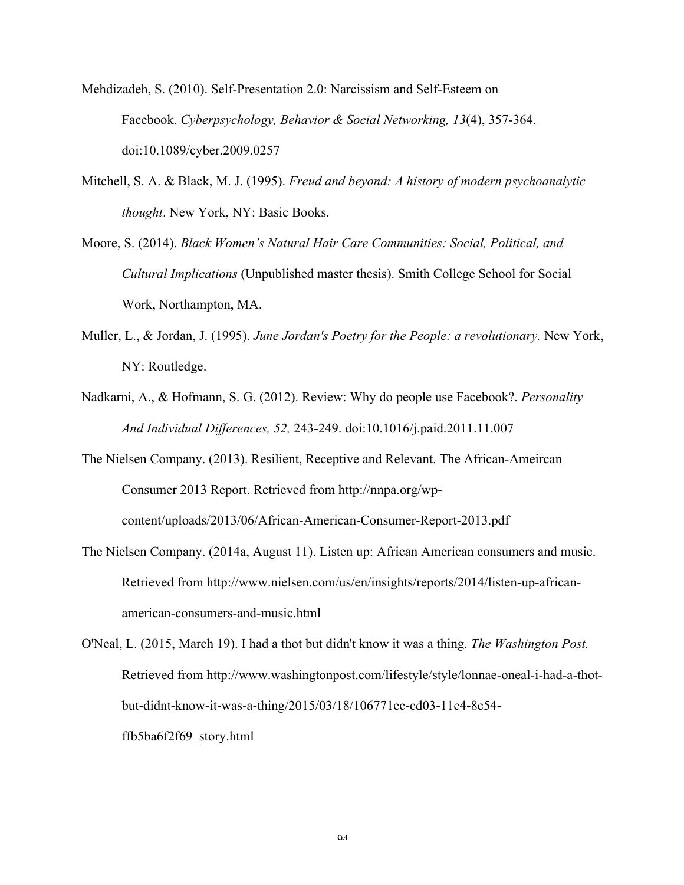Mehdizadeh, S. (2010). Self-Presentation 2.0: Narcissism and Self-Esteem on Facebook. *Cyberpsychology, Behavior & Social Networking, 13*(4), 357-364. doi:10.1089/cyber.2009.0257

Mitchell, S. A. & Black, M. J. (1995). *Freud and beyond: A history of modern psychoanalytic thought*. New York, NY: Basic Books.

Moore, S. (2014). *Black Women's Natural Hair Care Communities: Social, Political, and Cultural Implications* (Unpublished master thesis). Smith College School for Social Work, Northampton, MA.

Muller, L., & Jordan, J. (1995). *June Jordan's Poetry for the People: a revolutionary.* New York, NY: Routledge.

Nadkarni, A., & Hofmann, S. G. (2012). Review: Why do people use Facebook?. *Personality And Individual Differences, 52,* 243-249. doi:10.1016/j.paid.2011.11.007

The Nielsen Company. (2013). Resilient, Receptive and Relevant. The African-Ameircan Consumer 2013 Report. Retrieved from http://nnpa.org/wp-content/uploads/2013/06/African-American-Consumer-Report-2013.pdf

The Nielsen Company. (2014a, August 11). Listen up: African American consumers and music. Retrieved from http://www.nielsen.com/us/en/insights/reports/2014/listen-up-african-american-consumers-and-music.html

O'Neal, L. (2015, March 19). I had a thot but didn't know it was a thing. *The Washington Post.* Retrieved from http://www.washingtonpost.com/lifestyle/style/lonnae-oneal-i-had-a-thot-but-didnt-know-it-was-a-thing/2015/03/18/106771ec-cd03-11e4-8c54-ffb5ba6f2f69_story.html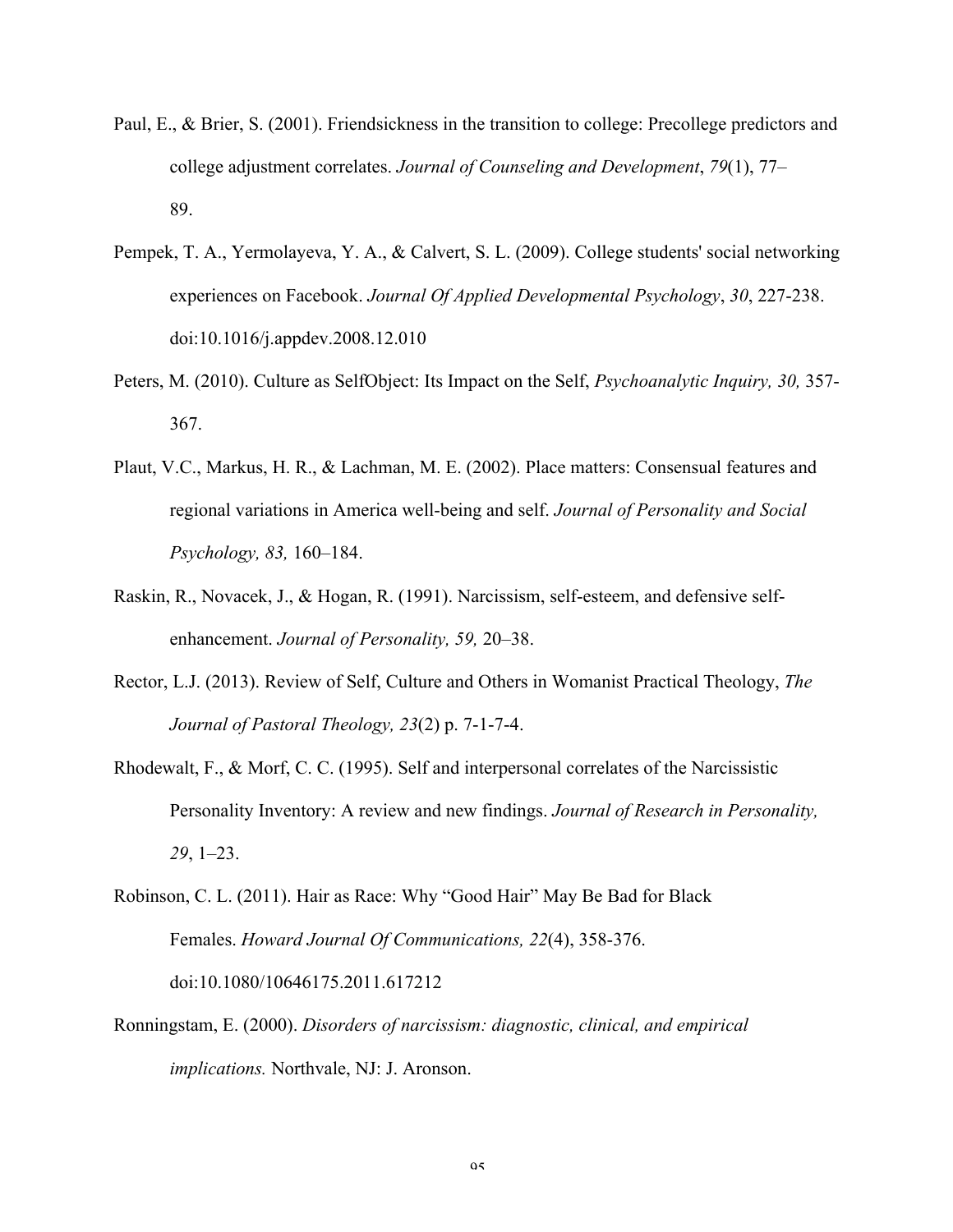Paul, E., & Brier, S. (2001). Friendsickness in the transition to college: Precollege predictors and college adjustment correlates. *Journal of Counseling and Development*, *79*(1), 77–89.

Pempek, T. A., Yermolayeva, Y. A., & Calvert, S. L. (2009). College students' social networking experiences on Facebook. *Journal Of Applied Developmental Psychology*, *30*, 227-238. doi:10.1016/j.appdev.2008.12.010

Peters, M. (2010). Culture as SelfObject: Its Impact on the Self, *Psychoanalytic Inquiry, 30,* 357-367.

Plaut, V.C., Markus, H. R., & Lachman, M. E. (2002). Place matters: Consensual features and regional variations in America well-being and self. *Journal of Personality and Social Psychology, 83,* 160–184.

Raskin, R., Novacek, J., & Hogan, R. (1991). Narcissism, self-esteem, and defensive self-enhancement. *Journal of Personality, 59,* 20–38.

Rector, L.J. (2013). Review of Self, Culture and Others in Womanist Practical Theology, *The Journal of Pastoral Theology, 23*(2) p. 7-1-7-4.

Rhodewalt, F., & Morf, C. C. (1995). Self and interpersonal correlates of the Narcissistic Personality Inventory: A review and new findings. *Journal of Research in Personality, 29*, 1–23.

Robinson, C. L. (2011). Hair as Race: Why "Good Hair" May Be Bad for Black Females. *Howard Journal Of Communications, 22*(4), 358-376. doi:10.1080/10646175.2011.617212

Ronningstam, E. (2000). *Disorders of narcissism: diagnostic, clinical, and empirical implications.* Northvale, NJ: J. Aronson.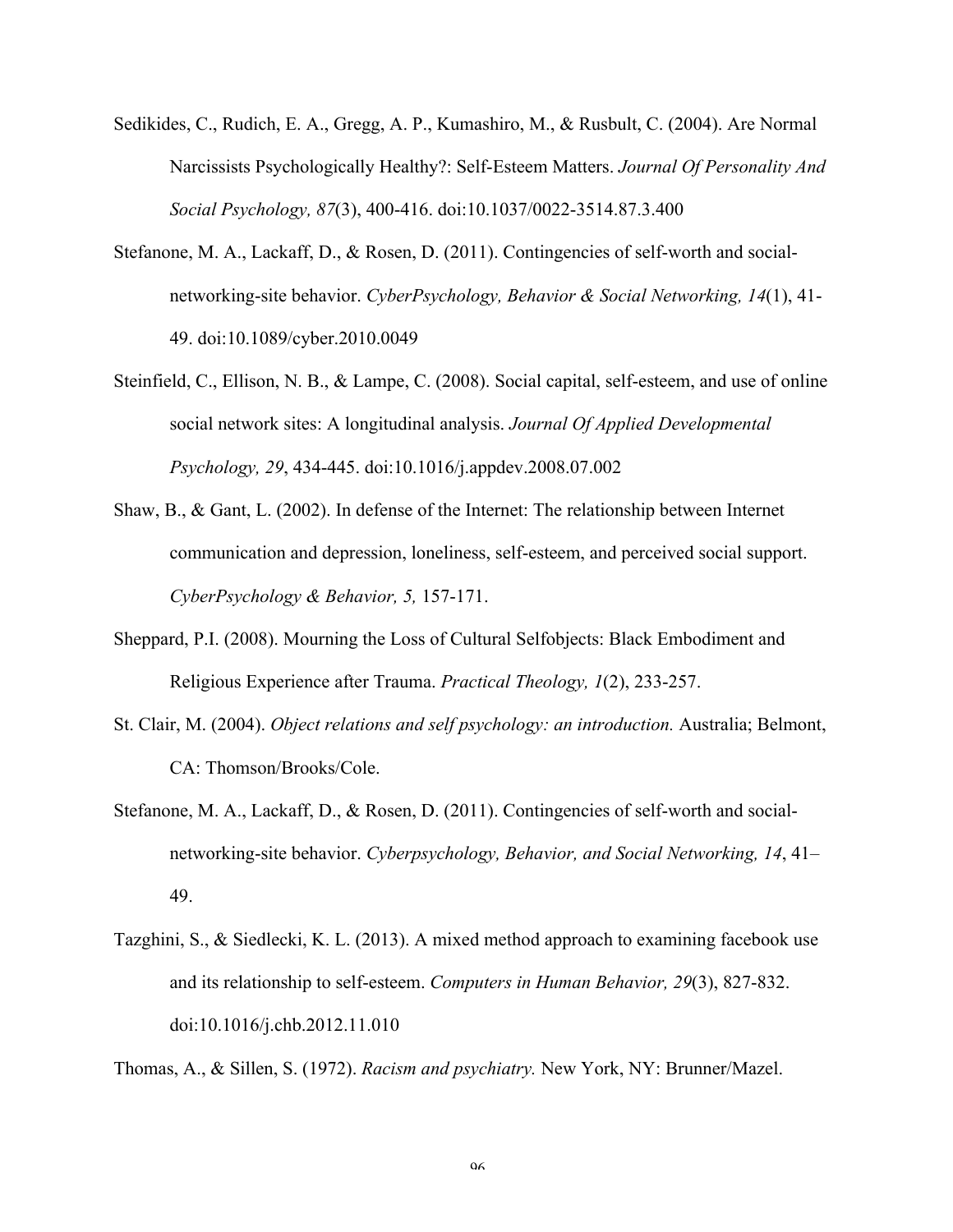Sedikides, C., Rudich, E. A., Gregg, A. P., Kumashiro, M., & Rusbult, C. (2004). Are Normal Narcissists Psychologically Healthy?: Self-Esteem Matters. *Journal Of Personality And Social Psychology, 87*(3), 400-416. doi:10.1037/0022-3514.87.3.400

Stefanone, M. A., Lackaff, D., & Rosen, D. (2011). Contingencies of self-worth and social-networking-site behavior. *CyberPsychology, Behavior & Social Networking, 14*(1), 41-49. doi:10.1089/cyber.2010.0049

Steinfield, C., Ellison, N. B., & Lampe, C. (2008). Social capital, self-esteem, and use of online social network sites: A longitudinal analysis. *Journal Of Applied Developmental Psychology, 29*, 434-445. doi:10.1016/j.appdev.2008.07.002

Shaw, B., & Gant, L. (2002). In defense of the Internet: The relationship between Internet communication and depression, loneliness, self-esteem, and perceived social support. *CyberPsychology & Behavior, 5,* 157-171.

Sheppard, P.I. (2008). Mourning the Loss of Cultural Selfobjects: Black Embodiment and Religious Experience after Trauma. *Practical Theology, 1*(2), 233-257.

St. Clair, M. (2004). *Object relations and self psychology: an introduction.* Australia; Belmont, CA: Thomson/Brooks/Cole.

Stefanone, M. A., Lackaff, D., & Rosen, D. (2011). Contingencies of self-worth and social-networking-site behavior. *Cyberpsychology, Behavior, and Social Networking, 14*, 41–49.

Tazghini, S., & Siedlecki, K. L. (2013). A mixed method approach to examining facebook use and its relationship to self-esteem. *Computers in Human Behavior, 29*(3), 827-832. doi:10.1016/j.chb.2012.11.010

Thomas, A., & Sillen, S. (1972). *Racism and psychiatry.* New York, NY: Brunner/Mazel.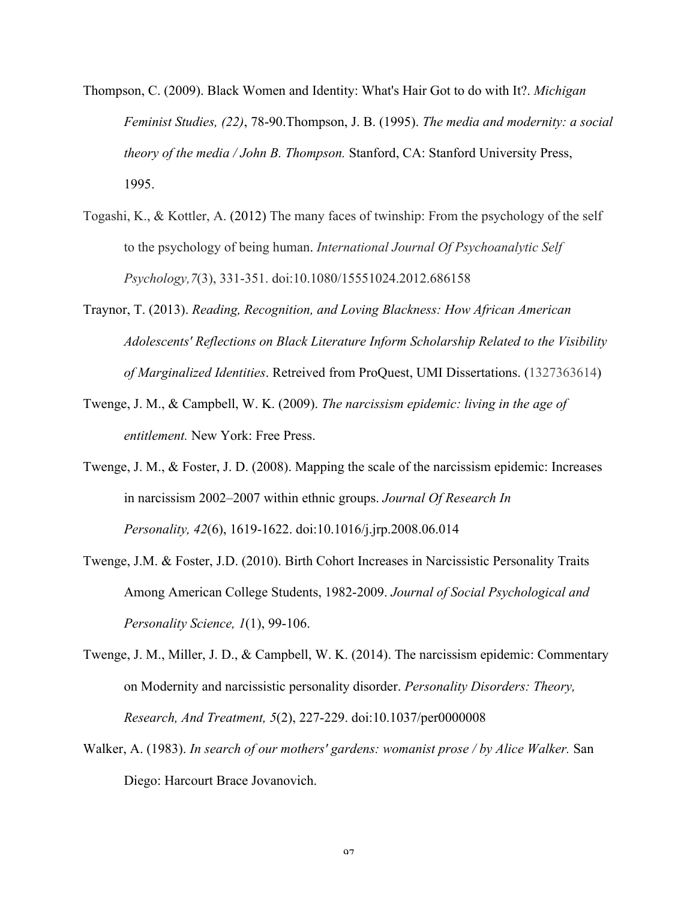Thompson, C. (2009). Black Women and Identity: What's Hair Got to do with It?. *Michigan Feminist Studies, (22)*, 78-90.Thompson, J. B. (1995). *The media and modernity: a social theory of the media / John B. Thompson.* Stanford, CA: Stanford University Press, 1995.

Togashi, K., & Kottler, A. (2012) The many faces of twinship: From the psychology of the self to the psychology of being human. *International Journal Of Psychoanalytic Self Psychology,7*(3), 331-351. doi:10.1080/15551024.2012.686158

Traynor, T. (2013). *Reading, Recognition, and Loving Blackness: How African American Adolescents' Reflections on Black Literature Inform Scholarship Related to the Visibility of Marginalized Identities*. Retreived from ProQuest, UMI Dissertations. (1327363614)

Twenge, J. M., & Campbell, W. K. (2009). *The narcissism epidemic: living in the age of entitlement.* New York: Free Press.

Twenge, J. M., & Foster, J. D. (2008). Mapping the scale of the narcissism epidemic: Increases in narcissism 2002–2007 within ethnic groups. *Journal Of Research In Personality, 42*(6), 1619-1622. doi:10.1016/j.jrp.2008.06.014

Twenge, J.M. & Foster, J.D. (2010). Birth Cohort Increases in Narcissistic Personality Traits Among American College Students, 1982-2009. *Journal of Social Psychological and Personality Science, 1*(1), 99-106.

Twenge, J. M., Miller, J. D., & Campbell, W. K. (2014). The narcissism epidemic: Commentary on Modernity and narcissistic personality disorder. *Personality Disorders: Theory, Research, And Treatment, 5*(2), 227-229. doi:10.1037/per0000008

Walker, A. (1983). *In search of our mothers' gardens: womanist prose / by Alice Walker.* San Diego: Harcourt Brace Jovanovich.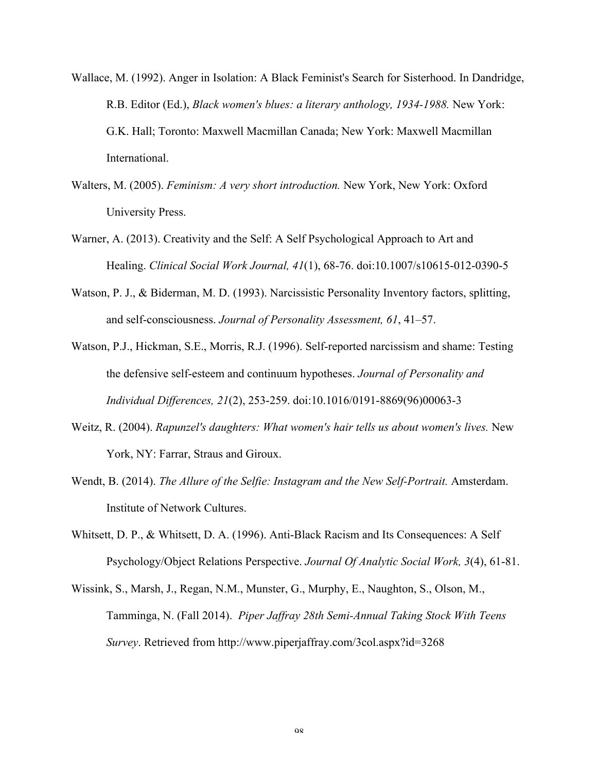Wallace, M. (1992). Anger in Isolation: A Black Feminist's Search for Sisterhood. In Dandridge, R.B. Editor (Ed.), *Black women's blues: a literary anthology, 1934-1988.* New York: G.K. Hall; Toronto: Maxwell Macmillan Canada; New York: Maxwell Macmillan International.

Walters, M. (2005). *Feminism: A very short introduction.* New York, New York: Oxford University Press.

Warner, A. (2013). Creativity and the Self: A Self Psychological Approach to Art and Healing. *Clinical Social Work Journal, 41*(1), 68-76. doi:10.1007/s10615-012-0390-5

Watson, P. J., & Biderman, M. D. (1993). Narcissistic Personality Inventory factors, splitting, and self-consciousness. *Journal of Personality Assessment, 61*, 41–57.

Watson, P.J., Hickman, S.E., Morris, R.J. (1996). Self-reported narcissism and shame: Testing the defensive self-esteem and continuum hypotheses. *Journal of Personality and Individual Differences, 21*(2), 253-259. doi:10.1016/0191-8869(96)00063-3

Weitz, R. (2004). *Rapunzel's daughters: What women's hair tells us about women's lives.* New York, NY: Farrar, Straus and Giroux.

Wendt, B. (2014). *The Allure of the Selfie: Instagram and the New Self-Portrait.* Amsterdam. Institute of Network Cultures.

Whitsett, D. P., & Whitsett, D. A. (1996). Anti-Black Racism and Its Consequences: A Self Psychology/Object Relations Perspective. *Journal Of Analytic Social Work, 3*(4), 61-81.

Wissink, S., Marsh, J., Regan, N.M., Munster, G., Murphy, E., Naughton, S., Olson, M., Tamminga, N. (Fall 2014). *Piper Jaffray 28th Semi-Annual Taking Stock With Teens Survey*. Retrieved from http://www.piperjaffray.com/3col.aspx?id=3268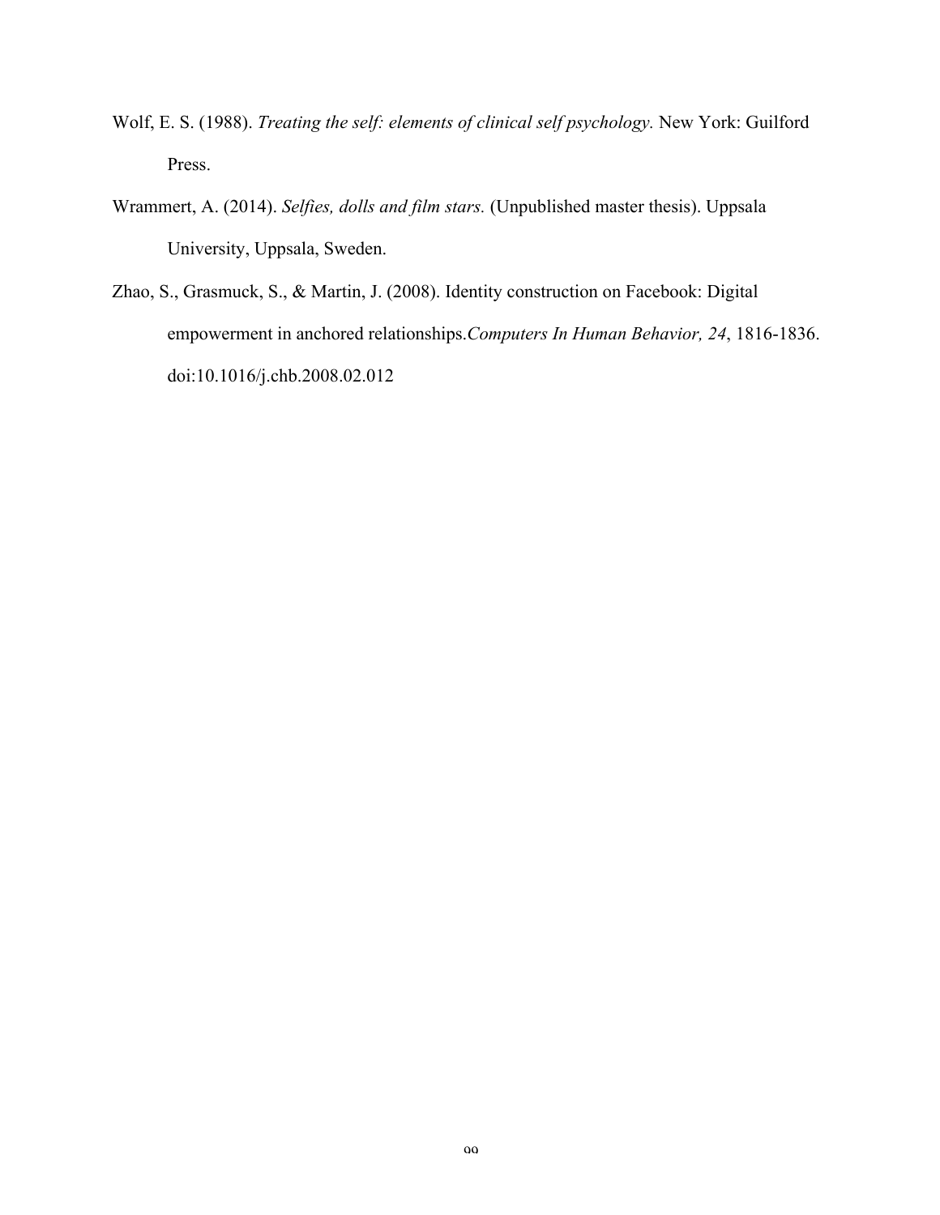Wolf, E. S. (1988). *Treating the self: elements of clinical self psychology.* New York: Guilford Press.

Wrammert, A. (2014). *Selfies, dolls and film stars.* (Unpublished master thesis). Uppsala University, Uppsala, Sweden.

Zhao, S., Grasmuck, S., & Martin, J. (2008). Identity construction on Facebook: Digital empowerment in anchored relationships.*Computers In Human Behavior, 24*, 1816-1836. doi:10.1016/j.chb.2008.02.012